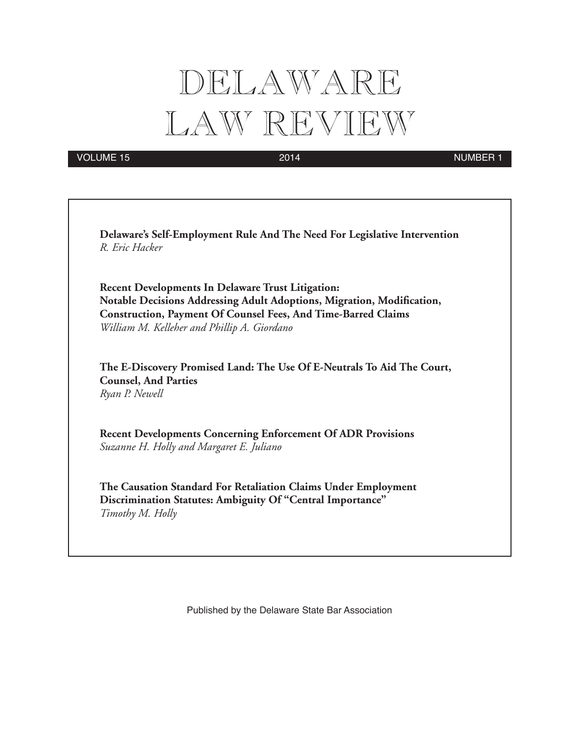# DELAWARE LAW REVIEW

VOLUME 15 2014 NUMBER 1

**Delaware's Self-Employment Rule And The Need For Legislative Intervention**
*R. Eric Hacker*

**Recent Developments In Delaware Trust Litigation:**
**Notable Decisions Addressing Adult Adoptions, Migration, Modification, Construction, Payment Of Counsel Fees, And Time-Barred Claims**
*William M. Kelleher and Phillip A. Giordano*

**The E-Discovery Promised Land: The Use Of E-Neutrals To Aid The Court, Counsel, And Parties**
*Ryan P. Newell*

**Recent Developments Concerning Enforcement Of ADR Provisions**
*Suzanne H. Holly and Margaret E. Juliano*

**The Causation Standard For Retaliation Claims Under Employment Discrimination Statutes: Ambiguity Of "Central Importance"**
*Timothy M. Holly*

Published by the Delaware State Bar Association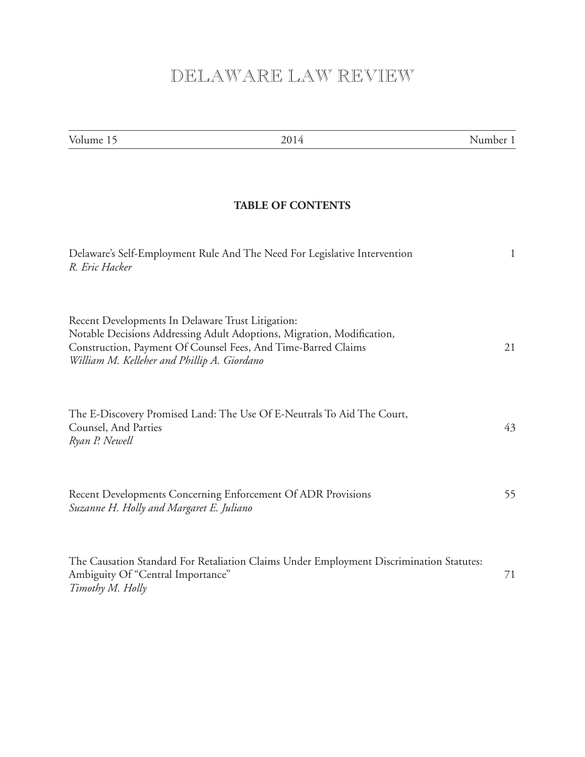# DELAWARE LAW REVIEW

| Volume 15 | 2014 | Number 1 |
|---|---|---|

## TABLE OF CONTENTS

| | |
|---|---|
| Delaware's Self-Employment Rule And The Need For Legislative Intervention<br>*R. Eric Hacker* | 1 |
| Recent Developments In Delaware Trust Litigation:<br>Notable Decisions Addressing Adult Adoptions, Migration, Modification, Construction, Payment Of Counsel Fees, And Time-Barred Claims<br>*William M. Kelleher and Phillip A. Giordano* | 21 |
| The E-Discovery Promised Land: The Use Of E-Neutrals To Aid The Court, Counsel, And Parties<br>*Ryan P. Newell* | 43 |
| Recent Developments Concerning Enforcement Of ADR Provisions<br>*Suzanne H. Holly and Margaret E. Juliano* | 55 |
| The Causation Standard For Retaliation Claims Under Employment Discrimination Statutes:<br>Ambiguity Of "Central Importance"<br>*Timothy M. Holly* | 71 |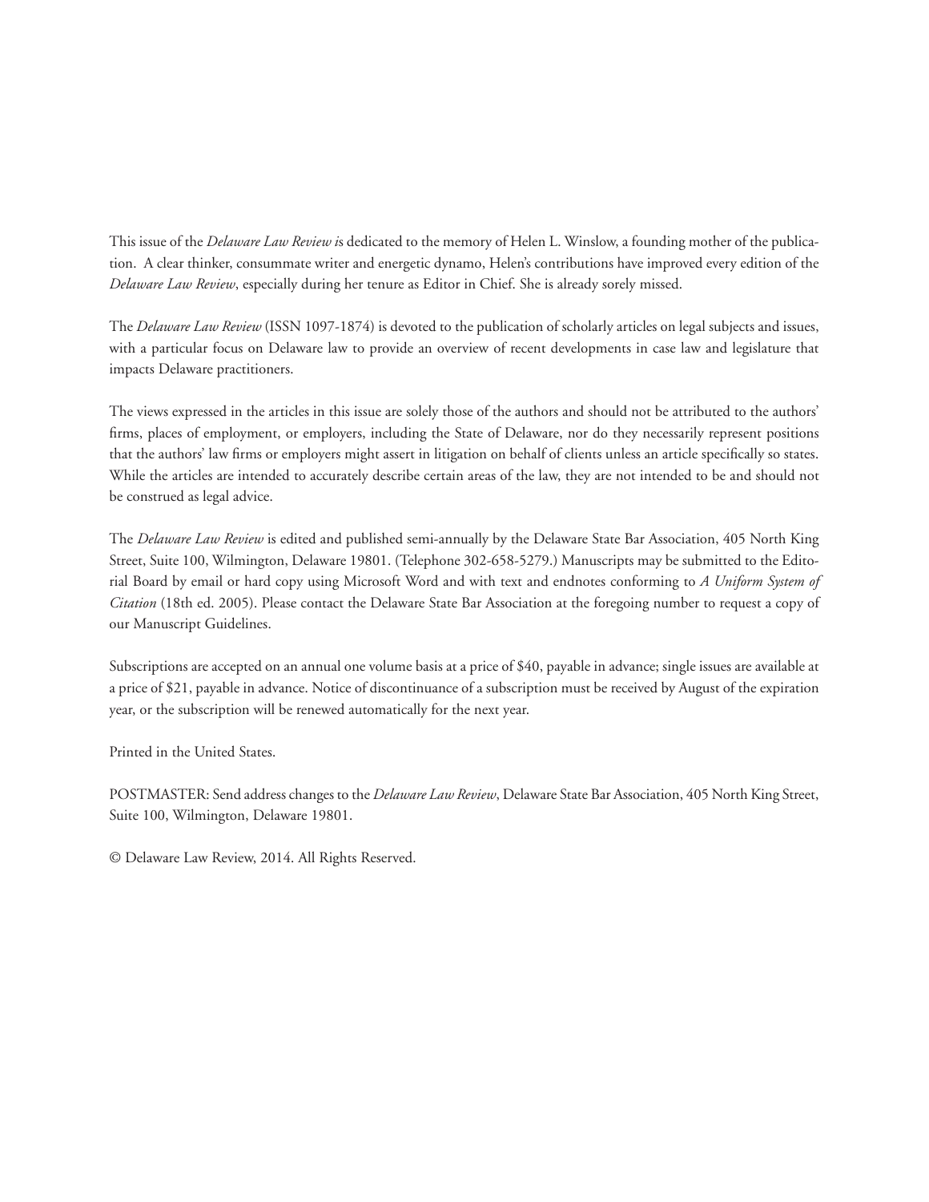This issue of the *Delaware Law Review* is dedicated to the memory of Helen L. Winslow, a founding mother of the publication. A clear thinker, consummate writer and energetic dynamo, Helen's contributions have improved every edition of the *Delaware Law Review*, especially during her tenure as Editor in Chief. She is already sorely missed.

The *Delaware Law Review* (ISSN 1097-1874) is devoted to the publication of scholarly articles on legal subjects and issues, with a particular focus on Delaware law to provide an overview of recent developments in case law and legislature that impacts Delaware practitioners.

The views expressed in the articles in this issue are solely those of the authors and should not be attributed to the authors' firms, places of employment, or employers, including the State of Delaware, nor do they necessarily represent positions that the authors' law firms or employers might assert in litigation on behalf of clients unless an article specifically so states. While the articles are intended to accurately describe certain areas of the law, they are not intended to be and should not be construed as legal advice.

The *Delaware Law Review* is edited and published semi-annually by the Delaware State Bar Association, 405 North King Street, Suite 100, Wilmington, Delaware 19801. (Telephone 302-658-5279.) Manuscripts may be submitted to the Editorial Board by email or hard copy using Microsoft Word and with text and endnotes conforming to *A Uniform System of Citation* (18th ed. 2005). Please contact the Delaware State Bar Association at the foregoing number to request a copy of our Manuscript Guidelines.

Subscriptions are accepted on an annual one volume basis at a price of $40, payable in advance; single issues are available at a price of $21, payable in advance. Notice of discontinuance of a subscription must be received by August of the expiration year, or the subscription will be renewed automatically for the next year.

Printed in the United States.

POSTMASTER: Send address changes to the *Delaware Law Review*, Delaware State Bar Association, 405 North King Street, Suite 100, Wilmington, Delaware 19801.

© Delaware Law Review, 2014. All Rights Reserved.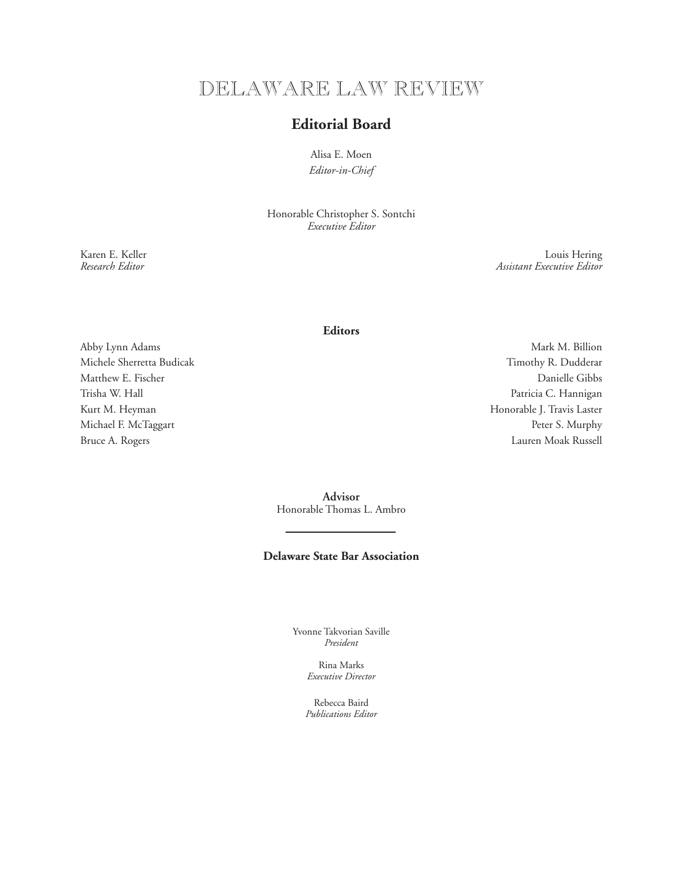# DELAWARE LAW REVIEW

## Editorial Board

Alisa E. Moen
*Editor-in-Chief*

Honorable Christopher S. Sontchi
*Executive Editor*

Karen E. Keller
*Research Editor*

Louis Hering
*Assistant Executive Editor*

### Editors

Abby Lynn Adams
Michele Sherretta Budicak
Matthew E. Fischer
Trisha W. Hall
Kurt M. Heyman
Michael F. McTaggart
Bruce A. Rogers
Mark M. Billion
Timothy R. Dudderar
Danielle Gibbs
Patricia C. Hannigan
Honorable J. Travis Laster
Peter S. Murphy
Lauren Moak Russell

**Advisor**
Honorable Thomas L. Ambro

---

**Delaware State Bar Association**

Yvonne Takvorian Saville
*President*

Rina Marks
*Executive Director*

Rebecca Baird
*Publications Editor*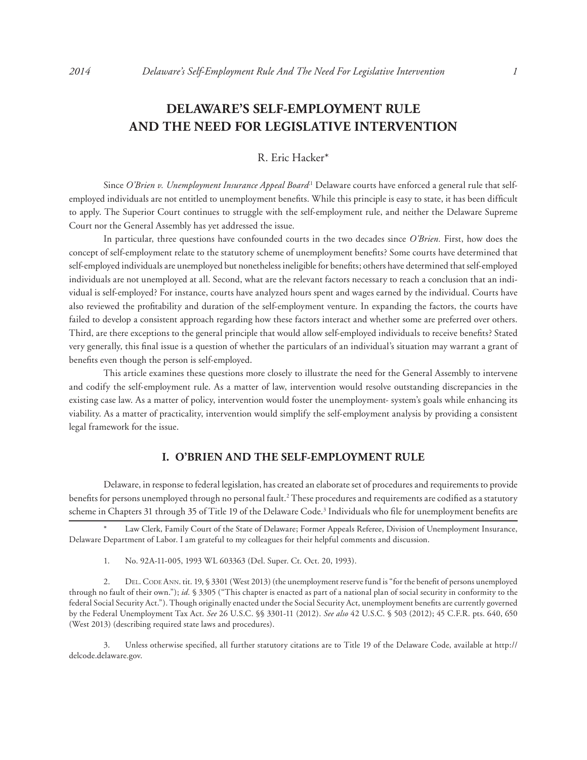# DELAWARE'S SELF-EMPLOYMENT RULE AND THE NEED FOR LEGISLATIVE INTERVENTION

R. Eric Hacker*

Since *O'Brien v. Unemployment Insurance Appeal Board*[1] Delaware courts have enforced a general rule that self-employed individuals are not entitled to unemployment benefits. While this principle is easy to state, it has been difficult to apply. The Superior Court continues to struggle with the self-employment rule, and neither the Delaware Supreme Court nor the General Assembly has yet addressed the issue.

In particular, three questions have confounded courts in the two decades since *O'Brien.* First, how does the concept of self-employment relate to the statutory scheme of unemployment benefits? Some courts have determined that self-employed individuals are unemployed but nonetheless ineligible for benefits; others have determined that self-employed individuals are not unemployed at all. Second, what are the relevant factors necessary to reach a conclusion that an individual is self-employed? For instance, courts have analyzed hours spent and wages earned by the individual. Courts have also reviewed the profitability and duration of the self-employment venture. In expanding the factors, the courts have failed to develop a consistent approach regarding how these factors interact and whether some are preferred over others. Third, are there exceptions to the general principle that would allow self-employed individuals to receive benefits? Stated very generally, this final issue is a question of whether the particulars of an individual's situation may warrant a grant of benefits even though the person is self-employed.

This article examines these questions more closely to illustrate the need for the General Assembly to intervene and codify the self-employment rule. As a matter of law, intervention would resolve outstanding discrepancies in the existing case law. As a matter of policy, intervention would foster the unemployment- system's goals while enhancing its viability. As a matter of practicality, intervention would simplify the self-employment analysis by providing a consistent legal framework for the issue.

## I. O'BRIEN AND THE SELF-EMPLOYMENT RULE

Delaware, in response to federal legislation, has created an elaborate set of procedures and requirements to provide benefits for persons unemployed through no personal fault.[2] These procedures and requirements are codified as a statutory scheme in Chapters 31 through 35 of Title 19 of the Delaware Code.[3] Individuals who file for unemployment benefits are

---

\* Law Clerk, Family Court of the State of Delaware; Former Appeals Referee, Division of Unemployment Insurance, Delaware Department of Labor. I am grateful to my colleagues for their helpful comments and discussion.

1. No. 92A-11-005, 1993 WL 603363 (Del. Super. Ct. Oct. 20, 1993).

2. Del. Code Ann. tit. 19, § 3301 (West 2013) (the unemployment reserve fund is "for the benefit of persons unemployed through no fault of their own."); *id.* § 3305 ("This chapter is enacted as part of a national plan of social security in conformity to the federal Social Security Act."). Though originally enacted under the Social Security Act, unemployment benefits are currently governed by the Federal Unemployment Tax Act. *See* 26 U.S.C. §§ 3301-11 (2012). *See also* 42 U.S.C. § 503 (2012); 45 C.F.R. pts. 640, 650 (West 2013) (describing required state laws and procedures).

3. Unless otherwise specified, all further statutory citations are to Title 19 of the Delaware Code, available at http://delcode.delaware.gov.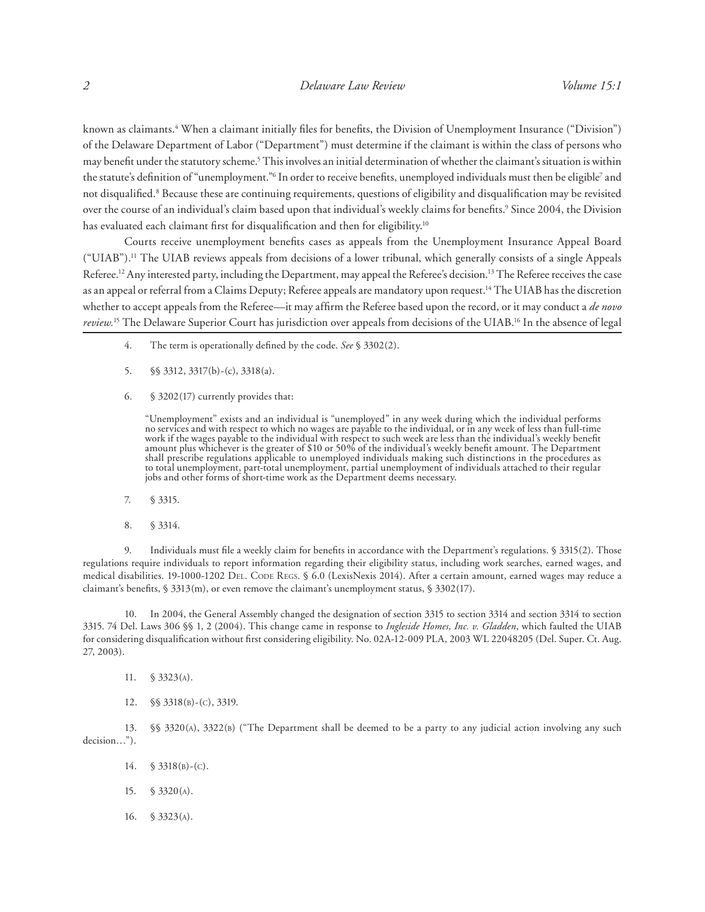known as claimants.[4] When a claimant initially files for benefits, the Division of Unemployment Insurance ("Division") of the Delaware Department of Labor ("Department") must determine if the claimant is within the class of persons who may benefit under the statutory scheme.[5] This involves an initial determination of whether the claimant's situation is within the statute's definition of "unemployment."[6] In order to receive benefits, unemployed individuals must then be eligible[7] and not disqualified.[8] Because these are continuing requirements, questions of eligibility and disqualification may be revisited over the course of an individual's claim based upon that individual's weekly claims for benefits.[9] Since 2004, the Division has evaluated each claimant first for disqualification and then for eligibility.[10]

Courts receive unemployment benefits cases as appeals from the Unemployment Insurance Appeal Board ("UIAB").[11] The UIAB reviews appeals from decisions of a lower tribunal, which generally consists of a single Appeals Referee.[12] Any interested party, including the Department, may appeal the Referee's decision.[13] The Referee receives the case as an appeal or referral from a Claims Deputy; Referee appeals are mandatory upon request.[14] The UIAB has the discretion whether to accept appeals from the Referee—it may affirm the Referee based upon the record, or it may conduct a *de novo review.*[15] The Delaware Superior Court has jurisdiction over appeals from decisions of the UIAB.[16] In the absence of legal

---

4. The term is operationally defined by the code. *See* § 3302(2).

5. §§ 3312, 3317(b)-(c), 3318(a).

6. § 3202(17) currently provides that:

> "Unemployment" exists and an individual is "unemployed" in any week during which the individual performs no services and with respect to which no wages are payable to the individual, or in any week of less than full-time work if the wages payable to the individual with respect to such week are less than the individual's weekly benefit amount plus whichever is the greater of $10 or 50% of the individual's weekly benefit amount. The Department shall prescribe regulations applicable to unemployed individuals making such distinctions in the procedures as to total unemployment, part-total unemployment, partial unemployment of individuals attached to their regular jobs and other forms of short-time work as the Department deems necessary.

7. § 3315.

8. § 3314.

9. Individuals must file a weekly claim for benefits in accordance with the Department's regulations. § 3315(2). Those regulations require individuals to report information regarding their eligibility status, including work searches, earned wages, and medical disabilities. 19-1000-1202 Del. Code Regs. § 6.0 (LexisNexis 2014). After a certain amount, earned wages may reduce a claimant's benefits, § 3313(m), or even remove the claimant's unemployment status, § 3302(17).

10. In 2004, the General Assembly changed the designation of section 3315 to section 3314 and section 3314 to section 3315. 74 Del. Laws 306 §§ 1, 2 (2004). This change came in response to *Ingleside Homes, Inc. v. Gladden*, which faulted the UIAB for considering disqualification without first considering eligibility. No. 02A-12-009 PLA, 2003 WL 22048205 (Del. Super. Ct. Aug. 27, 2003).

11. § 3323(a).

12. §§ 3318(b)-(c), 3319.

13. §§ 3320(a), 3322(b) ("The Department shall be deemed to be a party to any judicial action involving any such decision…").

14. § 3318(b)-(c).

15. § 3320(a).

16. § 3323(a).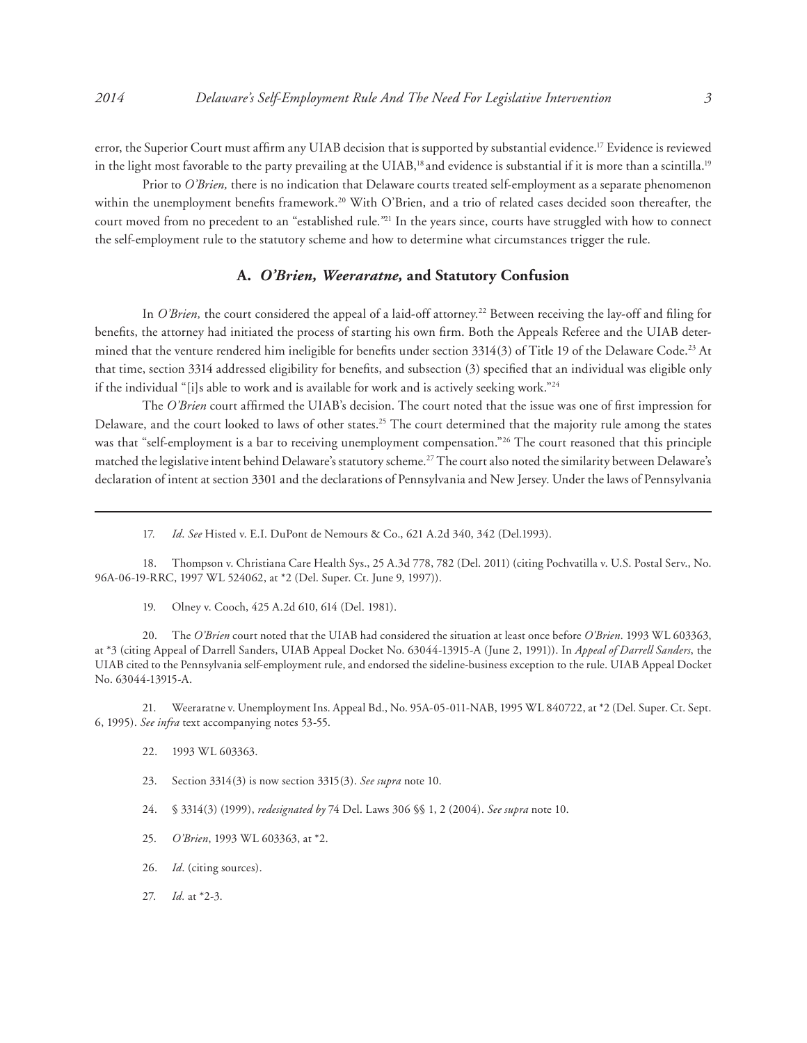error, the Superior Court must affirm any UIAB decision that is supported by substantial evidence.[17] Evidence is reviewed in the light most favorable to the party prevailing at the UIAB,[18] and evidence is substantial if it is more than a scintilla.[19]

Prior to *O'Brien,* there is no indication that Delaware courts treated self-employment as a separate phenomenon within the unemployment benefits framework.[20] With O'Brien, and a trio of related cases decided soon thereafter, the court moved from no precedent to an "established rule."[21] In the years since, courts have struggled with how to connect the self-employment rule to the statutory scheme and how to determine what circumstances trigger the rule.

### A. *O'Brien, Weeraratne,* and Statutory Confusion

In *O'Brien,* the court considered the appeal of a laid-off attorney.[22] Between receiving the lay-off and filing for benefits, the attorney had initiated the process of starting his own firm. Both the Appeals Referee and the UIAB determined that the venture rendered him ineligible for benefits under section 3314(3) of Title 19 of the Delaware Code.[23] At that time, section 3314 addressed eligibility for benefits, and subsection (3) specified that an individual was eligible only if the individual "[i]s able to work and is available for work and is actively seeking work."[24]

The *O'Brien* court affirmed the UIAB's decision. The court noted that the issue was one of first impression for Delaware, and the court looked to laws of other states.[25] The court determined that the majority rule among the states was that "self-employment is a bar to receiving unemployment compensation."[26] The court reasoned that this principle matched the legislative intent behind Delaware's statutory scheme.[27] The court also noted the similarity between Delaware's declaration of intent at section 3301 and the declarations of Pennsylvania and New Jersey. Under the laws of Pennsylvania

---

17. *Id. See* Histed v. E.I. DuPont de Nemours & Co., 621 A.2d 340, 342 (Del.1993).

18. Thompson v. Christiana Care Health Sys., 25 A.3d 778, 782 (Del. 2011) (citing Pochvatilla v. U.S. Postal Serv., No. 96A-06-19-RRC, 1997 WL 524062, at *2 (Del. Super. Ct. June 9, 1997)).

19. Olney v. Cooch, 425 A.2d 610, 614 (Del. 1981).

20. The *O'Brien* court noted that the UIAB had considered the situation at least once before *O'Brien*. 1993 WL 603363, at *3 (citing Appeal of Darrell Sanders, UIAB Appeal Docket No. 63044-13915-A (June 2, 1991)). In *Appeal of Darrell Sanders*, the UIAB cited to the Pennsylvania self-employment rule, and endorsed the sideline-business exception to the rule. UIAB Appeal Docket No. 63044-13915-A.

21. Weeraratne v. Unemployment Ins. Appeal Bd., No. 95A-05-011-NAB, 1995 WL 840722, at *2 (Del. Super. Ct. Sept. 6, 1995). *See infra* text accompanying notes 53-55.

22. 1993 WL 603363.

23. Section 3314(3) is now section 3315(3). *See supra* note 10.

24. § 3314(3) (1999), *redesignated by* 74 Del. Laws 306 §§ 1, 2 (2004). *See supra* note 10.

25. *O'Brien*, 1993 WL 603363, at *2.

26. *Id*. (citing sources).

27. *Id.* at *2-3.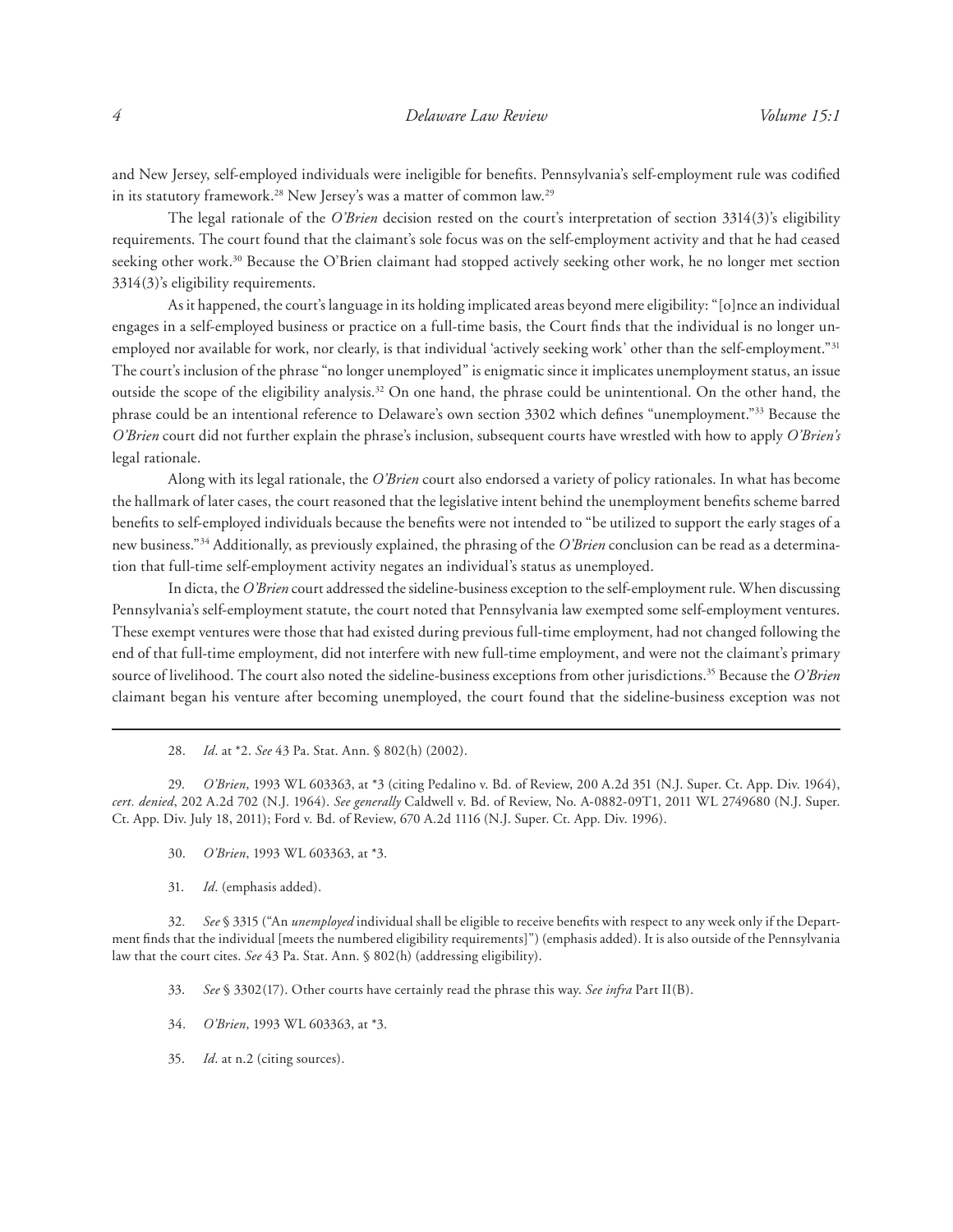and New Jersey, self-employed individuals were ineligible for benefits. Pennsylvania's self-employment rule was codified in its statutory framework.[28] New Jersey's was a matter of common law.[29]

The legal rationale of the *O'Brien* decision rested on the court's interpretation of section 3314(3)'s eligibility requirements. The court found that the claimant's sole focus was on the self-employment activity and that he had ceased seeking other work.[30] Because the O'Brien claimant had stopped actively seeking other work, he no longer met section 3314(3)'s eligibility requirements.

As it happened, the court's language in its holding implicated areas beyond mere eligibility: "[o]nce an individual engages in a self-employed business or practice on a full-time basis, the Court finds that the individual is no longer unemployed nor available for work, nor clearly, is that individual 'actively seeking work' other than the self-employment."[31] The court's inclusion of the phrase "no longer unemployed" is enigmatic since it implicates unemployment status, an issue outside the scope of the eligibility analysis.[32] On one hand, the phrase could be unintentional. On the other hand, the phrase could be an intentional reference to Delaware's own section 3302 which defines "unemployment."[33] Because the *O'Brien* court did not further explain the phrase's inclusion, subsequent courts have wrestled with how to apply *O'Brien's* legal rationale.

Along with its legal rationale, the *O'Brien* court also endorsed a variety of policy rationales. In what has become the hallmark of later cases, the court reasoned that the legislative intent behind the unemployment benefits scheme barred benefits to self-employed individuals because the benefits were not intended to "be utilized to support the early stages of a new business."[34] Additionally, as previously explained, the phrasing of the *O'Brien* conclusion can be read as a determination that full-time self-employment activity negates an individual's status as unemployed.

In dicta, the *O'Brien* court addressed the sideline-business exception to the self-employment rule. When discussing Pennsylvania's self-employment statute, the court noted that Pennsylvania law exempted some self-employment ventures. These exempt ventures were those that had existed during previous full-time employment, had not changed following the end of that full-time employment, did not interfere with new full-time employment, and were not the claimant's primary source of livelihood. The court also noted the sideline-business exceptions from other jurisdictions.[35] Because the *O'Brien* claimant began his venture after becoming unemployed, the court found that the sideline-business exception was not

---

28. *Id*. at *2. *See* 43 Pa. Stat. Ann. § 802(h) (2002).

29. *O'Brien*, 1993 WL 603363, at *3 (citing Pedalino v. Bd. of Review, 200 A.2d 351 (N.J. Super. Ct. App. Div. 1964), *cert. denied*, 202 A.2d 702 (N.J. 1964). *See generally* Caldwell v. Bd. of Review, No. A-0882-09T1, 2011 WL 2749680 (N.J. Super. Ct. App. Div. July 18, 2011); Ford v. Bd. of Review, 670 A.2d 1116 (N.J. Super. Ct. App. Div. 1996).

30. *O'Brien*, 1993 WL 603363, at *3.

31. *Id*. (emphasis added).

32. *See* § 3315 ("An *unemployed* individual shall be eligible to receive benefits with respect to any week only if the Department finds that the individual [meets the numbered eligibility requirements]") (emphasis added). It is also outside of the Pennsylvania law that the court cites. *See* 43 Pa. Stat. Ann. § 802(h) (addressing eligibility).

33. *See* § 3302(17). Other courts have certainly read the phrase this way. *See infra* Part II(B).

34. *O'Brien*, 1993 WL 603363, at *3.

35. *Id*. at n.2 (citing sources).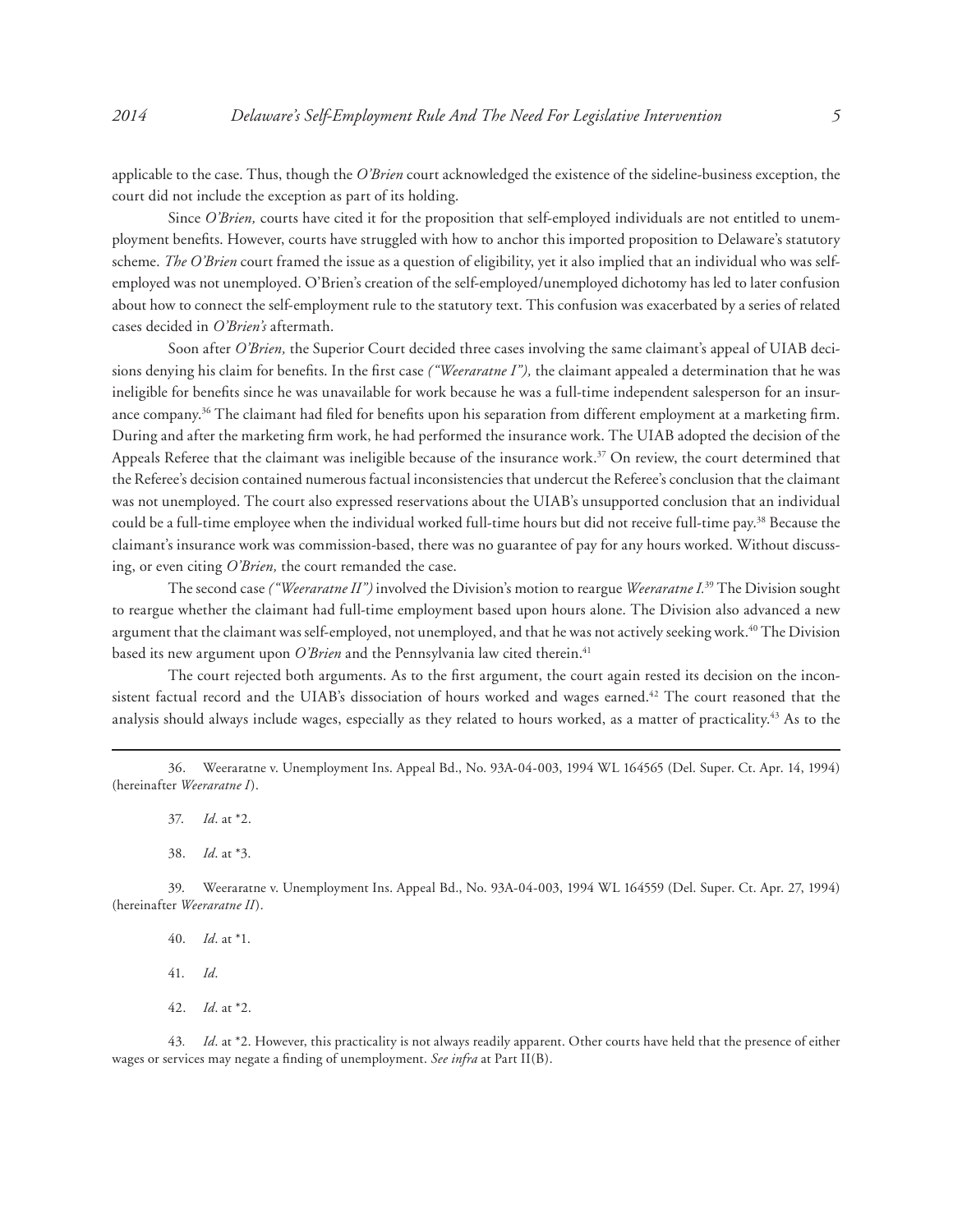applicable to the case. Thus, though the *O'Brien* court acknowledged the existence of the sideline-business exception, the court did not include the exception as part of its holding.

Since *O'Brien,* courts have cited it for the proposition that self-employed individuals are not entitled to unemployment benefits. However, courts have struggled with how to anchor this imported proposition to Delaware's statutory scheme. *The O'Brien* court framed the issue as a question of eligibility, yet it also implied that an individual who was self-employed was not unemployed. O'Brien's creation of the self-employed/unemployed dichotomy has led to later confusion about how to connect the self-employment rule to the statutory text. This confusion was exacerbated by a series of related cases decided in *O'Brien's* aftermath.

Soon after *O'Brien,* the Superior Court decided three cases involving the same claimant's appeal of UIAB decisions denying his claim for benefits. In the first case *("Weeraratne I"),* the claimant appealed a determination that he was ineligible for benefits since he was unavailable for work because he was a full-time independent salesperson for an insurance company.[36] The claimant had filed for benefits upon his separation from different employment at a marketing firm. During and after the marketing firm work, he had performed the insurance work. The UIAB adopted the decision of the Appeals Referee that the claimant was ineligible because of the insurance work.[37] On review, the court determined that the Referee's decision contained numerous factual inconsistencies that undercut the Referee's conclusion that the claimant was not unemployed. The court also expressed reservations about the UIAB's unsupported conclusion that an individual could be a full-time employee when the individual worked full-time hours but did not receive full-time pay.[38] Because the claimant's insurance work was commission-based, there was no guarantee of pay for any hours worked. Without discussing, or even citing *O'Brien,* the court remanded the case.

The second case *("Weeraratne II")* involved the Division's motion to reargue *Weeraratne I.*[39] The Division sought to reargue whether the claimant had full-time employment based upon hours alone. The Division also advanced a new argument that the claimant was self-employed, not unemployed, and that he was not actively seeking work.[40] The Division based its new argument upon *O'Brien* and the Pennsylvania law cited therein.[41]

The court rejected both arguments. As to the first argument, the court again rested its decision on the inconsistent factual record and the UIAB's dissociation of hours worked and wages earned.[42] The court reasoned that the analysis should always include wages, especially as they related to hours worked, as a matter of practicality.[43] As to the

---

36. Weeraratne v. Unemployment Ins. Appeal Bd., No. 93A-04-003, 1994 WL 164565 (Del. Super. Ct. Apr. 14, 1994) (hereinafter *Weeraratne I*).

37. *Id*. at *2.

38. *Id*. at *3.

39. Weeraratne v. Unemployment Ins. Appeal Bd., No. 93A-04-003, 1994 WL 164559 (Del. Super. Ct. Apr. 27, 1994) (hereinafter *Weeraratne II*).

40. *Id*. at *1.

41. *Id.*

42. *Id*. at *2.

43. *Id*. at *2. However, this practicality is not always readily apparent. Other courts have held that the presence of either wages or services may negate a finding of unemployment. *See infra* at Part II(B).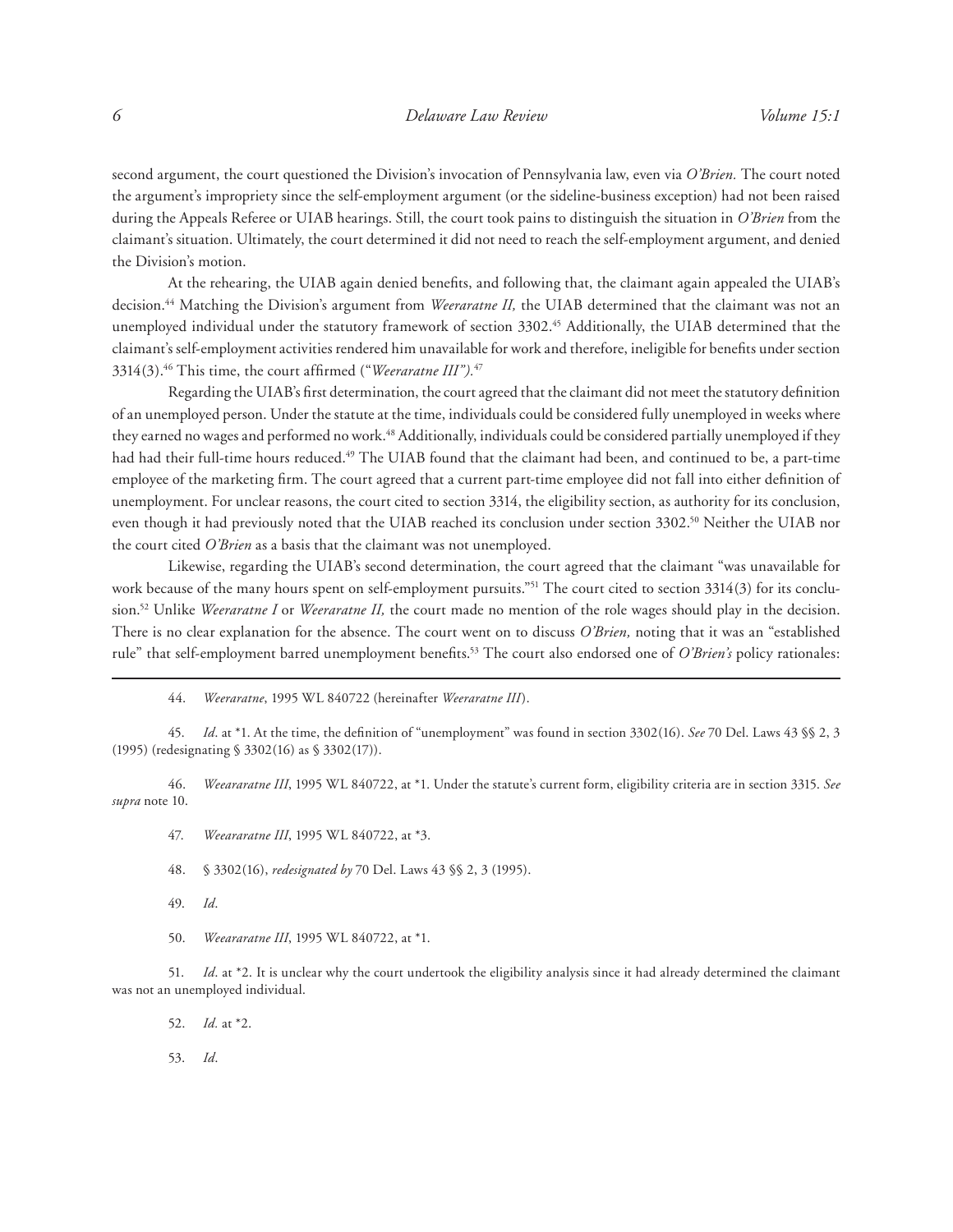second argument, the court questioned the Division's invocation of Pennsylvania law, even via *O'Brien.* The court noted the argument's impropriety since the self-employment argument (or the sideline-business exception) had not been raised during the Appeals Referee or UIAB hearings. Still, the court took pains to distinguish the situation in *O'Brien* from the claimant's situation. Ultimately, the court determined it did not need to reach the self-employment argument, and denied the Division's motion.

At the rehearing, the UIAB again denied benefits, and following that, the claimant again appealed the UIAB's decision.[44] Matching the Division's argument from *Weeraratne II,* the UIAB determined that the claimant was not an unemployed individual under the statutory framework of section 3302.[45] Additionally, the UIAB determined that the claimant's self-employment activities rendered him unavailable for work and therefore, ineligible for benefits under section 3314(3).[46] This time, the court affirmed ("*Weeraratne III").*[47]

Regarding the UIAB's first determination, the court agreed that the claimant did not meet the statutory definition of an unemployed person. Under the statute at the time, individuals could be considered fully unemployed in weeks where they earned no wages and performed no work.[48] Additionally, individuals could be considered partially unemployed if they had had their full-time hours reduced.[49] The UIAB found that the claimant had been, and continued to be, a part-time employee of the marketing firm. The court agreed that a current part-time employee did not fall into either definition of unemployment. For unclear reasons, the court cited to section 3314, the eligibility section, as authority for its conclusion, even though it had previously noted that the UIAB reached its conclusion under section 3302.[50] Neither the UIAB nor the court cited *O'Brien* as a basis that the claimant was not unemployed.

Likewise, regarding the UIAB's second determination, the court agreed that the claimant "was unavailable for work because of the many hours spent on self-employment pursuits."[51] The court cited to section 3314(3) for its conclusion.[52] Unlike *Weeraratne I* or *Weeraratne II,* the court made no mention of the role wages should play in the decision. There is no clear explanation for the absence. The court went on to discuss *O'Brien,* noting that it was an "established rule" that self-employment barred unemployment benefits.[53] The court also endorsed one of *O'Brien's* policy rationales:

---

44. *Weeraratne*, 1995 WL 840722 (hereinafter *Weeraratne III*).

45. *Id*. at *1. At the time, the definition of "unemployment" was found in section 3302(16). *See* 70 Del. Laws 43 §§ 2, 3 (1995) (redesignating § 3302(16) as § 3302(17)).

46. *Weeararatne III*, 1995 WL 840722, at *1. Under the statute's current form, eligibility criteria are in section 3315. *See supra* note 10.

47. *Weeararatne III*, 1995 WL 840722, at *3.

48. § 3302(16), *redesignated by* 70 Del. Laws 43 §§ 2, 3 (1995).

49. *Id*.

50. *Weeararatne III*, 1995 WL 840722, at *1.

51. *Id*. at *2. It is unclear why the court undertook the eligibility analysis since it had already determined the claimant was not an unemployed individual.

52. *Id.* at *2.

53. *Id*.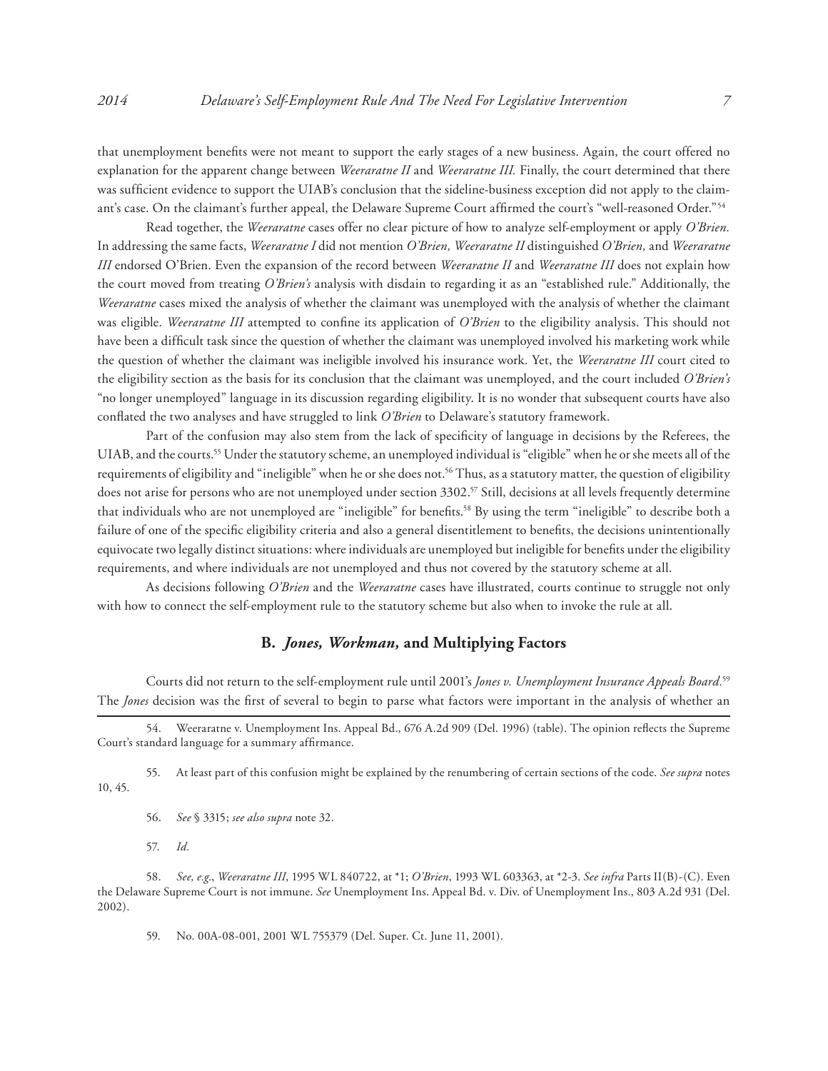that unemployment benefits were not meant to support the early stages of a new business. Again, the court offered no explanation for the apparent change between *Weeraratne II* and *Weeraratne III.* Finally, the court determined that there was sufficient evidence to support the UIAB's conclusion that the sideline-business exception did not apply to the claimant's case. On the claimant's further appeal, the Delaware Supreme Court affirmed the court's "well-reasoned Order."[54]

Read together, the *Weeraratne* cases offer no clear picture of how to analyze self-employment or apply *O'Brien.* In addressing the same facts, *Weeraratne I* did not mention *O'Brien, Weeraratne II* distinguished *O'Brien,* and *Weeraratne III* endorsed O'Brien. Even the expansion of the record between *Weeraratne II* and *Weeraratne III* does not explain how the court moved from treating *O'Brien's* analysis with disdain to regarding it as an "established rule." Additionally, the *Weeraratne* cases mixed the analysis of whether the claimant was unemployed with the analysis of whether the claimant was eligible. *Weeraratne III* attempted to confine its application of *O'Brien* to the eligibility analysis. This should not have been a difficult task since the question of whether the claimant was unemployed involved his marketing work while the question of whether the claimant was ineligible involved his insurance work. Yet, the *Weeraratne III* court cited to the eligibility section as the basis for its conclusion that the claimant was unemployed, and the court included *O'Brien's* "no longer unemployed" language in its discussion regarding eligibility. It is no wonder that subsequent courts have also conflated the two analyses and have struggled to link *O'Brien* to Delaware's statutory framework.

Part of the confusion may also stem from the lack of specificity of language in decisions by the Referees, the UIAB, and the courts.[55] Under the statutory scheme, an unemployed individual is "eligible" when he or she meets all of the requirements of eligibility and "ineligible" when he or she does not.[56] Thus, as a statutory matter, the question of eligibility does not arise for persons who are not unemployed under section 3302.[57] Still, decisions at all levels frequently determine that individuals who are not unemployed are "ineligible" for benefits.[58] By using the term "ineligible" to describe both a failure of one of the specific eligibility criteria and also a general disentitlement to benefits, the decisions unintentionally equivocate two legally distinct situations: where individuals are unemployed but ineligible for benefits under the eligibility requirements, and where individuals are not unemployed and thus not covered by the statutory scheme at all.

As decisions following *O'Brien* and the *Weeraratne* cases have illustrated, courts continue to struggle not only with how to connect the self-employment rule to the statutory scheme but also when to invoke the rule at all.

### B. *Jones, Workman,* and Multiplying Factors

Courts did not return to the self-employment rule until 2001's *Jones v. Unemployment Insurance Appeals Board*.[59] The *Jones* decision was the first of several to begin to parse what factors were important in the analysis of whether an

---

54. Weeraratne v. Unemployment Ins. Appeal Bd., 676 A.2d 909 (Del. 1996) (table). The opinion reflects the Supreme Court's standard language for a summary affirmance.

55. At least part of this confusion might be explained by the renumbering of certain sections of the code. *See supra* notes 10, 45.

56. *See* § 3315; *see also supra* note 32.

57. *Id.*

58. *See, e.g.*, *Weeraratne III*, 1995 WL 840722, at *1; *O'Brien*, 1993 WL 603363, at *2-3. *See infra* Parts II(B)-(C). Even the Delaware Supreme Court is not immune. *See* Unemployment Ins. Appeal Bd. v. Div. of Unemployment Ins., 803 A.2d 931 (Del. 2002).

59. No. 00A-08-001, 2001 WL 755379 (Del. Super. Ct. June 11, 2001).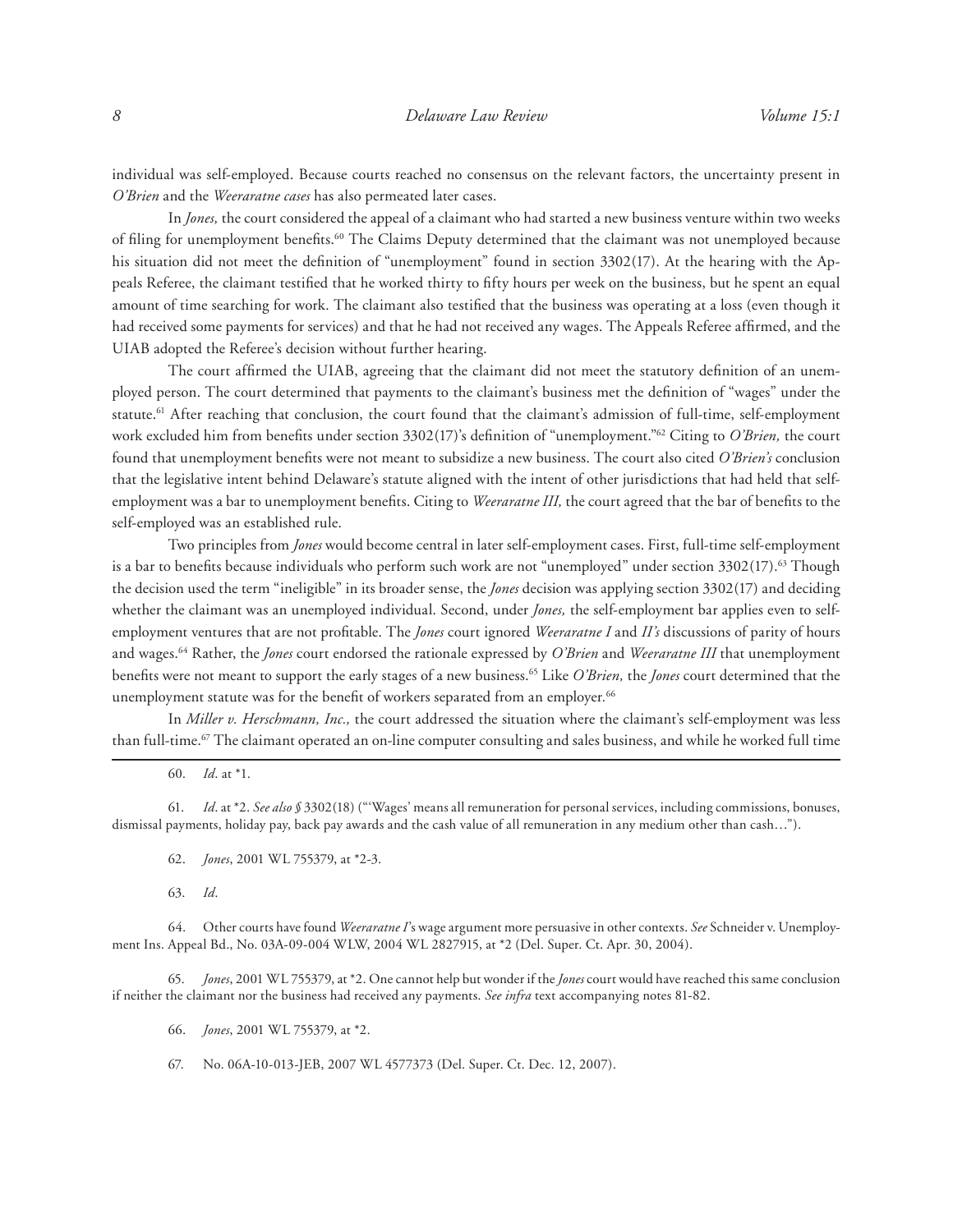individual was self-employed. Because courts reached no consensus on the relevant factors, the uncertainty present in *O'Brien* and the *Weeraratne cases* has also permeated later cases.

In *Jones,* the court considered the appeal of a claimant who had started a new business venture within two weeks of filing for unemployment benefits.[60] The Claims Deputy determined that the claimant was not unemployed because his situation did not meet the definition of "unemployment" found in section 3302(17). At the hearing with the Appeals Referee, the claimant testified that he worked thirty to fifty hours per week on the business, but he spent an equal amount of time searching for work. The claimant also testified that the business was operating at a loss (even though it had received some payments for services) and that he had not received any wages. The Appeals Referee affirmed, and the UIAB adopted the Referee's decision without further hearing.

The court affirmed the UIAB, agreeing that the claimant did not meet the statutory definition of an unemployed person. The court determined that payments to the claimant's business met the definition of "wages" under the statute.[61] After reaching that conclusion, the court found that the claimant's admission of full-time, self-employment work excluded him from benefits under section 3302(17)'s definition of "unemployment."[62] Citing to *O'Brien,* the court found that unemployment benefits were not meant to subsidize a new business. The court also cited *O'Brien's* conclusion that the legislative intent behind Delaware's statute aligned with the intent of other jurisdictions that had held that self-employment was a bar to unemployment benefits. Citing to *Weeraratne III,* the court agreed that the bar of benefits to the self-employed was an established rule.

Two principles from *Jones* would become central in later self-employment cases. First, full-time self-employment is a bar to benefits because individuals who perform such work are not "unemployed" under section 3302(17).[63] Though the decision used the term "ineligible" in its broader sense, the *Jones* decision was applying section 3302(17) and deciding whether the claimant was an unemployed individual. Second, under *Jones,* the self-employment bar applies even to self-employment ventures that are not profitable. The *Jones* court ignored *Weeraratne I* and *II's* discussions of parity of hours and wages.[64] Rather, the *Jones* court endorsed the rationale expressed by *O'Brien* and *Weeraratne III* that unemployment benefits were not meant to support the early stages of a new business.[65] Like *O'Brien,* the *Jones* court determined that the unemployment statute was for the benefit of workers separated from an employer.[66]

In *Miller v. Herschmann, Inc.,* the court addressed the situation where the claimant's self-employment was less than full-time.[67] The claimant operated an on-line computer consulting and sales business, and while he worked full time

---

60. *Id*. at *1.

61. *Id*. at *2. *See also §* 3302(18) ("'Wages' means all remuneration for personal services, including commissions, bonuses, dismissal payments, holiday pay, back pay awards and the cash value of all remuneration in any medium other than cash…").

62. *Jones*, 2001 WL 755379, at *2-3.

63. *Id*.

64. Other courts have found *Weeraratne I*'s wage argument more persuasive in other contexts. *See* Schneider v. Unemployment Ins. Appeal Bd., No. 03A-09-004 WLW, 2004 WL 2827915, at *2 (Del. Super. Ct. Apr. 30, 2004).

65. *Jones*, 2001 WL 755379, at *2. One cannot help but wonder if the *Jones* court would have reached this same conclusion if neither the claimant nor the business had received any payments. *See infra* text accompanying notes 81-82.

66. *Jones*, 2001 WL 755379, at *2.

67. No. 06A-10-013-JEB, 2007 WL 4577373 (Del. Super. Ct. Dec. 12, 2007).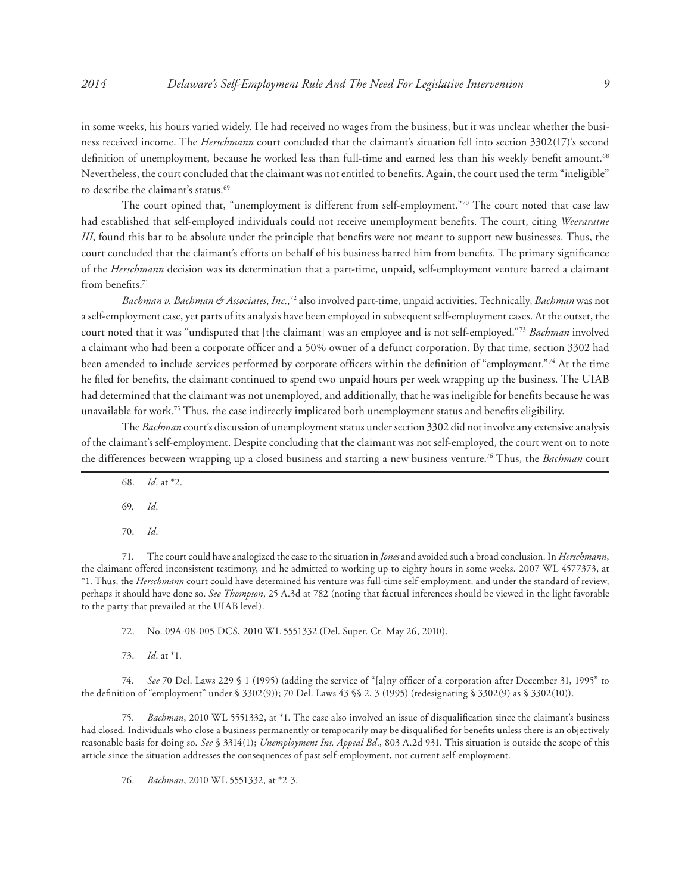in some weeks, his hours varied widely. He had received no wages from the business, but it was unclear whether the business received income. The *Herschmann* court concluded that the claimant's situation fell into section 3302(17)'s second definition of unemployment, because he worked less than full-time and earned less than his weekly benefit amount.[68] Nevertheless, the court concluded that the claimant was not entitled to benefits. Again, the court used the term "ineligible" to describe the claimant's status.[69]

The court opined that, "unemployment is different from self-employment."[70] The court noted that case law had established that self-employed individuals could not receive unemployment benefits. The court, citing *Weeraratne III*, found this bar to be absolute under the principle that benefits were not meant to support new businesses. Thus, the court concluded that the claimant's efforts on behalf of his business barred him from benefits. The primary significance of the *Herschmann* decision was its determination that a part-time, unpaid, self-employment venture barred a claimant from benefits.[71]

*Bachman v. Bachman & Associates, Inc.*,[72] also involved part-time, unpaid activities. Technically, *Bachman* was not a self-employment case, yet parts of its analysis have been employed in subsequent self-employment cases. At the outset, the court noted that it was "undisputed that [the claimant] was an employee and is not self-employed."[73] *Bachman* involved a claimant who had been a corporate officer and a 50% owner of a defunct corporation. By that time, section 3302 had been amended to include services performed by corporate officers within the definition of "employment."[74] At the time he filed for benefits, the claimant continued to spend two unpaid hours per week wrapping up the business. The UIAB had determined that the claimant was not unemployed, and additionally, that he was ineligible for benefits because he was unavailable for work.[75] Thus, the case indirectly implicated both unemployment status and benefits eligibility.

The *Bachman* court's discussion of unemployment status under section 3302 did not involve any extensive analysis of the claimant's self-employment. Despite concluding that the claimant was not self-employed, the court went on to note the differences between wrapping up a closed business and starting a new business venture.[76] Thus, the *Bachman* court

---

68. *Id*. at \*2.

69. *Id*.

70. *Id*.

71. The court could have analogized the case to the situation in *Jones* and avoided such a broad conclusion. In *Herschmann*, the claimant offered inconsistent testimony, and he admitted to working up to eighty hours in some weeks. 2007 WL 4577373, at \*1. Thus, the *Herschmann* court could have determined his venture was full-time self-employment, and under the standard of review, perhaps it should have done so. *See Thompson*, 25 A.3d at 782 (noting that factual inferences should be viewed in the light favorable to the party that prevailed at the UIAB level).

72. No. 09A-08-005 DCS, 2010 WL 5551332 (Del. Super. Ct. May 26, 2010).

73. *Id*. at \*1.

74. *See* 70 Del. Laws 229 § 1 (1995) (adding the service of "[a]ny officer of a corporation after December 31, 1995" to the definition of "employment" under § 3302(9)); 70 Del. Laws 43 §§ 2, 3 (1995) (redesignating § 3302(9) as § 3302(10)).

75. *Bachman*, 2010 WL 5551332, at \*1. The case also involved an issue of disqualification since the claimant's business had closed. Individuals who close a business permanently or temporarily may be disqualified for benefits unless there is an objectively reasonable basis for doing so. *See* § 3314(1); *Unemployment Ins. Appeal Bd*., 803 A.2d 931. This situation is outside the scope of this article since the situation addresses the consequences of past self-employment, not current self-employment.

76. *Bachman*, 2010 WL 5551332, at \*2-3.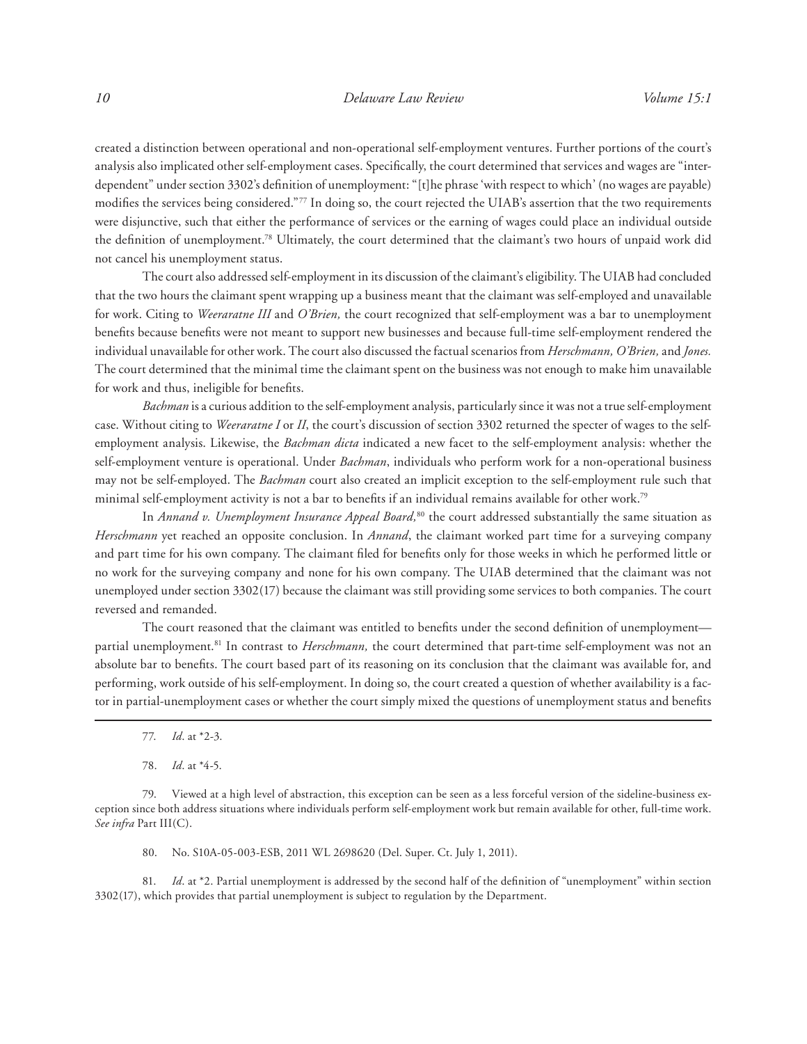created a distinction between operational and non-operational self-employment ventures. Further portions of the court's analysis also implicated other self-employment cases. Specifically, the court determined that services and wages are "interdependent" under section 3302's definition of unemployment: "[t]he phrase 'with respect to which' (no wages are payable) modifies the services being considered."[77] In doing so, the court rejected the UIAB's assertion that the two requirements were disjunctive, such that either the performance of services or the earning of wages could place an individual outside the definition of unemployment.[78] Ultimately, the court determined that the claimant's two hours of unpaid work did not cancel his unemployment status.

The court also addressed self-employment in its discussion of the claimant's eligibility. The UIAB had concluded that the two hours the claimant spent wrapping up a business meant that the claimant was self-employed and unavailable for work. Citing to *Weeraratne III* and *O'Brien,* the court recognized that self-employment was a bar to unemployment benefits because benefits were not meant to support new businesses and because full-time self-employment rendered the individual unavailable for other work. The court also discussed the factual scenarios from *Herschmann, O'Brien,* and *Jones.* The court determined that the minimal time the claimant spent on the business was not enough to make him unavailable for work and thus, ineligible for benefits.

*Bachman* is a curious addition to the self-employment analysis, particularly since it was not a true self-employment case. Without citing to *Weeraratne I* or *II*, the court's discussion of section 3302 returned the specter of wages to the self-employment analysis. Likewise, the *Bachman dicta* indicated a new facet to the self-employment analysis: whether the self-employment venture is operational. Under *Bachman*, individuals who perform work for a non-operational business may not be self-employed. The *Bachman* court also created an implicit exception to the self-employment rule such that minimal self-employment activity is not a bar to benefits if an individual remains available for other work.[79]

In *Annand v. Unemployment Insurance Appeal Board,*[80] the court addressed substantially the same situation as *Herschmann* yet reached an opposite conclusion. In *Annand*, the claimant worked part time for a surveying company and part time for his own company. The claimant filed for benefits only for those weeks in which he performed little or no work for the surveying company and none for his own company. The UIAB determined that the claimant was not unemployed under section 3302(17) because the claimant was still providing some services to both companies. The court reversed and remanded.

The court reasoned that the claimant was entitled to benefits under the second definition of unemployment—partial unemployment.[81] In contrast to *Herschmann,* the court determined that part-time self-employment was not an absolute bar to benefits. The court based part of its reasoning on its conclusion that the claimant was available for, and performing, work outside of his self-employment. In doing so, the court created a question of whether availability is a factor in partial-unemployment cases or whether the court simply mixed the questions of unemployment status and benefits

---

77. *Id*. at *2-3.

78. *Id*. at *4-5.

79. Viewed at a high level of abstraction, this exception can be seen as a less forceful version of the sideline-business exception since both address situations where individuals perform self-employment work but remain available for other, full-time work. *See infra* Part III(C).

80. No. S10A-05-003-ESB, 2011 WL 2698620 (Del. Super. Ct. July 1, 2011).

81. *Id*. at *2. Partial unemployment is addressed by the second half of the definition of "unemployment" within section 3302(17), which provides that partial unemployment is subject to regulation by the Department.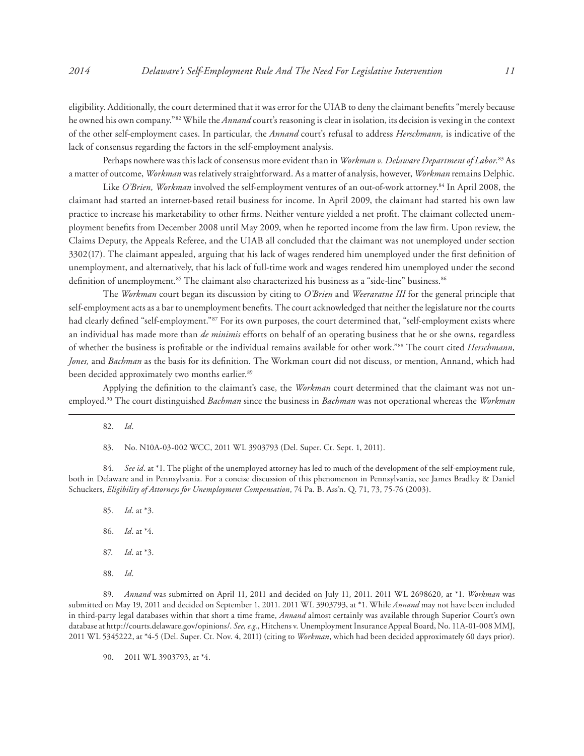eligibility. Additionally, the court determined that it was error for the UIAB to deny the claimant benefits "merely because he owned his own company."[82] While the *Annand* court's reasoning is clear in isolation, its decision is vexing in the context of the other self-employment cases. In particular, the *Annand* court's refusal to address *Herschmann,* is indicative of the lack of consensus regarding the factors in the self-employment analysis.

Perhaps nowhere was this lack of consensus more evident than in *Workman v. Delaware Department of Labor.*[83] As a matter of outcome, *Workman* was relatively straightforward. As a matter of analysis, however, *Workman* remains Delphic.

Like *O'Brien, Workman* involved the self-employment ventures of an out-of-work attorney.[84] In April 2008, the claimant had started an internet-based retail business for income. In April 2009, the claimant had started his own law practice to increase his marketability to other firms. Neither venture yielded a net profit. The claimant collected unemployment benefits from December 2008 until May 2009, when he reported income from the law firm. Upon review, the Claims Deputy, the Appeals Referee, and the UIAB all concluded that the claimant was not unemployed under section 3302(17). The claimant appealed, arguing that his lack of wages rendered him unemployed under the first definition of unemployment, and alternatively, that his lack of full-time work and wages rendered him unemployed under the second definition of unemployment.[85] The claimant also characterized his business as a "side-line" business.[86]

The *Workman* court began its discussion by citing to *O'Brien* and *Weeraratne III* for the general principle that self-employment acts as a bar to unemployment benefits. The court acknowledged that neither the legislature nor the courts had clearly defined "self-employment."[87] For its own purposes, the court determined that, "self-employment exists where an individual has made more than *de minimis* efforts on behalf of an operating business that he or she owns, regardless of whether the business is profitable or the individual remains available for other work."[88] The court cited *Herschmann, Jones,* and *Bachman* as the basis for its definition. The Workman court did not discuss, or mention, Annand, which had been decided approximately two months earlier.[89]

Applying the definition to the claimant's case, the *Workman* court determined that the claimant was not unemployed.[90] The court distinguished *Bachman* since the business in *Bachman* was not operational whereas the *Workman*

---

82. *Id.*

83. No. N10A-03-002 WCC, 2011 WL 3903793 (Del. Super. Ct. Sept. 1, 2011).

84. *See id.* at *1. The plight of the unemployed attorney has led to much of the development of the self-employment rule, both in Delaware and in Pennsylvania. For a concise discussion of this phenomenon in Pennsylvania, see James Bradley & Daniel Schuckers, *Eligibility of Attorneys for Unemployment Compensation*, 74 Pa. B. Ass'n. Q. 71, 73, 75-76 (2003).

85. *Id.* at *3.

86. *Id.* at *4.

87. *Id.* at *3.

88. *Id.*

89. *Annand* was submitted on April 11, 2011 and decided on July 11, 2011. 2011 WL 2698620, at *1. *Workman* was submitted on May 19, 2011 and decided on September 1, 2011. 2011 WL 3903793, at *1. While *Annand* may not have been included in third-party legal databases within that short a time frame, *Annand* almost certainly was available through Superior Court's own database at http://courts.delaware.gov/opinions/. *See, e.g.*, Hitchens v. Unemployment Insurance Appeal Board, No. 11A-01-008 MMJ, 2011 WL 5345222, at *4-5 (Del. Super. Ct. Nov. 4, 2011) (citing to *Workman*, which had been decided approximately 60 days prior).

90. 2011 WL 3903793, at *4.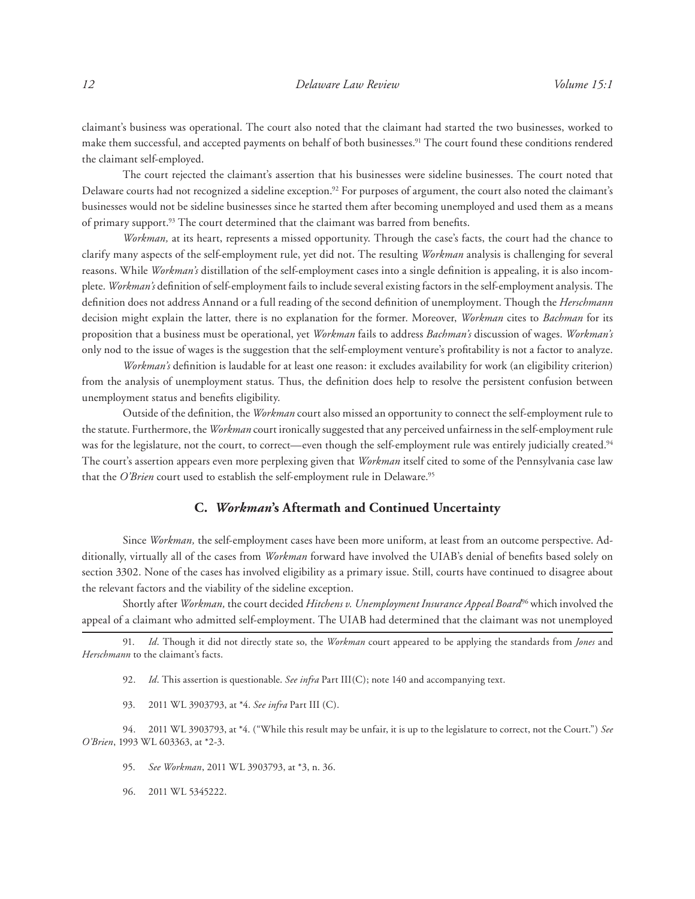claimant's business was operational. The court also noted that the claimant had started the two businesses, worked to make them successful, and accepted payments on behalf of both businesses.[91] The court found these conditions rendered the claimant self-employed.

The court rejected the claimant's assertion that his businesses were sideline businesses. The court noted that Delaware courts had not recognized a sideline exception.[92] For purposes of argument, the court also noted the claimant's businesses would not be sideline businesses since he started them after becoming unemployed and used them as a means of primary support.[93] The court determined that the claimant was barred from benefits.

*Workman,* at its heart, represents a missed opportunity. Through the case's facts, the court had the chance to clarify many aspects of the self-employment rule, yet did not. The resulting *Workman* analysis is challenging for several reasons. While *Workman's* distillation of the self-employment cases into a single definition is appealing, it is also incomplete. *Workman's* definition of self-employment fails to include several existing factors in the self-employment analysis. The definition does not address Annand or a full reading of the second definition of unemployment. Though the *Herschmann* decision might explain the latter, there is no explanation for the former. Moreover, *Workman* cites to *Bachman* for its proposition that a business must be operational, yet *Workman* fails to address *Bachman's* discussion of wages. *Workman's* only nod to the issue of wages is the suggestion that the self-employment venture's profitability is not a factor to analyze.

*Workman's* definition is laudable for at least one reason: it excludes availability for work (an eligibility criterion) from the analysis of unemployment status. Thus, the definition does help to resolve the persistent confusion between unemployment status and benefits eligibility.

Outside of the definition, the *Workman* court also missed an opportunity to connect the self-employment rule to the statute. Furthermore, the *Workman* court ironically suggested that any perceived unfairness in the self-employment rule was for the legislature, not the court, to correct—even though the self-employment rule was entirely judicially created.[94] The court's assertion appears even more perplexing given that *Workman* itself cited to some of the Pennsylvania case law that the *O'Brien* court used to establish the self-employment rule in Delaware.[95]

### C. *Workman*'s Aftermath and Continued Uncertainty

Since *Workman,* the self-employment cases have been more uniform, at least from an outcome perspective. Additionally, virtually all of the cases from *Workman* forward have involved the UIAB's denial of benefits based solely on section 3302. None of the cases has involved eligibility as a primary issue. Still, courts have continued to disagree about the relevant factors and the viability of the sideline exception.

Shortly after *Workman,* the court decided *Hitchens v. Unemployment Insurance Appeal Board*[96] which involved the appeal of a claimant who admitted self-employment. The UIAB had determined that the claimant was not unemployed

---

91. *Id*. Though it did not directly state so, the *Workman* court appeared to be applying the standards from *Jones* and *Herschmann* to the claimant's facts.

92. *Id*. This assertion is questionable. *See infra* Part III(C); note 140 and accompanying text.

93. 2011 WL 3903793, at *4. *See infra* Part III (C).

94. 2011 WL 3903793, at *4. ("While this result may be unfair, it is up to the legislature to correct, not the Court.") *See O'Brien*, 1993 WL 603363, at *2-3.

95. *See Workman*, 2011 WL 3903793, at *3, n. 36.

96. 2011 WL 5345222.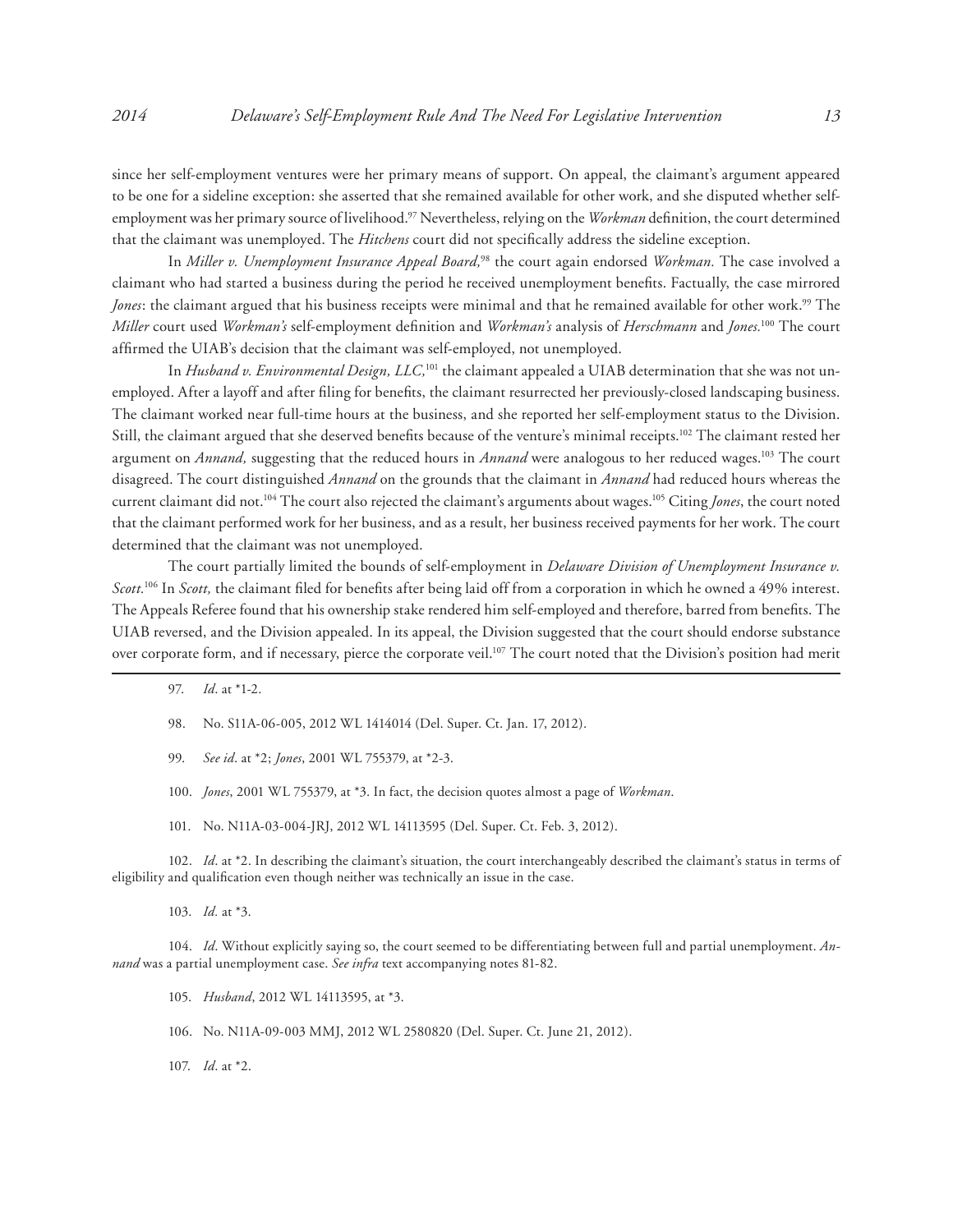since her self-employment ventures were her primary means of support. On appeal, the claimant's argument appeared to be one for a sideline exception: she asserted that she remained available for other work, and she disputed whether self-employment was her primary source of livelihood.[97] Nevertheless, relying on the *Workman* definition, the court determined that the claimant was unemployed. The *Hitchens* court did not specifically address the sideline exception.

In *Miller v. Unemployment Insurance Appeal Board,*[98] the court again endorsed *Workman.* The case involved a claimant who had started a business during the period he received unemployment benefits. Factually, the case mirrored *Jones*: the claimant argued that his business receipts were minimal and that he remained available for other work.[99] The *Miller* court used *Workman's* self-employment definition and *Workman's* analysis of *Herschmann* and *Jones.*[100] The court affirmed the UIAB's decision that the claimant was self-employed, not unemployed.

In *Husband v. Environmental Design, LLC,*[101] the claimant appealed a UIAB determination that she was not unemployed. After a layoff and after filing for benefits, the claimant resurrected her previously-closed landscaping business. The claimant worked near full-time hours at the business, and she reported her self-employment status to the Division. Still, the claimant argued that she deserved benefits because of the venture's minimal receipts.[102] The claimant rested her argument on *Annand,* suggesting that the reduced hours in *Annand* were analogous to her reduced wages.[103] The court disagreed. The court distinguished *Annand* on the grounds that the claimant in *Annand* had reduced hours whereas the current claimant did not.[104] The court also rejected the claimant's arguments about wages.[105] Citing *Jones*, the court noted that the claimant performed work for her business, and as a result, her business received payments for her work. The court determined that the claimant was not unemployed.

The court partially limited the bounds of self-employment in *Delaware Division of Unemployment Insurance v. Scott.*[106] In *Scott,* the claimant filed for benefits after being laid off from a corporation in which he owned a 49% interest. The Appeals Referee found that his ownership stake rendered him self-employed and therefore, barred from benefits. The UIAB reversed, and the Division appealed. In its appeal, the Division suggested that the court should endorse substance over corporate form, and if necessary, pierce the corporate veil.[107] The court noted that the Division's position had merit

---

97. *Id*. at *1-2.

98. No. S11A-06-005, 2012 WL 1414014 (Del. Super. Ct. Jan. 17, 2012).

99. *See id*. at *2; *Jones*, 2001 WL 755379, at *2-3.

100. *Jones*, 2001 WL 755379, at *3. In fact, the decision quotes almost a page of *Workman*.

101. No. N11A-03-004-JRJ, 2012 WL 14113595 (Del. Super. Ct. Feb. 3, 2012).

102. *Id*. at *2. In describing the claimant's situation, the court interchangeably described the claimant's status in terms of eligibility and qualification even though neither was technically an issue in the case.

103. *Id.* at *3.

104. *Id.* Without explicitly saying so, the court seemed to be differentiating between full and partial unemployment. *Annand* was a partial unemployment case. *See infra* text accompanying notes 81-82.

105. *Husband*, 2012 WL 14113595, at *3.

106. No. N11A-09-003 MMJ, 2012 WL 2580820 (Del. Super. Ct. June 21, 2012).

107. *Id*. at *2.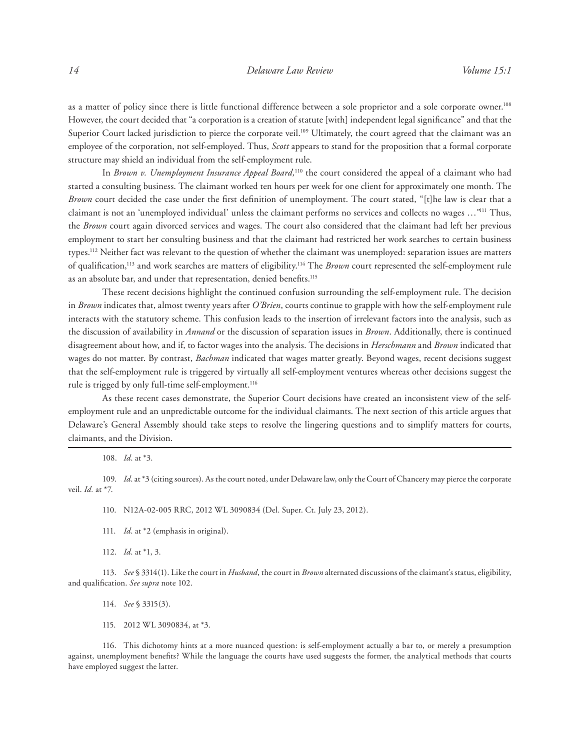as a matter of policy since there is little functional difference between a sole proprietor and a sole corporate owner.[108] However, the court decided that "a corporation is a creation of statute [with] independent legal significance" and that the Superior Court lacked jurisdiction to pierce the corporate veil.[109] Ultimately, the court agreed that the claimant was an employee of the corporation, not self-employed. Thus, *Scott* appears to stand for the proposition that a formal corporate structure may shield an individual from the self-employment rule.

In *Brown v. Unemployment Insurance Appeal Board,*[110] the court considered the appeal of a claimant who had started a consulting business. The claimant worked ten hours per week for one client for approximately one month. The *Brown* court decided the case under the first definition of unemployment. The court stated, "[t]he law is clear that a claimant is not an 'unemployed individual' unless the claimant performs no services and collects no wages …"[111] Thus, the *Brown* court again divorced services and wages. The court also considered that the claimant had left her previous employment to start her consulting business and that the claimant had restricted her work searches to certain business types.[112] Neither fact was relevant to the question of whether the claimant was unemployed: separation issues are matters of qualification,[113] and work searches are matters of eligibility.[114] The *Brown* court represented the self-employment rule as an absolute bar, and under that representation, denied benefits.[115]

These recent decisions highlight the continued confusion surrounding the self-employment rule. The decision in *Brown* indicates that, almost twenty years after *O'Brien*, courts continue to grapple with how the self-employment rule interacts with the statutory scheme. This confusion leads to the insertion of irrelevant factors into the analysis, such as the discussion of availability in *Annand* or the discussion of separation issues in *Brown*. Additionally, there is continued disagreement about how, and if, to factor wages into the analysis. The decisions in *Herschmann* and *Brown* indicated that wages do not matter. By contrast, *Bachman* indicated that wages matter greatly. Beyond wages, recent decisions suggest that the self-employment rule is triggered by virtually all self-employment ventures whereas other decisions suggest the rule is trigged by only full-time self-employment.[116]

As these recent cases demonstrate, the Superior Court decisions have created an inconsistent view of the self-employment rule and an unpredictable outcome for the individual claimants. The next section of this article argues that Delaware's General Assembly should take steps to resolve the lingering questions and to simplify matters for courts, claimants, and the Division.

---

108. *Id*. at \*3.

109. *Id*. at \*3 (citing sources). As the court noted, under Delaware law, only the Court of Chancery may pierce the corporate veil. *Id.* at \*7.

110. N12A-02-005 RRC, 2012 WL 3090834 (Del. Super. Ct. July 23, 2012).

111. *Id*. at \*2 (emphasis in original).

112. *Id*. at \*1, 3.

113. *See* § 3314(1). Like the court in *Husband*, the court in *Brown* alternated discussions of the claimant's status, eligibility, and qualification. *See supra* note 102.

114. *See* § 3315(3).

115. 2012 WL 3090834, at \*3.

116. This dichotomy hints at a more nuanced question: is self-employment actually a bar to, or merely a presumption against, unemployment benefits? While the language the courts have used suggests the former, the analytical methods that courts have employed suggest the latter.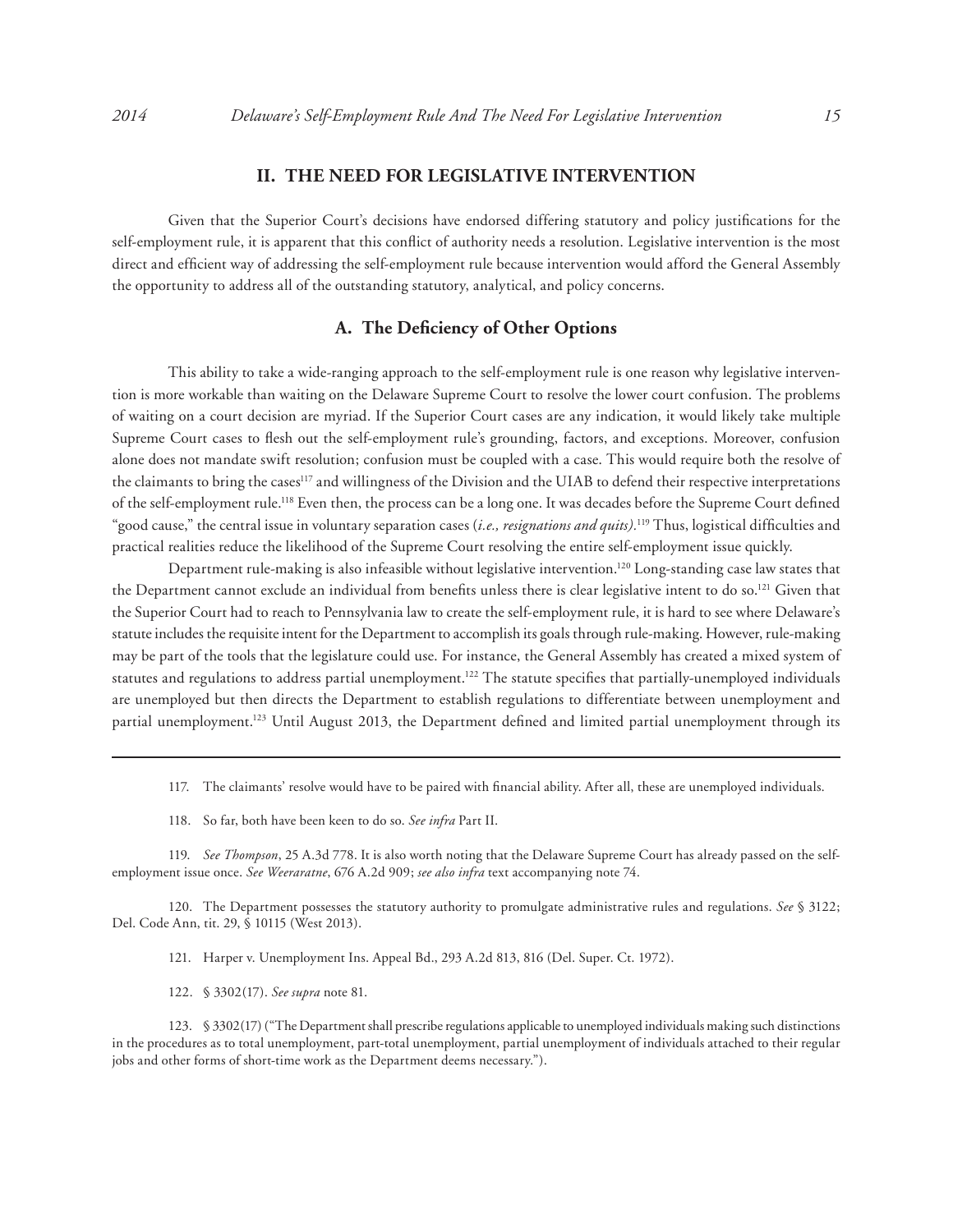## II. THE NEED FOR LEGISLATIVE INTERVENTION

Given that the Superior Court's decisions have endorsed differing statutory and policy justifications for the self-employment rule, it is apparent that this conflict of authority needs a resolution. Legislative intervention is the most direct and efficient way of addressing the self-employment rule because intervention would afford the General Assembly the opportunity to address all of the outstanding statutory, analytical, and policy concerns.

### A. The Deficiency of Other Options

This ability to take a wide-ranging approach to the self-employment rule is one reason why legislative intervention is more workable than waiting on the Delaware Supreme Court to resolve the lower court confusion. The problems of waiting on a court decision are myriad. If the Superior Court cases are any indication, it would likely take multiple Supreme Court cases to flesh out the self-employment rule's grounding, factors, and exceptions. Moreover, confusion alone does not mandate swift resolution; confusion must be coupled with a case. This would require both the resolve of the claimants to bring the cases[117] and willingness of the Division and the UIAB to defend their respective interpretations of the self-employment rule.[118] Even then, the process can be a long one. It was decades before the Supreme Court defined "good cause," the central issue in voluntary separation cases (*i.e., resignations and quits)*.[119] Thus, logistical difficulties and practical realities reduce the likelihood of the Supreme Court resolving the entire self-employment issue quickly.

Department rule-making is also infeasible without legislative intervention.[120] Long-standing case law states that the Department cannot exclude an individual from benefits unless there is clear legislative intent to do so.[121] Given that the Superior Court had to reach to Pennsylvania law to create the self-employment rule, it is hard to see where Delaware's statute includes the requisite intent for the Department to accomplish its goals through rule-making. However, rule-making may be part of the tools that the legislature could use. For instance, the General Assembly has created a mixed system of statutes and regulations to address partial unemployment.[122] The statute specifies that partially-unemployed individuals are unemployed but then directs the Department to establish regulations to differentiate between unemployment and partial unemployment.[123] Until August 2013, the Department defined and limited partial unemployment through its

---

117. The claimants' resolve would have to be paired with financial ability. After all, these are unemployed individuals.

118. So far, both have been keen to do so. *See infra* Part II.

119. *See Thompson*, 25 A.3d 778. It is also worth noting that the Delaware Supreme Court has already passed on the self-employment issue once. *See Weeraratne*, 676 A.2d 909; *see also infra* text accompanying note 74.

120. The Department possesses the statutory authority to promulgate administrative rules and regulations. *See* § 3122; Del. Code Ann, tit. 29, § 10115 (West 2013).

121. Harper v. Unemployment Ins. Appeal Bd., 293 A.2d 813, 816 (Del. Super. Ct. 1972).

122. § 3302(17). *See supra* note 81.

123. § 3302(17) ("The Department shall prescribe regulations applicable to unemployed individuals making such distinctions in the procedures as to total unemployment, part-total unemployment, partial unemployment of individuals attached to their regular jobs and other forms of short-time work as the Department deems necessary.").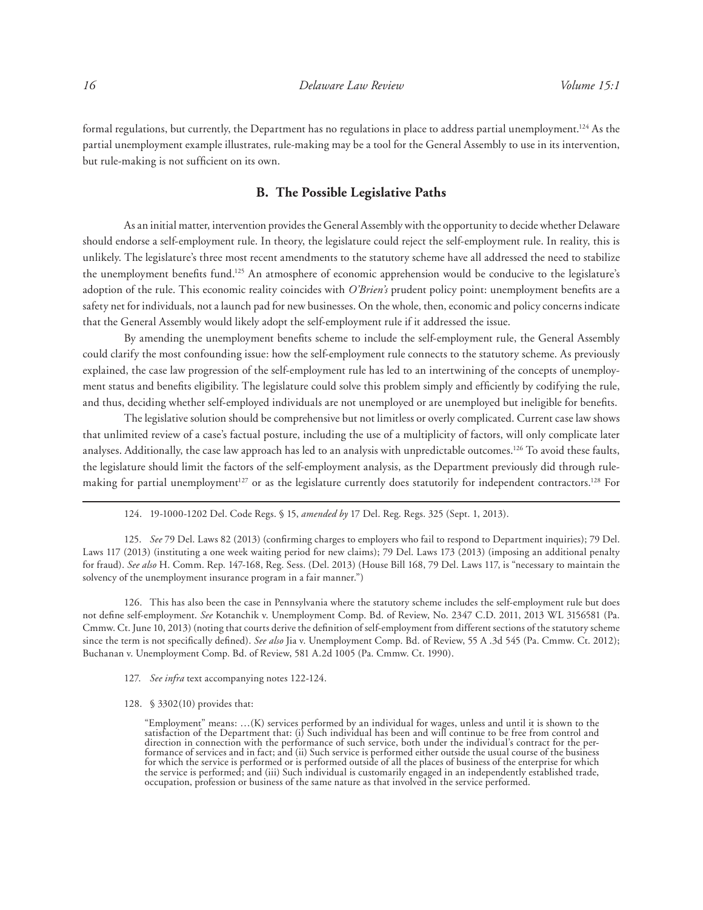formal regulations, but currently, the Department has no regulations in place to address partial unemployment.[124] As the partial unemployment example illustrates, rule-making may be a tool for the General Assembly to use in its intervention, but rule-making is not sufficient on its own.

### B. The Possible Legislative Paths

As an initial matter, intervention provides the General Assembly with the opportunity to decide whether Delaware should endorse a self-employment rule. In theory, the legislature could reject the self-employment rule. In reality, this is unlikely. The legislature's three most recent amendments to the statutory scheme have all addressed the need to stabilize the unemployment benefits fund.[125] An atmosphere of economic apprehension would be conducive to the legislature's adoption of the rule. This economic reality coincides with *O'Brien's* prudent policy point: unemployment benefits are a safety net for individuals, not a launch pad for new businesses. On the whole, then, economic and policy concerns indicate that the General Assembly would likely adopt the self-employment rule if it addressed the issue.

By amending the unemployment benefits scheme to include the self-employment rule, the General Assembly could clarify the most confounding issue: how the self-employment rule connects to the statutory scheme. As previously explained, the case law progression of the self-employment rule has led to an intertwining of the concepts of unemployment status and benefits eligibility. The legislature could solve this problem simply and efficiently by codifying the rule, and thus, deciding whether self-employed individuals are not unemployed or are unemployed but ineligible for benefits.

The legislative solution should be comprehensive but not limitless or overly complicated. Current case law shows that unlimited review of a case's factual posture, including the use of a multiplicity of factors, will only complicate later analyses. Additionally, the case law approach has led to an analysis with unpredictable outcomes.[126] To avoid these faults, the legislature should limit the factors of the self-employment analysis, as the Department previously did through rule-making for partial unemployment[127] or as the legislature currently does statutorily for independent contractors.[128] For

---

124. 19-1000-1202 Del. Code Regs. § 15, *amended by* 17 Del. Reg. Regs. 325 (Sept. 1, 2013).

125. *See* 79 Del. Laws 82 (2013) (confirming charges to employers who fail to respond to Department inquiries); 79 Del. Laws 117 (2013) (instituting a one week waiting period for new claims); 79 Del. Laws 173 (2013) (imposing an additional penalty for fraud). *See also* H. Comm. Rep. 147-168, Reg. Sess. (Del. 2013) (House Bill 168, 79 Del. Laws 117, is "necessary to maintain the solvency of the unemployment insurance program in a fair manner.")

126. This has also been the case in Pennsylvania where the statutory scheme includes the self-employment rule but does not define self-employment. *See* Kotanchik v. Unemployment Comp. Bd. of Review, No. 2347 C.D. 2011, 2013 WL 3156581 (Pa. Cmmw. Ct. June 10, 2013) (noting that courts derive the definition of self-employment from different sections of the statutory scheme since the term is not specifically defined). *See also* Jia v. Unemployment Comp. Bd. of Review, 55 A .3d 545 (Pa. Cmmw. Ct. 2012); Buchanan v. Unemployment Comp. Bd. of Review, 581 A.2d 1005 (Pa. Cmmw. Ct. 1990).

127. *See infra* text accompanying notes 122-124.

128. § 3302(10) provides that:

> "Employment" means: …(K) services performed by an individual for wages, unless and until it is shown to the satisfaction of the Department that: (i) Such individual has been and will continue to be free from control and direction in connection with the performance of such service, both under the individual's contract for the performance of services and in fact; and (ii) Such service is performed either outside the usual course of the business for which the service is performed or is performed outside of all the places of business of the enterprise for which the service is performed; and (iii) Such individual is customarily engaged in an independently established trade, occupation, profession or business of the same nature as that involved in the service performed.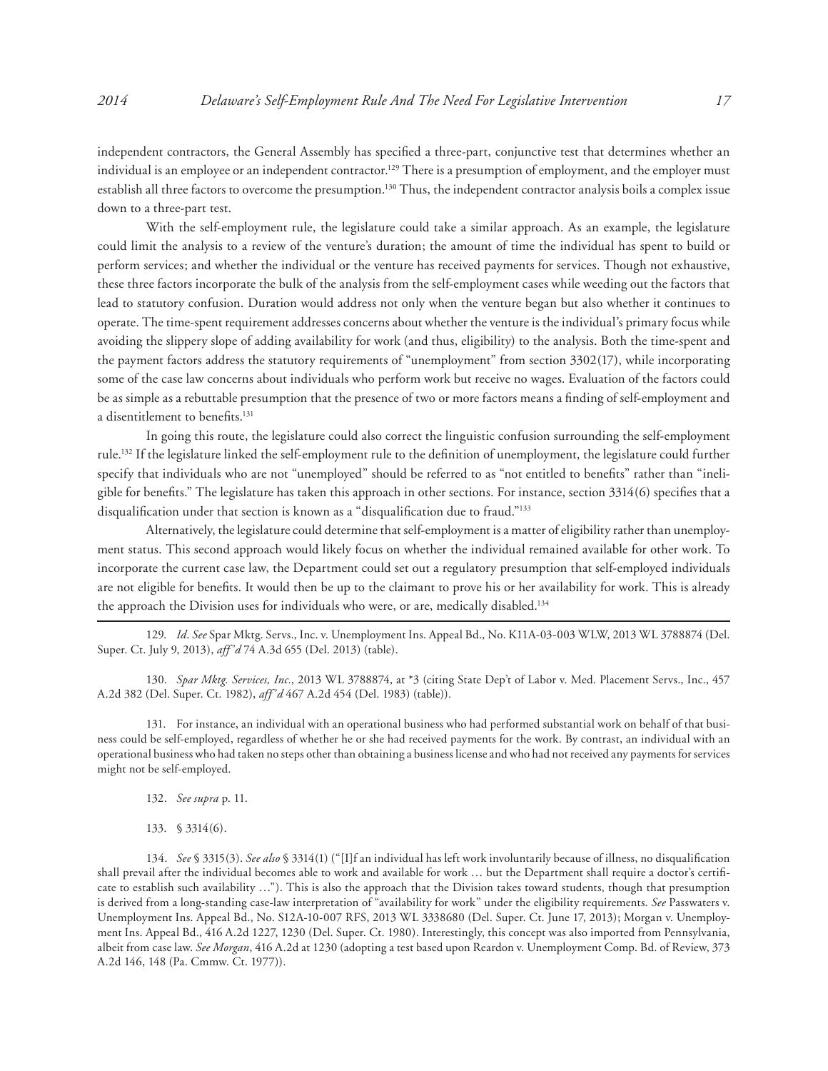independent contractors, the General Assembly has specified a three-part, conjunctive test that determines whether an individual is an employee or an independent contractor.[129] There is a presumption of employment, and the employer must establish all three factors to overcome the presumption.[130] Thus, the independent contractor analysis boils a complex issue down to a three-part test.

With the self-employment rule, the legislature could take a similar approach. As an example, the legislature could limit the analysis to a review of the venture's duration; the amount of time the individual has spent to build or perform services; and whether the individual or the venture has received payments for services. Though not exhaustive, these three factors incorporate the bulk of the analysis from the self-employment cases while weeding out the factors that lead to statutory confusion. Duration would address not only when the venture began but also whether it continues to operate. The time-spent requirement addresses concerns about whether the venture is the individual's primary focus while avoiding the slippery slope of adding availability for work (and thus, eligibility) to the analysis. Both the time-spent and the payment factors address the statutory requirements of "unemployment" from section 3302(17), while incorporating some of the case law concerns about individuals who perform work but receive no wages. Evaluation of the factors could be as simple as a rebuttable presumption that the presence of two or more factors means a finding of self-employment and a disentitlement to benefits.[131]

In going this route, the legislature could also correct the linguistic confusion surrounding the self-employment rule.[132] If the legislature linked the self-employment rule to the definition of unemployment, the legislature could further specify that individuals who are not "unemployed" should be referred to as "not entitled to benefits" rather than "ineligible for benefits." The legislature has taken this approach in other sections. For instance, section 3314(6) specifies that a disqualification under that section is known as a "disqualification due to fraud."[133]

Alternatively, the legislature could determine that self-employment is a matter of eligibility rather than unemployment status. This second approach would likely focus on whether the individual remained available for other work. To incorporate the current case law, the Department could set out a regulatory presumption that self-employed individuals are not eligible for benefits. It would then be up to the claimant to prove his or her availability for work. This is already the approach the Division uses for individuals who were, or are, medically disabled.[134]

---

129. *Id*. *See* Spar Mktg. Servs., Inc. v. Unemployment Ins. Appeal Bd., No. K11A-03-003 WLW, 2013 WL 3788874 (Del. Super. Ct. July 9, 2013), *aff'd* 74 A.3d 655 (Del. 2013) (table).

130. *Spar Mktg. Services, Inc.*, 2013 WL 3788874, at *3 (citing State Dep't of Labor v. Med. Placement Servs., Inc., 457 A.2d 382 (Del. Super. Ct. 1982), *aff'd* 467 A.2d 454 (Del. 1983) (table)).

131. For instance, an individual with an operational business who had performed substantial work on behalf of that business could be self-employed, regardless of whether he or she had received payments for the work. By contrast, an individual with an operational business who had taken no steps other than obtaining a business license and who had not received any payments for services might not be self-employed.

132. *See supra* p. 11.

133. § 3314(6).

134. *See* § 3315(3). *See also* § 3314(1) ("[I]f an individual has left work involuntarily because of illness, no disqualification shall prevail after the individual becomes able to work and available for work … but the Department shall require a doctor's certificate to establish such availability …"). This is also the approach that the Division takes toward students, though that presumption is derived from a long-standing case-law interpretation of "availability for work" under the eligibility requirements. *See* Passwaters v. Unemployment Ins. Appeal Bd., No. S12A-10-007 RFS, 2013 WL 3338680 (Del. Super. Ct. June 17, 2013); Morgan v. Unemployment Ins. Appeal Bd., 416 A.2d 1227, 1230 (Del. Super. Ct. 1980). Interestingly, this concept was also imported from Pennsylvania, albeit from case law. *See Morgan*, 416 A.2d at 1230 (adopting a test based upon Reardon v. Unemployment Comp. Bd. of Review, 373 A.2d 146, 148 (Pa. Cmmw. Ct. 1977)).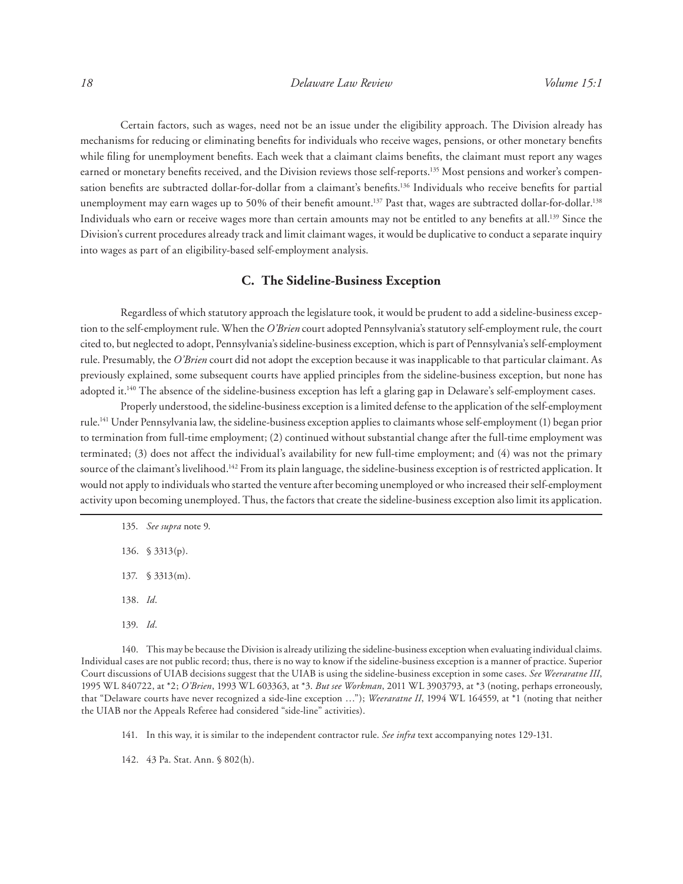Certain factors, such as wages, need not be an issue under the eligibility approach. The Division already has mechanisms for reducing or eliminating benefits for individuals who receive wages, pensions, or other monetary benefits while filing for unemployment benefits. Each week that a claimant claims benefits, the claimant must report any wages earned or monetary benefits received, and the Division reviews those self-reports.[135] Most pensions and worker's compensation benefits are subtracted dollar-for-dollar from a claimant's benefits.[136] Individuals who receive benefits for partial unemployment may earn wages up to 50% of their benefit amount.[137] Past that, wages are subtracted dollar-for-dollar.[138] Individuals who earn or receive wages more than certain amounts may not be entitled to any benefits at all.[139] Since the Division's current procedures already track and limit claimant wages, it would be duplicative to conduct a separate inquiry into wages as part of an eligibility-based self-employment analysis.

### C. The Sideline-Business Exception

Regardless of which statutory approach the legislature took, it would be prudent to add a sideline-business exception to the self-employment rule. When the *O'Brien* court adopted Pennsylvania's statutory self-employment rule, the court cited to, but neglected to adopt, Pennsylvania's sideline-business exception, which is part of Pennsylvania's self-employment rule. Presumably, the *O'Brien* court did not adopt the exception because it was inapplicable to that particular claimant. As previously explained, some subsequent courts have applied principles from the sideline-business exception, but none has adopted it.[140] The absence of the sideline-business exception has left a glaring gap in Delaware's self-employment cases.

Properly understood, the sideline-business exception is a limited defense to the application of the self-employment rule.[141] Under Pennsylvania law, the sideline-business exception applies to claimants whose self-employment (1) began prior to termination from full-time employment; (2) continued without substantial change after the full-time employment was terminated; (3) does not affect the individual's availability for new full-time employment; and (4) was not the primary source of the claimant's livelihood.[142] From its plain language, the sideline-business exception is of restricted application. It would not apply to individuals who started the venture after becoming unemployed or who increased their self-employment activity upon becoming unemployed. Thus, the factors that create the sideline-business exception also limit its application.

---

135. *See supra* note 9.

136. § 3313(p).

137. § 3313(m).

138. *Id*.

139. *Id*.

140. This may be because the Division is already utilizing the sideline-business exception when evaluating individual claims. Individual cases are not public record; thus, there is no way to know if the sideline-business exception is a manner of practice. Superior Court discussions of UIAB decisions suggest that the UIAB is using the sideline-business exception in some cases. *See Weeraratne III*, 1995 WL 840722, at *2; *O'Brien*, 1993 WL 603363, at *3. *But see Workman*, 2011 WL 3903793, at *3 (noting, perhaps erroneously, that "Delaware courts have never recognized a side-line exception …"); *Weeraratne II*, 1994 WL 164559, at *1 (noting that neither the UIAB nor the Appeals Referee had considered "side-line" activities).

141. In this way, it is similar to the independent contractor rule. *See infra* text accompanying notes 129-131.

142. 43 Pa. Stat. Ann. § 802(h).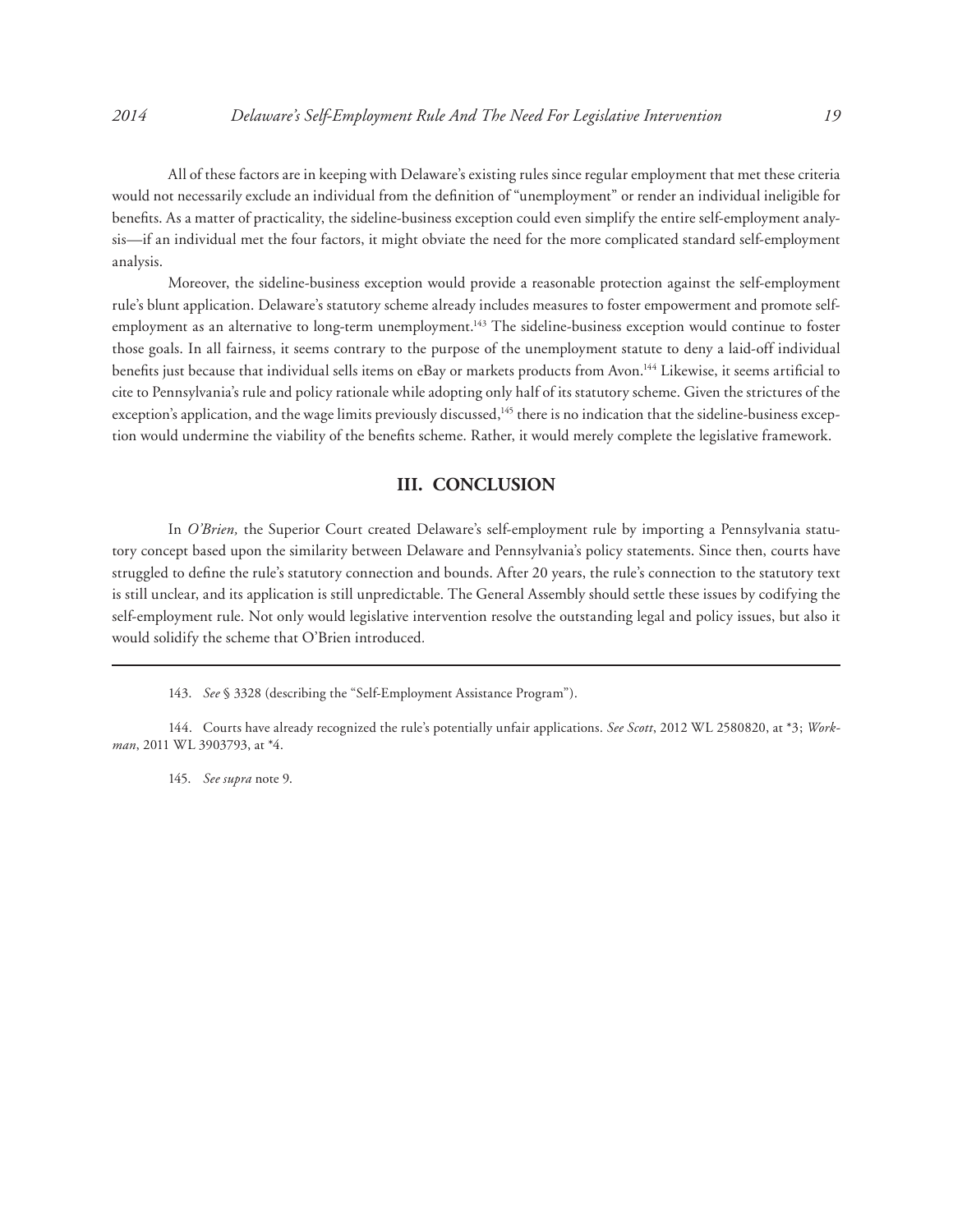All of these factors are in keeping with Delaware's existing rules since regular employment that met these criteria would not necessarily exclude an individual from the definition of "unemployment" or render an individual ineligible for benefits. As a matter of practicality, the sideline-business exception could even simplify the entire self-employment analysis—if an individual met the four factors, it might obviate the need for the more complicated standard self-employment analysis.

Moreover, the sideline-business exception would provide a reasonable protection against the self-employment rule's blunt application. Delaware's statutory scheme already includes measures to foster empowerment and promote self-employment as an alternative to long-term unemployment.[143] The sideline-business exception would continue to foster those goals. In all fairness, it seems contrary to the purpose of the unemployment statute to deny a laid-off individual benefits just because that individual sells items on eBay or markets products from Avon.[144] Likewise, it seems artificial to cite to Pennsylvania's rule and policy rationale while adopting only half of its statutory scheme. Given the strictures of the exception's application, and the wage limits previously discussed,[145] there is no indication that the sideline-business exception would undermine the viability of the benefits scheme. Rather, it would merely complete the legislative framework.

## III. CONCLUSION

In *O'Brien,* the Superior Court created Delaware's self-employment rule by importing a Pennsylvania statutory concept based upon the similarity between Delaware and Pennsylvania's policy statements. Since then, courts have struggled to define the rule's statutory connection and bounds. After 20 years, the rule's connection to the statutory text is still unclear, and its application is still unpredictable. The General Assembly should settle these issues by codifying the self-employment rule. Not only would legislative intervention resolve the outstanding legal and policy issues, but also it would solidify the scheme that O'Brien introduced.

---

143. *See* § 3328 (describing the "Self-Employment Assistance Program").

144. Courts have already recognized the rule's potentially unfair applications. *See Scott*, 2012 WL 2580820, at *3; *Workman*, 2011 WL 3903793, at *4.

145. *See supra* note 9.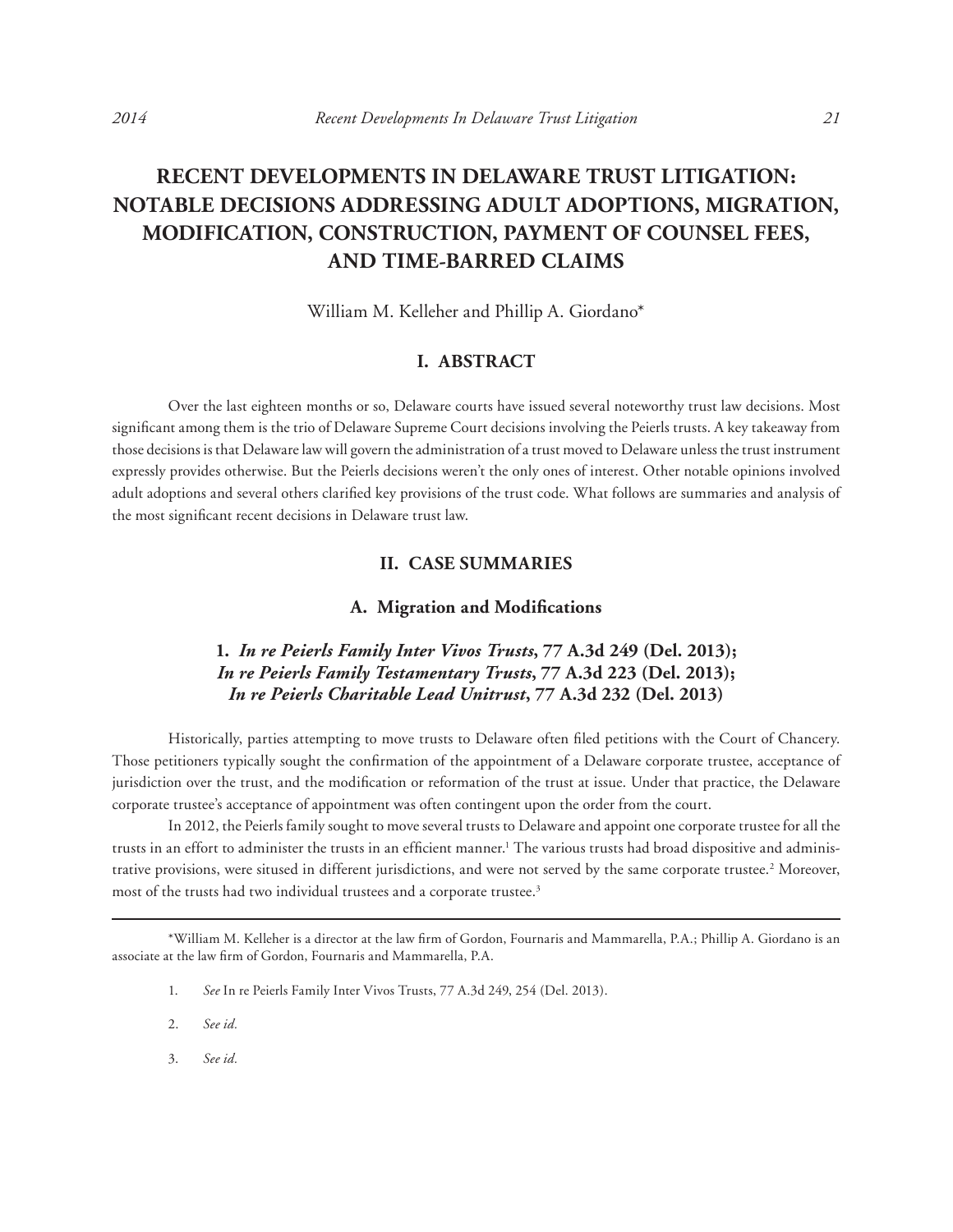# RECENT DEVELOPMENTS IN DELAWARE TRUST LITIGATION: NOTABLE DECISIONS ADDRESSING ADULT ADOPTIONS, MIGRATION, MODIFICATION, CONSTRUCTION, PAYMENT OF COUNSEL FEES, AND TIME-BARRED CLAIMS

William M. Kelleher and Phillip A. Giordano*

## I. ABSTRACT

Over the last eighteen months or so, Delaware courts have issued several noteworthy trust law decisions. Most significant among them is the trio of Delaware Supreme Court decisions involving the Peierls trusts. A key takeaway from those decisions is that Delaware law will govern the administration of a trust moved to Delaware unless the trust instrument expressly provides otherwise. But the Peierls decisions weren't the only ones of interest. Other notable opinions involved adult adoptions and several others clarified key provisions of the trust code. What follows are summaries and analysis of the most significant recent decisions in Delaware trust law.

## II. CASE SUMMARIES

### A. Migration and Modifications

#### 1. *In re Peierls Family Inter Vivos Trusts*, 77 A.3d 249 (Del. 2013); *In re Peierls Family Testamentary Trusts*, 77 A.3d 223 (Del. 2013); *In re Peierls Charitable Lead Unitrust*, 77 A.3d 232 (Del. 2013)

Historically, parties attempting to move trusts to Delaware often filed petitions with the Court of Chancery. Those petitioners typically sought the confirmation of the appointment of a Delaware corporate trustee, acceptance of jurisdiction over the trust, and the modification or reformation of the trust at issue. Under that practice, the Delaware corporate trustee's acceptance of appointment was often contingent upon the order from the court.

In 2012, the Peierls family sought to move several trusts to Delaware and appoint one corporate trustee for all the trusts in an effort to administer the trusts in an efficient manner.[1] The various trusts had broad dispositive and administrative provisions, were sitused in different jurisdictions, and were not served by the same corporate trustee.[2] Moreover, most of the trusts had two individual trustees and a corporate trustee.[3]

---

*William M. Kelleher is a director at the law firm of Gordon, Fournaris and Mammarella, P.A.; Phillip A. Giordano is an associate at the law firm of Gordon, Fournaris and Mammarella, P.A.

1. *See* In re Peierls Family Inter Vivos Trusts, 77 A.3d 249, 254 (Del. 2013).

2. *See id.*

3. *See id.*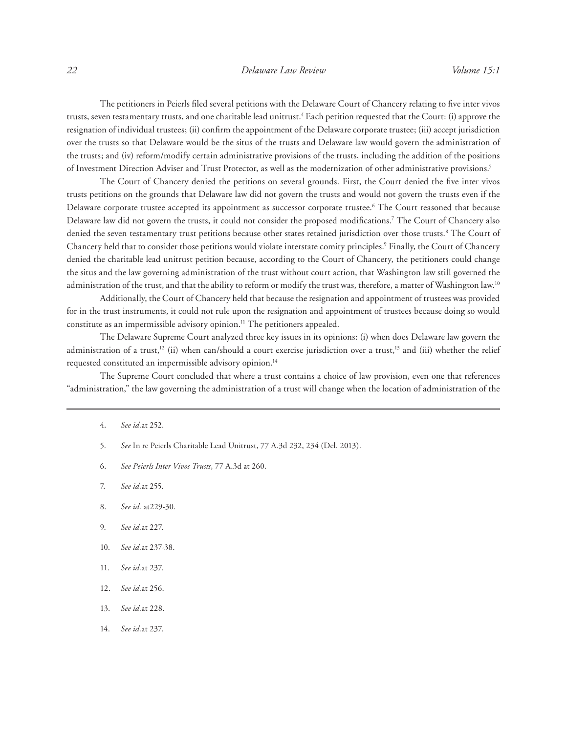The petitioners in Peierls filed several petitions with the Delaware Court of Chancery relating to five inter vivos trusts, seven testamentary trusts, and one charitable lead unitrust.[4] Each petition requested that the Court: (i) approve the resignation of individual trustees; (ii) confirm the appointment of the Delaware corporate trustee; (iii) accept jurisdiction over the trusts so that Delaware would be the situs of the trusts and Delaware law would govern the administration of the trusts; and (iv) reform/modify certain administrative provisions of the trusts, including the addition of the positions of Investment Direction Adviser and Trust Protector, as well as the modernization of other administrative provisions.[5]

The Court of Chancery denied the petitions on several grounds. First, the Court denied the five inter vivos trusts petitions on the grounds that Delaware law did not govern the trusts and would not govern the trusts even if the Delaware corporate trustee accepted its appointment as successor corporate trustee.[6] The Court reasoned that because Delaware law did not govern the trusts, it could not consider the proposed modifications.[7] The Court of Chancery also denied the seven testamentary trust petitions because other states retained jurisdiction over those trusts.[8] The Court of Chancery held that to consider those petitions would violate interstate comity principles.[9] Finally, the Court of Chancery denied the charitable lead unitrust petition because, according to the Court of Chancery, the petitioners could change the situs and the law governing administration of the trust without court action, that Washington law still governed the administration of the trust, and that the ability to reform or modify the trust was, therefore, a matter of Washington law.[10]

Additionally, the Court of Chancery held that because the resignation and appointment of trustees was provided for in the trust instruments, it could not rule upon the resignation and appointment of trustees because doing so would constitute as an impermissible advisory opinion.[11] The petitioners appealed.

The Delaware Supreme Court analyzed three key issues in its opinions: (i) when does Delaware law govern the administration of a trust,[12] (ii) when can/should a court exercise jurisdiction over a trust,[13] and (iii) whether the relief requested constituted an impermissible advisory opinion.[14]

The Supreme Court concluded that where a trust contains a choice of law provision, even one that references "administration," the law governing the administration of a trust will change when the location of administration of the

---

4. *See id.*at 252.

5. *See* In re Peierls Charitable Lead Unitrust, 77 A.3d 232, 234 (Del. 2013).

6. *See Peierls Inter Vivos Trusts*, 77 A.3d at 260.

7. *See id.*at 255.

8. *See id.* at229-30.

9. *See id.*at 227.

10. *See id.*at 237-38.

11. *See id.*at 237.

12. *See id.*at 256.

13. *See id.*at 228.

14. *See id.*at 237.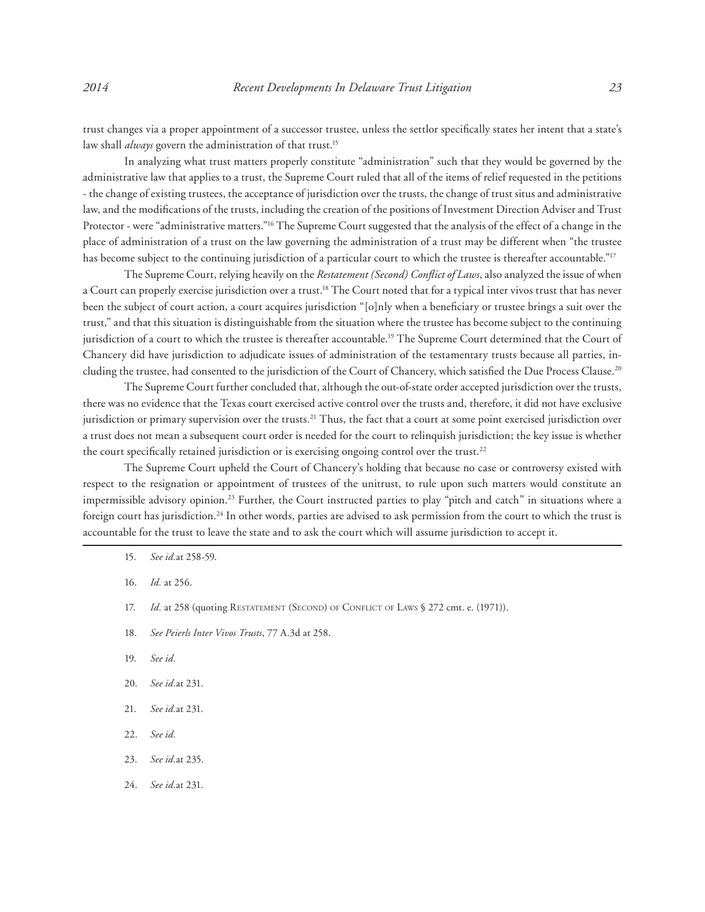trust changes via a proper appointment of a successor trustee, unless the settlor specifically states her intent that a state's law shall *always* govern the administration of that trust.[15]

In analyzing what trust matters properly constitute "administration" such that they would be governed by the administrative law that applies to a trust, the Supreme Court ruled that all of the items of relief requested in the petitions - the change of existing trustees, the acceptance of jurisdiction over the trusts, the change of trust situs and administrative law, and the modifications of the trusts, including the creation of the positions of Investment Direction Adviser and Trust Protector - were "administrative matters."[16] The Supreme Court suggested that the analysis of the effect of a change in the place of administration of a trust on the law governing the administration of a trust may be different when "the trustee has become subject to the continuing jurisdiction of a particular court to which the trustee is thereafter accountable."[17]

The Supreme Court, relying heavily on the *Restatement (Second) Conflict of Laws*, also analyzed the issue of when a Court can properly exercise jurisdiction over a trust.[18] The Court noted that for a typical inter vivos trust that has never been the subject of court action, a court acquires jurisdiction "[o]nly when a beneficiary or trustee brings a suit over the trust," and that this situation is distinguishable from the situation where the trustee has become subject to the continuing jurisdiction of a court to which the trustee is thereafter accountable.[19] The Supreme Court determined that the Court of Chancery did have jurisdiction to adjudicate issues of administration of the testamentary trusts because all parties, including the trustee, had consented to the jurisdiction of the Court of Chancery, which satisfied the Due Process Clause.[20]

The Supreme Court further concluded that, although the out-of-state order accepted jurisdiction over the trusts, there was no evidence that the Texas court exercised active control over the trusts and, therefore, it did not have exclusive jurisdiction or primary supervision over the trusts.[21] Thus, the fact that a court at some point exercised jurisdiction over a trust does not mean a subsequent court order is needed for the court to relinquish jurisdiction; the key issue is whether the court specifically retained jurisdiction or is exercising ongoing control over the trust.[22]

The Supreme Court upheld the Court of Chancery's holding that because no case or controversy existed with respect to the resignation or appointment of trustees of the unitrust, to rule upon such matters would constitute an impermissible advisory opinion.[23] Further, the Court instructed parties to play "pitch and catch" in situations where a foreign court has jurisdiction.[24] In other words, parties are advised to ask permission from the court to which the trust is accountable for the trust to leave the state and to ask the court which will assume jurisdiction to accept it.

---

15. *See id.*at 258-59.

16. *Id.* at 256.

17. *Id.* at 258 (quoting Restatement (Second) of Conflict of Laws § 272 cmt. e. (1971)).

18. *See Peierls Inter Vivos Trusts*, 77 A.3d at 258.

19. *See id.*

20. *See id.*at 231.

21. *See id.*at 231.

22. *See id.*

23. *See id.*at 235.

24. *See id.*at 231.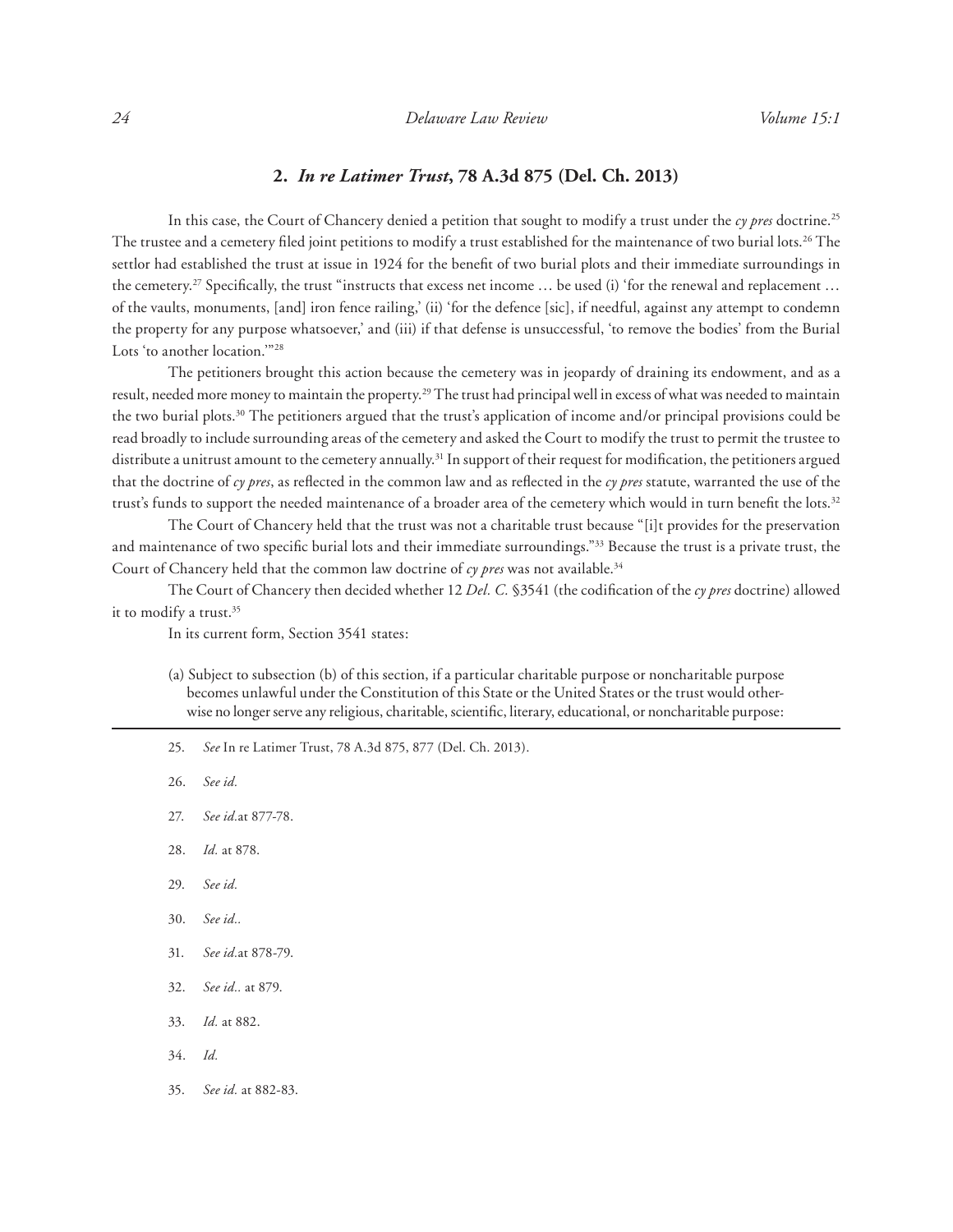## 2. *In re Latimer Trust*, 78 A.3d 875 (Del. Ch. 2013)

In this case, the Court of Chancery denied a petition that sought to modify a trust under the *cy pres* doctrine.[25] The trustee and a cemetery filed joint petitions to modify a trust established for the maintenance of two burial lots.[26] The settlor had established the trust at issue in 1924 for the benefit of two burial plots and their immediate surroundings in the cemetery.[27] Specifically, the trust "instructs that excess net income … be used (i) 'for the renewal and replacement … of the vaults, monuments, [and] iron fence railing,' (ii) 'for the defence [sic], if needful, against any attempt to condemn the property for any purpose whatsoever,' and (iii) if that defense is unsuccessful, 'to remove the bodies' from the Burial Lots 'to another location.'"[28]

The petitioners brought this action because the cemetery was in jeopardy of draining its endowment, and as a result, needed more money to maintain the property.[29] The trust had principal well in excess of what was needed to maintain the two burial plots.[30] The petitioners argued that the trust's application of income and/or principal provisions could be read broadly to include surrounding areas of the cemetery and asked the Court to modify the trust to permit the trustee to distribute a unitrust amount to the cemetery annually.[31] In support of their request for modification, the petitioners argued that the doctrine of *cy pres*, as reflected in the common law and as reflected in the *cy pres* statute, warranted the use of the trust's funds to support the needed maintenance of a broader area of the cemetery which would in turn benefit the lots.[32]

The Court of Chancery held that the trust was not a charitable trust because "[i]t provides for the preservation and maintenance of two specific burial lots and their immediate surroundings."[33] Because the trust is a private trust, the Court of Chancery held that the common law doctrine of *cy pres* was not available.[34]

The Court of Chancery then decided whether 12 *Del. C.* §3541 (the codification of the *cy pres* doctrine) allowed it to modify a trust.[35]

In its current form, Section 3541 states:

> (a) Subject to subsection (b) of this section, if a particular charitable purpose or noncharitable purpose becomes unlawful under the Constitution of this State or the United States or the trust would otherwise no longer serve any religious, charitable, scientific, literary, educational, or noncharitable purpose:

---

25. *See* In re Latimer Trust, 78 A.3d 875, 877 (Del. Ch. 2013).

26. *See id.*

27. *See id.*at 877-78.

28. *Id.* at 878.

29. *See id.*

30. *See id..*

31. *See id.*at 878-79.

32. *See id..* at 879.

33. *Id.* at 882.

34. *Id.*

35. *See id.* at 882-83.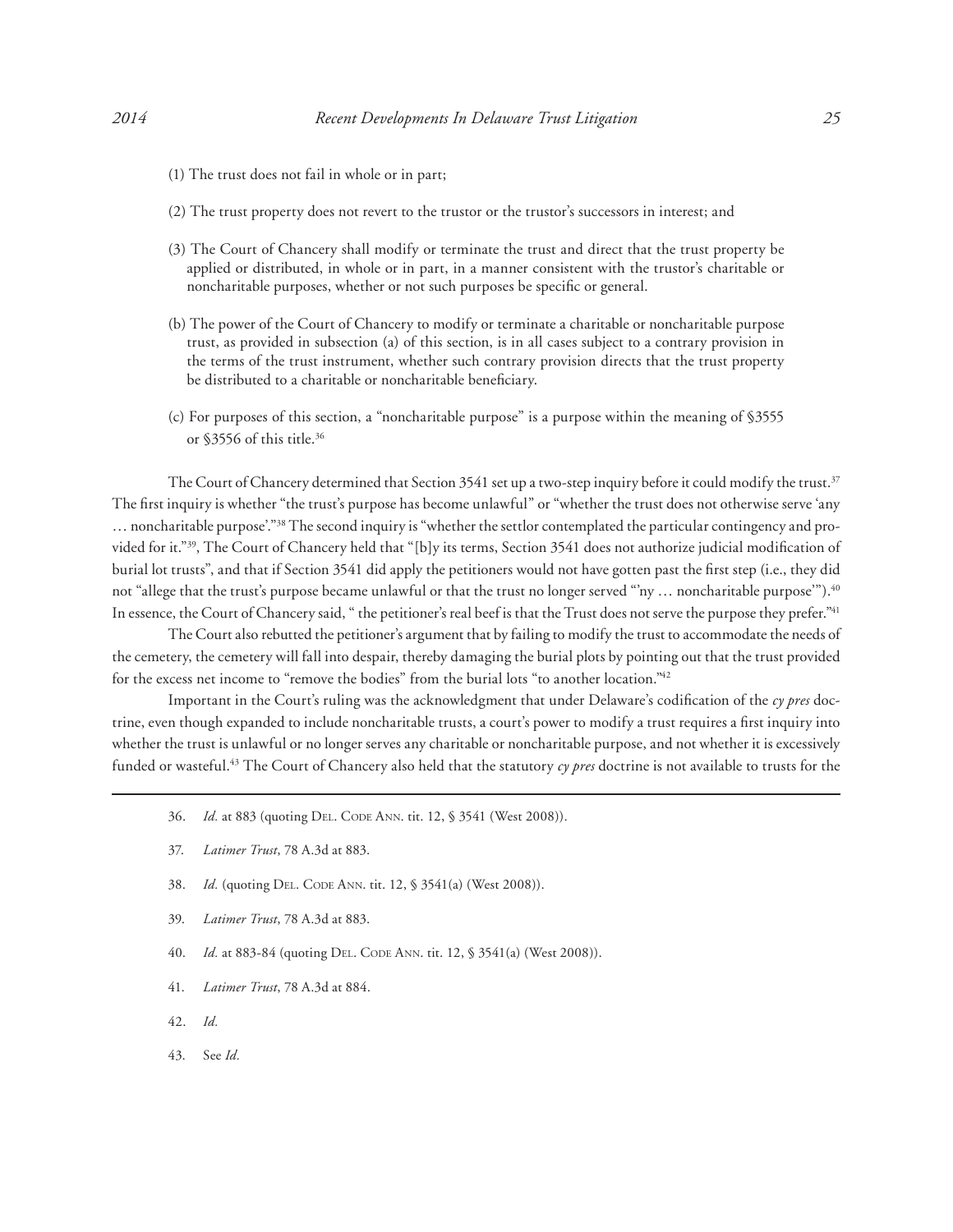(1) The trust does not fail in whole or in part;

(2) The trust property does not revert to the trustor or the trustor's successors in interest; and

(3) The Court of Chancery shall modify or terminate the trust and direct that the trust property be applied or distributed, in whole or in part, in a manner consistent with the trustor's charitable or noncharitable purposes, whether or not such purposes be specific or general.

(b) The power of the Court of Chancery to modify or terminate a charitable or noncharitable purpose trust, as provided in subsection (a) of this section, is in all cases subject to a contrary provision in the terms of the trust instrument, whether such contrary provision directs that the trust property be distributed to a charitable or noncharitable beneficiary.

(c) For purposes of this section, a "noncharitable purpose" is a purpose within the meaning of §3555 or §3556 of this title.[36]

The Court of Chancery determined that Section 3541 set up a two-step inquiry before it could modify the trust.[37] The first inquiry is whether "the trust's purpose has become unlawful" or "whether the trust does not otherwise serve 'any … noncharitable purpose'."[38] The second inquiry is "whether the settlor contemplated the particular contingency and provided for it."[39], The Court of Chancery held that "[b]y its terms, Section 3541 does not authorize judicial modification of burial lot trusts", and that if Section 3541 did apply the petitioners would not have gotten past the first step (i.e., they did not "allege that the trust's purpose became unlawful or that the trust no longer served "'ny … noncharitable purpose'").[40] In essence, the Court of Chancery said, " the petitioner's real beef is that the Trust does not serve the purpose they prefer."[41]

The Court also rebutted the petitioner's argument that by failing to modify the trust to accommodate the needs of the cemetery, the cemetery will fall into despair, thereby damaging the burial plots by pointing out that the trust provided for the excess net income to "remove the bodies" from the burial lots "to another location."[42]

Important in the Court's ruling was the acknowledgment that under Delaware's codification of the *cy pres* doctrine, even though expanded to include noncharitable trusts, a court's power to modify a trust requires a first inquiry into whether the trust is unlawful or no longer serves any charitable or noncharitable purpose, and not whether it is excessively funded or wasteful.[43] The Court of Chancery also held that the statutory *cy pres* doctrine is not available to trusts for the

---

36. *Id.* at 883 (quoting Del. Code Ann. tit. 12, § 3541 (West 2008)).

37. *Latimer Trust*, 78 A.3d at 883.

38. *Id.* (quoting Del. Code Ann. tit. 12, § 3541(a) (West 2008)).

39. *Latimer Trust*, 78 A.3d at 883.

40. *Id.* at 883-84 (quoting Del. Code Ann. tit. 12, § 3541(a) (West 2008)).

41. *Latimer Trust*, 78 A.3d at 884.

42. *Id.*

43. See *Id.*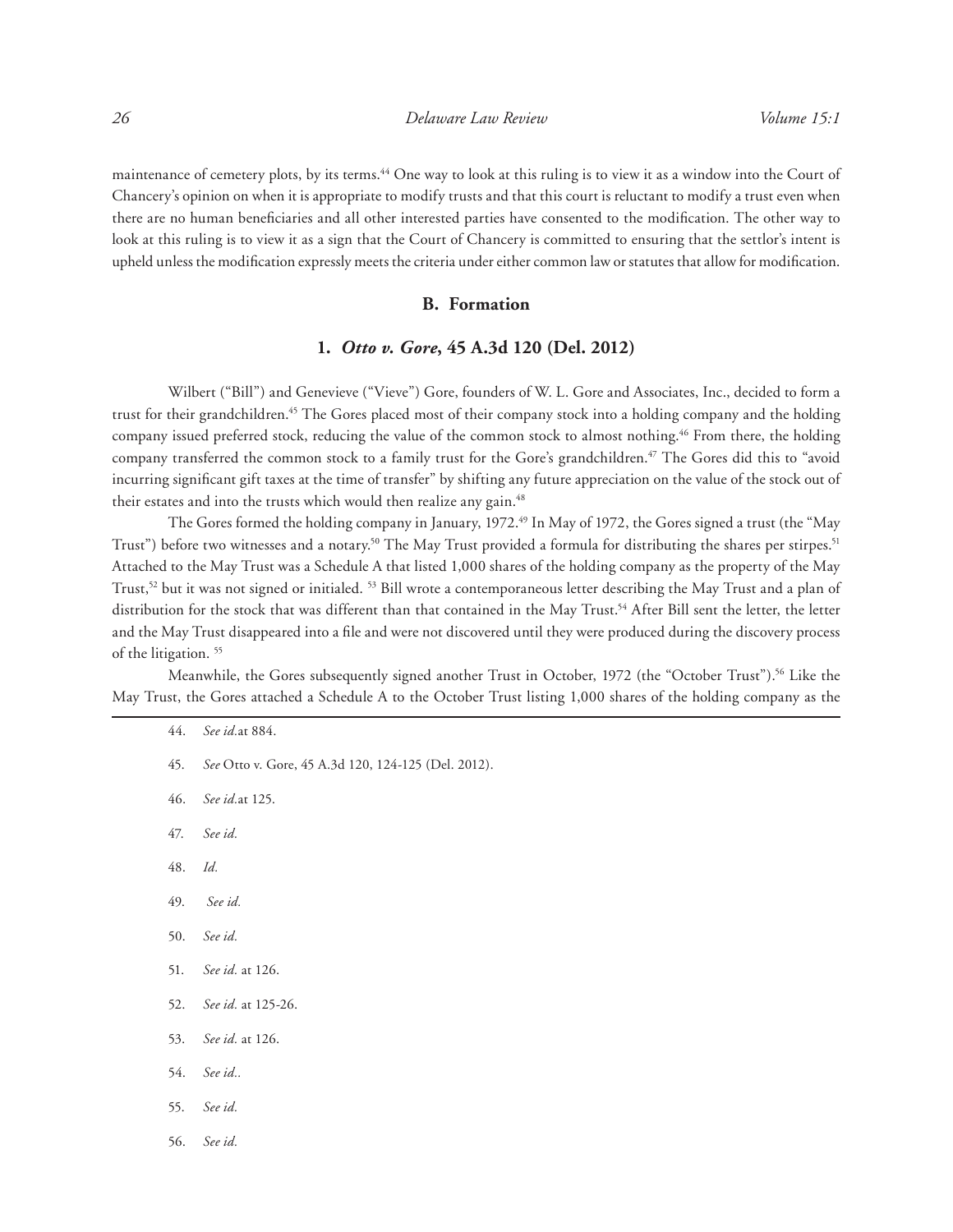maintenance of cemetery plots, by its terms.[44] One way to look at this ruling is to view it as a window into the Court of Chancery's opinion on when it is appropriate to modify trusts and that this court is reluctant to modify a trust even when there are no human beneficiaries and all other interested parties have consented to the modification. The other way to look at this ruling is to view it as a sign that the Court of Chancery is committed to ensuring that the settlor's intent is upheld unless the modification expressly meets the criteria under either common law or statutes that allow for modification.

### B. Formation

#### 1. *Otto v. Gore*, 45 A.3d 120 (Del. 2012)

Wilbert ("Bill") and Genevieve ("Vieve") Gore, founders of W. L. Gore and Associates, Inc., decided to form a trust for their grandchildren.[45] The Gores placed most of their company stock into a holding company and the holding company issued preferred stock, reducing the value of the common stock to almost nothing.[46] From there, the holding company transferred the common stock to a family trust for the Gore's grandchildren.[47] The Gores did this to "avoid incurring significant gift taxes at the time of transfer" by shifting any future appreciation on the value of the stock out of their estates and into the trusts which would then realize any gain.[48]

The Gores formed the holding company in January, 1972.[49] In May of 1972, the Gores signed a trust (the "May Trust") before two witnesses and a notary.[50] The May Trust provided a formula for distributing the shares per stirpes.[51] Attached to the May Trust was a Schedule A that listed 1,000 shares of the holding company as the property of the May Trust,[52] but it was not signed or initialed. [53] Bill wrote a contemporaneous letter describing the May Trust and a plan of distribution for the stock that was different than that contained in the May Trust.[54] After Bill sent the letter, the letter and the May Trust disappeared into a file and were not discovered until they were produced during the discovery process of the litigation. [55]

Meanwhile, the Gores subsequently signed another Trust in October, 1972 (the "October Trust").[56] Like the May Trust, the Gores attached a Schedule A to the October Trust listing 1,000 shares of the holding company as the

---

44. *See id.*at 884.

45. *See* Otto v. Gore, 45 A.3d 120, 124-125 (Del. 2012).

46. *See id.*at 125.

47. *See id.*

48. *Id.*

49. *See id.*

50. *See id.*

51. *See id.* at 126.

52. *See id.* at 125-26.

53. *See id.* at 126.

54. *See id.*.

55. *See id.*

56. *See id.*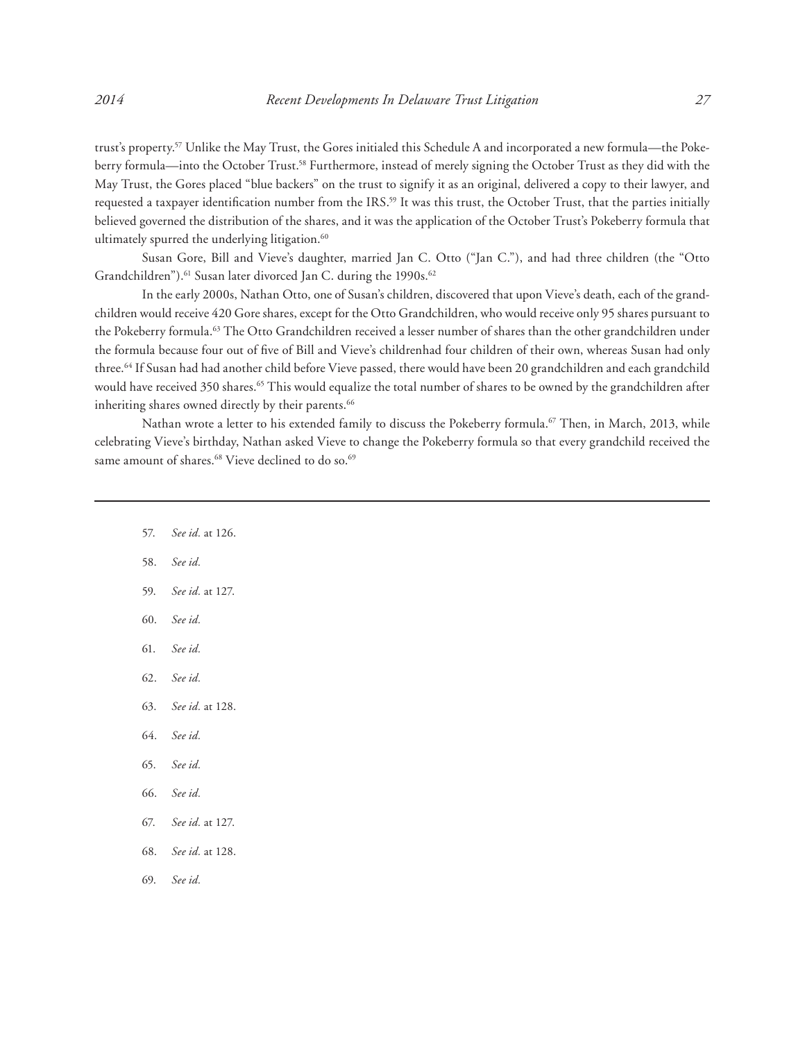trust's property.[57] Unlike the May Trust, the Gores initialed this Schedule A and incorporated a new formula—the Pokeberry formula—into the October Trust.[58] Furthermore, instead of merely signing the October Trust as they did with the May Trust, the Gores placed "blue backers" on the trust to signify it as an original, delivered a copy to their lawyer, and requested a taxpayer identification number from the IRS.[59] It was this trust, the October Trust, that the parties initially believed governed the distribution of the shares, and it was the application of the October Trust's Pokeberry formula that ultimately spurred the underlying litigation.[60]

Susan Gore, Bill and Vieve's daughter, married Jan C. Otto ("Jan C."), and had three children (the "Otto Grandchildren").[61] Susan later divorced Jan C. during the 1990s.[62]

In the early 2000s, Nathan Otto, one of Susan's children, discovered that upon Vieve's death, each of the grandchildren would receive 420 Gore shares, except for the Otto Grandchildren, who would receive only 95 shares pursuant to the Pokeberry formula.[63] The Otto Grandchildren received a lesser number of shares than the other grandchildren under the formula because four out of five of Bill and Vieve's childrenhad four children of their own, whereas Susan had only three.[64] If Susan had had another child before Vieve passed, there would have been 20 grandchildren and each grandchild would have received 350 shares.[65] This would equalize the total number of shares to be owned by the grandchildren after inheriting shares owned directly by their parents.[66]

Nathan wrote a letter to his extended family to discuss the Pokeberry formula.[67] Then, in March, 2013, while celebrating Vieve's birthday, Nathan asked Vieve to change the Pokeberry formula so that every grandchild received the same amount of shares.[68] Vieve declined to do so.[69]

---

57. *See id.* at 126.
58. *See id.*
59. *See id.* at 127.
60. *See id.*
61. *See id.*
62. *See id.*
63. *See id.* at 128.
64. *See id.*
65. *See id.*
66. *See id.*
67. *See id.* at 127.
68. *See id.* at 128.
69. *See id.*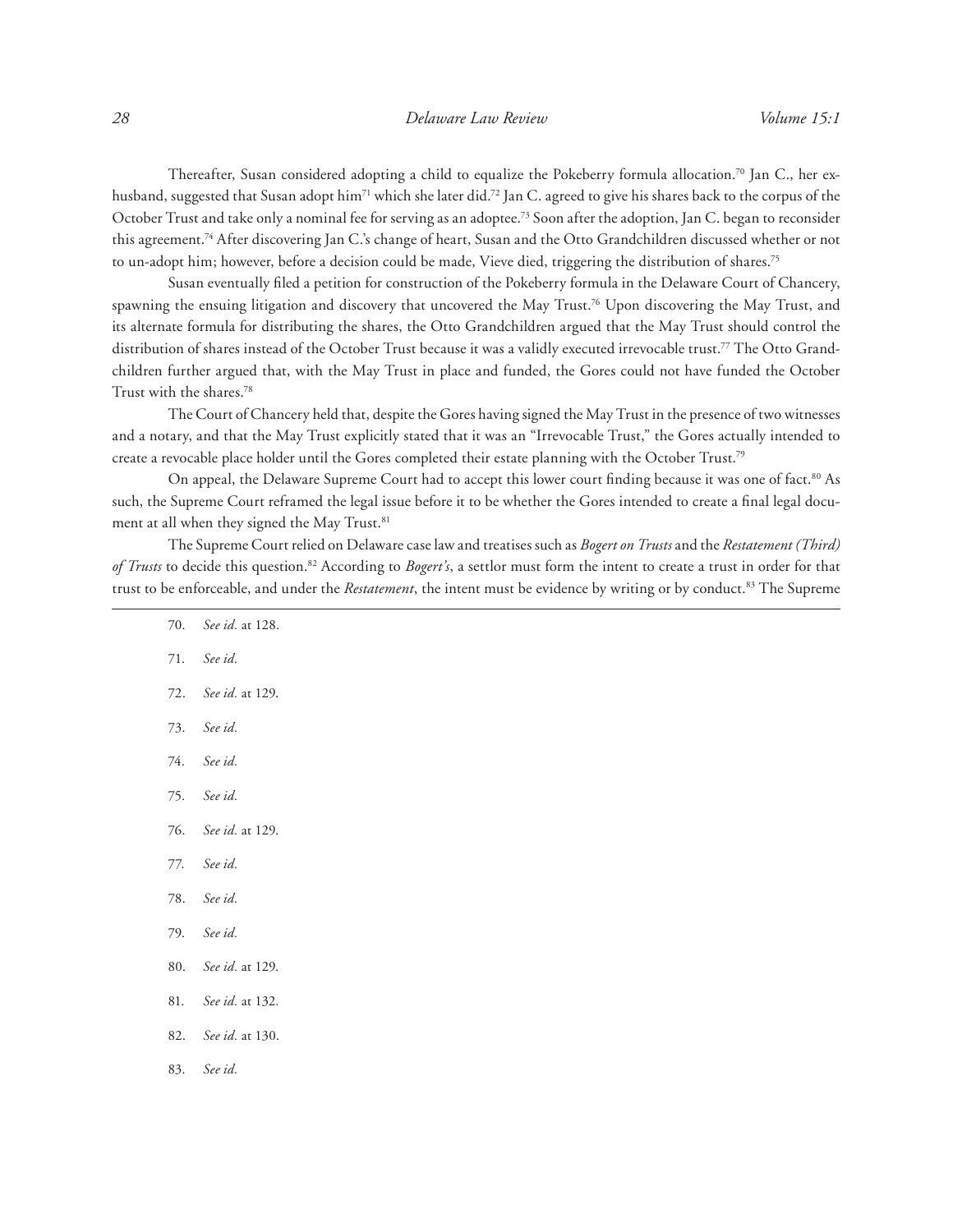Thereafter, Susan considered adopting a child to equalize the Pokeberry formula allocation.[70] Jan C., her ex-husband, suggested that Susan adopt him[71] which she later did.[72] Jan C. agreed to give his shares back to the corpus of the October Trust and take only a nominal fee for serving as an adoptee.[73] Soon after the adoption, Jan C. began to reconsider this agreement.[74] After discovering Jan C.'s change of heart, Susan and the Otto Grandchildren discussed whether or not to un-adopt him; however, before a decision could be made, Vieve died, triggering the distribution of shares.[75]

Susan eventually filed a petition for construction of the Pokeberry formula in the Delaware Court of Chancery, spawning the ensuing litigation and discovery that uncovered the May Trust.[76] Upon discovering the May Trust, and its alternate formula for distributing the shares, the Otto Grandchildren argued that the May Trust should control the distribution of shares instead of the October Trust because it was a validly executed irrevocable trust.[77] The Otto Grandchildren further argued that, with the May Trust in place and funded, the Gores could not have funded the October Trust with the shares.[78]

The Court of Chancery held that, despite the Gores having signed the May Trust in the presence of two witnesses and a notary, and that the May Trust explicitly stated that it was an "Irrevocable Trust," the Gores actually intended to create a revocable place holder until the Gores completed their estate planning with the October Trust.[79]

On appeal, the Delaware Supreme Court had to accept this lower court finding because it was one of fact.[80] As such, the Supreme Court reframed the legal issue before it to be whether the Gores intended to create a final legal document at all when they signed the May Trust.[81]

The Supreme Court relied on Delaware case law and treatises such as *Bogert on Trusts* and the *Restatement (Third) of Trusts* to decide this question.[82] According to *Bogert's*, a settlor must form the intent to create a trust in order for that trust to be enforceable, and under the *Restatement*, the intent must be evidence by writing or by conduct.[83] The Supreme

---

70. *See id.* at 128.

71. *See id.*

72. *See id.* at 129.

73. *See id.*

74. *See id.*

75. *See id.*

76. *See id.* at 129.

77. *See id.*

78. *See id.*

79. *See id.*

80. *See id.* at 129.

81. *See id.* at 132.

82. *See id.* at 130.

83. *See id.*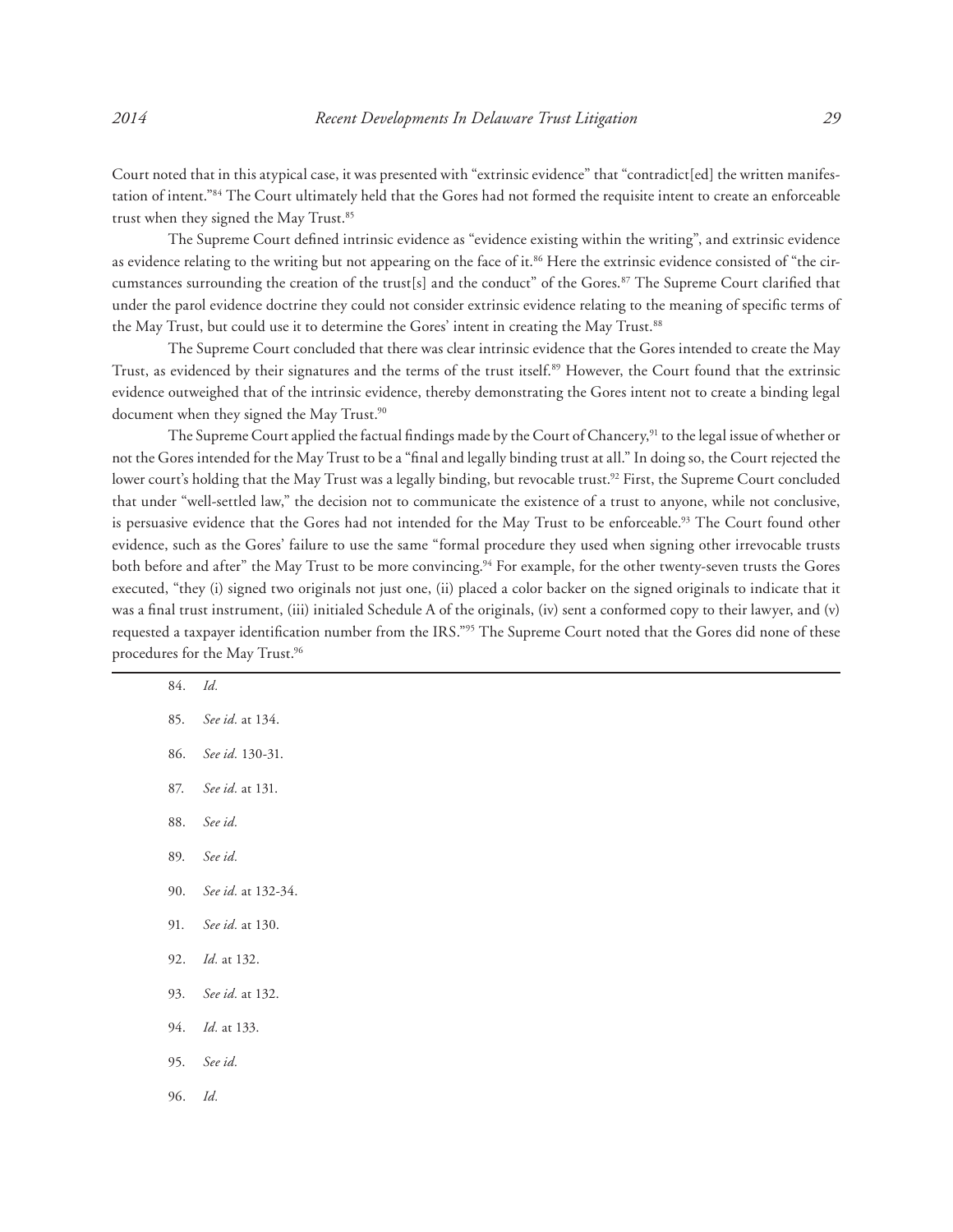Court noted that in this atypical case, it was presented with "extrinsic evidence" that "contradict[ed] the written manifestation of intent."[84] The Court ultimately held that the Gores had not formed the requisite intent to create an enforceable trust when they signed the May Trust.[85]

The Supreme Court defined intrinsic evidence as "evidence existing within the writing", and extrinsic evidence as evidence relating to the writing but not appearing on the face of it.[86] Here the extrinsic evidence consisted of "the circumstances surrounding the creation of the trust[s] and the conduct" of the Gores.[87] The Supreme Court clarified that under the parol evidence doctrine they could not consider extrinsic evidence relating to the meaning of specific terms of the May Trust, but could use it to determine the Gores' intent in creating the May Trust.[88]

The Supreme Court concluded that there was clear intrinsic evidence that the Gores intended to create the May Trust, as evidenced by their signatures and the terms of the trust itself.[89] However, the Court found that the extrinsic evidence outweighed that of the intrinsic evidence, thereby demonstrating the Gores intent not to create a binding legal document when they signed the May Trust.[90]

The Supreme Court applied the factual findings made by the Court of Chancery,[91] to the legal issue of whether or not the Gores intended for the May Trust to be a "final and legally binding trust at all." In doing so, the Court rejected the lower court's holding that the May Trust was a legally binding, but revocable trust.[92] First, the Supreme Court concluded that under "well-settled law," the decision not to communicate the existence of a trust to anyone, while not conclusive, is persuasive evidence that the Gores had not intended for the May Trust to be enforceable.[93] The Court found other evidence, such as the Gores' failure to use the same "formal procedure they used when signing other irrevocable trusts both before and after" the May Trust to be more convincing.[94] For example, for the other twenty-seven trusts the Gores executed, "they (i) signed two originals not just one, (ii) placed a color backer on the signed originals to indicate that it was a final trust instrument, (iii) initialed Schedule A of the originals, (iv) sent a conformed copy to their lawyer, and (v) requested a taxpayer identification number from the IRS."[95] The Supreme Court noted that the Gores did none of these procedures for the May Trust.[96]

---

84. *Id.*
85. *See id.* at 134.
86. *See id.* 130-31.
87. *See id.* at 131.
88. *See id.*
89. *See id.*
90. *See id.* at 132-34.
91. *See id.* at 130.
92. *Id.* at 132.
93. *See id.* at 132.
94. *Id.* at 133.
95. *See id.*
96. *Id.*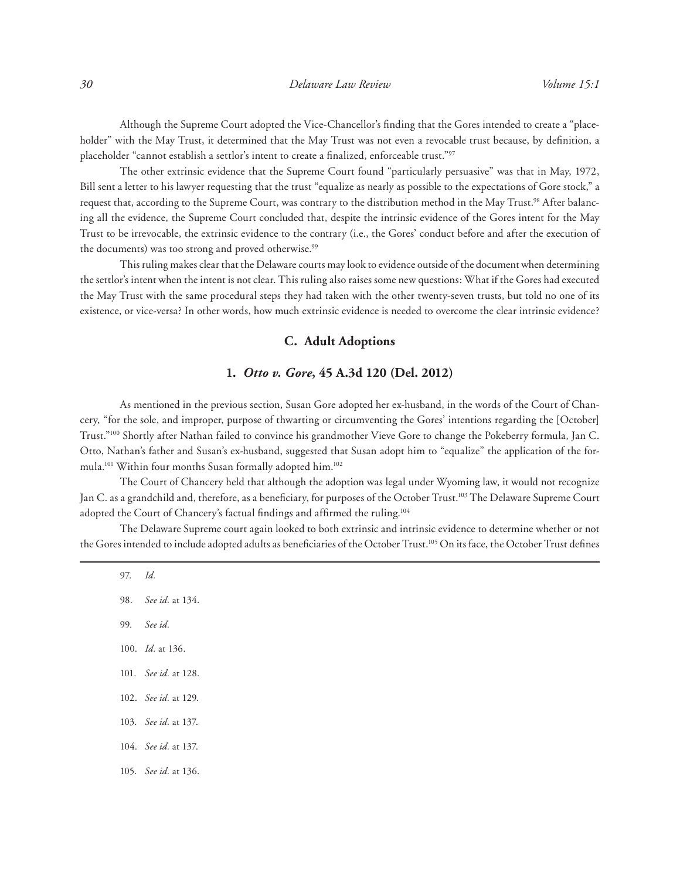Although the Supreme Court adopted the Vice-Chancellor's finding that the Gores intended to create a "placeholder" with the May Trust, it determined that the May Trust was not even a revocable trust because, by definition, a placeholder "cannot establish a settlor's intent to create a finalized, enforceable trust."[97]

The other extrinsic evidence that the Supreme Court found "particularly persuasive" was that in May, 1972, Bill sent a letter to his lawyer requesting that the trust "equalize as nearly as possible to the expectations of Gore stock," a request that, according to the Supreme Court, was contrary to the distribution method in the May Trust.[98] After balancing all the evidence, the Supreme Court concluded that, despite the intrinsic evidence of the Gores intent for the May Trust to be irrevocable, the extrinsic evidence to the contrary (i.e., the Gores' conduct before and after the execution of the documents) was too strong and proved otherwise.[99]

This ruling makes clear that the Delaware courts may look to evidence outside of the document when determining the settlor's intent when the intent is not clear. This ruling also raises some new questions: What if the Gores had executed the May Trust with the same procedural steps they had taken with the other twenty-seven trusts, but told no one of its existence, or vice-versa? In other words, how much extrinsic evidence is needed to overcome the clear intrinsic evidence?

### C. Adult Adoptions

#### 1. *Otto v. Gore*, 45 A.3d 120 (Del. 2012)

As mentioned in the previous section, Susan Gore adopted her ex-husband, in the words of the Court of Chancery, "for the sole, and improper, purpose of thwarting or circumventing the Gores' intentions regarding the [October] Trust."[100] Shortly after Nathan failed to convince his grandmother Vieve Gore to change the Pokeberry formula, Jan C. Otto, Nathan's father and Susan's ex-husband, suggested that Susan adopt him to "equalize" the application of the formula.[101] Within four months Susan formally adopted him.[102]

The Court of Chancery held that although the adoption was legal under Wyoming law, it would not recognize Jan C. as a grandchild and, therefore, as a beneficiary, for purposes of the October Trust.[103] The Delaware Supreme Court adopted the Court of Chancery's factual findings and affirmed the ruling.[104]

The Delaware Supreme court again looked to both extrinsic and intrinsic evidence to determine whether or not the Gores intended to include adopted adults as beneficiaries of the October Trust.[105] On its face, the October Trust defines

---

97. *Id.*

98. *See id.* at 134.

99. *See id.*

100. *Id.* at 136.

101. *See id.* at 128.

102. *See id.* at 129.

103. *See id.* at 137.

104. *See id.* at 137.

105. *See id.* at 136.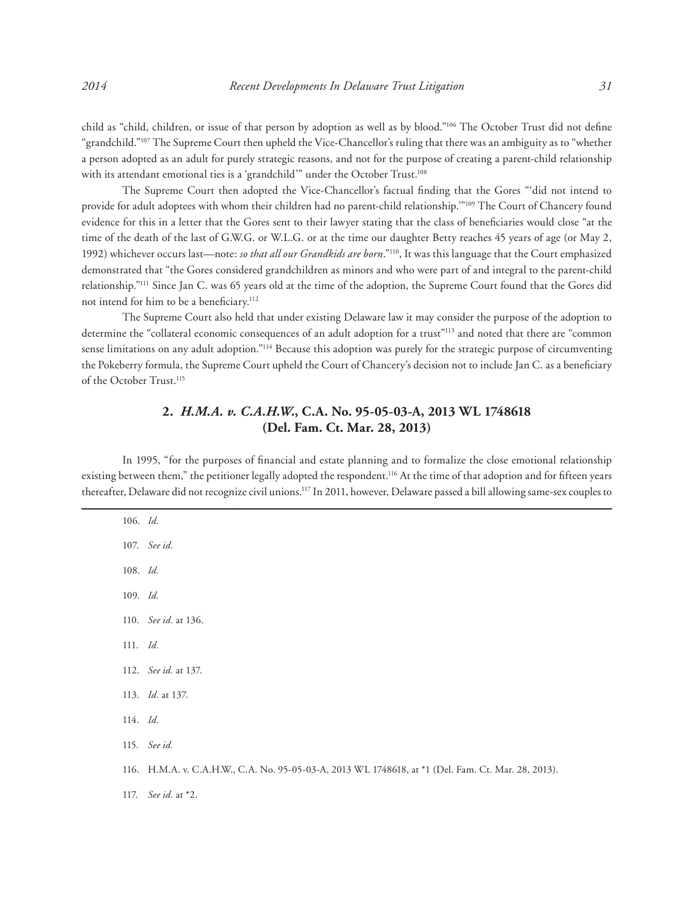child as "child, children, or issue of that person by adoption as well as by blood."[106] The October Trust did not define "grandchild."[107] The Supreme Court then upheld the Vice-Chancellor's ruling that there was an ambiguity as to "whether a person adopted as an adult for purely strategic reasons, and not for the purpose of creating a parent-child relationship with its attendant emotional ties is a 'grandchild'" under the October Trust.[108]

The Supreme Court then adopted the Vice-Chancellor's factual finding that the Gores "'did not intend to provide for adult adoptees with whom their children had no parent-child relationship.'"[109] The Court of Chancery found evidence for this in a letter that the Gores sent to their lawyer stating that the class of beneficiaries would close "at the time of the death of the last of G.W.G. or W.L.G. or at the time our daughter Betty reaches 45 years of age (or May 2, 1992) whichever occurs last—note: *so that all our Grandkids are born*."[110], It was this language that the Court emphasized demonstrated that "the Gores considered grandchildren as minors and who were part of and integral to the parent-child relationship."[111] Since Jan C. was 65 years old at the time of the adoption, the Supreme Court found that the Gores did not intend for him to be a beneficiary.[112]

The Supreme Court also held that under existing Delaware law it may consider the purpose of the adoption to determine the "collateral economic consequences of an adult adoption for a trust"[113] and noted that there are "common sense limitations on any adult adoption."[114] Because this adoption was purely for the strategic purpose of circumventing the Pokeberry formula, the Supreme Court upheld the Court of Chancery's decision not to include Jan C. as a beneficiary of the October Trust.[115]

## 2. *H.M.A. v. C.A.H.W.*, C.A. No. 95-05-03-A, 2013 WL 1748618 (Del. Fam. Ct. Mar. 28, 2013)

In 1995, "for the purposes of financial and estate planning and to formalize the close emotional relationship existing between them," the petitioner legally adopted the respondent.[116] At the time of that adoption and for fifteen years thereafter, Delaware did not recognize civil unions.[117] In 2011, however, Delaware passed a bill allowing same-sex couples to

---

106. *Id.*

107. *See id.*

108. *Id.*

109. *Id.*

110. *See id.* at 136.

111. *Id.*

112. *See id.* at 137.

113. *Id.* at 137.

114. *Id.*

115. *See id.*

116. H.M.A. v. C.A.H.W., C.A. No. 95-05-03-A, 2013 WL 1748618, at *1 (Del. Fam. Ct. Mar. 28, 2013).

117. *See id.* at *2.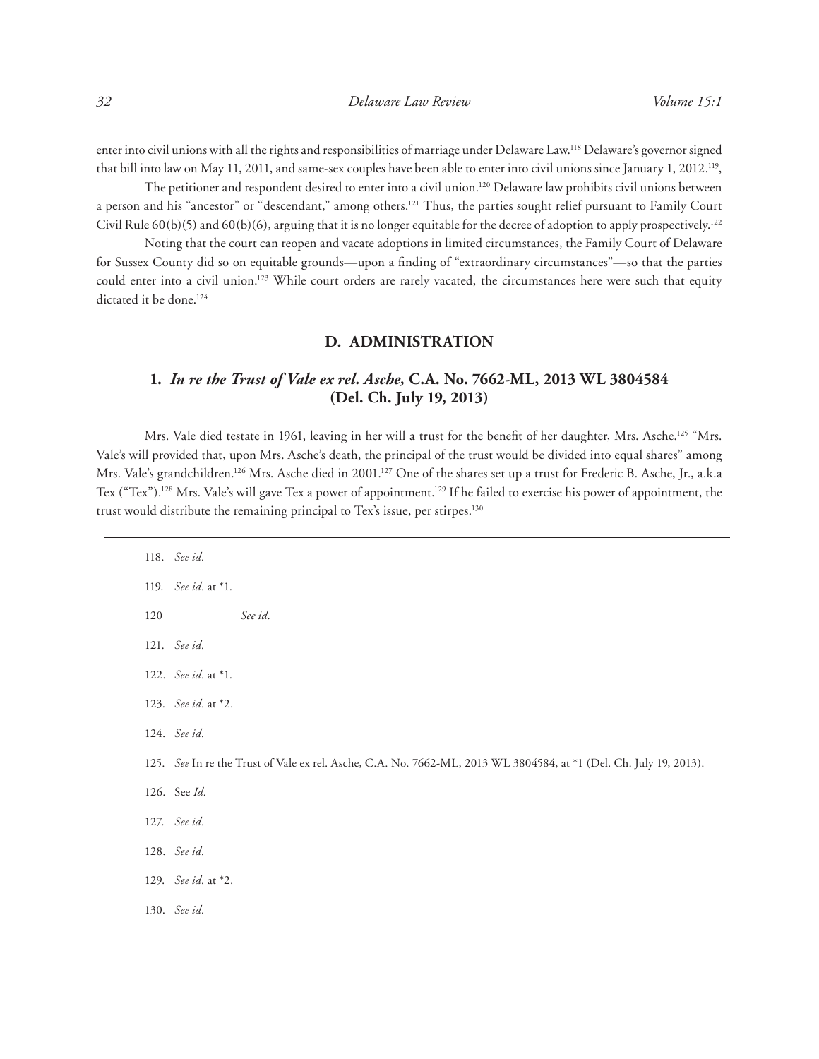enter into civil unions with all the rights and responsibilities of marriage under Delaware Law.[118] Delaware's governor signed that bill into law on May 11, 2011, and same-sex couples have been able to enter into civil unions since January 1, 2012.[119],

The petitioner and respondent desired to enter into a civil union.[120] Delaware law prohibits civil unions between a person and his "ancestor" or "descendant," among others.[121] Thus, the parties sought relief pursuant to Family Court Civil Rule 60(b)(5) and 60(b)(6), arguing that it is no longer equitable for the decree of adoption to apply prospectively.[122]

Noting that the court can reopen and vacate adoptions in limited circumstances, the Family Court of Delaware for Sussex County did so on equitable grounds—upon a finding of "extraordinary circumstances"—so that the parties could enter into a civil union.[123] While court orders are rarely vacated, the circumstances here were such that equity dictated it be done.[124]

## D. ADMINISTRATION

### 1. *In re the Trust of Vale ex rel. Asche,* C.A. No. 7662-ML, 2013 WL 3804584 (Del. Ch. July 19, 2013)

Mrs. Vale died testate in 1961, leaving in her will a trust for the benefit of her daughter, Mrs. Asche.[125] "Mrs. Vale's will provided that, upon Mrs. Asche's death, the principal of the trust would be divided into equal shares" among Mrs. Vale's grandchildren.[126] Mrs. Asche died in 2001.[127] One of the shares set up a trust for Frederic B. Asche, Jr., a.k.a Tex ("Tex").[128] Mrs. Vale's will gave Tex a power of appointment.[129] If he failed to exercise his power of appointment, the trust would distribute the remaining principal to Tex's issue, per stirpes.[130]

---

118. *See id.*

119. *See id.* at *1.

120 *See id.*

121. *See id.*

122. *See id.* at *1.

123. *See id.* at *2.

124. *See id.*

125. *See* In re the Trust of Vale ex rel. Asche, C.A. No. 7662-ML, 2013 WL 3804584, at *1 (Del. Ch. July 19, 2013).

126. See *Id.*

127. *See id.*

128. *See id.*

129. *See id.* at *2.

130. *See id.*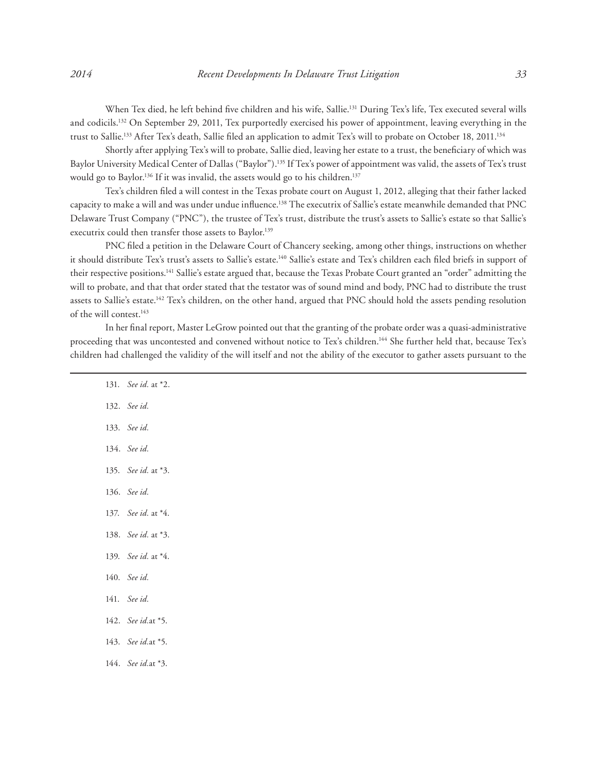When Tex died, he left behind five children and his wife, Sallie.[131] During Tex's life, Tex executed several wills and codicils.[132] On September 29, 2011, Tex purportedly exercised his power of appointment, leaving everything in the trust to Sallie.[133] After Tex's death, Sallie filed an application to admit Tex's will to probate on October 18, 2011.[134]

Shortly after applying Tex's will to probate, Sallie died, leaving her estate to a trust, the beneficiary of which was Baylor University Medical Center of Dallas ("Baylor").[135] If Tex's power of appointment was valid, the assets of Tex's trust would go to Baylor.[136] If it was invalid, the assets would go to his children.[137]

Tex's children filed a will contest in the Texas probate court on August 1, 2012, alleging that their father lacked capacity to make a will and was under undue influence.[138] The executrix of Sallie's estate meanwhile demanded that PNC Delaware Trust Company ("PNC"), the trustee of Tex's trust, distribute the trust's assets to Sallie's estate so that Sallie's executrix could then transfer those assets to Baylor.[139]

PNC filed a petition in the Delaware Court of Chancery seeking, among other things, instructions on whether it should distribute Tex's trust's assets to Sallie's estate.[140] Sallie's estate and Tex's children each filed briefs in support of their respective positions.[141] Sallie's estate argued that, because the Texas Probate Court granted an "order" admitting the will to probate, and that that order stated that the testator was of sound mind and body, PNC had to distribute the trust assets to Sallie's estate.[142] Tex's children, on the other hand, argued that PNC should hold the assets pending resolution of the will contest.[143]

In her final report, Master LeGrow pointed out that the granting of the probate order was a quasi-administrative proceeding that was uncontested and convened without notice to Tex's children.[144] She further held that, because Tex's children had challenged the validity of the will itself and not the ability of the executor to gather assets pursuant to the

---

131. *See id.* at *2.

132. *See id.*

133. *See id.*

134. *See id.*

135. *See id.* at *3.

136. *See id.*

137. *See id.* at *4.

138. *See id.* at *3.

139. *See id.* at *4.

140. *See id.*

141. *See id.*

142. *See id.*at *5.

143. *See id.*at *5.

144. *See id.*at *3.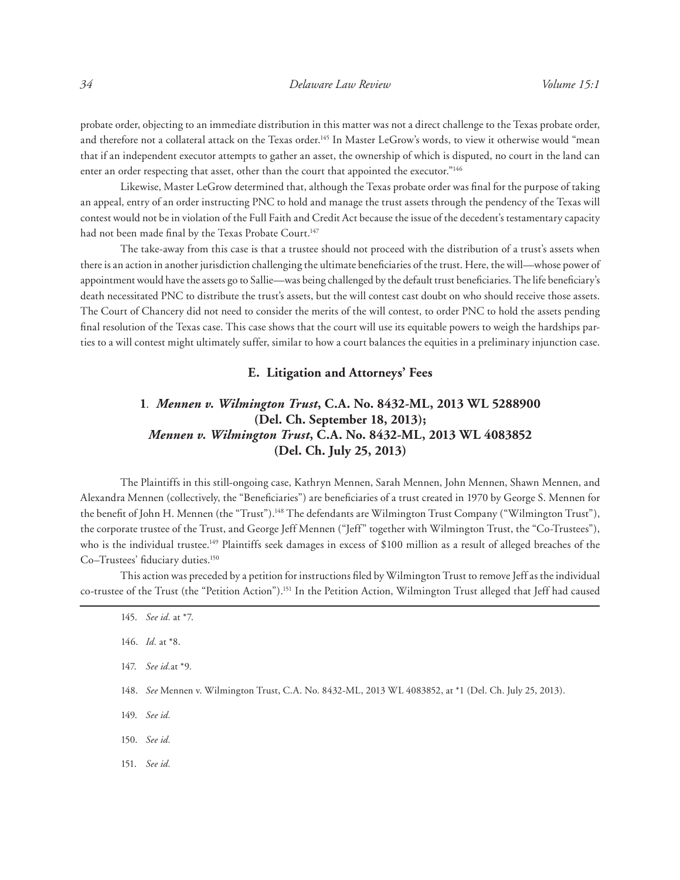probate order, objecting to an immediate distribution in this matter was not a direct challenge to the Texas probate order, and therefore not a collateral attack on the Texas order.[145] In Master LeGrow's words, to view it otherwise would "mean that if an independent executor attempts to gather an asset, the ownership of which is disputed, no court in the land can enter an order respecting that asset, other than the court that appointed the executor."[146]

Likewise, Master LeGrow determined that, although the Texas probate order was final for the purpose of taking an appeal, entry of an order instructing PNC to hold and manage the trust assets through the pendency of the Texas will contest would not be in violation of the Full Faith and Credit Act because the issue of the decedent's testamentary capacity had not been made final by the Texas Probate Court.[147]

The take-away from this case is that a trustee should not proceed with the distribution of a trust's assets when there is an action in another jurisdiction challenging the ultimate beneficiaries of the trust. Here, the will—whose power of appointment would have the assets go to Sallie—was being challenged by the default trust beneficiaries. The life beneficiary's death necessitated PNC to distribute the trust's assets, but the will contest cast doubt on who should receive those assets. The Court of Chancery did not need to consider the merits of the will contest, to order PNC to hold the assets pending final resolution of the Texas case. This case shows that the court will use its equitable powers to weigh the hardships parties to a will contest might ultimately suffer, similar to how a court balances the equities in a preliminary injunction case.

## E. Litigation and Attorneys' Fees

### 1. *Mennen v. Wilmington Trust*, C.A. No. 8432-ML, 2013 WL 5288900 (Del. Ch. September 18, 2013); *Mennen v. Wilmington Trust*, C.A. No. 8432-ML, 2013 WL 4083852 (Del. Ch. July 25, 2013)

The Plaintiffs in this still-ongoing case, Kathryn Mennen, Sarah Mennen, John Mennen, Shawn Mennen, and Alexandra Mennen (collectively, the "Beneficiaries") are beneficiaries of a trust created in 1970 by George S. Mennen for the benefit of John H. Mennen (the "Trust").[148] The defendants are Wilmington Trust Company ("Wilmington Trust"), the corporate trustee of the Trust, and George Jeff Mennen ("Jeff" together with Wilmington Trust, the "Co-Trustees"), who is the individual trustee.[149] Plaintiffs seek damages in excess of $100 million as a result of alleged breaches of the Co–Trustees' fiduciary duties.[150]

This action was preceded by a petition for instructions filed by Wilmington Trust to remove Jeff as the individual co-trustee of the Trust (the "Petition Action").[151] In the Petition Action, Wilmington Trust alleged that Jeff had caused

145. *See id.* at *7.

146. *Id.* at *8.

147. *See id.*at *9.

148. *See* Mennen v. Wilmington Trust, C.A. No. 8432-ML, 2013 WL 4083852, at *1 (Del. Ch. July 25, 2013).

149. *See id.*

150. *See id.*

151. *See id.*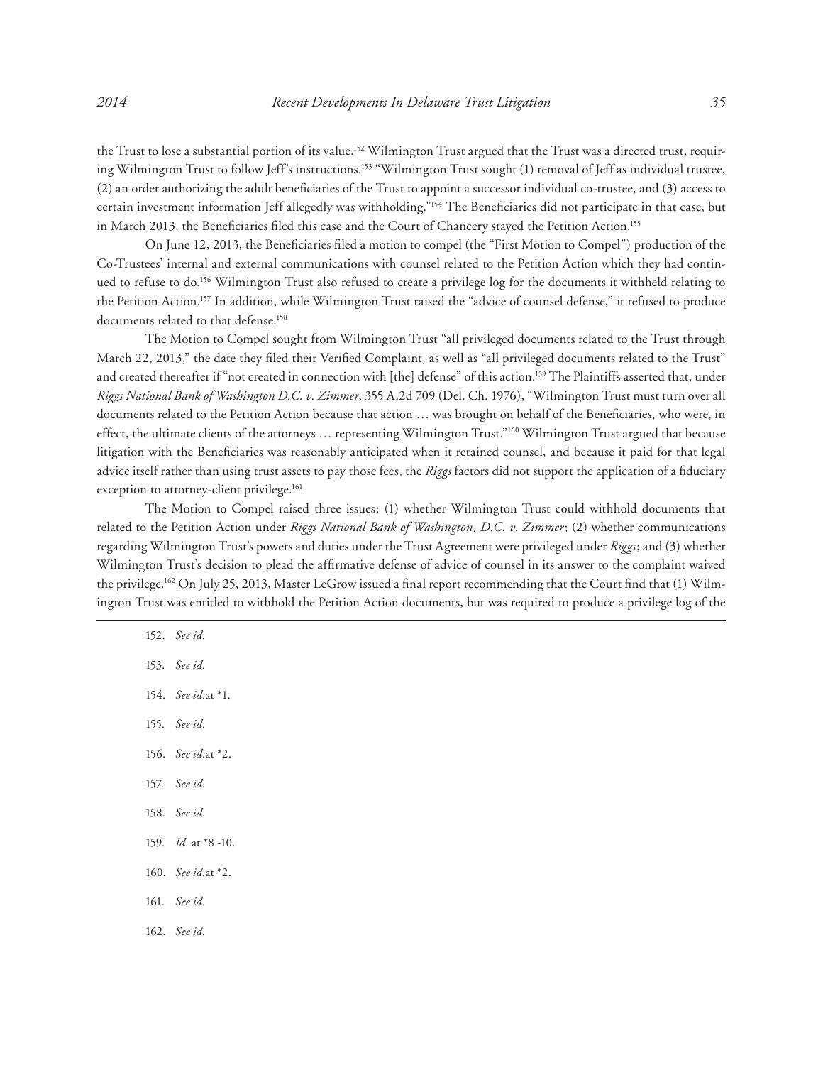the Trust to lose a substantial portion of its value.[152] Wilmington Trust argued that the Trust was a directed trust, requiring Wilmington Trust to follow Jeff's instructions.[153] "Wilmington Trust sought (1) removal of Jeff as individual trustee, (2) an order authorizing the adult beneficiaries of the Trust to appoint a successor individual co-trustee, and (3) access to certain investment information Jeff allegedly was withholding."[154] The Beneficiaries did not participate in that case, but in March 2013, the Beneficiaries filed this case and the Court of Chancery stayed the Petition Action.[155]

On June 12, 2013, the Beneficiaries filed a motion to compel (the "First Motion to Compel") production of the Co-Trustees' internal and external communications with counsel related to the Petition Action which they had continued to refuse to do.[156] Wilmington Trust also refused to create a privilege log for the documents it withheld relating to the Petition Action.[157] In addition, while Wilmington Trust raised the "advice of counsel defense," it refused to produce documents related to that defense.[158]

The Motion to Compel sought from Wilmington Trust "all privileged documents related to the Trust through March 22, 2013," the date they filed their Verified Complaint, as well as "all privileged documents related to the Trust" and created thereafter if "not created in connection with [the] defense" of this action.[159] The Plaintiffs asserted that, under *Riggs National Bank of Washington D.C. v. Zimmer*, 355 A.2d 709 (Del. Ch. 1976), "Wilmington Trust must turn over all documents related to the Petition Action because that action … was brought on behalf of the Beneficiaries, who were, in effect, the ultimate clients of the attorneys … representing Wilmington Trust."[160] Wilmington Trust argued that because litigation with the Beneficiaries was reasonably anticipated when it retained counsel, and because it paid for that legal advice itself rather than using trust assets to pay those fees, the *Riggs* factors did not support the application of a fiduciary exception to attorney-client privilege.[161]

The Motion to Compel raised three issues: (1) whether Wilmington Trust could withhold documents that related to the Petition Action under *Riggs National Bank of Washington, D.C. v. Zimmer*; (2) whether communications regarding Wilmington Trust's powers and duties under the Trust Agreement were privileged under *Riggs*; and (3) whether Wilmington Trust's decision to plead the affirmative defense of advice of counsel in its answer to the complaint waived the privilege.[162] On July 25, 2013, Master LeGrow issued a final report recommending that the Court find that (1) Wilmington Trust was entitled to withhold the Petition Action documents, but was required to produce a privilege log of the

---

152. *See id.*

153. *See id.*

154. *See id.*at *1.

155. *See id.*

156. *See id.*at *2.

157. *See id.*

158. *See id.*

159. *Id.* at *8 -10.

160. *See id.*at *2.

161. *See id.*

162. *See id.*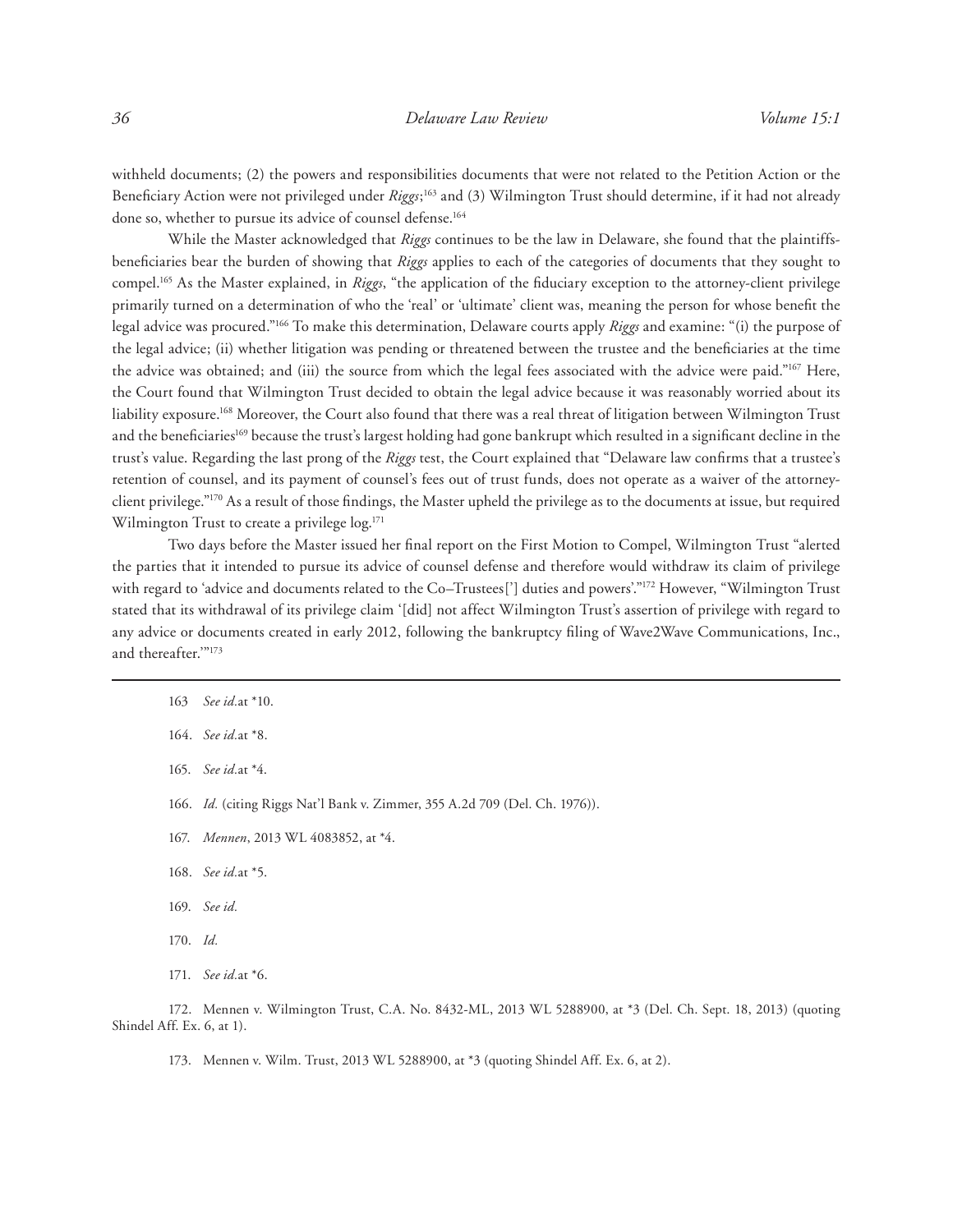withheld documents; (2) the powers and responsibilities documents that were not related to the Petition Action or the Beneficiary Action were not privileged under *Riggs*;[163] and (3) Wilmington Trust should determine, if it had not already done so, whether to pursue its advice of counsel defense.[164]

While the Master acknowledged that *Riggs* continues to be the law in Delaware, she found that the plaintiffs-beneficiaries bear the burden of showing that *Riggs* applies to each of the categories of documents that they sought to compel.[165] As the Master explained, in *Riggs*, "the application of the fiduciary exception to the attorney-client privilege primarily turned on a determination of who the 'real' or 'ultimate' client was, meaning the person for whose benefit the legal advice was procured."[166] To make this determination, Delaware courts apply *Riggs* and examine: "(i) the purpose of the legal advice; (ii) whether litigation was pending or threatened between the trustee and the beneficiaries at the time the advice was obtained; and (iii) the source from which the legal fees associated with the advice were paid."[167] Here, the Court found that Wilmington Trust decided to obtain the legal advice because it was reasonably worried about its liability exposure.[168] Moreover, the Court also found that there was a real threat of litigation between Wilmington Trust and the beneficiaries[169] because the trust's largest holding had gone bankrupt which resulted in a significant decline in the trust's value. Regarding the last prong of the *Riggs* test, the Court explained that "Delaware law confirms that a trustee's retention of counsel, and its payment of counsel's fees out of trust funds, does not operate as a waiver of the attorney-client privilege."[170] As a result of those findings, the Master upheld the privilege as to the documents at issue, but required Wilmington Trust to create a privilege log.[171]

Two days before the Master issued her final report on the First Motion to Compel, Wilmington Trust "alerted the parties that it intended to pursue its advice of counsel defense and therefore would withdraw its claim of privilege with regard to 'advice and documents related to the Co–Trustees['] duties and powers'."[172] However, "Wilmington Trust stated that its withdrawal of its privilege claim '[did] not affect Wilmington Trust's assertion of privilege with regard to any advice or documents created in early 2012, following the bankruptcy filing of Wave2Wave Communications, Inc., and thereafter.'"[173]

---

163 *See id.*at *10.

164. *See id.*at *8.

165. *See id.*at *4.

166. *Id.* (citing Riggs Nat'l Bank v. Zimmer, 355 A.2d 709 (Del. Ch. 1976)).

167. *Mennen*, 2013 WL 4083852, at *4.

168. *See id.*at *5.

169. *See id.*

170. *Id.*

171. *See id.*at *6.

172. Mennen v. Wilmington Trust, C.A. No. 8432-ML, 2013 WL 5288900, at *3 (Del. Ch. Sept. 18, 2013) (quoting Shindel Aff. Ex. 6, at 1).

173. Mennen v. Wilm. Trust, 2013 WL 5288900, at *3 (quoting Shindel Aff. Ex. 6, at 2).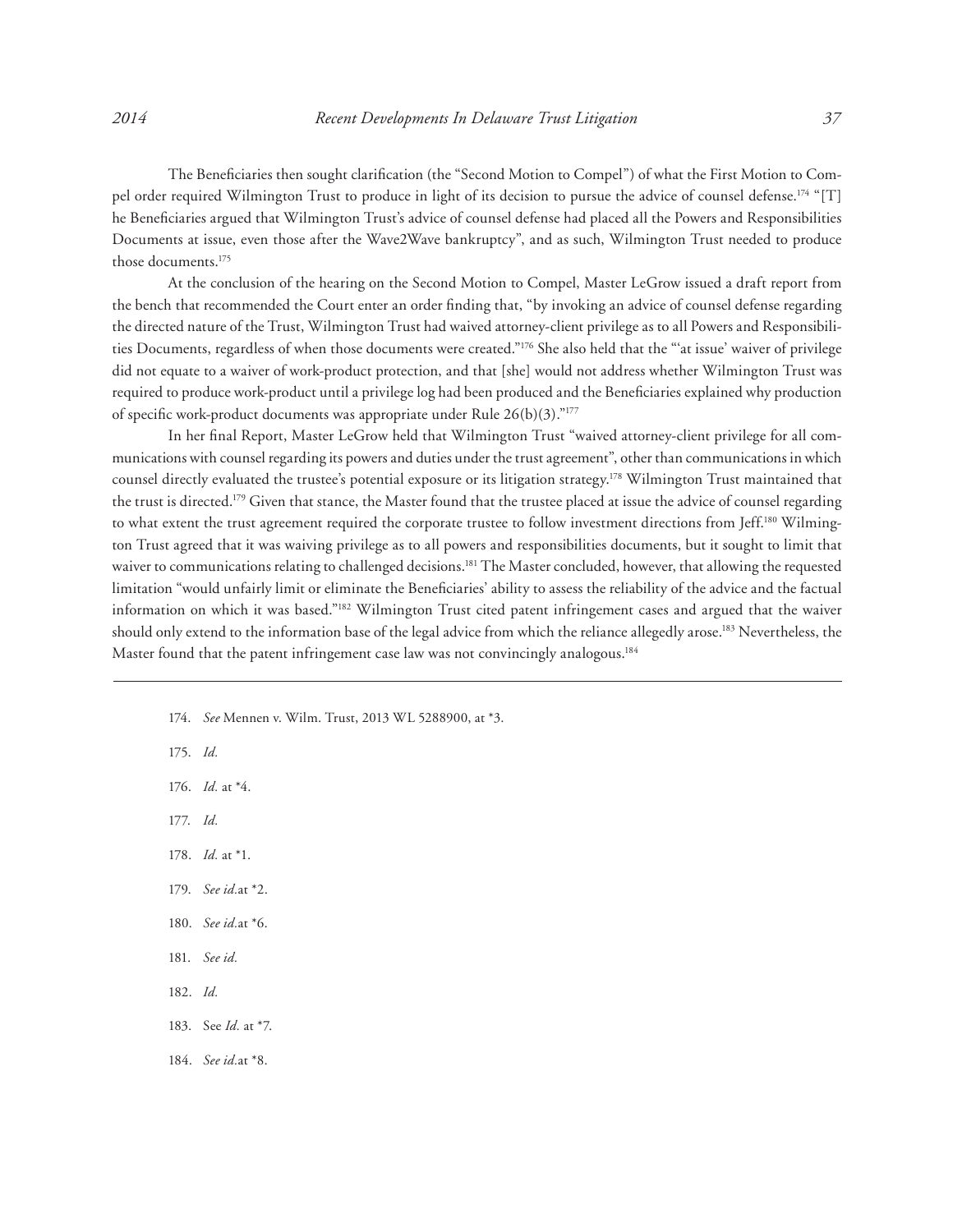The Beneficiaries then sought clarification (the "Second Motion to Compel") of what the First Motion to Compel order required Wilmington Trust to produce in light of its decision to pursue the advice of counsel defense.[174] "[T]he Beneficiaries argued that Wilmington Trust's advice of counsel defense had placed all the Powers and Responsibilities Documents at issue, even those after the Wave2Wave bankruptcy", and as such, Wilmington Trust needed to produce those documents.[175]

At the conclusion of the hearing on the Second Motion to Compel, Master LeGrow issued a draft report from the bench that recommended the Court enter an order finding that, "by invoking an advice of counsel defense regarding the directed nature of the Trust, Wilmington Trust had waived attorney-client privilege as to all Powers and Responsibilities Documents, regardless of when those documents were created."[176] She also held that the "'at issue' waiver of privilege did not equate to a waiver of work-product protection, and that [she] would not address whether Wilmington Trust was required to produce work-product until a privilege log had been produced and the Beneficiaries explained why production of specific work-product documents was appropriate under Rule 26(b)(3)."[177]

In her final Report, Master LeGrow held that Wilmington Trust "waived attorney-client privilege for all communications with counsel regarding its powers and duties under the trust agreement", other than communications in which counsel directly evaluated the trustee's potential exposure or its litigation strategy.[178] Wilmington Trust maintained that the trust is directed.[179] Given that stance, the Master found that the trustee placed at issue the advice of counsel regarding to what extent the trust agreement required the corporate trustee to follow investment directions from Jeff.[180] Wilmington Trust agreed that it was waiving privilege as to all powers and responsibilities documents, but it sought to limit that waiver to communications relating to challenged decisions.[181] The Master concluded, however, that allowing the requested limitation "would unfairly limit or eliminate the Beneficiaries' ability to assess the reliability of the advice and the factual information on which it was based."[182] Wilmington Trust cited patent infringement cases and argued that the waiver should only extend to the information base of the legal advice from which the reliance allegedly arose.[183] Nevertheless, the Master found that the patent infringement case law was not convincingly analogous.[184]

---

174. *See* Mennen v. Wilm. Trust, 2013 WL 5288900, at *3.

175. *Id.*

176. *Id.* at *4.

177. *Id.*

178. *Id.* at *1.

179. *See id.*at *2.

180. *See id.*at *6.

181. *See id.*

182. *Id.*

183. See *Id.* at *7.

184. *See id.*at *8.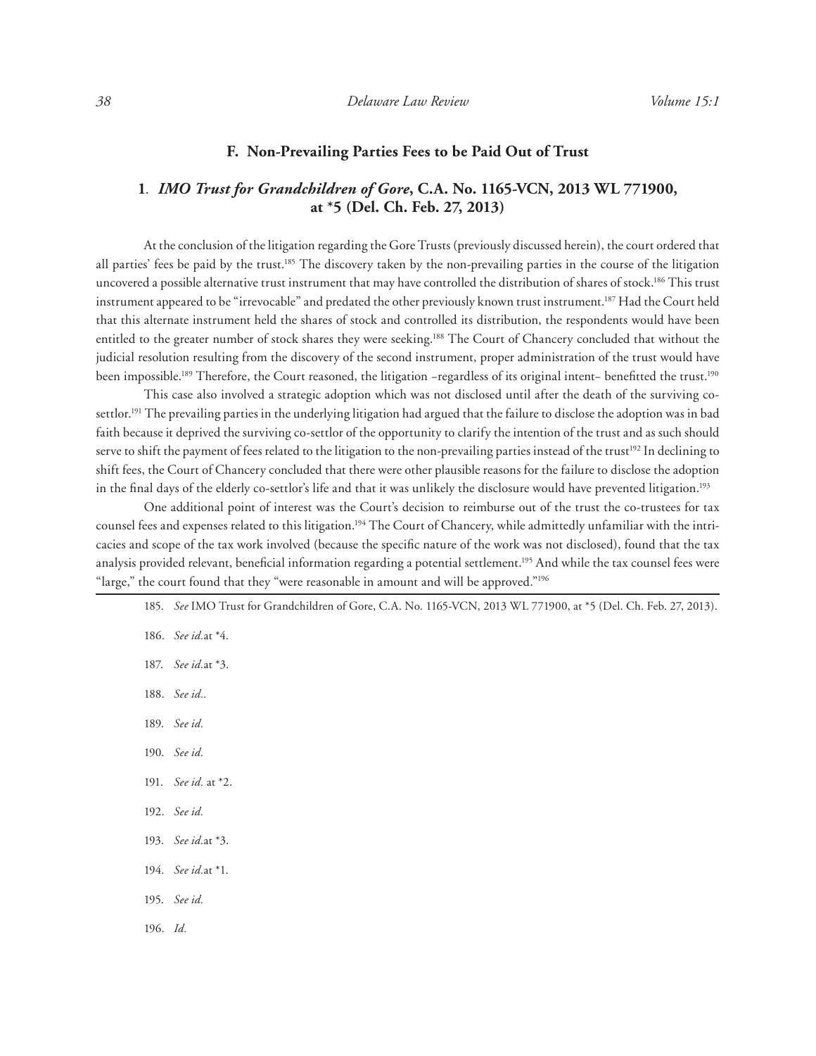### F. Non-Prevailing Parties Fees to be Paid Out of Trust

#### 1. *IMO Trust for Grandchildren of Gore*, C.A. No. 1165-VCN, 2013 WL 771900, at *5 (Del. Ch. Feb. 27, 2013)

At the conclusion of the litigation regarding the Gore Trusts (previously discussed herein), the court ordered that all parties' fees be paid by the trust.[185] The discovery taken by the non-prevailing parties in the course of the litigation uncovered a possible alternative trust instrument that may have controlled the distribution of shares of stock.[186] This trust instrument appeared to be "irrevocable" and predated the other previously known trust instrument.[187] Had the Court held that this alternate instrument held the shares of stock and controlled its distribution, the respondents would have been entitled to the greater number of stock shares they were seeking.[188] The Court of Chancery concluded that without the judicial resolution resulting from the discovery of the second instrument, proper administration of the trust would have been impossible.[189] Therefore, the Court reasoned, the litigation –regardless of its original intent– benefitted the trust.[190]

This case also involved a strategic adoption which was not disclosed until after the death of the surviving co-settlor.[191] The prevailing parties in the underlying litigation had argued that the failure to disclose the adoption was in bad faith because it deprived the surviving co-settlor of the opportunity to clarify the intention of the trust and as such should serve to shift the payment of fees related to the litigation to the non-prevailing parties instead of the trust[192] In declining to shift fees, the Court of Chancery concluded that there were other plausible reasons for the failure to disclose the adoption in the final days of the elderly co-settlor's life and that it was unlikely the disclosure would have prevented litigation.[193]

One additional point of interest was the Court's decision to reimburse out of the trust the co-trustees for tax counsel fees and expenses related to this litigation.[194] The Court of Chancery, while admittedly unfamiliar with the intricacies and scope of the tax work involved (because the specific nature of the work was not disclosed), found that the tax analysis provided relevant, beneficial information regarding a potential settlement.[195] And while the tax counsel fees were "large," the court found that they "were reasonable in amount and will be approved."[196]

---

185. *See* IMO Trust for Grandchildren of Gore, C.A. No. 1165-VCN, 2013 WL 771900, at *5 (Del. Ch. Feb. 27, 2013).

186. *See id.*at *4.

187. *See id.*at *3.

188. *See id..*

189. *See id.*

190. *See id.*

191. *See id.* at *2.

192. *See id.*

193. *See id.*at *3.

194. *See id.*at *1.

195. *See id.*

196. *Id.*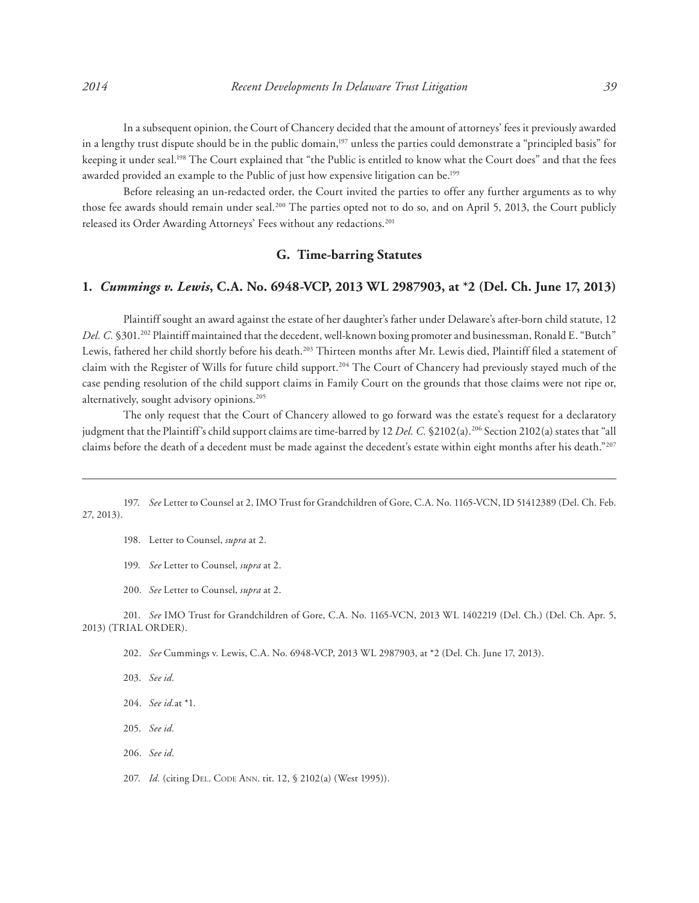In a subsequent opinion, the Court of Chancery decided that the amount of attorneys' fees it previously awarded in a lengthy trust dispute should be in the public domain,[197] unless the parties could demonstrate a "principled basis" for keeping it under seal.[198] The Court explained that "the Public is entitled to know what the Court does" and that the fees awarded provided an example to the Public of just how expensive litigation can be.[199]

Before releasing an un-redacted order, the Court invited the parties to offer any further arguments as to why those fee awards should remain under seal.[200] The parties opted not to do so, and on April 5, 2013, the Court publicly released its Order Awarding Attorneys' Fees without any redactions.[201]

## G. Time-barring Statutes

### 1. *Cummings v. Lewis*, C.A. No. 6948-VCP, 2013 WL 2987903, at *2 (Del. Ch. June 17, 2013)

Plaintiff sought an award against the estate of her daughter's father under Delaware's after-born child statute, 12 *Del. C.* §301.[202] Plaintiff maintained that the decedent, well-known boxing promoter and businessman, Ronald E. "Butch" Lewis, fathered her child shortly before his death.[203] Thirteen months after Mr. Lewis died, Plaintiff filed a statement of claim with the Register of Wills for future child support.[204] The Court of Chancery had previously stayed much of the case pending resolution of the child support claims in Family Court on the grounds that those claims were not ripe or, alternatively, sought advisory opinions.[205]

The only request that the Court of Chancery allowed to go forward was the estate's request for a declaratory judgment that the Plaintiff's child support claims are time-barred by 12 *Del. C.* §2102(a).[206] Section 2102(a) states that "all claims before the death of a decedent must be made against the decedent's estate within eight months after his death."[207]

---

197. *See* Letter to Counsel at 2, IMO Trust for Grandchildren of Gore, C.A. No. 1165-VCN, ID 51412389 (Del. Ch. Feb. 27, 2013).

198. Letter to Counsel, *supra* at 2.

199. *See* Letter to Counsel, *supra* at 2.

200. *See* Letter to Counsel, *supra* at 2.

201. *See* IMO Trust for Grandchildren of Gore, C.A. No. 1165-VCN, 2013 WL 1402219 (Del. Ch.) (Del. Ch. Apr. 5, 2013) (TRIAL ORDER).

202. *See* Cummings v. Lewis, C.A. No. 6948-VCP, 2013 WL 2987903, at *2 (Del. Ch. June 17, 2013).

203. *See id.*

204. *See id.*at *1.

205. *See id.*

206. *See id.*

207. *Id.* (citing Del. Code Ann. tit. 12, § 2102(a) (West 1995)).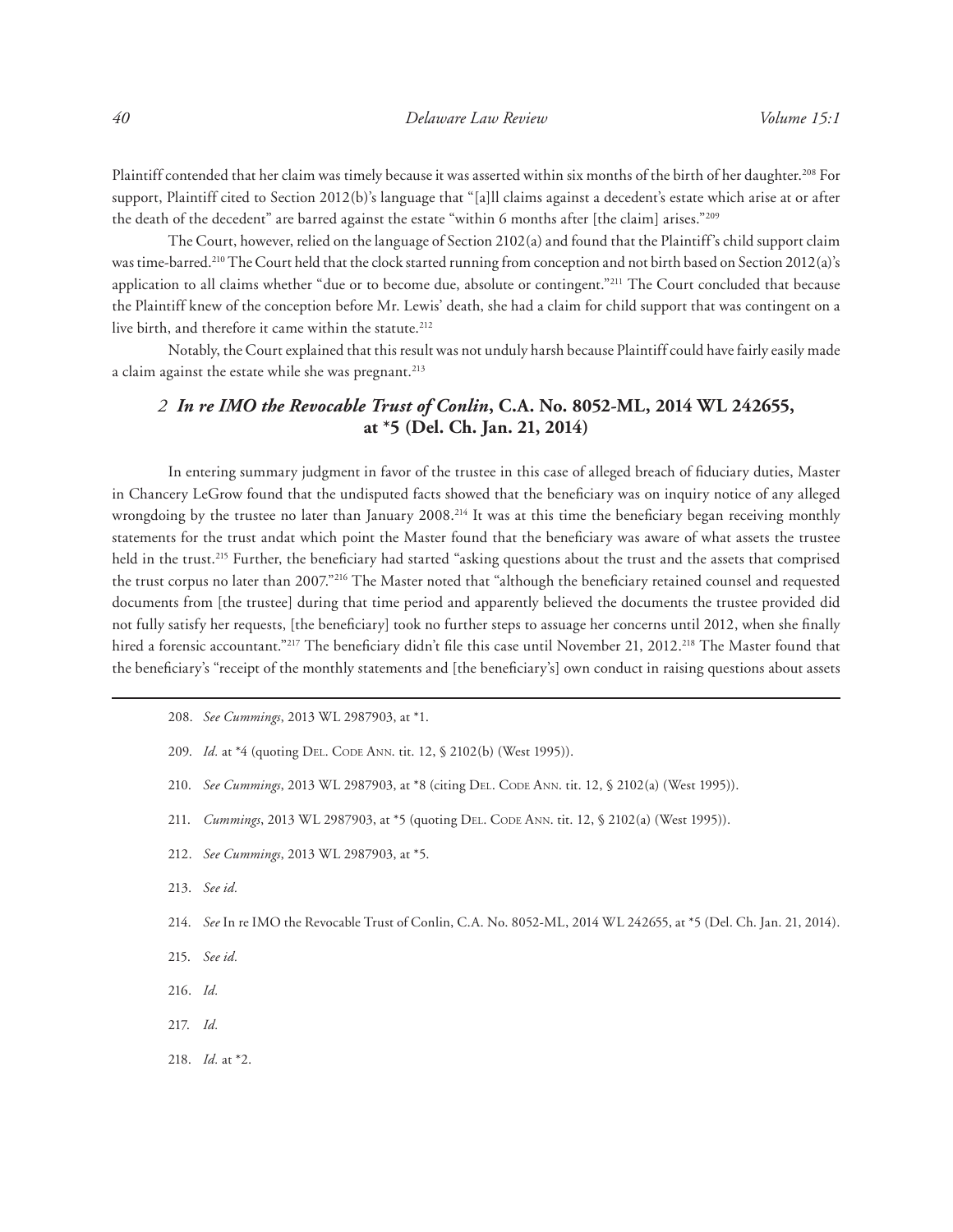Plaintiff contended that her claim was timely because it was asserted within six months of the birth of her daughter.[208] For support, Plaintiff cited to Section 2012(b)'s language that "[a]ll claims against a decedent's estate which arise at or after the death of the decedent" are barred against the estate "within 6 months after [the claim] arises."[209]

The Court, however, relied on the language of Section 2102(a) and found that the Plaintiff's child support claim was time-barred.[210] The Court held that the clock started running from conception and not birth based on Section 2012(a)'s application to all claims whether "due or to become due, absolute or contingent."[211] The Court concluded that because the Plaintiff knew of the conception before Mr. Lewis' death, she had a claim for child support that was contingent on a live birth, and therefore it came within the statute.[212]

Notably, the Court explained that this result was not unduly harsh because Plaintiff could have fairly easily made a claim against the estate while she was pregnant.[213]

### *2 In re IMO the Revocable Trust of Conlin*, C.A. No. 8052-ML, 2014 WL 242655, at *5 (Del. Ch. Jan. 21, 2014)

In entering summary judgment in favor of the trustee in this case of alleged breach of fiduciary duties, Master in Chancery LeGrow found that the undisputed facts showed that the beneficiary was on inquiry notice of any alleged wrongdoing by the trustee no later than January 2008.[214] It was at this time the beneficiary began receiving monthly statements for the trust andat which point the Master found that the beneficiary was aware of what assets the trustee held in the trust.[215] Further, the beneficiary had started "asking questions about the trust and the assets that comprised the trust corpus no later than 2007."[216] The Master noted that "although the beneficiary retained counsel and requested documents from [the trustee] during that time period and apparently believed the documents the trustee provided did not fully satisfy her requests, [the beneficiary] took no further steps to assuage her concerns until 2012, when she finally hired a forensic accountant."[217] The beneficiary didn't file this case until November 21, 2012.[218] The Master found that the beneficiary's "receipt of the monthly statements and [the beneficiary's] own conduct in raising questions about assets

---

208. *See Cummings*, 2013 WL 2987903, at *1.

209. *Id.* at *4 (quoting Del. Code Ann. tit. 12, § 2102(b) (West 1995)).

210. *See Cummings*, 2013 WL 2987903, at *8 (citing Del. Code Ann. tit. 12, § 2102(a) (West 1995)).

211. *Cummings*, 2013 WL 2987903, at *5 (quoting Del. Code Ann. tit. 12, § 2102(a) (West 1995)).

212. *See Cummings*, 2013 WL 2987903, at *5.

213. *See id.*

214. *See* In re IMO the Revocable Trust of Conlin, C.A. No. 8052-ML, 2014 WL 242655, at *5 (Del. Ch. Jan. 21, 2014).

215. *See id.*

216. *Id.*

217. *Id.*

218. *Id.* at *2.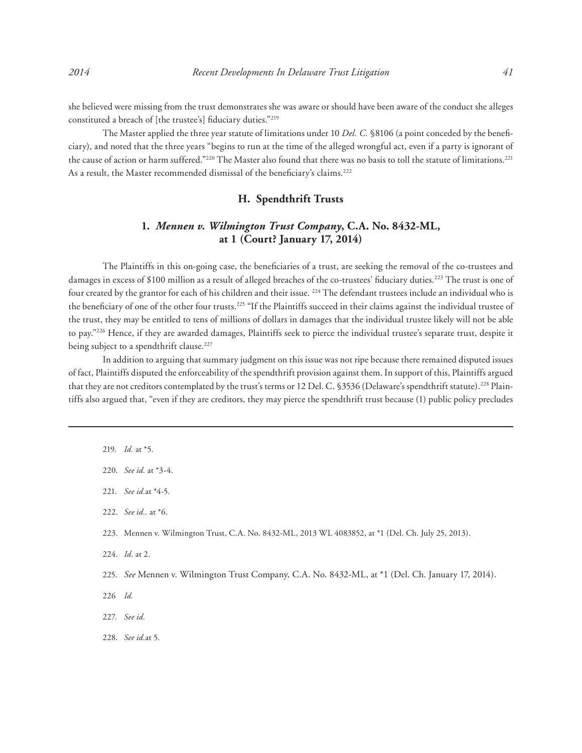she believed were missing from the trust demonstrates she was aware or should have been aware of the conduct she alleges constituted a breach of [the trustee's] fiduciary duties."[219]

The Master applied the three year statute of limitations under 10 *Del. C.* §8106 (a point conceded by the beneficiary), and noted that the three years "begins to run at the time of the alleged wrongful act, even if a party is ignorant of the cause of action or harm suffered."[220] The Master also found that there was no basis to toll the statute of limitations.[221] As a result, the Master recommended dismissal of the beneficiary's claims.[222]

## H. Spendthrift Trusts

### 1. *Mennen v. Wilmington Trust Company*, C.A. No. 8432-ML, at 1 (Court? January 17, 2014)

The Plaintiffs in this on-going case, the beneficiaries of a trust, are seeking the removal of the co-trustees and damages in excess of $100 million as a result of alleged breaches of the co-trustees' fiduciary duties.[223] The trust is one of four created by the grantor for each of his children and their issue. [224] The defendant trustees include an individual who is the beneficiary of one of the other four trusts.[225] "If the Plaintiffs succeed in their claims against the individual trustee of the trust, they may be entitled to tens of millions of dollars in damages that the individual trustee likely will not be able to pay."[226] Hence, if they are awarded damages, Plaintiffs seek to pierce the individual trustee's separate trust, despite it being subject to a spendthrift clause.[227]

In addition to arguing that summary judgment on this issue was not ripe because there remained disputed issues of fact, Plaintiffs disputed the enforceability of the spendthrift provision against them. In support of this, Plaintiffs argued that they are not creditors contemplated by the trust's terms or 12 Del. C. §3536 (Delaware's spendthrift statute).[228] Plaintiffs also argued that, "even if they are creditors, they may pierce the spendthrift trust because (1) public policy precludes

---

219. *Id.* at \*5.

220. *See id.* at \*3-4.

221. *See id.*at \*4-5.

222. *See id..* at \*6.

223. Mennen v. Wilmington Trust, C.A. No. 8432-ML, 2013 WL 4083852, at \*1 (Del. Ch. July 25, 2013).

224. *Id.* at 2.

225. *See* Mennen v. Wilmington Trust Company*,* C.A. No. 8432-ML, at \*1 (Del. Ch. January 17, 2014).

226 *Id.*

227. *See id.*

228. *See id.*at 5.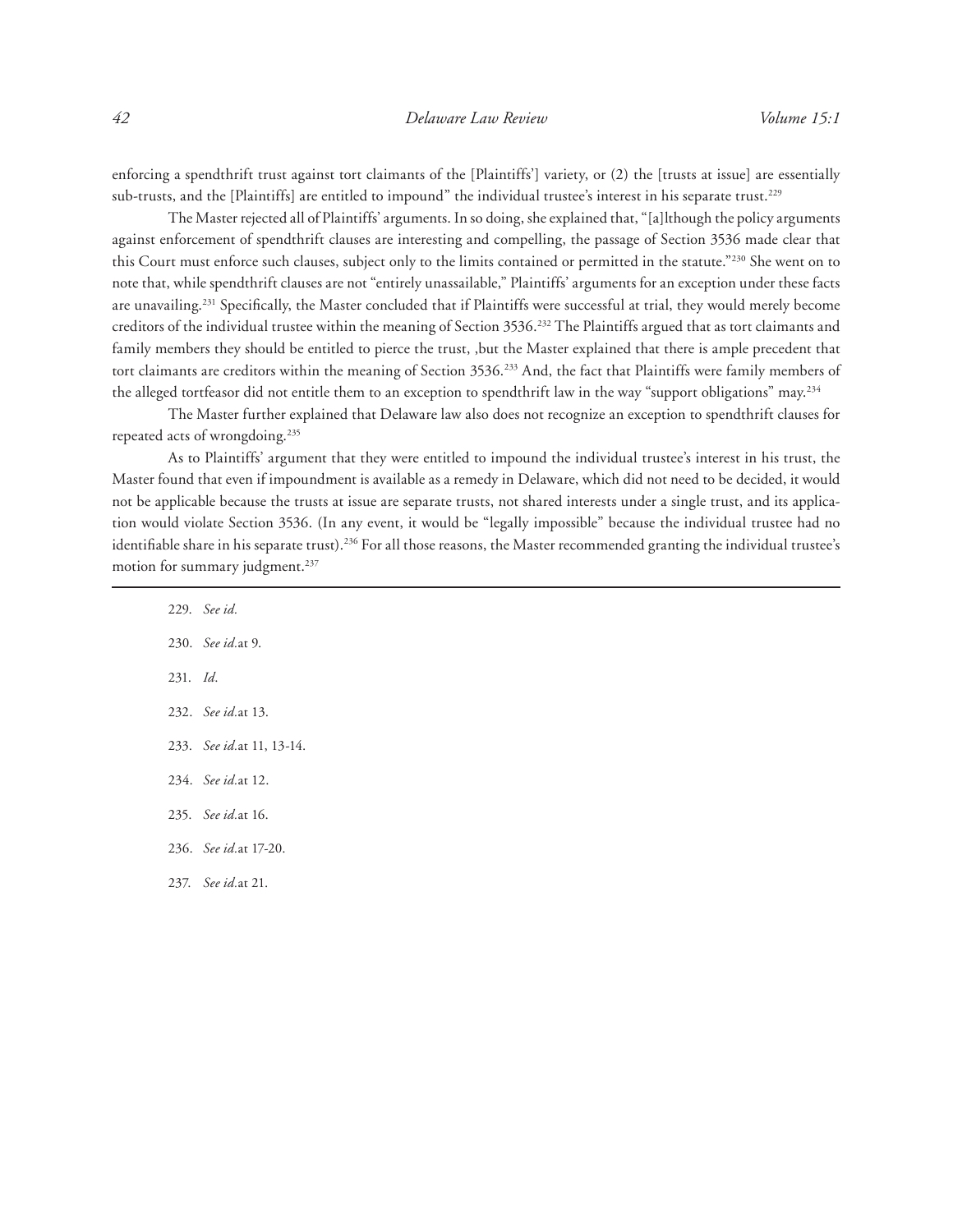enforcing a spendthrift trust against tort claimants of the [Plaintiffs'] variety, or (2) the [trusts at issue] are essentially sub-trusts, and the [Plaintiffs] are entitled to impound" the individual trustee's interest in his separate trust.[229]

The Master rejected all of Plaintiffs' arguments. In so doing, she explained that, "[a]lthough the policy arguments against enforcement of spendthrift clauses are interesting and compelling, the passage of Section 3536 made clear that this Court must enforce such clauses, subject only to the limits contained or permitted in the statute."[230] She went on to note that, while spendthrift clauses are not "entirely unassailable," Plaintiffs' arguments for an exception under these facts are unavailing.[231] Specifically, the Master concluded that if Plaintiffs were successful at trial, they would merely become creditors of the individual trustee within the meaning of Section 3536.[232] The Plaintiffs argued that as tort claimants and family members they should be entitled to pierce the trust, ,but the Master explained that there is ample precedent that tort claimants are creditors within the meaning of Section 3536.[233] And, the fact that Plaintiffs were family members of the alleged tortfeasor did not entitle them to an exception to spendthrift law in the way "support obligations" may.[234]

The Master further explained that Delaware law also does not recognize an exception to spendthrift clauses for repeated acts of wrongdoing.[235]

As to Plaintiffs' argument that they were entitled to impound the individual trustee's interest in his trust, the Master found that even if impoundment is available as a remedy in Delaware, which did not need to be decided, it would not be applicable because the trusts at issue are separate trusts, not shared interests under a single trust, and its application would violate Section 3536. (In any event, it would be "legally impossible" because the individual trustee had no identifiable share in his separate trust).[236] For all those reasons, the Master recommended granting the individual trustee's motion for summary judgment.[237]

---

229. *See id.*

230. *See id.* at 9.

231. *Id.*

232. *See id.* at 13.

233. *See id.* at 11, 13-14.

234. *See id.* at 12.

235. *See id.* at 16.

236. *See id.* at 17-20.

237. *See id.* at 21.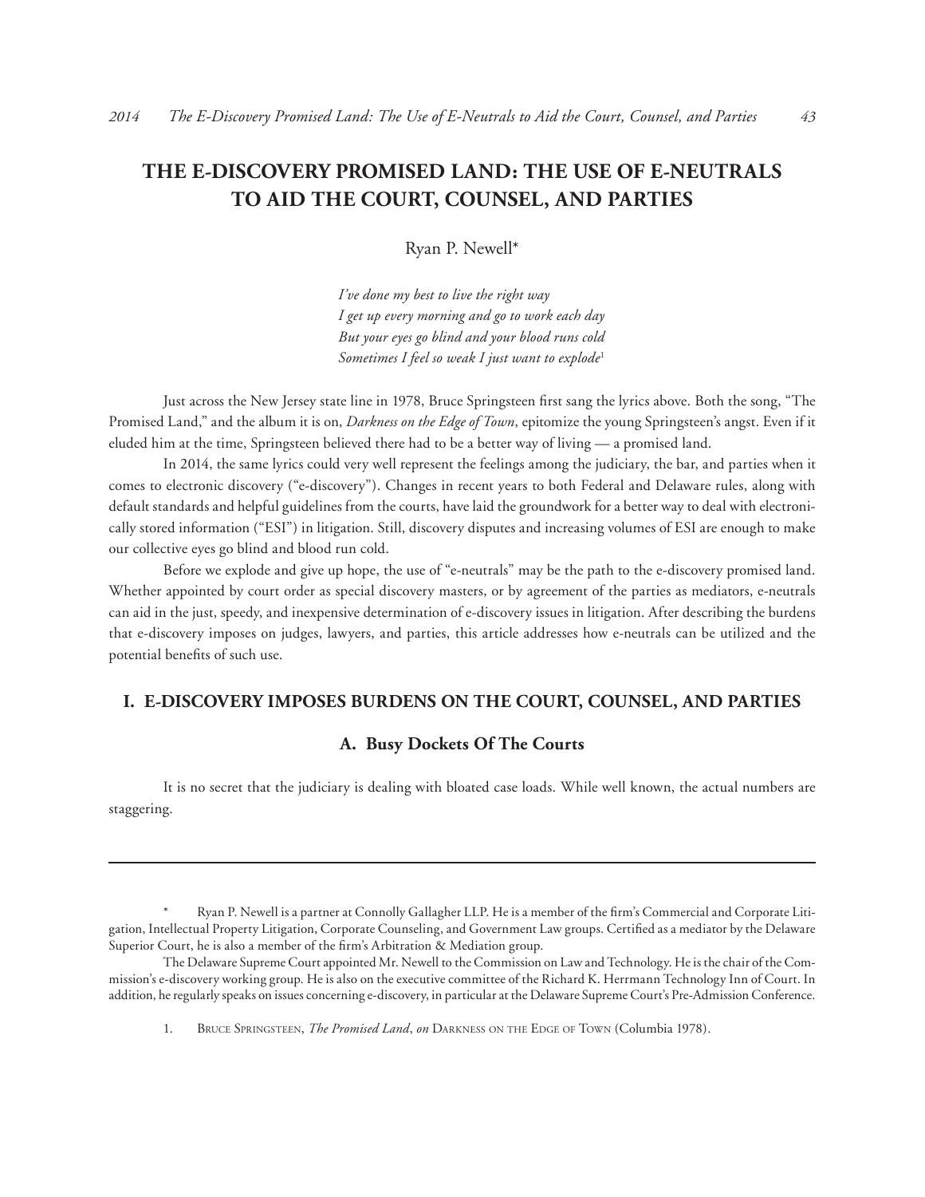# THE E-DISCOVERY PROMISED LAND: THE USE OF E-NEUTRALS TO AID THE COURT, COUNSEL, AND PARTIES

Ryan P. Newell*

*I've done my best to live the right way*
*I get up every morning and go to work each day*
*But your eyes go blind and your blood runs cold*
*Sometimes I feel so weak I just want to explode*[1]

Just across the New Jersey state line in 1978, Bruce Springsteen first sang the lyrics above. Both the song, "The Promised Land," and the album it is on, *Darkness on the Edge of Town*, epitomize the young Springsteen's angst. Even if it eluded him at the time, Springsteen believed there had to be a better way of living — a promised land.

In 2014, the same lyrics could very well represent the feelings among the judiciary, the bar, and parties when it comes to electronic discovery ("e-discovery"). Changes in recent years to both Federal and Delaware rules, along with default standards and helpful guidelines from the courts, have laid the groundwork for a better way to deal with electronically stored information ("ESI") in litigation. Still, discovery disputes and increasing volumes of ESI are enough to make our collective eyes go blind and blood run cold.

Before we explode and give up hope, the use of "e-neutrals" may be the path to the e-discovery promised land. Whether appointed by court order as special discovery masters, or by agreement of the parties as mediators, e-neutrals can aid in the just, speedy, and inexpensive determination of e-discovery issues in litigation. After describing the burdens that e-discovery imposes on judges, lawyers, and parties, this article addresses how e-neutrals can be utilized and the potential benefits of such use.

## I. E-DISCOVERY IMPOSES BURDENS ON THE COURT, COUNSEL, AND PARTIES

### A. Busy Dockets Of The Courts

It is no secret that the judiciary is dealing with bloated case loads. While well known, the actual numbers are staggering.

---

\* Ryan P. Newell is a partner at Connolly Gallagher LLP. He is a member of the firm's Commercial and Corporate Litigation, Intellectual Property Litigation, Corporate Counseling, and Government Law groups. Certified as a mediator by the Delaware Superior Court, he is also a member of the firm's Arbitration & Mediation group.

The Delaware Supreme Court appointed Mr. Newell to the Commission on Law and Technology. He is the chair of the Commission's e-discovery working group. He is also on the executive committee of the Richard K. Herrmann Technology Inn of Court. In addition, he regularly speaks on issues concerning e-discovery, in particular at the Delaware Supreme Court's Pre-Admission Conference.

1. Bruce Springsteen, *The Promised Land*, *on* Darkness on the Edge of Town (Columbia 1978).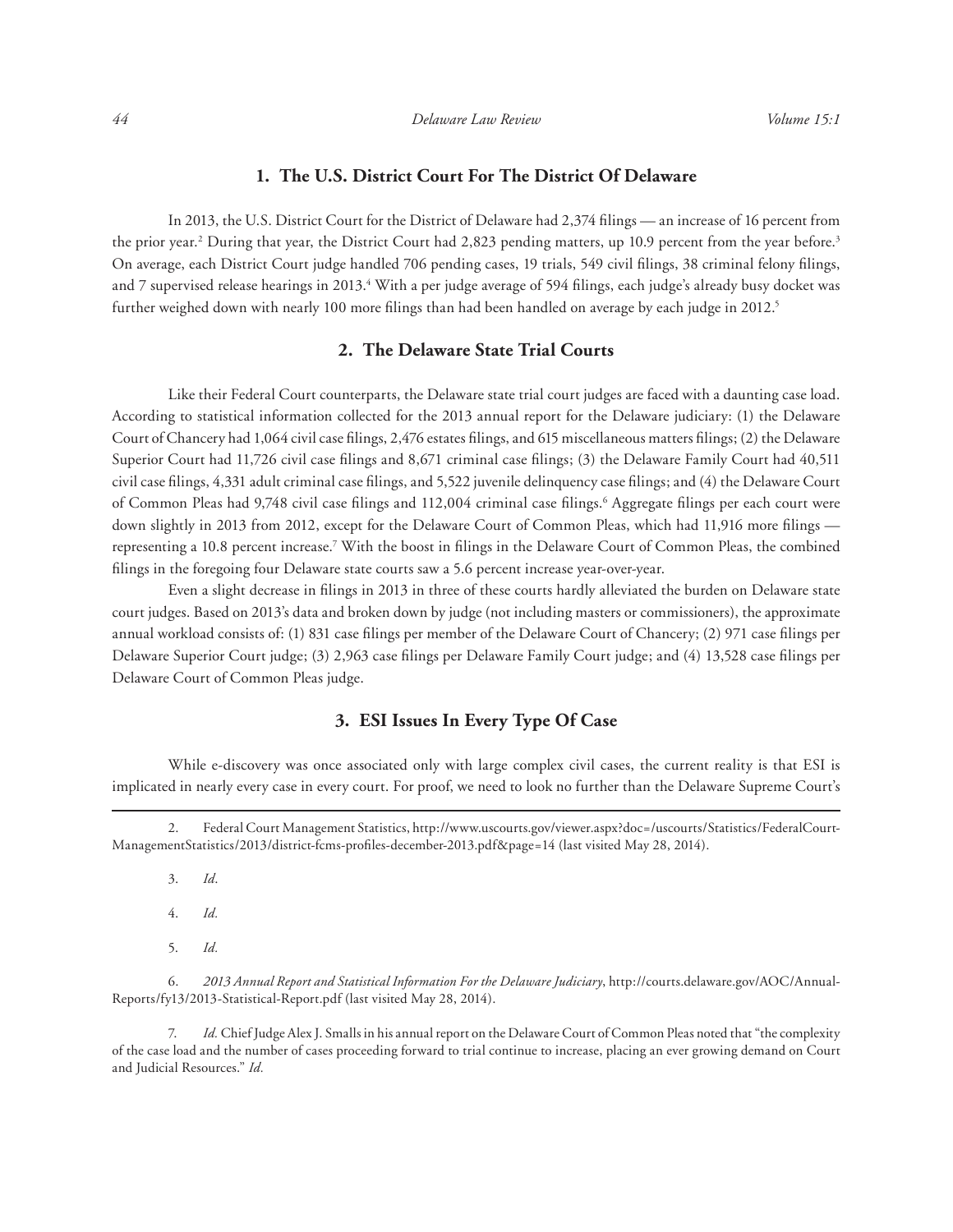### 1. The U.S. District Court For The District Of Delaware

In 2013, the U.S. District Court for the District of Delaware had 2,374 filings — an increase of 16 percent from the prior year.[2] During that year, the District Court had 2,823 pending matters, up 10.9 percent from the year before.[3] On average, each District Court judge handled 706 pending cases, 19 trials, 549 civil filings, 38 criminal felony filings, and 7 supervised release hearings in 2013.[4] With a per judge average of 594 filings, each judge's already busy docket was further weighed down with nearly 100 more filings than had been handled on average by each judge in 2012.[5]

### 2. The Delaware State Trial Courts

Like their Federal Court counterparts, the Delaware state trial court judges are faced with a daunting case load. According to statistical information collected for the 2013 annual report for the Delaware judiciary: (1) the Delaware Court of Chancery had 1,064 civil case filings, 2,476 estates filings, and 615 miscellaneous matters filings; (2) the Delaware Superior Court had 11,726 civil case filings and 8,671 criminal case filings; (3) the Delaware Family Court had 40,511 civil case filings, 4,331 adult criminal case filings, and 5,522 juvenile delinquency case filings; and (4) the Delaware Court of Common Pleas had 9,748 civil case filings and 112,004 criminal case filings.[6] Aggregate filings per each court were down slightly in 2013 from 2012, except for the Delaware Court of Common Pleas, which had 11,916 more filings — representing a 10.8 percent increase.[7] With the boost in filings in the Delaware Court of Common Pleas, the combined filings in the foregoing four Delaware state courts saw a 5.6 percent increase year-over-year.

Even a slight decrease in filings in 2013 in three of these courts hardly alleviated the burden on Delaware state court judges. Based on 2013's data and broken down by judge (not including masters or commissioners), the approximate annual workload consists of: (1) 831 case filings per member of the Delaware Court of Chancery; (2) 971 case filings per Delaware Superior Court judge; (3) 2,963 case filings per Delaware Family Court judge; and (4) 13,528 case filings per Delaware Court of Common Pleas judge.

### 3. ESI Issues In Every Type Of Case

While e-discovery was once associated only with large complex civil cases, the current reality is that ESI is implicated in nearly every case in every court. For proof, we need to look no further than the Delaware Supreme Court's

---

2. Federal Court Management Statistics, http://www.uscourts.gov/viewer.aspx?doc=/uscourts/Statistics/FederalCourtManagementStatistics/2013/district-fcms-profiles-december-2013.pdf&page=14 (last visited May 28, 2014).

3. *Id*.

4. *Id.*

5. *Id.*

6. *2013 Annual Report and Statistical Information For the Delaware Judiciary*, http://courts.delaware.gov/AOC/AnnualReports/fy13/2013-Statistical-Report.pdf (last visited May 28, 2014).

7. *Id.* Chief Judge Alex J. Smalls in his annual report on the Delaware Court of Common Pleas noted that "the complexity of the case load and the number of cases proceeding forward to trial continue to increase, placing an ever growing demand on Court and Judicial Resources." *Id.*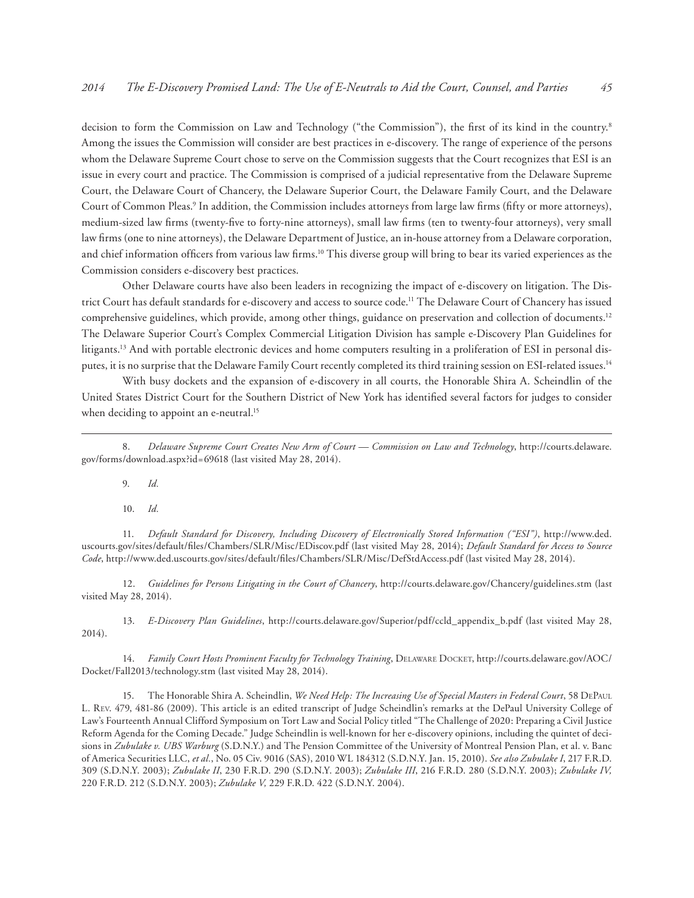decision to form the Commission on Law and Technology ("the Commission"), the first of its kind in the country.[8] Among the issues the Commission will consider are best practices in e-discovery. The range of experience of the persons whom the Delaware Supreme Court chose to serve on the Commission suggests that the Court recognizes that ESI is an issue in every court and practice. The Commission is comprised of a judicial representative from the Delaware Supreme Court, the Delaware Court of Chancery, the Delaware Superior Court, the Delaware Family Court, and the Delaware Court of Common Pleas.[9] In addition, the Commission includes attorneys from large law firms (fifty or more attorneys), medium-sized law firms (twenty-five to forty-nine attorneys), small law firms (ten to twenty-four attorneys), very small law firms (one to nine attorneys), the Delaware Department of Justice, an in-house attorney from a Delaware corporation, and chief information officers from various law firms.[10] This diverse group will bring to bear its varied experiences as the Commission considers e-discovery best practices.

Other Delaware courts have also been leaders in recognizing the impact of e-discovery on litigation. The District Court has default standards for e-discovery and access to source code.[11] The Delaware Court of Chancery has issued comprehensive guidelines, which provide, among other things, guidance on preservation and collection of documents.[12] The Delaware Superior Court's Complex Commercial Litigation Division has sample e-Discovery Plan Guidelines for litigants.[13] And with portable electronic devices and home computers resulting in a proliferation of ESI in personal disputes, it is no surprise that the Delaware Family Court recently completed its third training session on ESI-related issues.[14]

With busy dockets and the expansion of e-discovery in all courts, the Honorable Shira A. Scheindlin of the United States District Court for the Southern District of New York has identified several factors for judges to consider when deciding to appoint an e-neutral.[15]

---

8. *Delaware Supreme Court Creates New Arm of Court — Commission on Law and Technology*, http://courts.delaware.gov/forms/download.aspx?id=69618 (last visited May 28, 2014).

9. *Id.*

10. *Id.*

11. *Default Standard for Discovery, Including Discovery of Electronically Stored Information ("ESI")*, http://www.ded.uscourts.gov/sites/default/files/Chambers/SLR/Misc/EDiscov.pdf (last visited May 28, 2014); *Default Standard for Access to Source Code*, http://www.ded.uscourts.gov/sites/default/files/Chambers/SLR/Misc/DefStdAccess.pdf (last visited May 28, 2014).

12. *Guidelines for Persons Litigating in the Court of Chancery*, http://courts.delaware.gov/Chancery/guidelines.stm (last visited May 28, 2014).

13. *E-Discovery Plan Guidelines*, http://courts.delaware.gov/Superior/pdf/ccld_appendix_b.pdf (last visited May 28, 2014).

14. *Family Court Hosts Prominent Faculty for Technology Training*, Delaware Docket, http://courts.delaware.gov/AOC/Docket/Fall2013/technology.stm (last visited May 28, 2014).

15. The Honorable Shira A. Scheindlin, *We Need Help: The Increasing Use of Special Masters in Federal Court*, 58 DePaul L. Rev. 479, 481-86 (2009). This article is an edited transcript of Judge Scheindlin's remarks at the DePaul University College of Law's Fourteenth Annual Clifford Symposium on Tort Law and Social Policy titled "The Challenge of 2020: Preparing a Civil Justice Reform Agenda for the Coming Decade." Judge Scheindlin is well-known for her e-discovery opinions, including the quintet of decisions in *Zubulake v. UBS Warburg* (S.D.N.Y.) and The Pension Committee of the University of Montreal Pension Plan, et al. v. Banc of America Securities LLC, *et al.*, No. 05 Civ. 9016 (SAS), 2010 WL 184312 (S.D.N.Y. Jan. 15, 2010). *See also Zubulake I*, 217 F.R.D. 309 (S.D.N.Y. 2003); *Zubulake II*, 230 F.R.D. 290 (S.D.N.Y. 2003); *Zubulake III*, 216 F.R.D. 280 (S.D.N.Y. 2003); *Zubulake IV,* 220 F.R.D. 212 (S.D.N.Y. 2003); *Zubulake V,* 229 F.R.D. 422 (S.D.N.Y. 2004).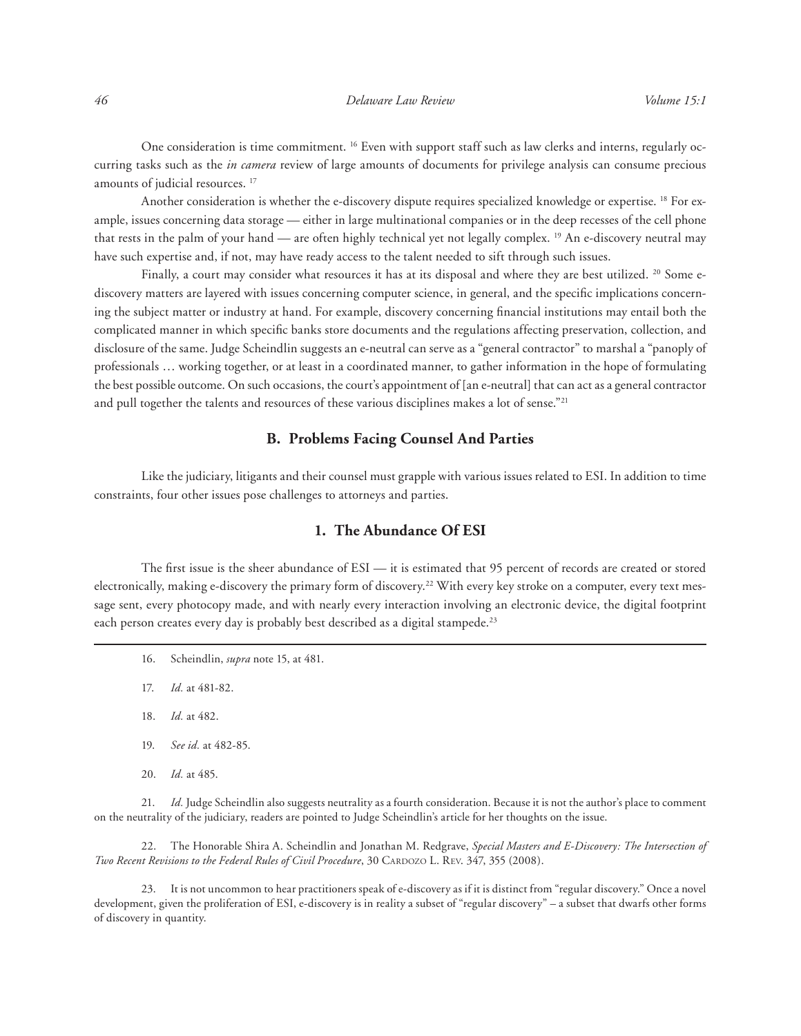One consideration is time commitment. [16] Even with support staff such as law clerks and interns, regularly occurring tasks such as the *in camera* review of large amounts of documents for privilege analysis can consume precious amounts of judicial resources. [17]

Another consideration is whether the e-discovery dispute requires specialized knowledge or expertise. [18] For example, issues concerning data storage — either in large multinational companies or in the deep recesses of the cell phone that rests in the palm of your hand — are often highly technical yet not legally complex. [19] An e-discovery neutral may have such expertise and, if not, may have ready access to the talent needed to sift through such issues.

Finally, a court may consider what resources it has at its disposal and where they are best utilized. [20] Some e-discovery matters are layered with issues concerning computer science, in general, and the specific implications concerning the subject matter or industry at hand. For example, discovery concerning financial institutions may entail both the complicated manner in which specific banks store documents and the regulations affecting preservation, collection, and disclosure of the same. Judge Scheindlin suggests an e-neutral can serve as a "general contractor" to marshal a "panoply of professionals … working together, or at least in a coordinated manner, to gather information in the hope of formulating the best possible outcome. On such occasions, the court's appointment of [an e-neutral] that can act as a general contractor and pull together the talents and resources of these various disciplines makes a lot of sense."[21]

## B. Problems Facing Counsel And Parties

Like the judiciary, litigants and their counsel must grapple with various issues related to ESI. In addition to time constraints, four other issues pose challenges to attorneys and parties.

### 1. The Abundance Of ESI

The first issue is the sheer abundance of ESI — it is estimated that 95 percent of records are created or stored electronically, making e-discovery the primary form of discovery.[22] With every key stroke on a computer, every text message sent, every photocopy made, and with nearly every interaction involving an electronic device, the digital footprint each person creates every day is probably best described as a digital stampede.[23]

---

16. Scheindlin, *supra* note 15, at 481.

17. *Id.* at 481-82.

18. *Id.* at 482.

19. *See id.* at 482-85.

20. *Id.* at 485.

21. *Id.* Judge Scheindlin also suggests neutrality as a fourth consideration. Because it is not the author's place to comment on the neutrality of the judiciary, readers are pointed to Judge Scheindlin's article for her thoughts on the issue.

22. The Honorable Shira A. Scheindlin and Jonathan M. Redgrave, *Special Masters and E-Discovery: The Intersection of Two Recent Revisions to the Federal Rules of Civil Procedure*, 30 Cardozo L. Rev. 347, 355 (2008).

23. It is not uncommon to hear practitioners speak of e-discovery as if it is distinct from "regular discovery." Once a novel development, given the proliferation of ESI, e-discovery is in reality a subset of "regular discovery" – a subset that dwarfs other forms of discovery in quantity.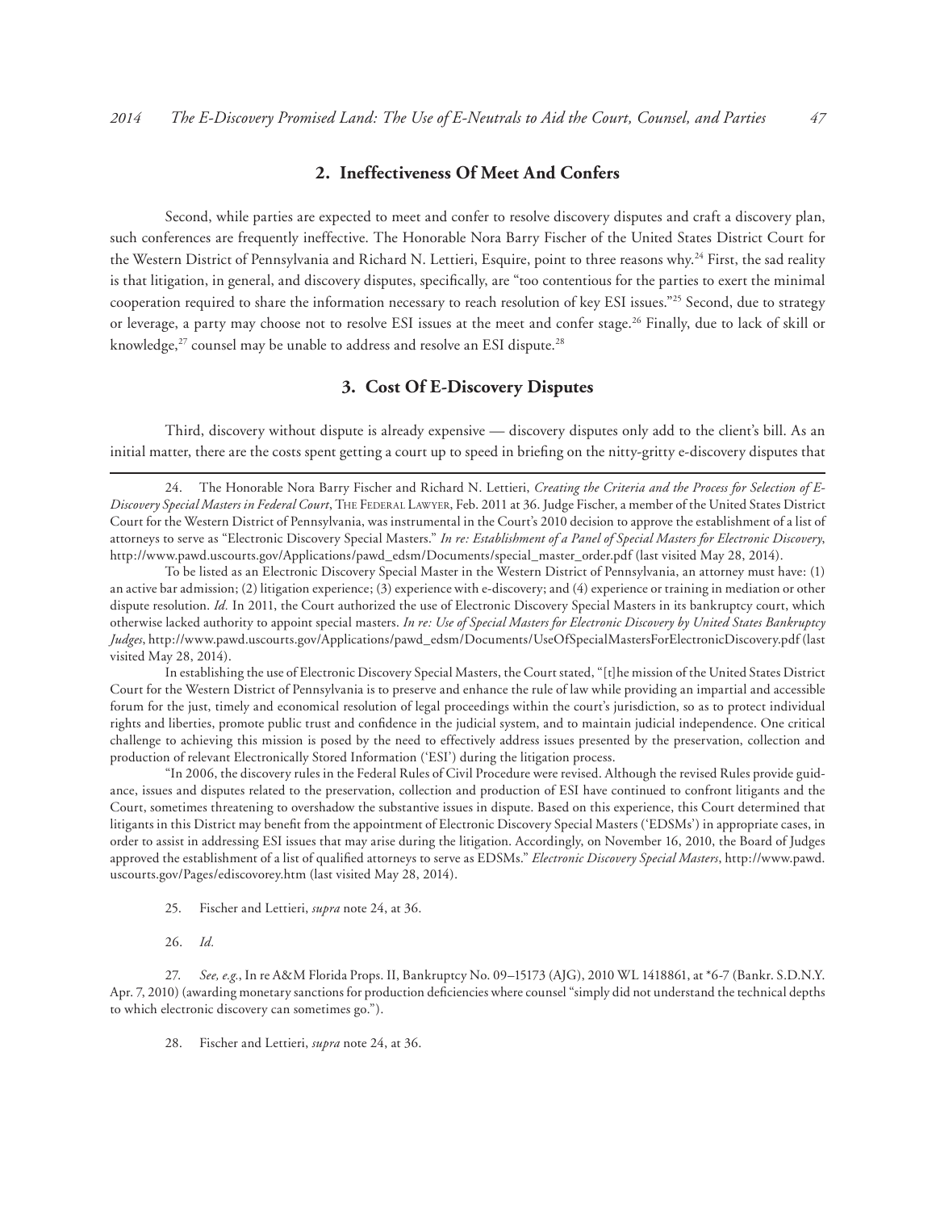### 2. Ineffectiveness Of Meet And Confers

Second, while parties are expected to meet and confer to resolve discovery disputes and craft a discovery plan, such conferences are frequently ineffective. The Honorable Nora Barry Fischer of the United States District Court for the Western District of Pennsylvania and Richard N. Lettieri, Esquire, point to three reasons why.[24] First, the sad reality is that litigation, in general, and discovery disputes, specifically, are "too contentious for the parties to exert the minimal cooperation required to share the information necessary to reach resolution of key ESI issues."[25] Second, due to strategy or leverage, a party may choose not to resolve ESI issues at the meet and confer stage.[26] Finally, due to lack of skill or knowledge,[27] counsel may be unable to address and resolve an ESI dispute.[28]

### 3. Cost Of E-Discovery Disputes

Third, discovery without dispute is already expensive — discovery disputes only add to the client's bill. As an initial matter, there are the costs spent getting a court up to speed in briefing on the nitty-gritty e-discovery disputes that

---

24. The Honorable Nora Barry Fischer and Richard N. Lettieri, *Creating the Criteria and the Process for Selection of E-Discovery Special Masters in Federal Court*, The Federal Lawyer, Feb. 2011 at 36. Judge Fischer, a member of the United States District Court for the Western District of Pennsylvania, was instrumental in the Court's 2010 decision to approve the establishment of a list of attorneys to serve as "Electronic Discovery Special Masters." *In re: Establishment of a Panel of Special Masters for Electronic Discovery*, http://www.pawd.uscourts.gov/Applications/pawd_edsm/Documents/special_master_order.pdf (last visited May 28, 2014).

To be listed as an Electronic Discovery Special Master in the Western District of Pennsylvania, an attorney must have: (1) an active bar admission; (2) litigation experience; (3) experience with e-discovery; and (4) experience or training in mediation or other dispute resolution. *Id.* In 2011, the Court authorized the use of Electronic Discovery Special Masters in its bankruptcy court, which otherwise lacked authority to appoint special masters. *In re: Use of Special Masters for Electronic Discovery by United States Bankruptcy Judges*, http://www.pawd.uscourts.gov/Applications/pawd_edsm/Documents/UseOfSpecialMastersForElectronicDiscovery.pdf (last visited May 28, 2014).

In establishing the use of Electronic Discovery Special Masters, the Court stated, "[t]he mission of the United States District Court for the Western District of Pennsylvania is to preserve and enhance the rule of law while providing an impartial and accessible forum for the just, timely and economical resolution of legal proceedings within the court's jurisdiction, so as to protect individual rights and liberties, promote public trust and confidence in the judicial system, and to maintain judicial independence. One critical challenge to achieving this mission is posed by the need to effectively address issues presented by the preservation, collection and production of relevant Electronically Stored Information ('ESI') during the litigation process.

"In 2006, the discovery rules in the Federal Rules of Civil Procedure were revised. Although the revised Rules provide guidance, issues and disputes related to the preservation, collection and production of ESI have continued to confront litigants and the Court, sometimes threatening to overshadow the substantive issues in dispute. Based on this experience, this Court determined that litigants in this District may benefit from the appointment of Electronic Discovery Special Masters ('EDSMs') in appropriate cases, in order to assist in addressing ESI issues that may arise during the litigation. Accordingly, on November 16, 2010, the Board of Judges approved the establishment of a list of qualified attorneys to serve as EDSMs." *Electronic Discovery Special Masters*, http://www.pawd.uscourts.gov/Pages/ediscovorey.htm (last visited May 28, 2014).

25. Fischer and Lettieri, *supra* note 24, at 36.

26. *Id.*

27. *See, e.g.*, In re A&M Florida Props. II, Bankruptcy No. 09–15173 (AJG), 2010 WL 1418861, at *6-7 (Bankr. S.D.N.Y. Apr. 7, 2010) (awarding monetary sanctions for production deficiencies where counsel "simply did not understand the technical depths to which electronic discovery can sometimes go.").

28. Fischer and Lettieri, *supra* note 24, at 36.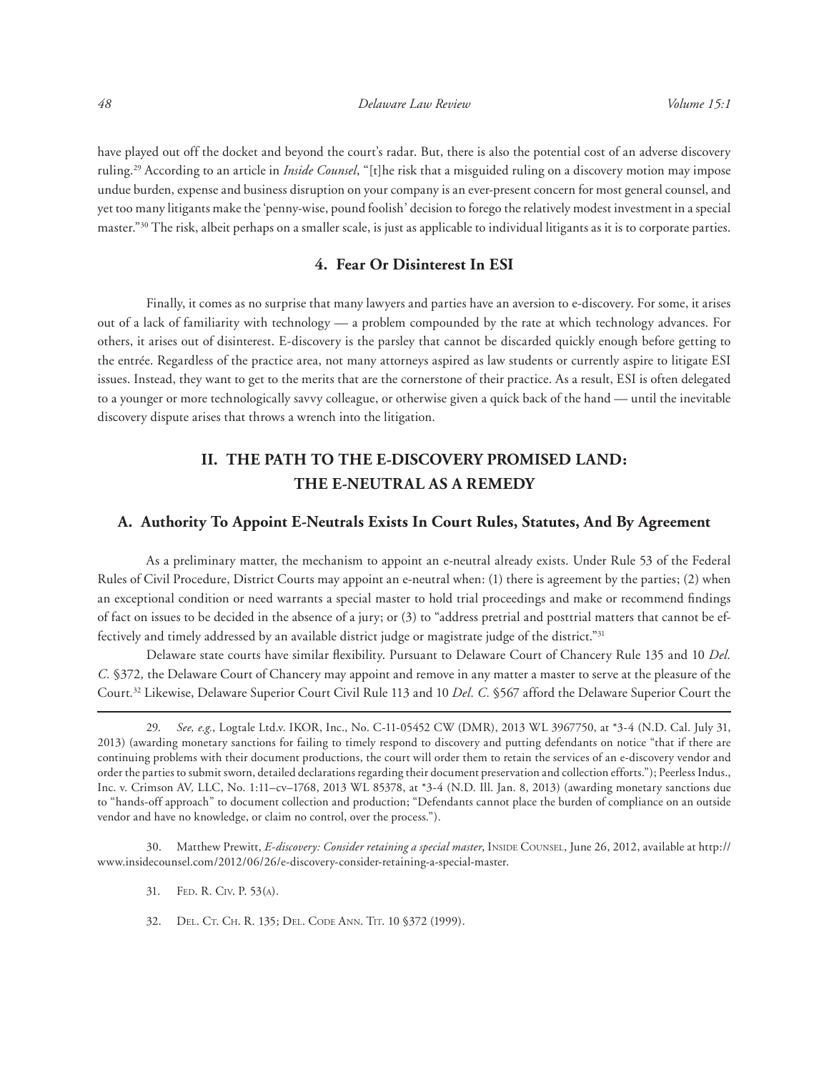have played out off the docket and beyond the court's radar. But, there is also the potential cost of an adverse discovery ruling.[29] According to an article in *Inside Counsel*, "[t]he risk that a misguided ruling on a discovery motion may impose undue burden, expense and business disruption on your company is an ever-present concern for most general counsel, and yet too many litigants make the 'penny-wise, pound foolish' decision to forego the relatively modest investment in a special master."[30] The risk, albeit perhaps on a smaller scale, is just as applicable to individual litigants as it is to corporate parties.

### 4. Fear Or Disinterest In ESI

Finally, it comes as no surprise that many lawyers and parties have an aversion to e-discovery. For some, it arises out of a lack of familiarity with technology — a problem compounded by the rate at which technology advances. For others, it arises out of disinterest. E-discovery is the parsley that cannot be discarded quickly enough before getting to the entrée. Regardless of the practice area, not many attorneys aspired as law students or currently aspire to litigate ESI issues. Instead, they want to get to the merits that are the cornerstone of their practice. As a result, ESI is often delegated to a younger or more technologically savvy colleague, or otherwise given a quick back of the hand — until the inevitable discovery dispute arises that throws a wrench into the litigation.

## II. THE PATH TO THE E-DISCOVERY PROMISED LAND: THE E-NEUTRAL AS A REMEDY

### A. Authority To Appoint E-Neutrals Exists In Court Rules, Statutes, And By Agreement

As a preliminary matter, the mechanism to appoint an e-neutral already exists. Under Rule 53 of the Federal Rules of Civil Procedure, District Courts may appoint an e-neutral when: (1) there is agreement by the parties; (2) when an exceptional condition or need warrants a special master to hold trial proceedings and make or recommend findings of fact on issues to be decided in the absence of a jury; or (3) to "address pretrial and posttrial matters that cannot be effectively and timely addressed by an available district judge or magistrate judge of the district."[31]

Delaware state courts have similar flexibility. Pursuant to Delaware Court of Chancery Rule 135 and 10 *Del. C.* §372*,* the Delaware Court of Chancery may appoint and remove in any matter a master to serve at the pleasure of the Court*.*[32] Likewise, Delaware Superior Court Civil Rule 113 and 10 *Del. C.* §567 afford the Delaware Superior Court the

---

29. *See, e.g.*, Logtale Ltd.v. IKOR, Inc., No. C-11-05452 CW (DMR), 2013 WL 3967750, at \*3-4 (N.D. Cal. July 31, 2013) (awarding monetary sanctions for failing to timely respond to discovery and putting defendants on notice "that if there are continuing problems with their document productions, the court will order them to retain the services of an e-discovery vendor and order the parties to submit sworn, detailed declarations regarding their document preservation and collection efforts."); Peerless Indus., Inc. v. Crimson AV, LLC, No. 1:11–cv–1768, 2013 WL 85378, at \*3-4 (N.D. Ill. Jan. 8, 2013) (awarding monetary sanctions due to "hands-off approach" to document collection and producing; "Defendants cannot place the burden of compliance on an outside vendor and have no knowledge, or claim no control, over the process.").

30. Matthew Prewitt, *E-discovery: Consider retaining a special master*, Inside Counsel, June 26, 2012, available at http://www.insidecounsel.com/2012/06/26/e-discovery-consider-retaining-a-special-master.

31. Fed. R. Civ. P. 53(a).

32. Del. Ct. Ch. R. 135; Del. Code Ann. Tit. 10 §372 (1999).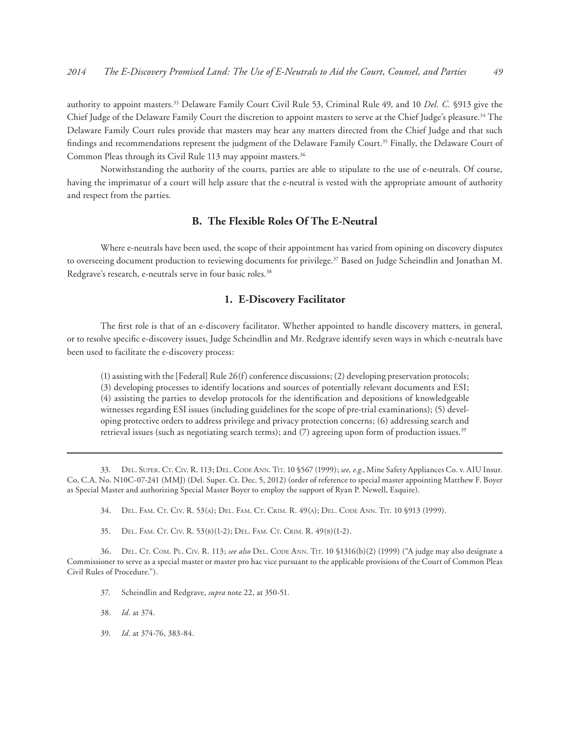authority to appoint masters.[33] Delaware Family Court Civil Rule 53, Criminal Rule 49, and 10 *Del. C.* §913 give the Chief Judge of the Delaware Family Court the discretion to appoint masters to serve at the Chief Judge's pleasure.[34] The Delaware Family Court rules provide that masters may hear any matters directed from the Chief Judge and that such findings and recommendations represent the judgment of the Delaware Family Court.[35] Finally, the Delaware Court of Common Pleas through its Civil Rule 113 may appoint masters.[36]

Notwithstanding the authority of the courts, parties are able to stipulate to the use of e-neutrals. Of course, having the imprimatur of a court will help assure that the e-neutral is vested with the appropriate amount of authority and respect from the parties.

## B. The Flexible Roles Of The E-Neutral

Where e-neutrals have been used, the scope of their appointment has varied from opining on discovery disputes to overseeing document production to reviewing documents for privilege.[37] Based on Judge Scheindlin and Jonathan M. Redgrave's research, e-neutrals serve in four basic roles.[38]

### 1. E-Discovery Facilitator

The first role is that of an e-discovery facilitator. Whether appointed to handle discovery matters, in general, or to resolve specific e-discovery issues, Judge Scheindlin and Mr. Redgrave identify seven ways in which e-neutrals have been used to facilitate the e-discovery process:

> (1) assisting with the [Federal] Rule 26(f) conference discussions; (2) developing preservation protocols; (3) developing processes to identify locations and sources of potentially relevant documents and ESI; (4) assisting the parties to develop protocols for the identification and depositions of knowledgeable witnesses regarding ESI issues (including guidelines for the scope of pre-trial examinations); (5) developing protective orders to address privilege and privacy protection concerns; (6) addressing search and retrieval issues (such as negotiating search terms); and (7) agreeing upon form of production issues.[39]

---

33. Del. Super. Ct. Civ. R. 113; Del. Code Ann. Tit. 10 §567 (1999); *see, e.g.*, Mine Safety Appliances Co. v. AIU Insur. Co, C.A. No. N10C-07-241 (MMJ) (Del. Super. Ct. Dec. 5, 2012) (order of reference to special master appointing Matthew F. Boyer as Special Master and authorizing Special Master Boyer to employ the support of Ryan P. Newell, Esquire).

34. Del. Fam. Ct. Civ. R. 53(a); Del. Fam. Ct. Crim. R. 49(a); Del. Code Ann. Tit. 10 §913 (1999).

35. Del. Fam. Ct. Civ. R. 53(b)(1-2); Del. Fam. Ct. Crim. R. 49(b)(1-2).

36. Del. Ct. Com. Pl. Civ. R. 113; *see also* Del. Code Ann. Tit. 10 §1316(b)(2) (1999) ("A judge may also designate a Commissioner to serve as a special master or master pro hac vice pursuant to the applicable provisions of the Court of Common Pleas Civil Rules of Procedure.").

37. Scheindlin and Redgrave, *supra* note 22, at 350-51.

38. *Id.* at 374.

39. *Id.* at 374-76, 383-84.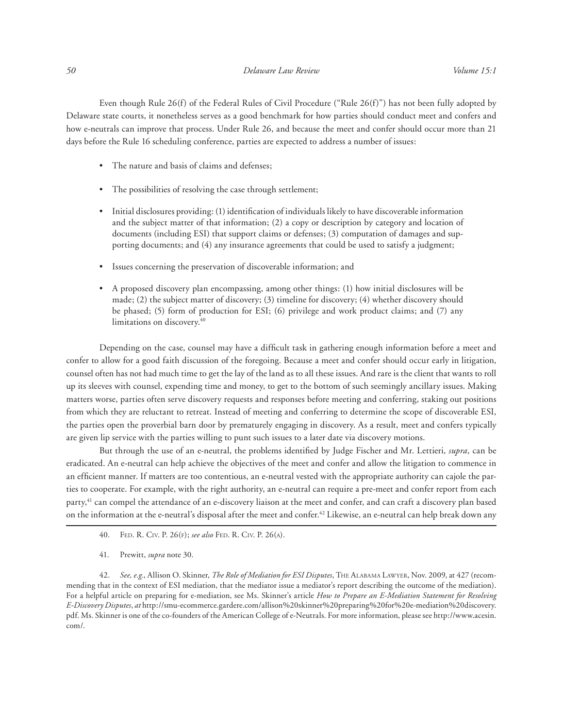Even though Rule 26(f) of the Federal Rules of Civil Procedure ("Rule 26(f)") has not been fully adopted by Delaware state courts, it nonetheless serves as a good benchmark for how parties should conduct meet and confers and how e-neutrals can improve that process. Under Rule 26, and because the meet and confer should occur more than 21 days before the Rule 16 scheduling conference, parties are expected to address a number of issues:

- The nature and basis of claims and defenses;
- The possibilities of resolving the case through settlement;
- Initial disclosures providing: (1) identification of individuals likely to have discoverable information and the subject matter of that information; (2) a copy or description by category and location of documents (including ESI) that support claims or defenses; (3) computation of damages and supporting documents; and (4) any insurance agreements that could be used to satisfy a judgment;
- Issues concerning the preservation of discoverable information; and
- A proposed discovery plan encompassing, among other things: (1) how initial disclosures will be made; (2) the subject matter of discovery; (3) timeline for discovery; (4) whether discovery should be phased; (5) form of production for ESI; (6) privilege and work product claims; and (7) any limitations on discovery.[40]

Depending on the case, counsel may have a difficult task in gathering enough information before a meet and confer to allow for a good faith discussion of the foregoing. Because a meet and confer should occur early in litigation, counsel often has not had much time to get the lay of the land as to all these issues. And rare is the client that wants to roll up its sleeves with counsel, expending time and money, to get to the bottom of such seemingly ancillary issues. Making matters worse, parties often serve discovery requests and responses before meeting and conferring, staking out positions from which they are reluctant to retreat. Instead of meeting and conferring to determine the scope of discoverable ESI, the parties open the proverbial barn door by prematurely engaging in discovery. As a result, meet and confers typically are given lip service with the parties willing to punt such issues to a later date via discovery motions.

But through the use of an e-neutral, the problems identified by Judge Fischer and Mr. Lettieri, *supra*, can be eradicated. An e-neutral can help achieve the objectives of the meet and confer and allow the litigation to commence in an efficient manner. If matters are too contentious, an e-neutral vested with the appropriate authority can cajole the parties to cooperate. For example, with the right authority, an e-neutral can require a pre-meet and confer report from each party,[41] can compel the attendance of an e-discovery liaison at the meet and confer, and can craft a discovery plan based on the information at the e-neutral's disposal after the meet and confer.[42] Likewise, an e-neutral can help break down any

---

40. Fed. R. Civ. P. 26(f); *see also* Fed. R. Civ. P. 26(a).

41. Prewitt, *supra* note 30.

42. *See, e.g.*, Allison O. Skinner, *The Role of Mediation for ESI Disputes*, The Alabama Lawyer, Nov. 2009, at 427 (recommending that in the context of ESI mediation, that the mediator issue a mediator's report describing the outcome of the mediation). For a helpful article on preparing for e-mediation, see Ms. Skinner's article *How to Prepare an E-Mediation Statement for Resolving E-Discovery Disputes*, *at* http://smu-ecommerce.gardere.com/allison%20skinner%20preparing%20for%20e-mediation%20discovery.pdf. Ms. Skinner is one of the co-founders of the American College of e-Neutrals. For more information, please see http://www.acesin.com/.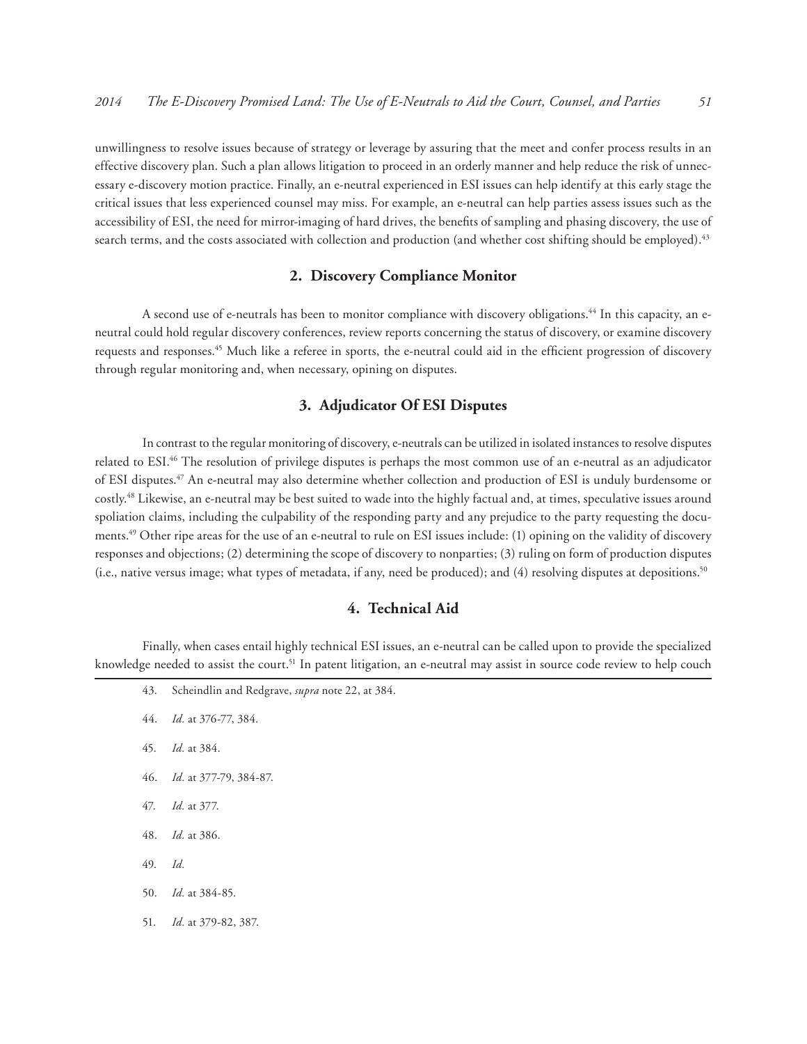unwillingness to resolve issues because of strategy or leverage by assuring that the meet and confer process results in an effective discovery plan. Such a plan allows litigation to proceed in an orderly manner and help reduce the risk of unnecessary e-discovery motion practice. Finally, an e-neutral experienced in ESI issues can help identify at this early stage the critical issues that less experienced counsel may miss. For example, an e-neutral can help parties assess issues such as the accessibility of ESI, the need for mirror-imaging of hard drives, the benefits of sampling and phasing discovery, the use of search terms, and the costs associated with collection and production (and whether cost shifting should be employed).[43]

### 2. Discovery Compliance Monitor

A second use of e-neutrals has been to monitor compliance with discovery obligations.[44] In this capacity, an e-neutral could hold regular discovery conferences, review reports concerning the status of discovery, or examine discovery requests and responses.[45] Much like a referee in sports, the e-neutral could aid in the efficient progression of discovery through regular monitoring and, when necessary, opining on disputes.

### 3. Adjudicator Of ESI Disputes

In contrast to the regular monitoring of discovery, e-neutrals can be utilized in isolated instances to resolve disputes related to ESI.[46] The resolution of privilege disputes is perhaps the most common use of an e-neutral as an adjudicator of ESI disputes.[47] An e-neutral may also determine whether collection and production of ESI is unduly burdensome or costly.[48] Likewise, an e-neutral may be best suited to wade into the highly factual and, at times, speculative issues around spoliation claims, including the culpability of the responding party and any prejudice to the party requesting the documents.[49] Other ripe areas for the use of an e-neutral to rule on ESI issues include: (1) opining on the validity of discovery responses and objections; (2) determining the scope of discovery to nonparties; (3) ruling on form of production disputes (i.e., native versus image; what types of metadata, if any, need be produced); and (4) resolving disputes at depositions.[50]

### 4. Technical Aid

Finally, when cases entail highly technical ESI issues, an e-neutral can be called upon to provide the specialized knowledge needed to assist the court.[51] In patent litigation, an e-neutral may assist in source code review to help couch

---

43. Scheindlin and Redgrave, *supra* note 22, at 384.

44. *Id.* at 376-77, 384.

45. *Id.* at 384.

46. *Id.* at 377-79, 384-87.

47. *Id.* at 377.

48. *Id.* at 386.

49. *Id.*

50. *Id.* at 384-85.

51. *Id.* at 379-82, 387.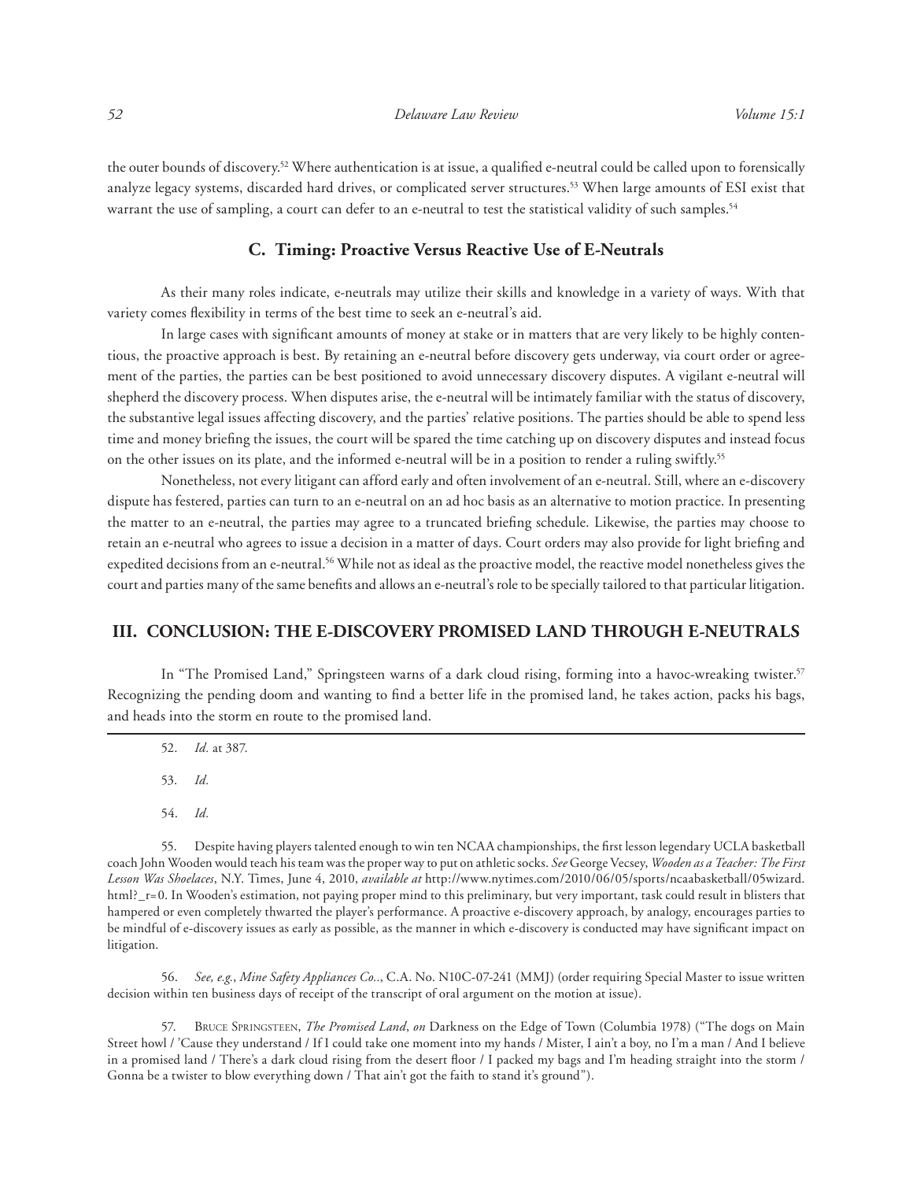the outer bounds of discovery.[52] Where authentication is at issue, a qualified e-neutral could be called upon to forensically analyze legacy systems, discarded hard drives, or complicated server structures.[53] When large amounts of ESI exist that warrant the use of sampling, a court can defer to an e-neutral to test the statistical validity of such samples.[54]

### C. Timing: Proactive Versus Reactive Use of E-Neutrals

As their many roles indicate, e-neutrals may utilize their skills and knowledge in a variety of ways. With that variety comes flexibility in terms of the best time to seek an e-neutral's aid.

In large cases with significant amounts of money at stake or in matters that are very likely to be highly contentious, the proactive approach is best. By retaining an e-neutral before discovery gets underway, via court order or agreement of the parties, the parties can be best positioned to avoid unnecessary discovery disputes. A vigilant e-neutral will shepherd the discovery process. When disputes arise, the e-neutral will be intimately familiar with the status of discovery, the substantive legal issues affecting discovery, and the parties' relative positions. The parties should be able to spend less time and money briefing the issues, the court will be spared the time catching up on discovery disputes and instead focus on the other issues on its plate, and the informed e-neutral will be in a position to render a ruling swiftly.[55]

Nonetheless, not every litigant can afford early and often involvement of an e-neutral. Still, where an e-discovery dispute has festered, parties can turn to an e-neutral on an ad hoc basis as an alternative to motion practice. In presenting the matter to an e-neutral, the parties may agree to a truncated briefing schedule. Likewise, the parties may choose to retain an e-neutral who agrees to issue a decision in a matter of days. Court orders may also provide for light briefing and expedited decisions from an e-neutral.[56] While not as ideal as the proactive model, the reactive model nonetheless gives the court and parties many of the same benefits and allows an e-neutral's role to be specially tailored to that particular litigation.

## III. CONCLUSION: THE E-DISCOVERY PROMISED LAND THROUGH E-NEUTRALS

In "The Promised Land," Springsteen warns of a dark cloud rising, forming into a havoc-wreaking twister.[57] Recognizing the pending doom and wanting to find a better life in the promised land, he takes action, packs his bags, and heads into the storm en route to the promised land.

---

52. *Id.* at 387.

53. *Id.*

54. *Id.*

55. Despite having players talented enough to win ten NCAA championships, the first lesson legendary UCLA basketball coach John Wooden would teach his team was the proper way to put on athletic socks. *See* George Vecsey, *Wooden as a Teacher: The First Lesson Was Shoelaces*, N.Y. Times, June 4, 2010, *available at* http://www.nytimes.com/2010/06/05/sports/ncaabasketball/05wizard.html?_r=0. In Wooden's estimation, not paying proper mind to this preliminary, but very important, task could result in blisters that hampered or even completely thwarted the player's performance. A proactive e-discovery approach, by analogy, encourages parties to be mindful of e-discovery issues as early as possible, as the manner in which e-discovery is conducted may have significant impact on litigation.

56. *See, e.g.*, *Mine Safety Appliances Co..*, C.A. No. N10C-07-241 (MMJ) (order requiring Special Master to issue written decision within ten business days of receipt of the transcript of oral argument on the motion at issue).

57. Bruce Springsteen, *The Promised Land*, *on* Darkness on the Edge of Town (Columbia 1978) ("The dogs on Main Street howl / 'Cause they understand / If I could take one moment into my hands / Mister, I ain't a boy, no I'm a man / And I believe in a promised land / There's a dark cloud rising from the desert floor / I packed my bags and I'm heading straight into the storm / Gonna be a twister to blow everything down / That ain't got the faith to stand it's ground").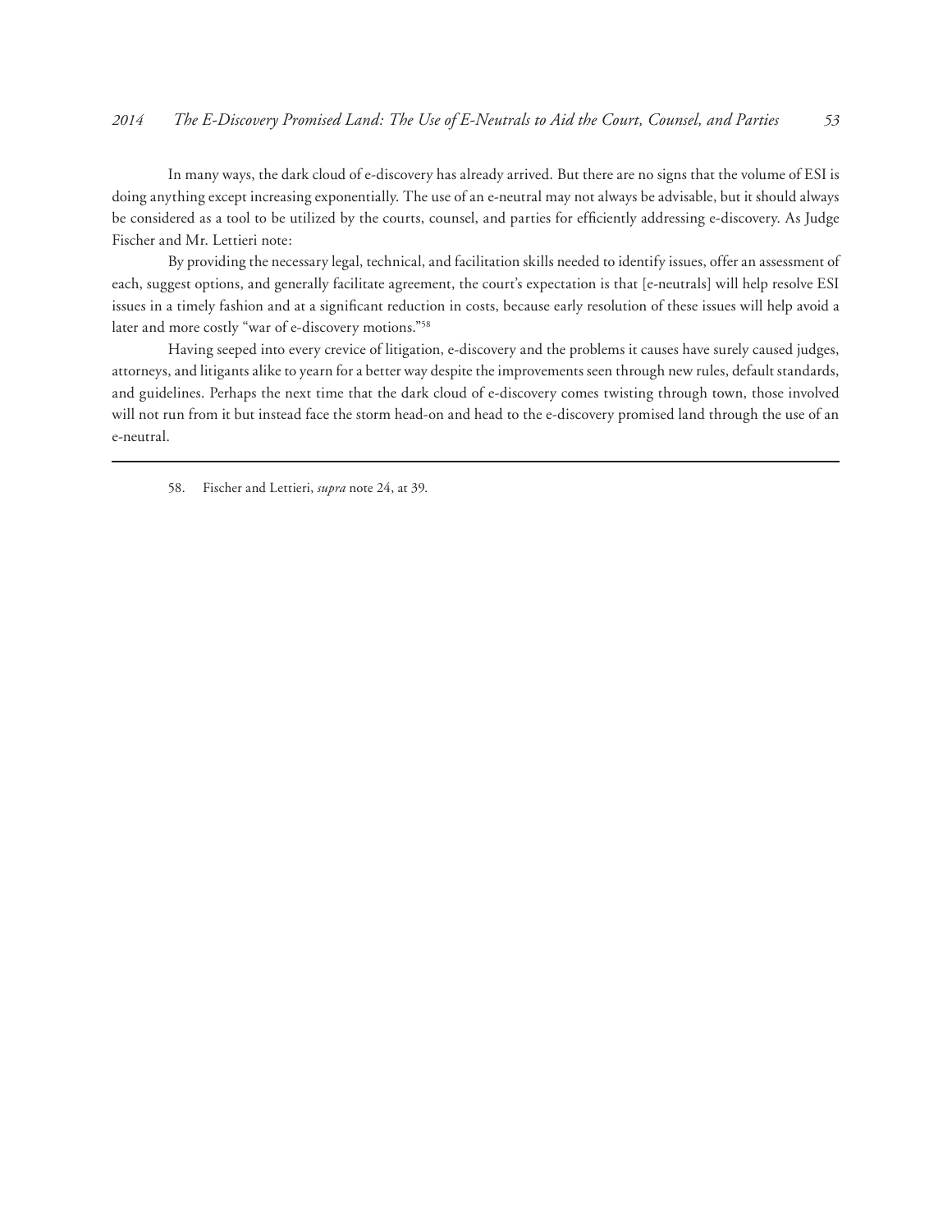In many ways, the dark cloud of e-discovery has already arrived. But there are no signs that the volume of ESI is doing anything except increasing exponentially. The use of an e-neutral may not always be advisable, but it should always be considered as a tool to be utilized by the courts, counsel, and parties for efficiently addressing e-discovery. As Judge Fischer and Mr. Lettieri note:

By providing the necessary legal, technical, and facilitation skills needed to identify issues, offer an assessment of each, suggest options, and generally facilitate agreement, the court's expectation is that [e-neutrals] will help resolve ESI issues in a timely fashion and at a significant reduction in costs, because early resolution of these issues will help avoid a later and more costly "war of e-discovery motions."[58]

Having seeped into every crevice of litigation, e-discovery and the problems it causes have surely caused judges, attorneys, and litigants alike to yearn for a better way despite the improvements seen through new rules, default standards, and guidelines. Perhaps the next time that the dark cloud of e-discovery comes twisting through town, those involved will not run from it but instead face the storm head-on and head to the e-discovery promised land through the use of an e-neutral.

---

58. Fischer and Lettieri, *supra* note 24, at 39.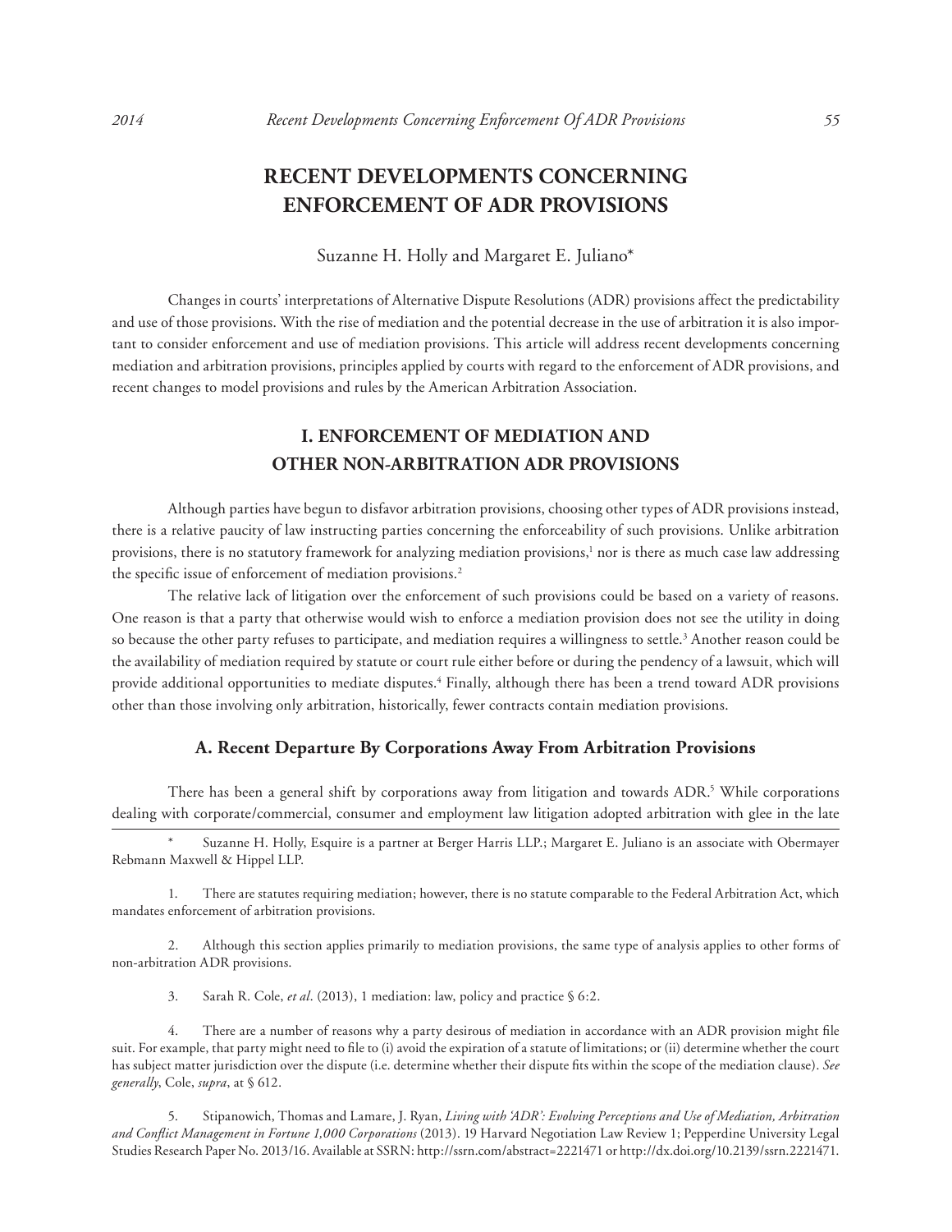# RECENT DEVELOPMENTS CONCERNING ENFORCEMENT OF ADR PROVISIONS

Suzanne H. Holly and Margaret E. Juliano*

Changes in courts' interpretations of Alternative Dispute Resolutions (ADR) provisions affect the predictability and use of those provisions. With the rise of mediation and the potential decrease in the use of arbitration it is also important to consider enforcement and use of mediation provisions. This article will address recent developments concerning mediation and arbitration provisions, principles applied by courts with regard to the enforcement of ADR provisions, and recent changes to model provisions and rules by the American Arbitration Association.

## I. ENFORCEMENT OF MEDIATION AND OTHER NON-ARBITRATION ADR PROVISIONS

Although parties have begun to disfavor arbitration provisions, choosing other types of ADR provisions instead, there is a relative paucity of law instructing parties concerning the enforceability of such provisions. Unlike arbitration provisions, there is no statutory framework for analyzing mediation provisions,[1] nor is there as much case law addressing the specific issue of enforcement of mediation provisions.[2]

The relative lack of litigation over the enforcement of such provisions could be based on a variety of reasons. One reason is that a party that otherwise would wish to enforce a mediation provision does not see the utility in doing so because the other party refuses to participate, and mediation requires a willingness to settle.[3] Another reason could be the availability of mediation required by statute or court rule either before or during the pendency of a lawsuit, which will provide additional opportunities to mediate disputes.[4] Finally, although there has been a trend toward ADR provisions other than those involving only arbitration, historically, fewer contracts contain mediation provisions.

### A. Recent Departure By Corporations Away From Arbitration Provisions

There has been a general shift by corporations away from litigation and towards ADR.[5] While corporations dealing with corporate/commercial, consumer and employment law litigation adopted arbitration with glee in the late

---

\* Suzanne H. Holly, Esquire is a partner at Berger Harris LLP.; Margaret E. Juliano is an associate with Obermayer Rebmann Maxwell & Hippel LLP.

1. There are statutes requiring mediation; however, there is no statute comparable to the Federal Arbitration Act, which mandates enforcement of arbitration provisions.

2. Although this section applies primarily to mediation provisions, the same type of analysis applies to other forms of non-arbitration ADR provisions.

3. Sarah R. Cole, *et al*. (2013), 1 mediation: law, policy and practice § 6:2.

4. There are a number of reasons why a party desirous of mediation in accordance with an ADR provision might file suit. For example, that party might need to file to (i) avoid the expiration of a statute of limitations; or (ii) determine whether the court has subject matter jurisdiction over the dispute (i.e. determine whether their dispute fits within the scope of the mediation clause). *See generally*, Cole, *supra*, at § 612.

5. Stipanowich, Thomas and Lamare, J. Ryan, *Living with 'ADR': Evolving Perceptions and Use of Mediation, Arbitration and Conflict Management in Fortune 1,000 Corporations* (2013). 19 Harvard Negotiation Law Review 1; Pepperdine University Legal Studies Research Paper No. 2013/16. Available at SSRN: http://ssrn.com/abstract=2221471 or http://dx.doi.org/10.2139/ssrn.2221471.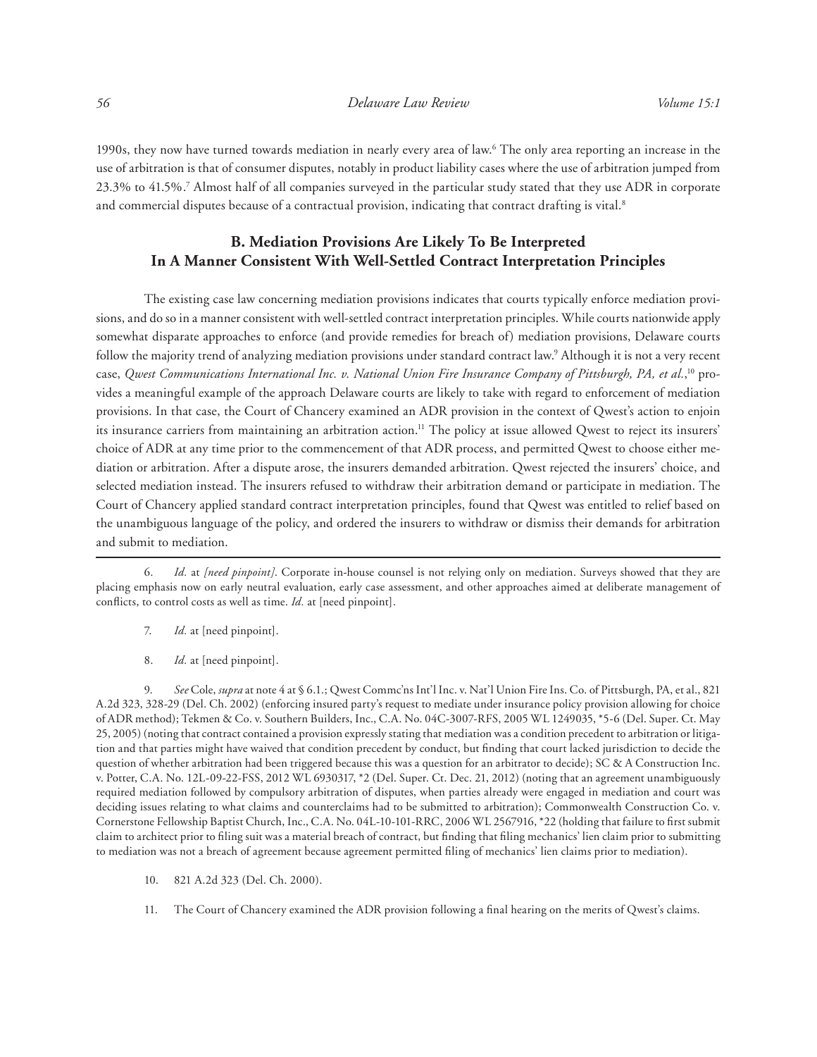1990s, they now have turned towards mediation in nearly every area of law.[6] The only area reporting an increase in the use of arbitration is that of consumer disputes, notably in product liability cases where the use of arbitration jumped from 23.3% to 41.5%.[7] Almost half of all companies surveyed in the particular study stated that they use ADR in corporate and commercial disputes because of a contractual provision, indicating that contract drafting is vital.[8]

## B. Mediation Provisions Are Likely To Be Interpreted In A Manner Consistent With Well-Settled Contract Interpretation Principles

The existing case law concerning mediation provisions indicates that courts typically enforce mediation provisions, and do so in a manner consistent with well-settled contract interpretation principles. While courts nationwide apply somewhat disparate approaches to enforce (and provide remedies for breach of) mediation provisions, Delaware courts follow the majority trend of analyzing mediation provisions under standard contract law.[9] Although it is not a very recent case, *Qwest Communications International Inc. v. National Union Fire Insurance Company of Pittsburgh, PA, et al.*,[10] provides a meaningful example of the approach Delaware courts are likely to take with regard to enforcement of mediation provisions. In that case, the Court of Chancery examined an ADR provision in the context of Qwest's action to enjoin its insurance carriers from maintaining an arbitration action.[11] The policy at issue allowed Qwest to reject its insurers' choice of ADR at any time prior to the commencement of that ADR process, and permitted Qwest to choose either mediation or arbitration. After a dispute arose, the insurers demanded arbitration. Qwest rejected the insurers' choice, and selected mediation instead. The insurers refused to withdraw their arbitration demand or participate in mediation. The Court of Chancery applied standard contract interpretation principles, found that Qwest was entitled to relief based on the unambiguous language of the policy, and ordered the insurers to withdraw or dismiss their demands for arbitration and submit to mediation.

---

6. *Id.* at *[need pinpoint]*. Corporate in-house counsel is not relying only on mediation. Surveys showed that they are placing emphasis now on early neutral evaluation, early case assessment, and other approaches aimed at deliberate management of conflicts, to control costs as well as time. *Id.* at [need pinpoint].

7. *Id.* at [need pinpoint].

8. *Id.* at [need pinpoint].

9. *See* Cole, *supra* at note 4 at § 6.1.; Qwest Commc'ns Int'l Inc. v. Nat'l Union Fire Ins. Co. of Pittsburgh, PA, et al., 821 A.2d 323, 328-29 (Del. Ch. 2002) (enforcing insured party's request to mediate under insurance policy provision allowing for choice of ADR method); Tekmen & Co. v. Southern Builders, Inc., C.A. No. 04C-3007-RFS, 2005 WL 1249035, *5-6 (Del. Super. Ct. May 25, 2005) (noting that contract contained a provision expressly stating that mediation was a condition precedent to arbitration or litigation and that parties might have waived that condition precedent by conduct, but finding that court lacked jurisdiction to decide the question of whether arbitration had been triggered because this was a question for an arbitrator to decide); SC & A Construction Inc. v. Potter, C.A. No. 12L-09-22-FSS, 2012 WL 6930317, *2 (Del. Super. Ct. Dec. 21, 2012) (noting that an agreement unambiguously required mediation followed by compulsory arbitration of disputes, when parties already were engaged in mediation and court was deciding issues relating to what claims and counterclaims had to be submitted to arbitration); Commonwealth Construction Co. v. Cornerstone Fellowship Baptist Church, Inc., C.A. No. 04L-10-101-RRC, 2006 WL 2567916, *22 (holding that failure to first submit claim to architect prior to filing suit was a material breach of contract, but finding that filing mechanics' lien claim prior to submitting to mediation was not a breach of agreement because agreement permitted filing of mechanics' lien claims prior to mediation).

10. 821 A.2d 323 (Del. Ch. 2000).

11. The Court of Chancery examined the ADR provision following a final hearing on the merits of Qwest's claims.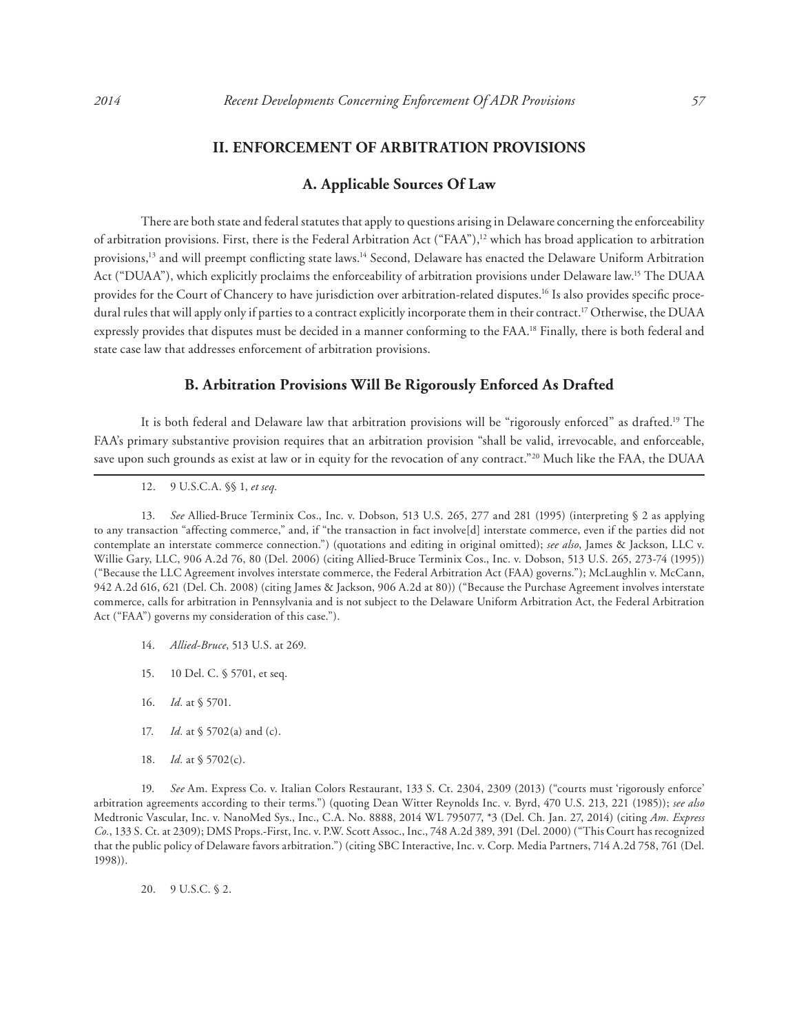## II. ENFORCEMENT OF ARBITRATION PROVISIONS

### A. Applicable Sources Of Law

There are both state and federal statutes that apply to questions arising in Delaware concerning the enforceability of arbitration provisions. First, there is the Federal Arbitration Act ("FAA"),[12] which has broad application to arbitration provisions,[13] and will preempt conflicting state laws.[14] Second, Delaware has enacted the Delaware Uniform Arbitration Act ("DUAA"), which explicitly proclaims the enforceability of arbitration provisions under Delaware law.[15] The DUAA provides for the Court of Chancery to have jurisdiction over arbitration-related disputes.[16] Is also provides specific procedural rules that will apply only if parties to a contract explicitly incorporate them in their contract.[17] Otherwise, the DUAA expressly provides that disputes must be decided in a manner conforming to the FAA.[18] Finally, there is both federal and state case law that addresses enforcement of arbitration provisions.

### B. Arbitration Provisions Will Be Rigorously Enforced As Drafted

It is both federal and Delaware law that arbitration provisions will be "rigorously enforced" as drafted.[19] The FAA's primary substantive provision requires that an arbitration provision "shall be valid, irrevocable, and enforceable, save upon such grounds as exist at law or in equity for the revocation of any contract."[20] Much like the FAA, the DUAA

---

12. 9 U.S.C.A. §§ 1, *et seq*.

13. *See* Allied-Bruce Terminix Cos., Inc. v. Dobson, 513 U.S. 265, 277 and 281 (1995) (interpreting § 2 as applying to any transaction "affecting commerce," and, if "the transaction in fact involve[d] interstate commerce, even if the parties did not contemplate an interstate commerce connection.") (quotations and editing in original omitted); *see also*, James & Jackson, LLC v. Willie Gary, LLC, 906 A.2d 76, 80 (Del. 2006) (citing Allied-Bruce Terminix Cos., Inc. v. Dobson, 513 U.S. 265, 273-74 (1995)) ("Because the LLC Agreement involves interstate commerce, the Federal Arbitration Act (FAA) governs."); McLaughlin v. McCann, 942 A.2d 616, 621 (Del. Ch. 2008) (citing James & Jackson, 906 A.2d at 80)) ("Because the Purchase Agreement involves interstate commerce, calls for arbitration in Pennsylvania and is not subject to the Delaware Uniform Arbitration Act, the Federal Arbitration Act ("FAA") governs my consideration of this case.").

14. *Allied-Bruce*, 513 U.S. at 269.

15. 10 Del. C. § 5701, et seq.

16. *Id.* at § 5701.

17. *Id.* at § 5702(a) and (c).

18. *Id.* at § 5702(c).

19. *See* Am. Express Co. v. Italian Colors Restaurant, 133 S. Ct. 2304, 2309 (2013) ("courts must 'rigorously enforce' arbitration agreements according to their terms.") (quoting Dean Witter Reynolds Inc. v. Byrd, 470 U.S. 213, 221 (1985)); *see also* Medtronic Vascular, Inc. v. NanoMed Sys., Inc., C.A. No. 8888, 2014 WL 795077, *3 (Del. Ch. Jan. 27, 2014) (citing *Am. Express Co.*, 133 S. Ct. at 2309); DMS Props.-First, Inc. v. P.W. Scott Assoc., Inc., 748 A.2d 389, 391 (Del. 2000) ("This Court has recognized that the public policy of Delaware favors arbitration.") (citing SBC Interactive, Inc. v. Corp. Media Partners, 714 A.2d 758, 761 (Del. 1998)).

20. 9 U.S.C. § 2.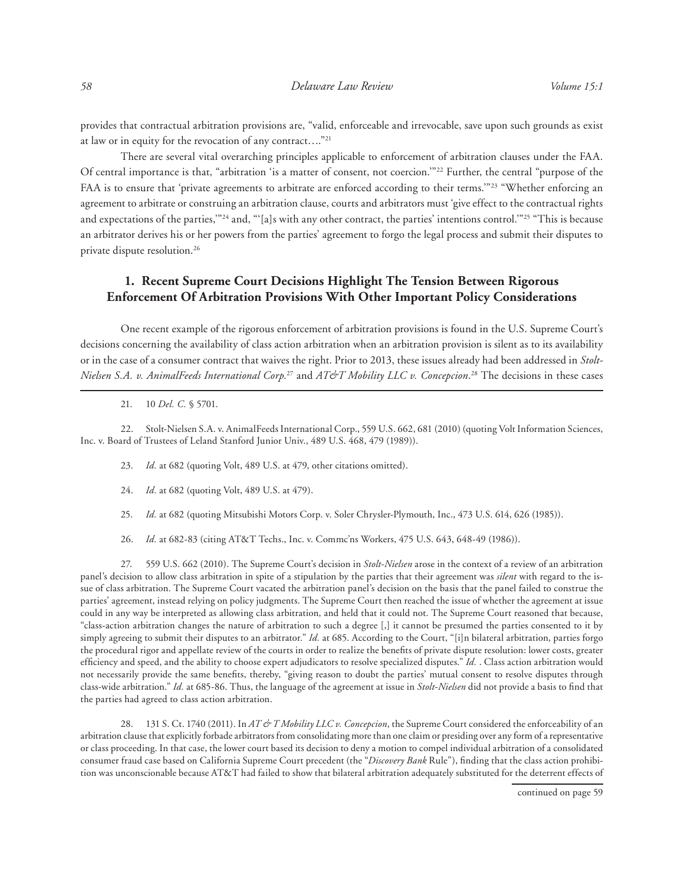provides that contractual arbitration provisions are, "valid, enforceable and irrevocable, save upon such grounds as exist at law or in equity for the revocation of any contract…."[21]

There are several vital overarching principles applicable to enforcement of arbitration clauses under the FAA. Of central importance is that, "arbitration 'is a matter of consent, not coercion.'"[22] Further, the central "purpose of the FAA is to ensure that 'private agreements to arbitrate are enforced according to their terms.'"[23] "Whether enforcing an agreement to arbitrate or construing an arbitration clause, courts and arbitrators must 'give effect to the contractual rights and expectations of the parties,'"[24] and, "'[a]s with any other contract, the parties' intentions control.'"[25] "This is because an arbitrator derives his or her powers from the parties' agreement to forgo the legal process and submit their disputes to private dispute resolution.[26]

## 1. Recent Supreme Court Decisions Highlight The Tension Between Rigorous Enforcement Of Arbitration Provisions With Other Important Policy Considerations

One recent example of the rigorous enforcement of arbitration provisions is found in the U.S. Supreme Court's decisions concerning the availability of class action arbitration when an arbitration provision is silent as to its availability or in the case of a consumer contract that waives the right. Prior to 2013, these issues already had been addressed in *Stolt-Nielsen S.A. v. AnimalFeeds International Corp.*[27] and *AT&T Mobility LLC v. Concepcion*.[28] The decisions in these cases

---

21. 10 *Del. C.* § 5701.

22. Stolt-Nielsen S.A. v. AnimalFeeds International Corp., 559 U.S. 662, 681 (2010) (quoting Volt Information Sciences, Inc. v. Board of Trustees of Leland Stanford Junior Univ., 489 U.S. 468, 479 (1989)).

23. *Id.* at 682 (quoting Volt, 489 U.S. at 479, other citations omitted).

24. *Id.* at 682 (quoting Volt, 489 U.S. at 479).

25. *Id.* at 682 (quoting Mitsubishi Motors Corp. v. Soler Chrysler-Plymouth, Inc., 473 U.S. 614, 626 (1985)).

26. *Id.* at 682-83 (citing AT&T Techs., Inc. v. Commc'ns Workers, 475 U.S. 643, 648-49 (1986)).

27. 559 U.S. 662 (2010). The Supreme Court's decision in *Stolt-Nielsen* arose in the context of a review of an arbitration panel's decision to allow class arbitration in spite of a stipulation by the parties that their agreement was *silent* with regard to the issue of class arbitration. The Supreme Court vacated the arbitration panel's decision on the basis that the panel failed to construe the parties' agreement, instead relying on policy judgments. The Supreme Court then reached the issue of whether the agreement at issue could in any way be interpreted as allowing class arbitration, and held that it could not. The Supreme Court reasoned that because, "class-action arbitration changes the nature of arbitration to such a degree [,] it cannot be presumed the parties consented to it by simply agreeing to submit their disputes to an arbitrator." *Id.* at 685. According to the Court, "[i]n bilateral arbitration, parties forgo the procedural rigor and appellate review of the courts in order to realize the benefits of private dispute resolution: lower costs, greater efficiency and speed, and the ability to choose expert adjudicators to resolve specialized disputes." *Id.* . Class action arbitration would not necessarily provide the same benefits, thereby, "giving reason to doubt the parties' mutual consent to resolve disputes through class-wide arbitration." *Id.* at 685-86. Thus, the language of the agreement at issue in *Stolt-Nielsen* did not provide a basis to find that the parties had agreed to class action arbitration.

28. 131 S. Ct. 1740 (2011). In *AT & T Mobility LLC v. Concepcion*, the Supreme Court considered the enforceability of an arbitration clause that explicitly forbade arbitrators from consolidating more than one claim or presiding over any form of a representative or class proceeding. In that case, the lower court based its decision to deny a motion to compel individual arbitration of a consolidated consumer fraud case based on California Supreme Court precedent (the "*Discovery Bank* Rule"), finding that the class action prohibition was unconscionable because AT&T had failed to show that bilateral arbitration adequately substituted for the deterrent effects of

continued on page 59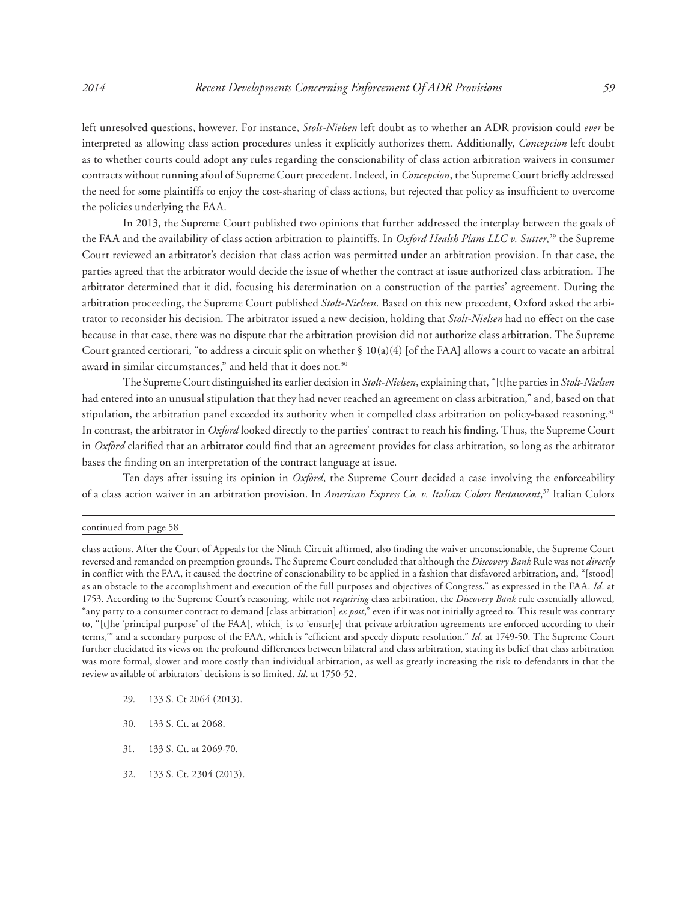left unresolved questions, however. For instance, *Stolt-Nielsen* left doubt as to whether an ADR provision could *ever* be interpreted as allowing class action procedures unless it explicitly authorizes them. Additionally, *Concepcion* left doubt as to whether courts could adopt any rules regarding the conscionability of class action arbitration waivers in consumer contracts without running afoul of Supreme Court precedent. Indeed, in *Concepcion*, the Supreme Court briefly addressed the need for some plaintiffs to enjoy the cost-sharing of class actions, but rejected that policy as insufficient to overcome the policies underlying the FAA.

In 2013, the Supreme Court published two opinions that further addressed the interplay between the goals of the FAA and the availability of class action arbitration to plaintiffs. In *Oxford Health Plans LLC v. Sutter*,[29] the Supreme Court reviewed an arbitrator's decision that class action was permitted under an arbitration provision. In that case, the parties agreed that the arbitrator would decide the issue of whether the contract at issue authorized class arbitration. The arbitrator determined that it did, focusing his determination on a construction of the parties' agreement. During the arbitration proceeding, the Supreme Court published *Stolt-Nielsen*. Based on this new precedent, Oxford asked the arbitrator to reconsider his decision. The arbitrator issued a new decision, holding that *Stolt-Nielsen* had no effect on the case because in that case, there was no dispute that the arbitration provision did not authorize class arbitration. The Supreme Court granted certiorari, "to address a circuit split on whether § 10(a)(4) [of the FAA] allows a court to vacate an arbitral award in similar circumstances," and held that it does not.[30]

The Supreme Court distinguished its earlier decision in *Stolt-Nielsen*, explaining that, "[t]he parties in *Stolt-Nielsen* had entered into an unusual stipulation that they had never reached an agreement on class arbitration," and, based on that stipulation, the arbitration panel exceeded its authority when it compelled class arbitration on policy-based reasoning.[31] In contrast, the arbitrator in *Oxford* looked directly to the parties' contract to reach his finding. Thus, the Supreme Court in *Oxford* clarified that an arbitrator could find that an agreement provides for class arbitration, so long as the arbitrator bases the finding on an interpretation of the contract language at issue.

Ten days after issuing its opinion in *Oxford*, the Supreme Court decided a case involving the enforceability of a class action waiver in an arbitration provision. In *American Express Co. v. Italian Colors Restaurant*,[32] Italian Colors

---

continued from page 58

class actions. After the Court of Appeals for the Ninth Circuit affirmed, also finding the waiver unconscionable, the Supreme Court reversed and remanded on preemption grounds. The Supreme Court concluded that although the *Discovery Bank* Rule was not *directly* in conflict with the FAA, it caused the doctrine of conscionability to be applied in a fashion that disfavored arbitration, and, "[stood] as an obstacle to the accomplishment and execution of the full purposes and objectives of Congress," as expressed in the FAA. *Id.* at 1753. According to the Supreme Court's reasoning, while not *requiring* class arbitration, the *Discovery Bank* rule essentially allowed, "any party to a consumer contract to demand [class arbitration] *ex post*," even if it was not initially agreed to. This result was contrary to, "[t]he 'principal purpose' of the FAA[, which] is to 'ensur[e] that private arbitration agreements are enforced according to their terms,'" and a secondary purpose of the FAA, which is "efficient and speedy dispute resolution." *Id.* at 1749-50. The Supreme Court further elucidated its views on the profound differences between bilateral and class arbitration, stating its belief that class arbitration was more formal, slower and more costly than individual arbitration, as well as greatly increasing the risk to defendants in that the review available of arbitrators' decisions is so limited. *Id.* at 1750-52.

29. 133 S. Ct 2064 (2013).

30. 133 S. Ct. at 2068.

31. 133 S. Ct. at 2069-70.

32. 133 S. Ct. 2304 (2013).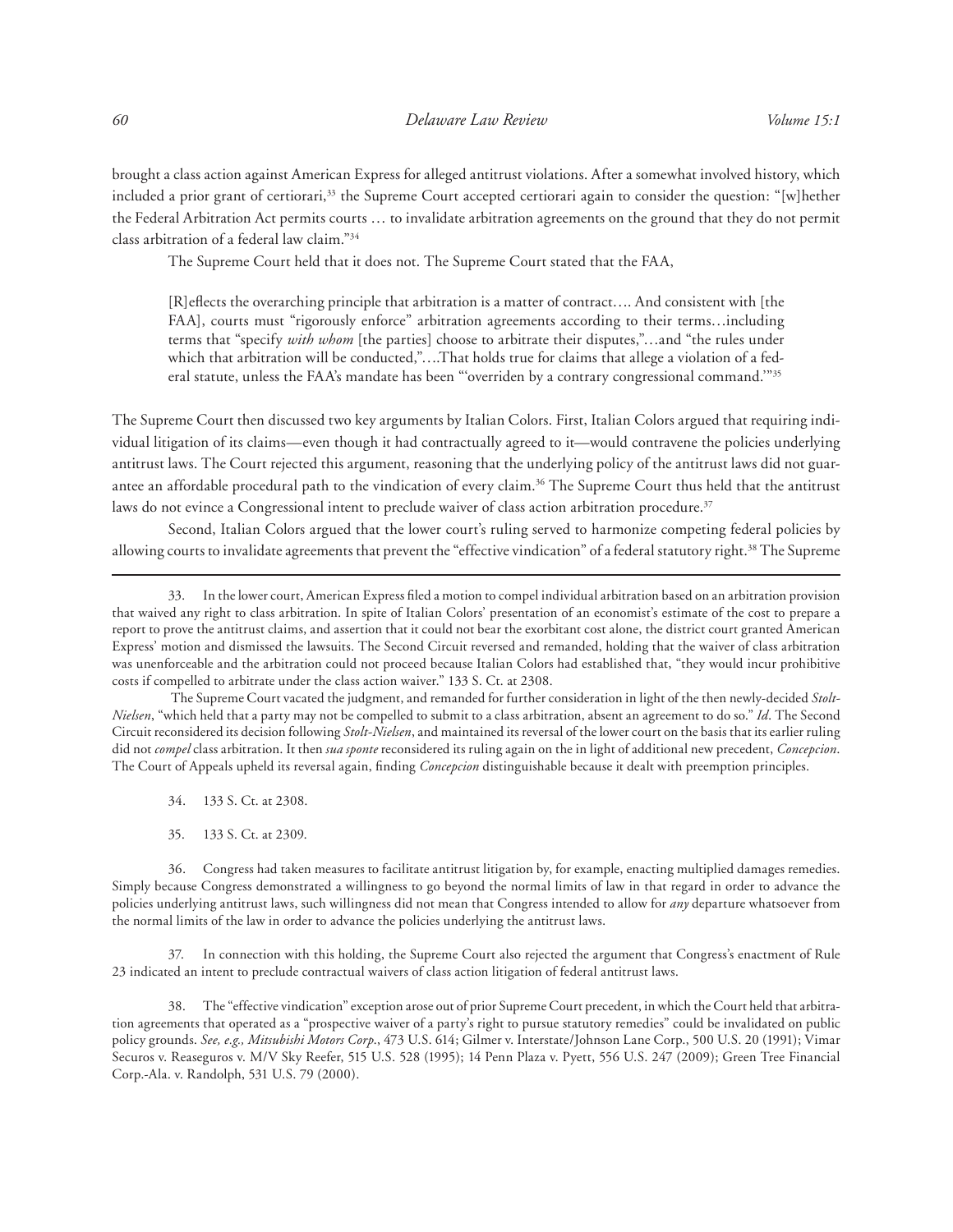brought a class action against American Express for alleged antitrust violations. After a somewhat involved history, which included a prior grant of certiorari,[33] the Supreme Court accepted certiorari again to consider the question: "[w]hether the Federal Arbitration Act permits courts … to invalidate arbitration agreements on the ground that they do not permit class arbitration of a federal law claim."[34]

The Supreme Court held that it does not. The Supreme Court stated that the FAA,

> [R]eflects the overarching principle that arbitration is a matter of contract…. And consistent with [the FAA], courts must "rigorously enforce" arbitration agreements according to their terms…including terms that "specify *with whom* [the parties] choose to arbitrate their disputes,"…and "the rules under which that arbitration will be conducted,"….That holds true for claims that allege a violation of a federal statute, unless the FAA's mandate has been "'overriden by a contrary congressional command.'"[35]

The Supreme Court then discussed two key arguments by Italian Colors. First, Italian Colors argued that requiring individual litigation of its claims—even though it had contractually agreed to it—would contravene the policies underlying antitrust laws. The Court rejected this argument, reasoning that the underlying policy of the antitrust laws did not guarantee an affordable procedural path to the vindication of every claim.[36] The Supreme Court thus held that the antitrust laws do not evince a Congressional intent to preclude waiver of class action arbitration procedure.[37]

Second, Italian Colors argued that the lower court's ruling served to harmonize competing federal policies by allowing courts to invalidate agreements that prevent the "effective vindication" of a federal statutory right.[38] The Supreme

---

33. In the lower court, American Express filed a motion to compel individual arbitration based on an arbitration provision that waived any right to class arbitration. In spite of Italian Colors' presentation of an economist's estimate of the cost to prepare a report to prove the antitrust claims, and assertion that it could not bear the exorbitant cost alone, the district court granted American Express' motion and dismissed the lawsuits. The Second Circuit reversed and remanded, holding that the waiver of class arbitration was unenforceable and the arbitration could not proceed because Italian Colors had established that, "they would incur prohibitive costs if compelled to arbitrate under the class action waiver." 133 S. Ct. at 2308.

The Supreme Court vacated the judgment, and remanded for further consideration in light of the then newly-decided *Stolt-Nielsen*, "which held that a party may not be compelled to submit to a class arbitration, absent an agreement to do so." *Id*. The Second Circuit reconsidered its decision following *Stolt-Nielsen*, and maintained its reversal of the lower court on the basis that its earlier ruling did not *compel* class arbitration. It then *sua sponte* reconsidered its ruling again on the in light of additional new precedent, *Concepcion*. The Court of Appeals upheld its reversal again, finding *Concepcion* distinguishable because it dealt with preemption principles.

34. 133 S. Ct. at 2308.

35. 133 S. Ct. at 2309.

36. Congress had taken measures to facilitate antitrust litigation by, for example, enacting multiplied damages remedies. Simply because Congress demonstrated a willingness to go beyond the normal limits of law in that regard in order to advance the policies underlying antitrust laws, such willingness did not mean that Congress intended to allow for *any* departure whatsoever from the normal limits of the law in order to advance the policies underlying the antitrust laws.

37. In connection with this holding, the Supreme Court also rejected the argument that Congress's enactment of Rule 23 indicated an intent to preclude contractual waivers of class action litigation of federal antitrust laws.

38. The "effective vindication" exception arose out of prior Supreme Court precedent, in which the Court held that arbitration agreements that operated as a "prospective waiver of a party's right to pursue statutory remedies" could be invalidated on public policy grounds. *See, e.g., Mitsubishi Motors Corp.*, 473 U.S. 614; Gilmer v. Interstate/Johnson Lane Corp., 500 U.S. 20 (1991); Vimar Securos v. Reaseguros v. M/V Sky Reefer, 515 U.S. 528 (1995); 14 Penn Plaza v. Pyett, 556 U.S. 247 (2009); Green Tree Financial Corp.-Ala. v. Randolph, 531 U.S. 79 (2000).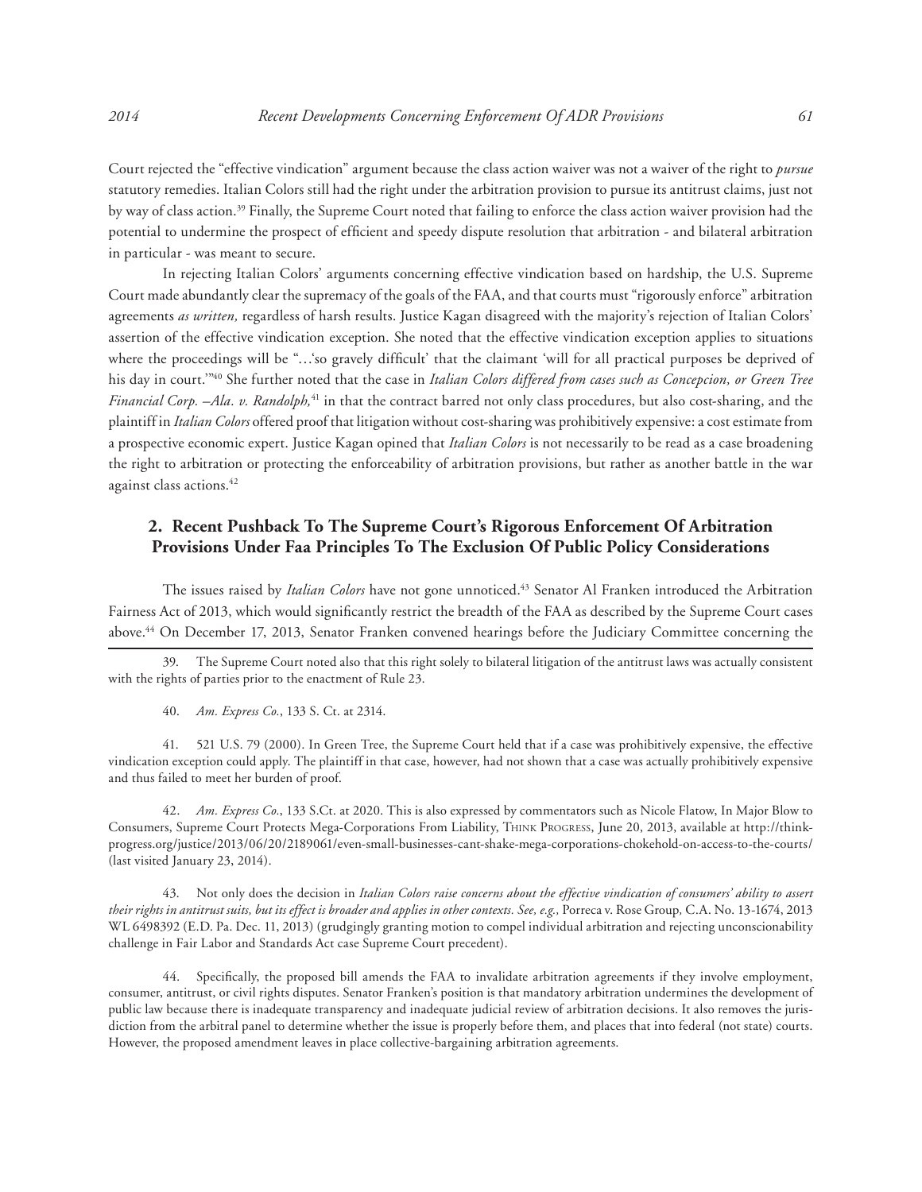Court rejected the "effective vindication" argument because the class action waiver was not a waiver of the right to *pursue* statutory remedies. Italian Colors still had the right under the arbitration provision to pursue its antitrust claims, just not by way of class action.[39] Finally, the Supreme Court noted that failing to enforce the class action waiver provision had the potential to undermine the prospect of efficient and speedy dispute resolution that arbitration - and bilateral arbitration in particular - was meant to secure.

In rejecting Italian Colors' arguments concerning effective vindication based on hardship, the U.S. Supreme Court made abundantly clear the supremacy of the goals of the FAA, and that courts must "rigorously enforce" arbitration agreements *as written,* regardless of harsh results. Justice Kagan disagreed with the majority's rejection of Italian Colors' assertion of the effective vindication exception. She noted that the effective vindication exception applies to situations where the proceedings will be "…'so gravely difficult' that the claimant 'will for all practical purposes be deprived of his day in court.'"[40] She further noted that the case in *Italian Colors differed from cases such as Concepcion, or Green Tree Financial Corp. –Ala. v. Randolph,*[41] in that the contract barred not only class procedures, but also cost-sharing, and the plaintiff in *Italian Colors* offered proof that litigation without cost-sharing was prohibitively expensive: a cost estimate from a prospective economic expert. Justice Kagan opined that *Italian Colors* is not necessarily to be read as a case broadening the right to arbitration or protecting the enforceability of arbitration provisions, but rather as another battle in the war against class actions.[42]

## 2. Recent Pushback To The Supreme Court's Rigorous Enforcement Of Arbitration Provisions Under Faa Principles To The Exclusion Of Public Policy Considerations

The issues raised by *Italian Colors* have not gone unnoticed.[43] Senator Al Franken introduced the Arbitration Fairness Act of 2013, which would significantly restrict the breadth of the FAA as described by the Supreme Court cases above.[44] On December 17, 2013, Senator Franken convened hearings before the Judiciary Committee concerning the

---

39. The Supreme Court noted also that this right solely to bilateral litigation of the antitrust laws was actually consistent with the rights of parties prior to the enactment of Rule 23.

40. *Am. Express Co.*, 133 S. Ct. at 2314.

41. 521 U.S. 79 (2000). In Green Tree, the Supreme Court held that if a case was prohibitively expensive, the effective vindication exception could apply. The plaintiff in that case, however, had not shown that a case was actually prohibitively expensive and thus failed to meet her burden of proof.

42. *Am. Express Co.*, 133 S.Ct. at 2020. This is also expressed by commentators such as Nicole Flatow, In Major Blow to Consumers, Supreme Court Protects Mega-Corporations From Liability, Think Progress, June 20, 2013, available at http://thinkprogress.org/justice/2013/06/20/2189061/even-small-businesses-cant-shake-mega-corporations-chokehold-on-access-to-the-courts/ (last visited January 23, 2014).

43. Not only does the decision in *Italian Colors raise concerns about the effective vindication of consumers' ability to assert their rights in antitrust suits, but its effect is broader and applies in other contexts. See, e.g.,* Porreca v. Rose Group*,* C.A. No. 13-1674, 2013 WL 6498392 (E.D. Pa. Dec. 11, 2013) (grudgingly granting motion to compel individual arbitration and rejecting unconscionability challenge in Fair Labor and Standards Act case Supreme Court precedent).

44. Specifically, the proposed bill amends the FAA to invalidate arbitration agreements if they involve employment, consumer, antitrust, or civil rights disputes. Senator Franken's position is that mandatory arbitration undermines the development of public law because there is inadequate transparency and inadequate judicial review of arbitration decisions. It also removes the jurisdiction from the arbitral panel to determine whether the issue is properly before them, and places that into federal (not state) courts. However, the proposed amendment leaves in place collective-bargaining arbitration agreements.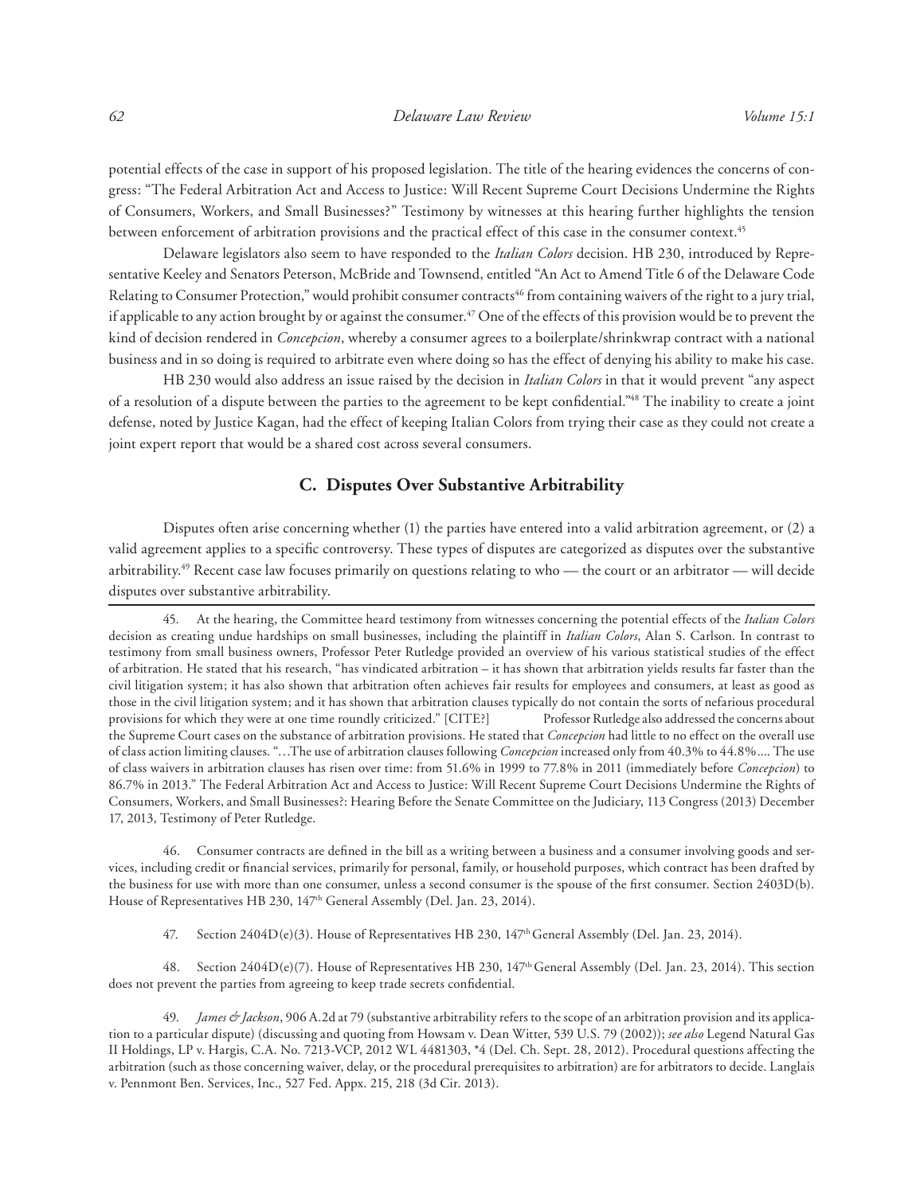potential effects of the case in support of his proposed legislation. The title of the hearing evidences the concerns of congress: "The Federal Arbitration Act and Access to Justice: Will Recent Supreme Court Decisions Undermine the Rights of Consumers, Workers, and Small Businesses?" Testimony by witnesses at this hearing further highlights the tension between enforcement of arbitration provisions and the practical effect of this case in the consumer context.[45]

Delaware legislators also seem to have responded to the *Italian Colors* decision. HB 230, introduced by Representative Keeley and Senators Peterson, McBride and Townsend, entitled "An Act to Amend Title 6 of the Delaware Code Relating to Consumer Protection," would prohibit consumer contracts[46] from containing waivers of the right to a jury trial, if applicable to any action brought by or against the consumer.[47] One of the effects of this provision would be to prevent the kind of decision rendered in *Concepcion*, whereby a consumer agrees to a boilerplate/shrinkwrap contract with a national business and in so doing is required to arbitrate even where doing so has the effect of denying his ability to make his case.

HB 230 would also address an issue raised by the decision in *Italian Colors* in that it would prevent "any aspect of a resolution of a dispute between the parties to the agreement to be kept confidential."[48] The inability to create a joint defense, noted by Justice Kagan, had the effect of keeping Italian Colors from trying their case as they could not create a joint expert report that would be a shared cost across several consumers.

### C. Disputes Over Substantive Arbitrability

Disputes often arise concerning whether (1) the parties have entered into a valid arbitration agreement, or (2) a valid agreement applies to a specific controversy. These types of disputes are categorized as disputes over the substantive arbitrability.[49] Recent case law focuses primarily on questions relating to who — the court or an arbitrator — will decide disputes over substantive arbitrability.

---

45. At the hearing, the Committee heard testimony from witnesses concerning the potential effects of the *Italian Colors* decision as creating undue hardships on small businesses, including the plaintiff in *Italian Colors*, Alan S. Carlson. In contrast to testimony from small business owners, Professor Peter Rutledge provided an overview of his various statistical studies of the effect of arbitration. He stated that his research, "has vindicated arbitration – it has shown that arbitration yields results far faster than the civil litigation system; it has also shown that arbitration often achieves fair results for employees and consumers, at least as good as those in the civil litigation system; and it has shown that arbitration clauses typically do not contain the sorts of nefarious procedural provisions for which they were at one time roundly criticized." [CITE?] Professor Rutledge also addressed the concerns about the Supreme Court cases on the substance of arbitration provisions. He stated that *Concepcion* had little to no effect on the overall use of class action limiting clauses. "…The use of arbitration clauses following *Concepcion* increased only from 40.3% to 44.8%.... The use of class waivers in arbitration clauses has risen over time: from 51.6% in 1999 to 77.8% in 2011 (immediately before *Concepcion*) to 86.7% in 2013." The Federal Arbitration Act and Access to Justice: Will Recent Supreme Court Decisions Undermine the Rights of Consumers, Workers, and Small Businesses?: Hearing Before the Senate Committee on the Judiciary, 113 Congress (2013) December 17, 2013, Testimony of Peter Rutledge.

46. Consumer contracts are defined in the bill as a writing between a business and a consumer involving goods and services, including credit or financial services, primarily for personal, family, or household purposes, which contract has been drafted by the business for use with more than one consumer, unless a second consumer is the spouse of the first consumer. Section 2403D(b). House of Representatives HB 230, 147th General Assembly (Del. Jan. 23, 2014).

47. Section 2404D(e)(3). House of Representatives HB 230, 147th General Assembly (Del. Jan. 23, 2014).

48. Section 2404D(e)(7). House of Representatives HB 230, 147th General Assembly (Del. Jan. 23, 2014). This section does not prevent the parties from agreeing to keep trade secrets confidential.

49. *James & Jackson*, 906 A.2d at 79 (substantive arbitrability refers to the scope of an arbitration provision and its application to a particular dispute) (discussing and quoting from Howsam v. Dean Witter, 539 U.S. 79 (2002)); *see also* Legend Natural Gas II Holdings, LP v. Hargis, C.A. No. 7213-VCP, 2012 WL 4481303, *4 (Del. Ch. Sept. 28, 2012). Procedural questions affecting the arbitration (such as those concerning waiver, delay, or the procedural prerequisites to arbitration) are for arbitrators to decide. Langlais v. Pennmont Ben. Services, Inc., 527 Fed. Appx. 215, 218 (3d Cir. 2013).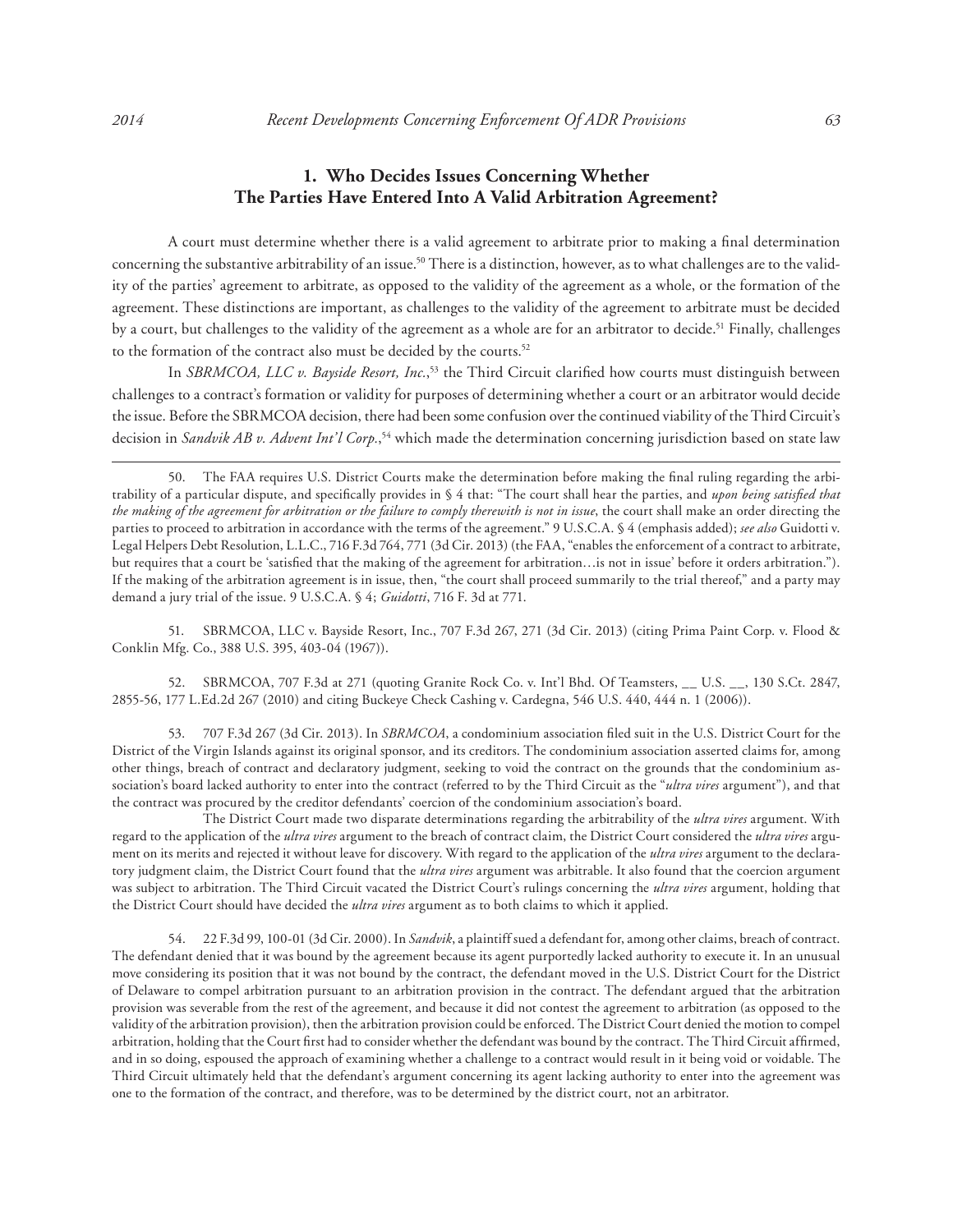### 1. Who Decides Issues Concerning Whether The Parties Have Entered Into A Valid Arbitration Agreement?

A court must determine whether there is a valid agreement to arbitrate prior to making a final determination concerning the substantive arbitrability of an issue.[50] There is a distinction, however, as to what challenges are to the validity of the parties' agreement to arbitrate, as opposed to the validity of the agreement as a whole, or the formation of the agreement. These distinctions are important, as challenges to the validity of the agreement to arbitrate must be decided by a court, but challenges to the validity of the agreement as a whole are for an arbitrator to decide.[51] Finally, challenges to the formation of the contract also must be decided by the courts.[52]

In *SBRMCOA, LLC v. Bayside Resort, Inc.*,[53] the Third Circuit clarified how courts must distinguish between challenges to a contract's formation or validity for purposes of determining whether a court or an arbitrator would decide the issue. Before the SBRMCOA decision, there had been some confusion over the continued viability of the Third Circuit's decision in *Sandvik AB v. Advent Int'l Corp.*,[54] which made the determination concerning jurisdiction based on state law

---

50. The FAA requires U.S. District Courts make the determination before making the final ruling regarding the arbitrability of a particular dispute, and specifically provides in § 4 that: "The court shall hear the parties, and *upon being satisfied that the making of the agreement for arbitration or the failure to comply therewith is not in issue*, the court shall make an order directing the parties to proceed to arbitration in accordance with the terms of the agreement." 9 U.S.C.A. § 4 (emphasis added); *see also* Guidotti v. Legal Helpers Debt Resolution, L.L.C., 716 F.3d 764, 771 (3d Cir. 2013) (the FAA, "enables the enforcement of a contract to arbitrate, but requires that a court be 'satisfied that the making of the agreement for arbitration…is not in issue' before it orders arbitration."). If the making of the arbitration agreement is in issue, then, "the court shall proceed summarily to the trial thereof," and a party may demand a jury trial of the issue. 9 U.S.C.A. § 4; *Guidotti*, 716 F. 3d at 771.

51. SBRMCOA, LLC v. Bayside Resort, Inc., 707 F.3d 267, 271 (3d Cir. 2013) (citing Prima Paint Corp. v. Flood & Conklin Mfg. Co., 388 U.S. 395, 403-04 (1967)).

52. SBRMCOA, 707 F.3d at 271 (quoting Granite Rock Co. v. Int'l Bhd. Of Teamsters, __ U.S. __, 130 S.Ct. 2847, 2855-56, 177 L.Ed.2d 267 (2010) and citing Buckeye Check Cashing v. Cardegna, 546 U.S. 440, 444 n. 1 (2006)).

53. 707 F.3d 267 (3d Cir. 2013). In *SBRMCOA*, a condominium association filed suit in the U.S. District Court for the District of the Virgin Islands against its original sponsor, and its creditors. The condominium association asserted claims for, among other things, breach of contract and declaratory judgment, seeking to void the contract on the grounds that the condominium association's board lacked authority to enter into the contract (referred to by the Third Circuit as the "*ultra vires* argument"), and that the contract was procured by the creditor defendants' coercion of the condominium association's board.

The District Court made two disparate determinations regarding the arbitrability of the *ultra vires* argument. With regard to the application of the *ultra vires* argument to the breach of contract claim, the District Court considered the *ultra vires* argument on its merits and rejected it without leave for discovery. With regard to the application of the *ultra vires* argument to the declaratory judgment claim, the District Court found that the *ultra vires* argument was arbitrable. It also found that the coercion argument was subject to arbitration. The Third Circuit vacated the District Court's rulings concerning the *ultra vires* argument, holding that the District Court should have decided the *ultra vires* argument as to both claims to which it applied.

54. 22 F.3d 99, 100-01 (3d Cir. 2000). In *Sandvik*, a plaintiff sued a defendant for, among other claims, breach of contract. The defendant denied that it was bound by the agreement because its agent purportedly lacked authority to execute it. In an unusual move considering its position that it was not bound by the contract, the defendant moved in the U.S. District Court for the District of Delaware to compel arbitration pursuant to an arbitration provision in the contract. The defendant argued that the arbitration provision was severable from the rest of the agreement, and because it did not contest the agreement to arbitration (as opposed to the validity of the arbitration provision), then the arbitration provision could be enforced. The District Court denied the motion to compel arbitration, holding that the Court first had to consider whether the defendant was bound by the contract. The Third Circuit affirmed, and in so doing, espoused the approach of examining whether a challenge to a contract would result in it being void or voidable. The Third Circuit ultimately held that the defendant's argument concerning its agent lacking authority to enter into the agreement was one to the formation of the contract, and therefore, was to be determined by the district court, not an arbitrator.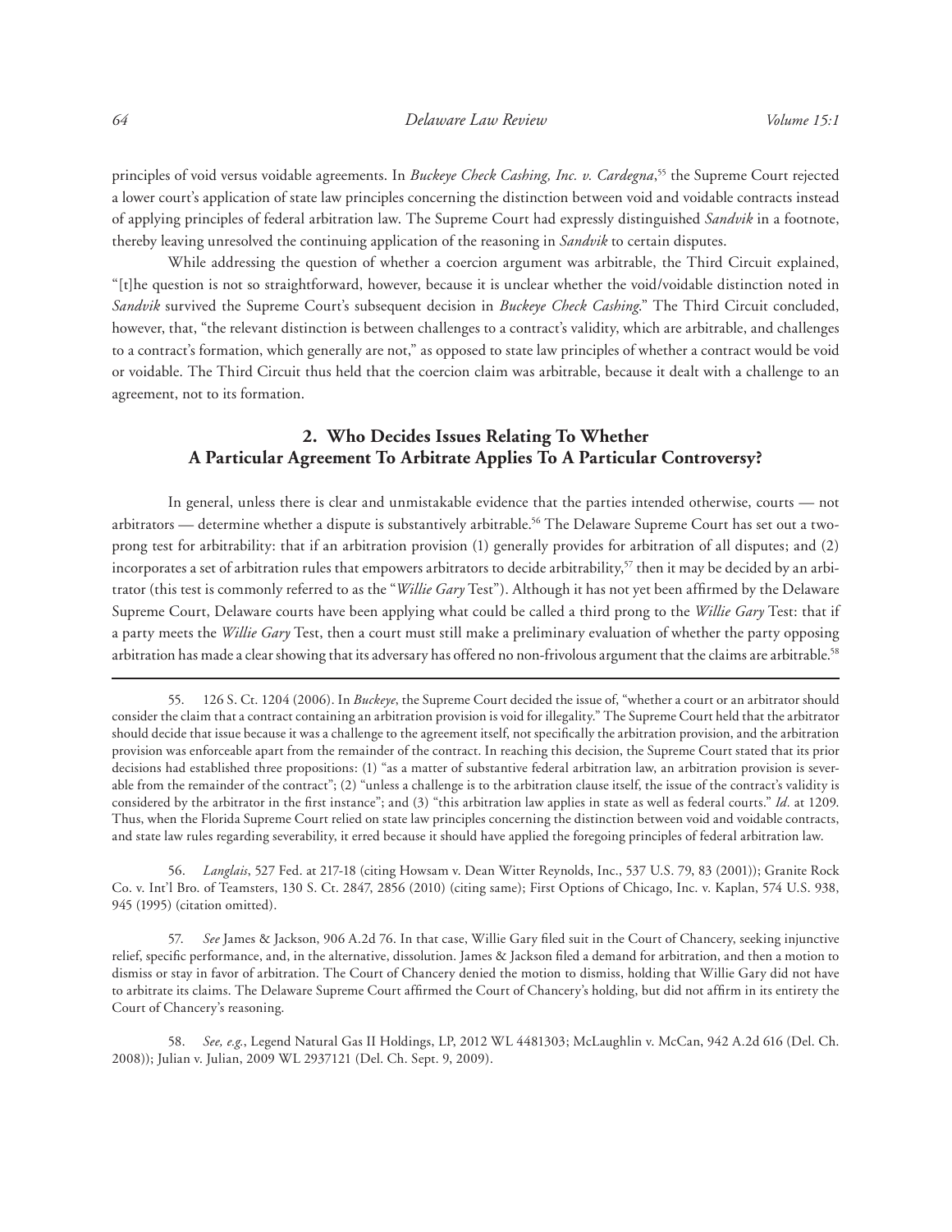principles of void versus voidable agreements. In *Buckeye Check Cashing, Inc. v. Cardegna*,[55] the Supreme Court rejected a lower court's application of state law principles concerning the distinction between void and voidable contracts instead of applying principles of federal arbitration law. The Supreme Court had expressly distinguished *Sandvik* in a footnote, thereby leaving unresolved the continuing application of the reasoning in *Sandvik* to certain disputes.

While addressing the question of whether a coercion argument was arbitrable, the Third Circuit explained, "[t]he question is not so straightforward, however, because it is unclear whether the void/voidable distinction noted in *Sandvik* survived the Supreme Court's subsequent decision in *Buckeye Check Cashing*." The Third Circuit concluded, however, that, "the relevant distinction is between challenges to a contract's validity, which are arbitrable, and challenges to a contract's formation, which generally are not," as opposed to state law principles of whether a contract would be void or voidable. The Third Circuit thus held that the coercion claim was arbitrable, because it dealt with a challenge to an agreement, not to its formation.

## 2. Who Decides Issues Relating To Whether A Particular Agreement To Arbitrate Applies To A Particular Controversy?

In general, unless there is clear and unmistakable evidence that the parties intended otherwise, courts — not arbitrators — determine whether a dispute is substantively arbitrable.[56] The Delaware Supreme Court has set out a two-prong test for arbitrability: that if an arbitration provision (1) generally provides for arbitration of all disputes; and (2) incorporates a set of arbitration rules that empowers arbitrators to decide arbitrability,[57] then it may be decided by an arbitrator (this test is commonly referred to as the "*Willie Gary* Test"). Although it has not yet been affirmed by the Delaware Supreme Court, Delaware courts have been applying what could be called a third prong to the *Willie Gary* Test: that if a party meets the *Willie Gary* Test, then a court must still make a preliminary evaluation of whether the party opposing arbitration has made a clear showing that its adversary has offered no non-frivolous argument that the claims are arbitrable.[58]

---

55. 126 S. Ct. 1204 (2006). In *Buckeye*, the Supreme Court decided the issue of, "whether a court or an arbitrator should consider the claim that a contract containing an arbitration provision is void for illegality." The Supreme Court held that the arbitrator should decide that issue because it was a challenge to the agreement itself, not specifically the arbitration provision, and the arbitration provision was enforceable apart from the remainder of the contract. In reaching this decision, the Supreme Court stated that its prior decisions had established three propositions: (1) "as a matter of substantive federal arbitration law, an arbitration provision is severable from the remainder of the contract"; (2) "unless a challenge is to the arbitration clause itself, the issue of the contract's validity is considered by the arbitrator in the first instance"; and (3) "this arbitration law applies in state as well as federal courts." *Id.* at 1209. Thus, when the Florida Supreme Court relied on state law principles concerning the distinction between void and voidable contracts, and state law rules regarding severability, it erred because it should have applied the foregoing principles of federal arbitration law.

56. *Langlais*, 527 Fed. at 217-18 (citing Howsam v. Dean Witter Reynolds, Inc., 537 U.S. 79, 83 (2001)); Granite Rock Co. v. Int'l Bro. of Teamsters, 130 S. Ct. 2847, 2856 (2010) (citing same); First Options of Chicago, Inc. v. Kaplan, 574 U.S. 938, 945 (1995) (citation omitted).

57. *See* James & Jackson, 906 A.2d 76. In that case, Willie Gary filed suit in the Court of Chancery, seeking injunctive relief, specific performance, and, in the alternative, dissolution. James & Jackson filed a demand for arbitration, and then a motion to dismiss or stay in favor of arbitration. The Court of Chancery denied the motion to dismiss, holding that Willie Gary did not have to arbitrate its claims. The Delaware Supreme Court affirmed the Court of Chancery's holding, but did not affirm in its entirety the Court of Chancery's reasoning.

58. *See, e.g.*, Legend Natural Gas II Holdings, LP, 2012 WL 4481303; McLaughlin v. McCan, 942 A.2d 616 (Del. Ch. 2008)); Julian v. Julian, 2009 WL 2937121 (Del. Ch. Sept. 9, 2009).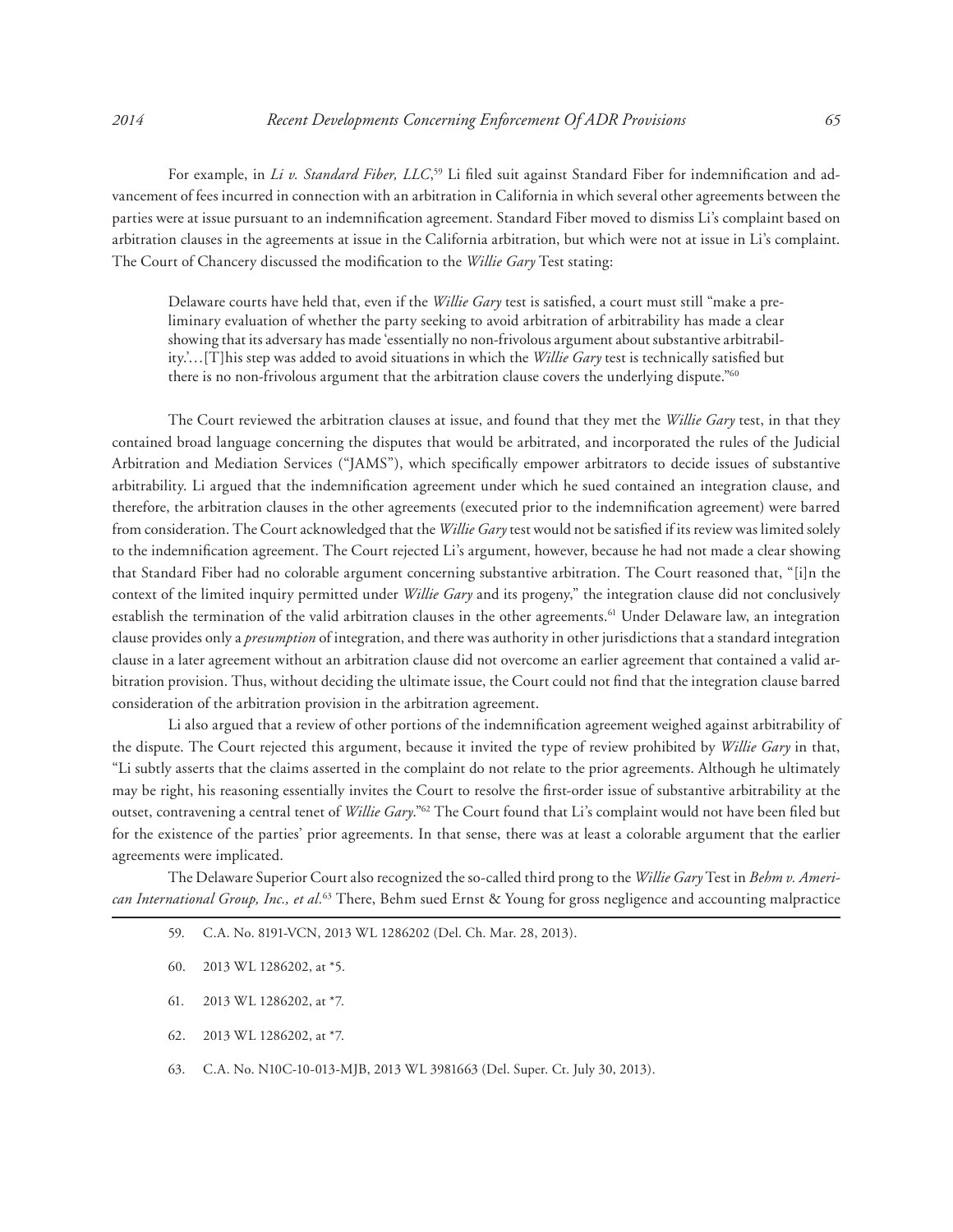For example, in *Li v. Standard Fiber, LLC*,[59] Li filed suit against Standard Fiber for indemnification and advancement of fees incurred in connection with an arbitration in California in which several other agreements between the parties were at issue pursuant to an indemnification agreement. Standard Fiber moved to dismiss Li's complaint based on arbitration clauses in the agreements at issue in the California arbitration, but which were not at issue in Li's complaint. The Court of Chancery discussed the modification to the *Willie Gary* Test stating:

> Delaware courts have held that, even if the *Willie Gary* test is satisfied, a court must still "make a preliminary evaluation of whether the party seeking to avoid arbitration of arbitrability has made a clear showing that its adversary has made 'essentially no non-frivolous argument about substantive arbitrability.'…[T]his step was added to avoid situations in which the *Willie Gary* test is technically satisfied but there is no non-frivolous argument that the arbitration clause covers the underlying dispute."[60]

The Court reviewed the arbitration clauses at issue, and found that they met the *Willie Gary* test, in that they contained broad language concerning the disputes that would be arbitrated, and incorporated the rules of the Judicial Arbitration and Mediation Services ("JAMS"), which specifically empower arbitrators to decide issues of substantive arbitrability. Li argued that the indemnification agreement under which he sued contained an integration clause, and therefore, the arbitration clauses in the other agreements (executed prior to the indemnification agreement) were barred from consideration. The Court acknowledged that the *Willie Gary* test would not be satisfied if its review was limited solely to the indemnification agreement. The Court rejected Li's argument, however, because he had not made a clear showing that Standard Fiber had no colorable argument concerning substantive arbitration. The Court reasoned that, "[i]n the context of the limited inquiry permitted under *Willie Gary* and its progeny," the integration clause did not conclusively establish the termination of the valid arbitration clauses in the other agreements.[61] Under Delaware law, an integration clause provides only a *presumption* of integration, and there was authority in other jurisdictions that a standard integration clause in a later agreement without an arbitration clause did not overcome an earlier agreement that contained a valid arbitration provision. Thus, without deciding the ultimate issue, the Court could not find that the integration clause barred consideration of the arbitration provision in the arbitration agreement.

Li also argued that a review of other portions of the indemnification agreement weighed against arbitrability of the dispute. The Court rejected this argument, because it invited the type of review prohibited by *Willie Gary* in that, "Li subtly asserts that the claims asserted in the complaint do not relate to the prior agreements. Although he ultimately may be right, his reasoning essentially invites the Court to resolve the first-order issue of substantive arbitrability at the outset, contravening a central tenet of *Willie Gary*."[62] The Court found that Li's complaint would not have been filed but for the existence of the parties' prior agreements. In that sense, there was at least a colorable argument that the earlier agreements were implicated.

The Delaware Superior Court also recognized the so-called third prong to the *Willie Gary* Test in *Behm v. American International Group, Inc., et al.*[63] There, Behm sued Ernst & Young for gross negligence and accounting malpractice

---

59. C.A. No. 8191-VCN, 2013 WL 1286202 (Del. Ch. Mar. 28, 2013).

60. 2013 WL 1286202, at *5.

61. 2013 WL 1286202, at *7.

62. 2013 WL 1286202, at *7.

63. C.A. No. N10C-10-013-MJB, 2013 WL 3981663 (Del. Super. Ct. July 30, 2013).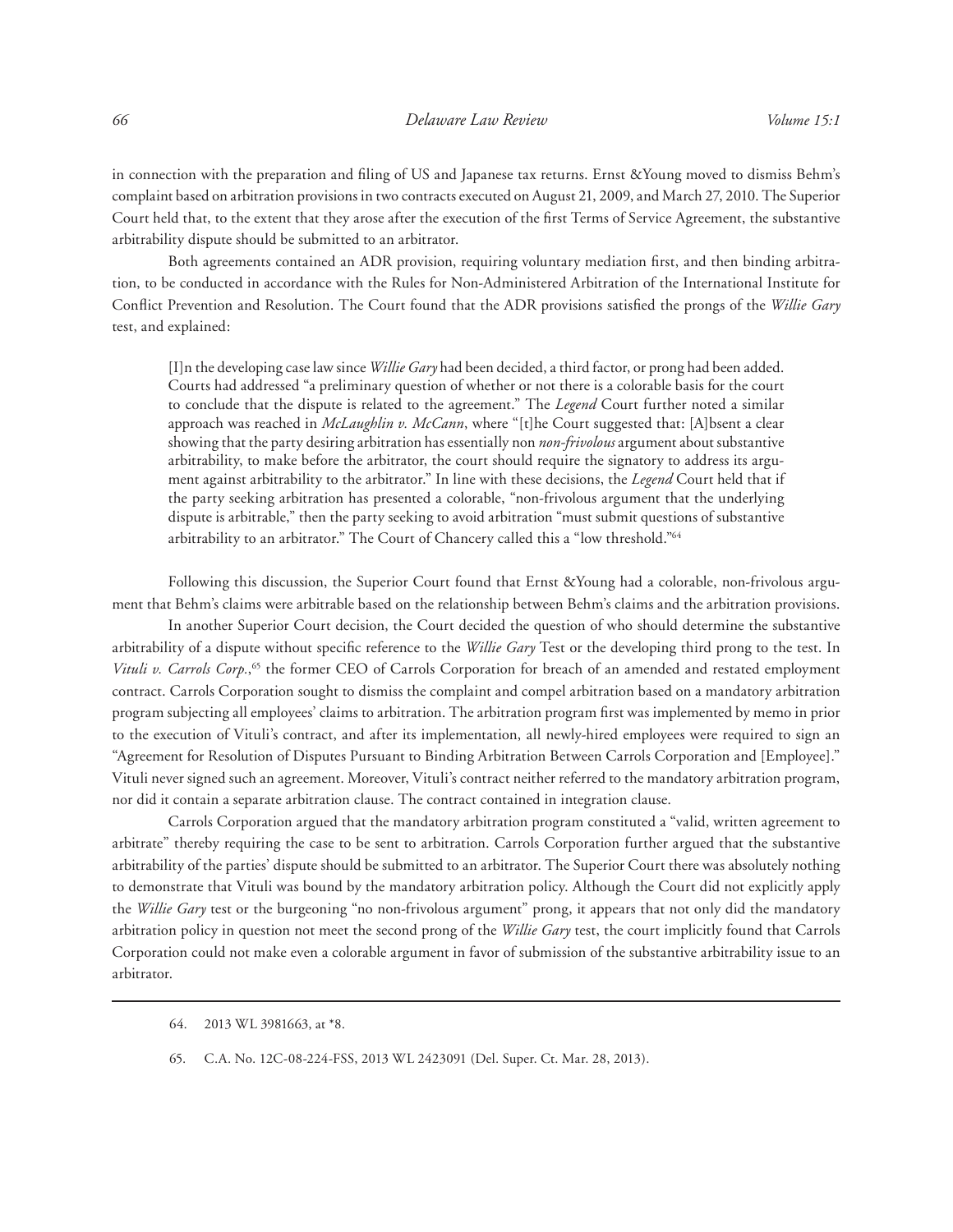in connection with the preparation and filing of US and Japanese tax returns. Ernst &Young moved to dismiss Behm's complaint based on arbitration provisions in two contracts executed on August 21, 2009, and March 27, 2010. The Superior Court held that, to the extent that they arose after the execution of the first Terms of Service Agreement, the substantive arbitrability dispute should be submitted to an arbitrator.

Both agreements contained an ADR provision, requiring voluntary mediation first, and then binding arbitration, to be conducted in accordance with the Rules for Non-Administered Arbitration of the International Institute for Conflict Prevention and Resolution. The Court found that the ADR provisions satisfied the prongs of the *Willie Gary* test, and explained:

> [I]n the developing case law since *Willie Gary* had been decided, a third factor, or prong had been added. Courts had addressed "a preliminary question of whether or not there is a colorable basis for the court to conclude that the dispute is related to the agreement." The *Legend* Court further noted a similar approach was reached in *McLaughlin v. McCann*, where "[t]he Court suggested that: [A]bsent a clear showing that the party desiring arbitration has essentially non *non-frivolous* argument about substantive arbitrability, to make before the arbitrator, the court should require the signatory to address its argument against arbitrability to the arbitrator." In line with these decisions, the *Legend* Court held that if the party seeking arbitration has presented a colorable, "non-frivolous argument that the underlying dispute is arbitrable," then the party seeking to avoid arbitration "must submit questions of substantive arbitrability to an arbitrator." The Court of Chancery called this a "low threshold."[64]

Following this discussion, the Superior Court found that Ernst &Young had a colorable, non-frivolous argument that Behm's claims were arbitrable based on the relationship between Behm's claims and the arbitration provisions.

In another Superior Court decision, the Court decided the question of who should determine the substantive arbitrability of a dispute without specific reference to the *Willie Gary* Test or the developing third prong to the test. In *Vituli v. Carrols Corp.*,[65] the former CEO of Carrols Corporation for breach of an amended and restated employment contract. Carrols Corporation sought to dismiss the complaint and compel arbitration based on a mandatory arbitration program subjecting all employees' claims to arbitration. The arbitration program first was implemented by memo in prior to the execution of Vituli's contract, and after its implementation, all newly-hired employees were required to sign an "Agreement for Resolution of Disputes Pursuant to Binding Arbitration Between Carrols Corporation and [Employee]." Vituli never signed such an agreement. Moreover, Vituli's contract neither referred to the mandatory arbitration program, nor did it contain a separate arbitration clause. The contract contained in integration clause.

Carrols Corporation argued that the mandatory arbitration program constituted a "valid, written agreement to arbitrate" thereby requiring the case to be sent to arbitration. Carrols Corporation further argued that the substantive arbitrability of the parties' dispute should be submitted to an arbitrator. The Superior Court there was absolutely nothing to demonstrate that Vituli was bound by the mandatory arbitration policy. Although the Court did not explicitly apply the *Willie Gary* test or the burgeoning "no non-frivolous argument" prong, it appears that not only did the mandatory arbitration policy in question not meet the second prong of the *Willie Gary* test, the court implicitly found that Carrols Corporation could not make even a colorable argument in favor of submission of the substantive arbitrability issue to an arbitrator.

---

64. 2013 WL 3981663, at *8.

65. C.A. No. 12C-08-224-FSS, 2013 WL 2423091 (Del. Super. Ct. Mar. 28, 2013).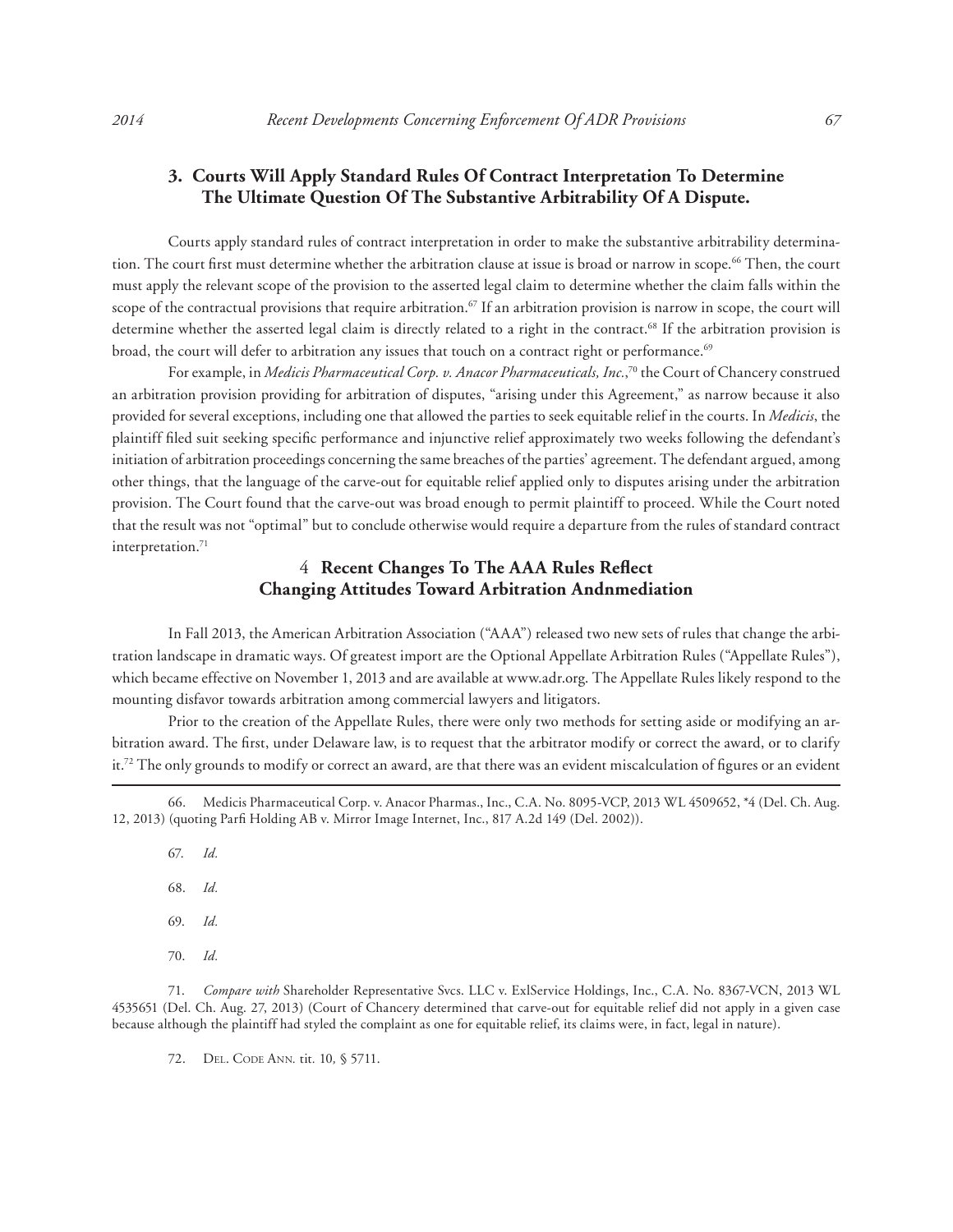### 3. Courts Will Apply Standard Rules Of Contract Interpretation To Determine The Ultimate Question Of The Substantive Arbitrability Of A Dispute.

Courts apply standard rules of contract interpretation in order to make the substantive arbitrability determination. The court first must determine whether the arbitration clause at issue is broad or narrow in scope.[66] Then, the court must apply the relevant scope of the provision to the asserted legal claim to determine whether the claim falls within the scope of the contractual provisions that require arbitration.[67] If an arbitration provision is narrow in scope, the court will determine whether the asserted legal claim is directly related to a right in the contract.[68] If the arbitration provision is broad, the court will defer to arbitration any issues that touch on a contract right or performance.[69]

For example, in *Medicis Pharmaceutical Corp. v. Anacor Pharmaceuticals, Inc*.,[70] the Court of Chancery construed an arbitration provision providing for arbitration of disputes, "arising under this Agreement," as narrow because it also provided for several exceptions, including one that allowed the parties to seek equitable relief in the courts. In *Medicis*, the plaintiff filed suit seeking specific performance and injunctive relief approximately two weeks following the defendant's initiation of arbitration proceedings concerning the same breaches of the parties' agreement. The defendant argued, among other things, that the language of the carve-out for equitable relief applied only to disputes arising under the arbitration provision. The Court found that the carve-out was broad enough to permit plaintiff to proceed. While the Court noted that the result was not "optimal" but to conclude otherwise would require a departure from the rules of standard contract interpretation.[71]

### 4 Recent Changes To The AAA Rules Reflect Changing Attitudes Toward Arbitration Andnmediation

In Fall 2013, the American Arbitration Association ("AAA") released two new sets of rules that change the arbitration landscape in dramatic ways. Of greatest import are the Optional Appellate Arbitration Rules ("Appellate Rules"), which became effective on November 1, 2013 and are available at www.adr.org. The Appellate Rules likely respond to the mounting disfavor towards arbitration among commercial lawyers and litigators.

Prior to the creation of the Appellate Rules, there were only two methods for setting aside or modifying an arbitration award. The first, under Delaware law, is to request that the arbitrator modify or correct the award, or to clarify it.[72] The only grounds to modify or correct an award, are that there was an evident miscalculation of figures or an evident

---

66. Medicis Pharmaceutical Corp. v. Anacor Pharmas., Inc., C.A. No. 8095-VCP, 2013 WL 4509652, *4 (Del. Ch. Aug. 12, 2013) (quoting Parfi Holding AB v. Mirror Image Internet, Inc., 817 A.2d 149 (Del. 2002)).

67. *Id.*

68. *Id.*

69. *Id.*

70. *Id.*

71. *Compare with* Shareholder Representative Svcs. LLC v. ExlService Holdings, Inc., C.A. No. 8367-VCN, 2013 WL 4535651 (Del. Ch. Aug. 27, 2013) (Court of Chancery determined that carve-out for equitable relief did not apply in a given case because although the plaintiff had styled the complaint as one for equitable relief, its claims were, in fact, legal in nature).

72. Del. Code Ann. tit. 10, § 5711.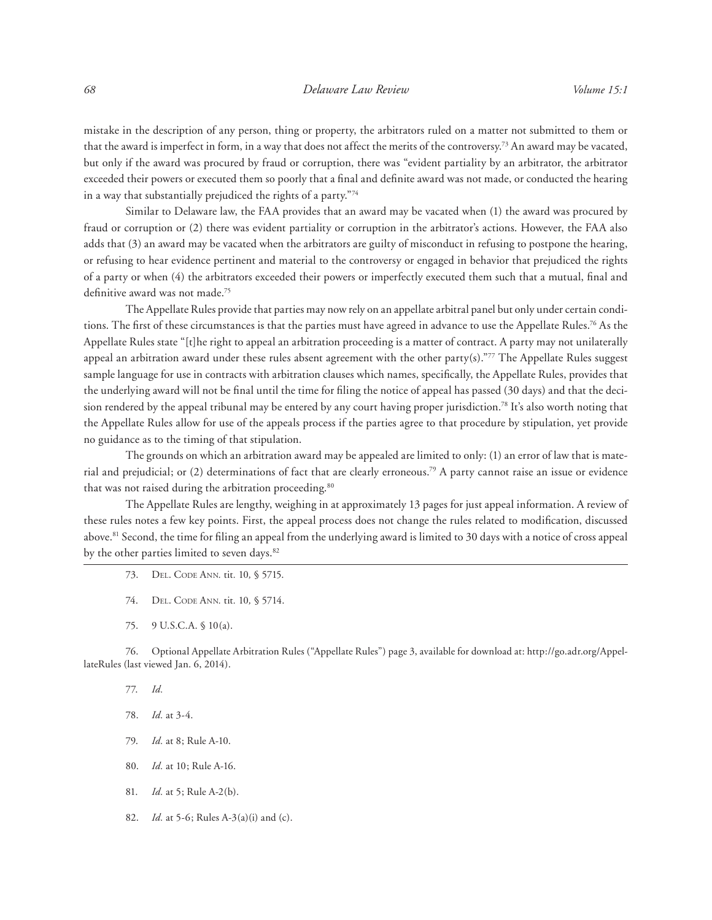mistake in the description of any person, thing or property, the arbitrators ruled on a matter not submitted to them or that the award is imperfect in form, in a way that does not affect the merits of the controversy.[73] An award may be vacated, but only if the award was procured by fraud or corruption, there was "evident partiality by an arbitrator, the arbitrator exceeded their powers or executed them so poorly that a final and definite award was not made, or conducted the hearing in a way that substantially prejudiced the rights of a party."[74]

Similar to Delaware law, the FAA provides that an award may be vacated when (1) the award was procured by fraud or corruption or (2) there was evident partiality or corruption in the arbitrator's actions. However, the FAA also adds that (3) an award may be vacated when the arbitrators are guilty of misconduct in refusing to postpone the hearing, or refusing to hear evidence pertinent and material to the controversy or engaged in behavior that prejudiced the rights of a party or when (4) the arbitrators exceeded their powers or imperfectly executed them such that a mutual, final and definitive award was not made.[75]

The Appellate Rules provide that parties may now rely on an appellate arbitral panel but only under certain conditions. The first of these circumstances is that the parties must have agreed in advance to use the Appellate Rules.[76] As the Appellate Rules state "[t]he right to appeal an arbitration proceeding is a matter of contract. A party may not unilaterally appeal an arbitration award under these rules absent agreement with the other party(s)."[77] The Appellate Rules suggest sample language for use in contracts with arbitration clauses which names, specifically, the Appellate Rules, provides that the underlying award will not be final until the time for filing the notice of appeal has passed (30 days) and that the decision rendered by the appeal tribunal may be entered by any court having proper jurisdiction.[78] It's also worth noting that the Appellate Rules allow for use of the appeals process if the parties agree to that procedure by stipulation, yet provide no guidance as to the timing of that stipulation.

The grounds on which an arbitration award may be appealed are limited to only: (1) an error of law that is material and prejudicial; or (2) determinations of fact that are clearly erroneous.[79] A party cannot raise an issue or evidence that was not raised during the arbitration proceeding.[80]

The Appellate Rules are lengthy, weighing in at approximately 13 pages for just appeal information. A review of these rules notes a few key points. First, the appeal process does not change the rules related to modification, discussed above.[81] Second, the time for filing an appeal from the underlying award is limited to 30 days with a notice of cross appeal by the other parties limited to seven days.[82]

---

73. Del. Code Ann. tit. 10, § 5715.

74. Del. Code Ann. tit. 10, § 5714.

75. 9 U.S.C.A. § 10(a).

76. Optional Appellate Arbitration Rules ("Appellate Rules") page 3, available for download at: http://go.adr.org/AppellateRules (last viewed Jan. 6, 2014).

77. *Id.*

78. *Id.* at 3-4.

79. *Id.* at 8; Rule A-10.

80. *Id.* at 10; Rule A-16.

81. *Id.* at 5; Rule A-2(b).

82. *Id.* at 5-6; Rules A-3(a)(i) and (c).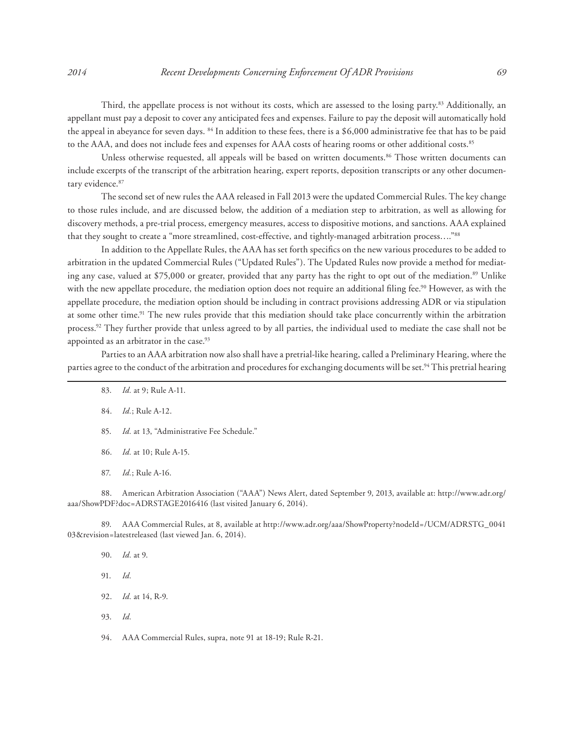Third, the appellate process is not without its costs, which are assessed to the losing party.[83] Additionally, an appellant must pay a deposit to cover any anticipated fees and expenses. Failure to pay the deposit will automatically hold the appeal in abeyance for seven days. [84] In addition to these fees, there is a $6,000 administrative fee that has to be paid to the AAA, and does not include fees and expenses for AAA costs of hearing rooms or other additional costs.[85]

Unless otherwise requested, all appeals will be based on written documents.[86] Those written documents can include excerpts of the transcript of the arbitration hearing, expert reports, deposition transcripts or any other documentary evidence.[87]

The second set of new rules the AAA released in Fall 2013 were the updated Commercial Rules. The key change to those rules include, and are discussed below, the addition of a mediation step to arbitration, as well as allowing for discovery methods, a pre-trial process, emergency measures, access to dispositive motions, and sanctions. AAA explained that they sought to create a "more streamlined, cost-effective, and tightly-managed arbitration process…."[88]

In addition to the Appellate Rules, the AAA has set forth specifics on the new various procedures to be added to arbitration in the updated Commercial Rules ("Updated Rules"). The Updated Rules now provide a method for mediating any case, valued at $75,000 or greater, provided that any party has the right to opt out of the mediation.[89] Unlike with the new appellate procedure, the mediation option does not require an additional filing fee.[90] However, as with the appellate procedure, the mediation option should be including in contract provisions addressing ADR or via stipulation at some other time.[91] The new rules provide that this mediation should take place concurrently within the arbitration process.[92] They further provide that unless agreed to by all parties, the individual used to mediate the case shall not be appointed as an arbitrator in the case.[93]

Parties to an AAA arbitration now also shall have a pretrial-like hearing, called a Preliminary Hearing, where the parties agree to the conduct of the arbitration and procedures for exchanging documents will be set.[94] This pretrial hearing

---

83. *Id.* at 9; Rule A-11.

84. *Id.*; Rule A-12.

85. *Id.* at 13, "Administrative Fee Schedule."

86. *Id.* at 10; Rule A-15.

87. *Id.*; Rule A-16.

88. American Arbitration Association ("AAA") News Alert, dated September 9, 2013, available at: http://www.adr.org/aaa/ShowPDF?doc=ADRSTAGE2016416 (last visited January 6, 2014).

89. AAA Commercial Rules, at 8, available at http://www.adr.org/aaa/ShowProperty?nodeId=/UCM/ADRSTG_004103&revision=latestreleased (last viewed Jan. 6, 2014).

90. *Id.* at 9.

91. *Id.*

92. *Id.* at 14, R-9.

93. *Id.*

94. AAA Commercial Rules, supra, note 91 at 18-19; Rule R-21.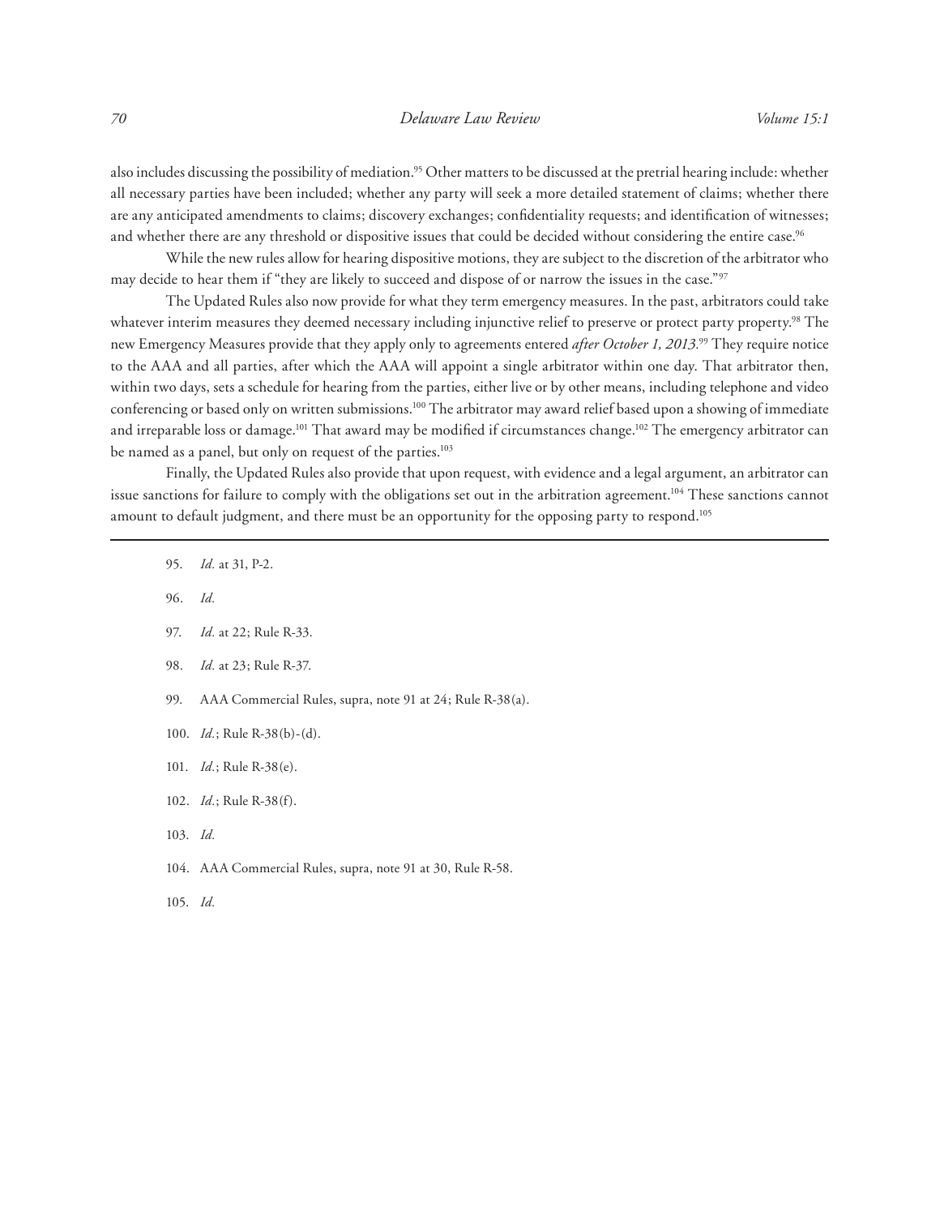also includes discussing the possibility of mediation.[95] Other matters to be discussed at the pretrial hearing include: whether all necessary parties have been included; whether any party will seek a more detailed statement of claims; whether there are any anticipated amendments to claims; discovery exchanges; confidentiality requests; and identification of witnesses; and whether there are any threshold or dispositive issues that could be decided without considering the entire case.[96]

While the new rules allow for hearing dispositive motions, they are subject to the discretion of the arbitrator who may decide to hear them if "they are likely to succeed and dispose of or narrow the issues in the case."[97]

The Updated Rules also now provide for what they term emergency measures. In the past, arbitrators could take whatever interim measures they deemed necessary including injunctive relief to preserve or protect party property.[98] The new Emergency Measures provide that they apply only to agreements entered *after October 1, 2013.*[99] They require notice to the AAA and all parties, after which the AAA will appoint a single arbitrator within one day. That arbitrator then, within two days, sets a schedule for hearing from the parties, either live or by other means, including telephone and video conferencing or based only on written submissions.[100] The arbitrator may award relief based upon a showing of immediate and irreparable loss or damage.[101] That award may be modified if circumstances change.[102] The emergency arbitrator can be named as a panel, but only on request of the parties.[103]

Finally, the Updated Rules also provide that upon request, with evidence and a legal argument, an arbitrator can issue sanctions for failure to comply with the obligations set out in the arbitration agreement.[104] These sanctions cannot amount to default judgment, and there must be an opportunity for the opposing party to respond.[105]

---

95. *Id.* at 31, P-2.

96. *Id.*

97. *Id.* at 22; Rule R-33.

98. *Id.* at 23; Rule R-37.

99. AAA Commercial Rules, supra, note 91 at 24; Rule R-38(a).

100. *Id.*; Rule R-38(b)-(d).

101. *Id.*; Rule R-38(e).

102. *Id.*; Rule R-38(f).

103. *Id.*

104. AAA Commercial Rules, supra, note 91 at 30, Rule R-58.

105. *Id.*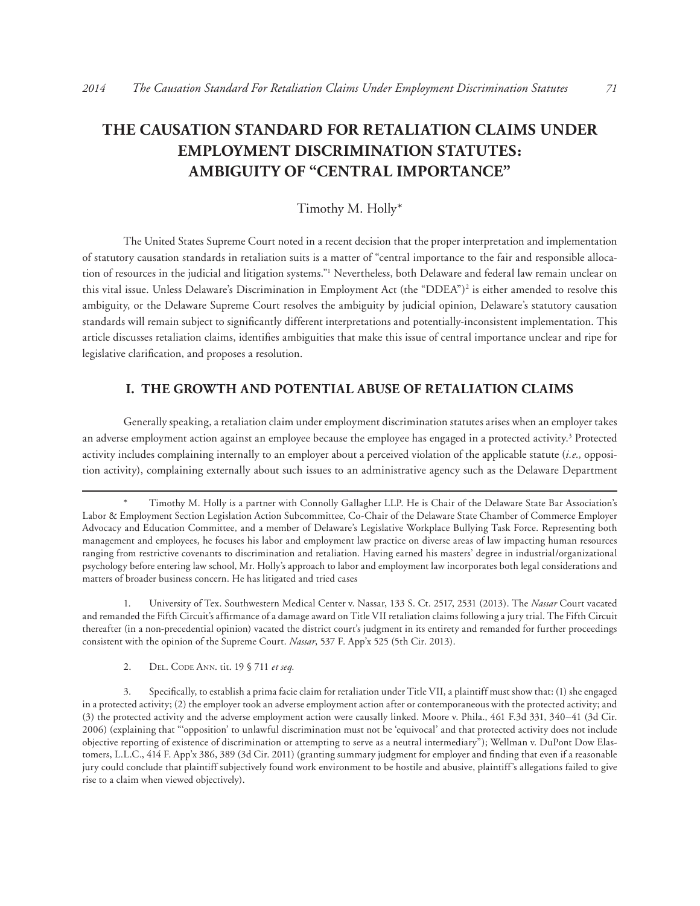# THE CAUSATION STANDARD FOR RETALIATION CLAIMS UNDER EMPLOYMENT DISCRIMINATION STATUTES: AMBIGUITY OF "CENTRAL IMPORTANCE"

Timothy M. Holly*

The United States Supreme Court noted in a recent decision that the proper interpretation and implementation of statutory causation standards in retaliation suits is a matter of "central importance to the fair and responsible allocation of resources in the judicial and litigation systems."[1] Nevertheless, both Delaware and federal law remain unclear on this vital issue. Unless Delaware's Discrimination in Employment Act (the "DDEA")[2] is either amended to resolve this ambiguity, or the Delaware Supreme Court resolves the ambiguity by judicial opinion, Delaware's statutory causation standards will remain subject to significantly different interpretations and potentially-inconsistent implementation. This article discusses retaliation claims, identifies ambiguities that make this issue of central importance unclear and ripe for legislative clarification, and proposes a resolution.

## I. THE GROWTH AND POTENTIAL ABUSE OF RETALIATION CLAIMS

Generally speaking, a retaliation claim under employment discrimination statutes arises when an employer takes an adverse employment action against an employee because the employee has engaged in a protected activity.[3] Protected activity includes complaining internally to an employer about a perceived violation of the applicable statute (*i.e.,* opposition activity), complaining externally about such issues to an administrative agency such as the Delaware Department

---

\* Timothy M. Holly is a partner with Connolly Gallagher LLP. He is Chair of the Delaware State Bar Association's Labor & Employment Section Legislation Action Subcommittee, Co-Chair of the Delaware State Chamber of Commerce Employer Advocacy and Education Committee, and a member of Delaware's Legislative Workplace Bullying Task Force. Representing both management and employees, he focuses his labor and employment law practice on diverse areas of law impacting human resources ranging from restrictive covenants to discrimination and retaliation. Having earned his masters' degree in industrial/organizational psychology before entering law school, Mr. Holly's approach to labor and employment law incorporates both legal considerations and matters of broader business concern. He has litigated and tried cases

1. University of Tex. Southwestern Medical Center v. Nassar, 133 S. Ct. 2517, 2531 (2013). The *Nassar* Court vacated and remanded the Fifth Circuit's affirmance of a damage award on Title VII retaliation claims following a jury trial. The Fifth Circuit thereafter (in a non-precedential opinion) vacated the district court's judgment in its entirety and remanded for further proceedings consistent with the opinion of the Supreme Court. *Nassar*, 537 F. App'x 525 (5th Cir. 2013).

2. Del. Code Ann. tit. 19 § 711 *et seq.*

3. Specifically, to establish a prima facie claim for retaliation under Title VII, a plaintiff must show that: (1) she engaged in a protected activity; (2) the employer took an adverse employment action after or contemporaneous with the protected activity; and (3) the protected activity and the adverse employment action were causally linked. Moore v. Phila., 461 F.3d 331, 340–41 (3d Cir. 2006) (explaining that "'opposition' to unlawful discrimination must not be 'equivocal' and that protected activity does not include objective reporting of existence of discrimination or attempting to serve as a neutral intermediary"); Wellman v. DuPont Dow Elastomers, L.L.C., 414 F. App'x 386, 389 (3d Cir. 2011) (granting summary judgment for employer and finding that even if a reasonable jury could conclude that plaintiff subjectively found work environment to be hostile and abusive, plaintiff's allegations failed to give rise to a claim when viewed objectively).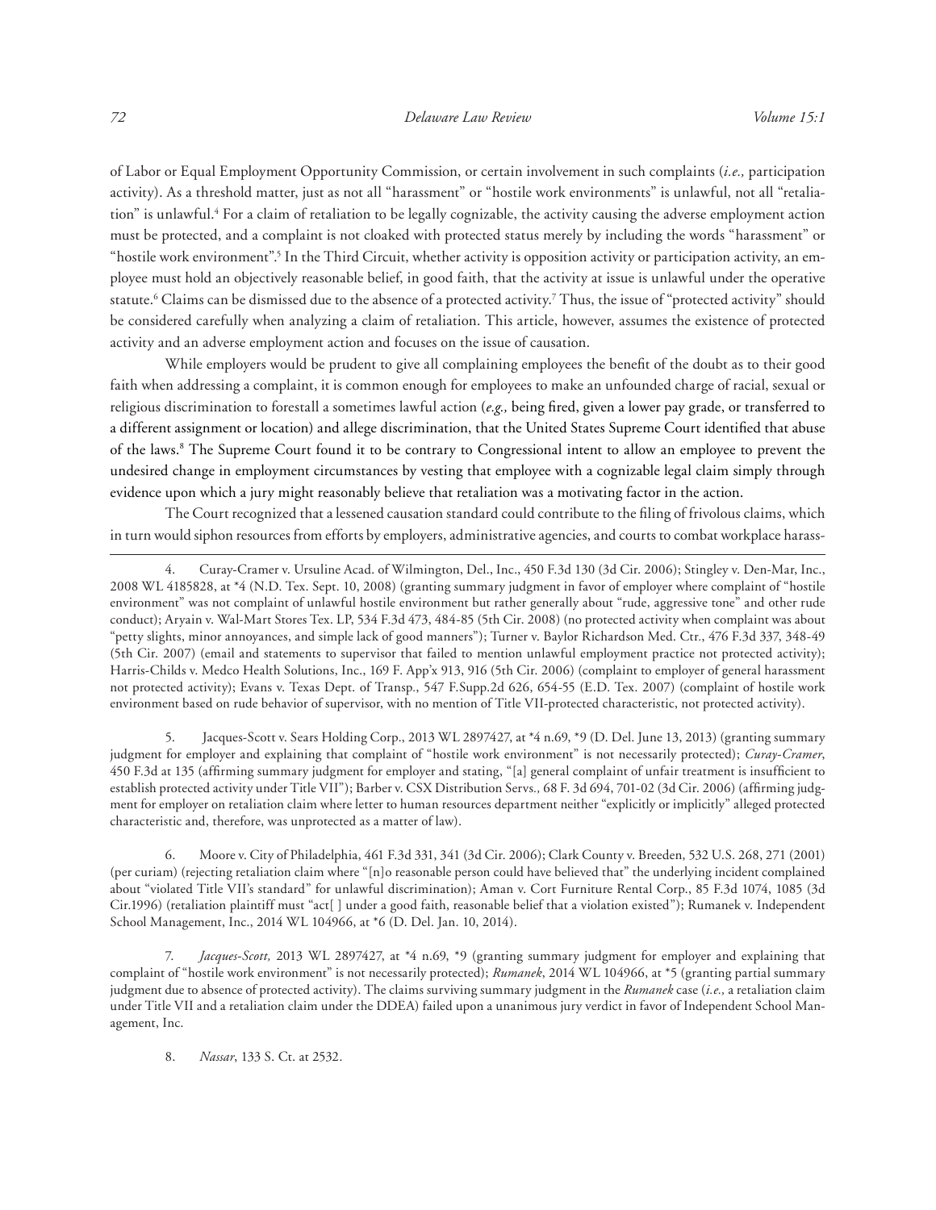of Labor or Equal Employment Opportunity Commission, or certain involvement in such complaints (*i.e.,* participation activity). As a threshold matter, just as not all "harassment" or "hostile work environments" is unlawful, not all "retaliation" is unlawful.[4] For a claim of retaliation to be legally cognizable, the activity causing the adverse employment action must be protected, and a complaint is not cloaked with protected status merely by including the words "harassment" or "hostile work environment".[5] In the Third Circuit, whether activity is opposition activity or participation activity, an employee must hold an objectively reasonable belief, in good faith, that the activity at issue is unlawful under the operative statute.[6] Claims can be dismissed due to the absence of a protected activity.[7] Thus, the issue of "protected activity" should be considered carefully when analyzing a claim of retaliation. This article, however, assumes the existence of protected activity and an adverse employment action and focuses on the issue of causation.

While employers would be prudent to give all complaining employees the benefit of the doubt as to their good faith when addressing a complaint, it is common enough for employees to make an unfounded charge of racial, sexual or religious discrimination to forestall a sometimes lawful action (*e.g.,* being fired, given a lower pay grade, or transferred to a different assignment or location) and allege discrimination, that the United States Supreme Court identified that abuse of the laws.[8] The Supreme Court found it to be contrary to Congressional intent to allow an employee to prevent the undesired change in employment circumstances by vesting that employee with a cognizable legal claim simply through evidence upon which a jury might reasonably believe that retaliation was a motivating factor in the action.

The Court recognized that a lessened causation standard could contribute to the filing of frivolous claims, which in turn would siphon resources from efforts by employers, administrative agencies, and courts to combat workplace harass-

---

4. Curay-Cramer v. Ursuline Acad. of Wilmington, Del., Inc., 450 F.3d 130 (3d Cir. 2006); Stingley v. Den-Mar, Inc., 2008 WL 4185828, at *4 (N.D. Tex. Sept. 10, 2008) (granting summary judgment in favor of employer where complaint of "hostile environment" was not complaint of unlawful hostile environment but rather generally about "rude, aggressive tone" and other rude conduct); Aryain v. Wal-Mart Stores Tex. LP, 534 F.3d 473, 484-85 (5th Cir. 2008) (no protected activity when complaint was about "petty slights, minor annoyances, and simple lack of good manners"); Turner v. Baylor Richardson Med. Ctr., 476 F.3d 337, 348-49 (5th Cir. 2007) (email and statements to supervisor that failed to mention unlawful employment practice not protected activity); Harris-Childs v. Medco Health Solutions, Inc., 169 F. App'x 913, 916 (5th Cir. 2006) (complaint to employer of general harassment not protected activity); Evans v. Texas Dept. of Transp., 547 F.Supp.2d 626, 654-55 (E.D. Tex. 2007) (complaint of hostile work environment based on rude behavior of supervisor, with no mention of Title VII-protected characteristic, not protected activity).

5. Jacques-Scott v. Sears Holding Corp., 2013 WL 2897427, at *4 n.69, *9 (D. Del. June 13, 2013) (granting summary judgment for employer and explaining that complaint of "hostile work environment" is not necessarily protected); *Curay-Cramer*, 450 F.3d at 135 (affirming summary judgment for employer and stating, "[a] general complaint of unfair treatment is insufficient to establish protected activity under Title VII"); Barber v. CSX Distribution Servs*.,* 68 F. 3d 694, 701-02 (3d Cir. 2006) (affirming judgment for employer on retaliation claim where letter to human resources department neither "explicitly or implicitly" alleged protected characteristic and, therefore, was unprotected as a matter of law).

6. Moore v. City of Philadelphia, 461 F.3d 331, 341 (3d Cir. 2006); Clark County v. Breeden, 532 U.S. 268, 271 (2001) (per curiam) (rejecting retaliation claim where "[n]o reasonable person could have believed that" the underlying incident complained about "violated Title VII's standard" for unlawful discrimination); Aman v. Cort Furniture Rental Corp., 85 F.3d 1074, 1085 (3d Cir.1996) (retaliation plaintiff must "act[ ] under a good faith, reasonable belief that a violation existed"); Rumanek v. Independent School Management, Inc., 2014 WL 104966, at *6 (D. Del. Jan. 10, 2014).

7. *Jacques-Scott,* 2013 WL 2897427, at *4 n.69, *9 (granting summary judgment for employer and explaining that complaint of "hostile work environment" is not necessarily protected); *Rumanek*, 2014 WL 104966, at *5 (granting partial summary judgment due to absence of protected activity). The claims surviving summary judgment in the *Rumanek* case (*i.e.,* a retaliation claim under Title VII and a retaliation claim under the DDEA) failed upon a unanimous jury verdict in favor of Independent School Management, Inc.

8. *Nassar*, 133 S. Ct. at 2532.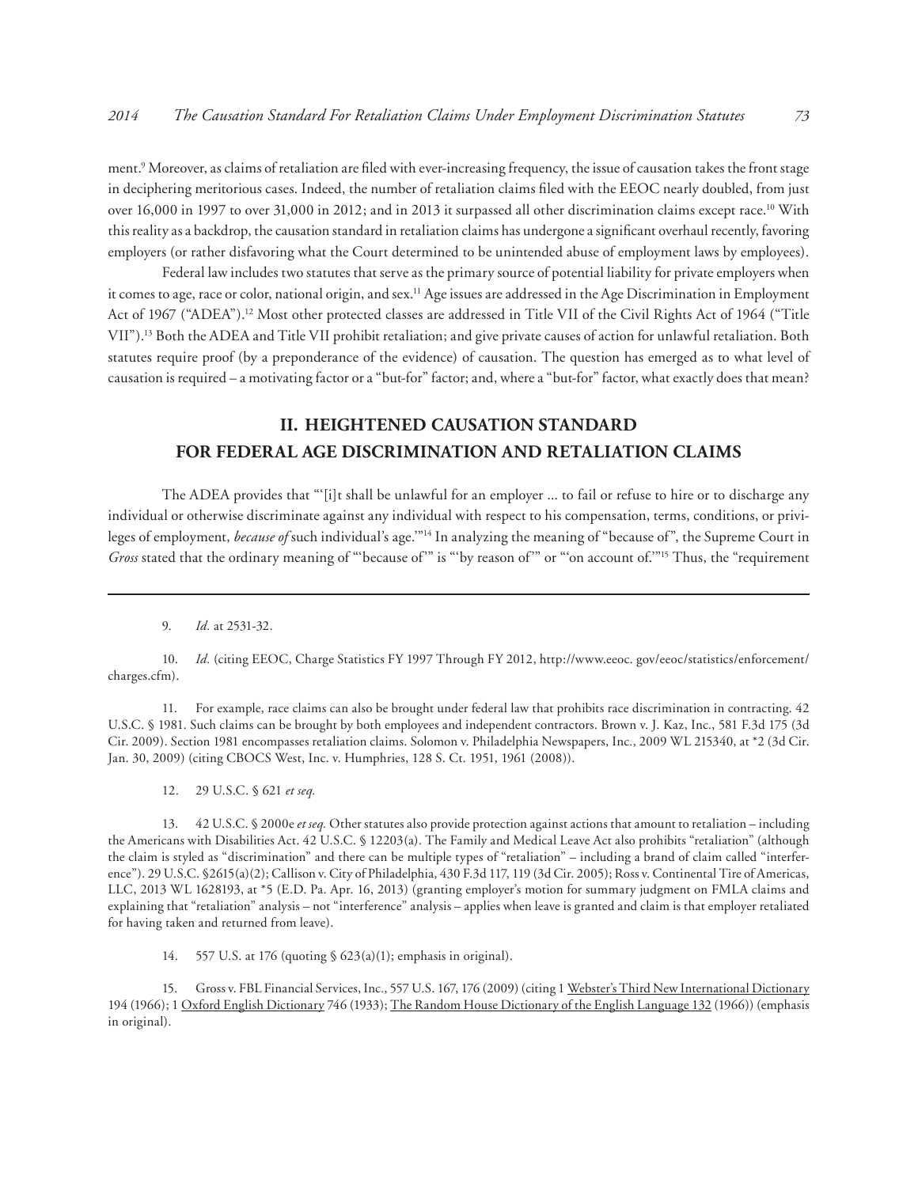ment.[9] Moreover, as claims of retaliation are filed with ever-increasing frequency, the issue of causation takes the front stage in deciphering meritorious cases. Indeed, the number of retaliation claims filed with the EEOC nearly doubled, from just over 16,000 in 1997 to over 31,000 in 2012; and in 2013 it surpassed all other discrimination claims except race.[10] With this reality as a backdrop, the causation standard in retaliation claims has undergone a significant overhaul recently, favoring employers (or rather disfavoring what the Court determined to be unintended abuse of employment laws by employees).

Federal law includes two statutes that serve as the primary source of potential liability for private employers when it comes to age, race or color, national origin, and sex.[11] Age issues are addressed in the Age Discrimination in Employment Act of 1967 ("ADEA").[12] Most other protected classes are addressed in Title VII of the Civil Rights Act of 1964 ("Title VII").[13] Both the ADEA and Title VII prohibit retaliation; and give private causes of action for unlawful retaliation. Both statutes require proof (by a preponderance of the evidence) of causation. The question has emerged as to what level of causation is required – a motivating factor or a "but-for" factor; and, where a "but-for" factor, what exactly does that mean?

## II. HEIGHTENED CAUSATION STANDARD FOR FEDERAL AGE DISCRIMINATION AND RETALIATION CLAIMS

The ADEA provides that "'[i]t shall be unlawful for an employer ... to fail or refuse to hire or to discharge any individual or otherwise discriminate against any individual with respect to his compensation, terms, conditions, or privileges of employment, *because of* such individual's age.'"[14] In analyzing the meaning of "because of", the Supreme Court in *Gross* stated that the ordinary meaning of "'because of'" is "'by reason of'" or "'on account of.'"[15] Thus, the "requirement

---

9. *Id.* at 2531-32.

10. *Id.* (citing EEOC, Charge Statistics FY 1997 Through FY 2012, http://www.eeoc. gov/eeoc/statistics/enforcement/charges.cfm).

11. For example, race claims can also be brought under federal law that prohibits race discrimination in contracting. 42 U.S.C. § 1981. Such claims can be brought by both employees and independent contractors. Brown v. J. Kaz, Inc., 581 F.3d 175 (3d Cir. 2009). Section 1981 encompasses retaliation claims. Solomon v. Philadelphia Newspapers, Inc., 2009 WL 215340, at *2 (3d Cir. Jan. 30, 2009) (citing CBOCS West, Inc. v. Humphries, 128 S. Ct. 1951, 1961 (2008)).

12. 29 U.S.C. § 621 *et seq.*

13. 42 U.S.C. § 2000e *et seq.* Other statutes also provide protection against actions that amount to retaliation – including the Americans with Disabilities Act. 42 U.S.C. § 12203(a). The Family and Medical Leave Act also prohibits "retaliation" (although the claim is styled as "discrimination" and there can be multiple types of "retaliation" – including a brand of claim called "interference"). 29 U.S.C. §2615(a)(2); Callison v. City of Philadelphia, 430 F.3d 117, 119 (3d Cir. 2005); Ross v. Continental Tire of Americas, LLC, 2013 WL 1628193, at *5 (E.D. Pa. Apr. 16, 2013) (granting employer's motion for summary judgment on FMLA claims and explaining that "retaliation" analysis – not "interference" analysis – applies when leave is granted and claim is that employer retaliated for having taken and returned from leave).

14. 557 U.S. at 176 (quoting § 623(a)(1); emphasis in original).

15. Gross v. FBL Financial Services, Inc., 557 U.S. 167, 176 (2009) (citing 1 Webster's Third New International Dictionary 194 (1966); 1 Oxford English Dictionary 746 (1933); The Random House Dictionary of the English Language 132 (1966)) (emphasis in original).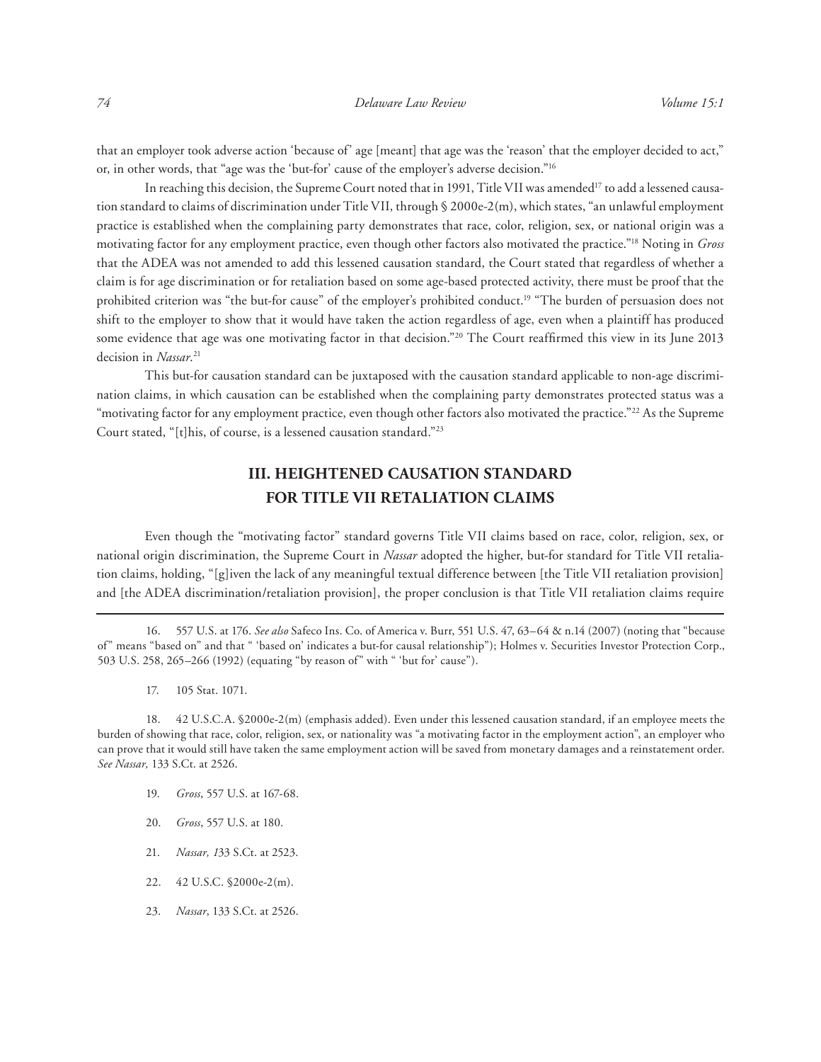that an employer took adverse action 'because of' age [meant] that age was the 'reason' that the employer decided to act," or, in other words, that "age was the 'but-for' cause of the employer's adverse decision."[16]

In reaching this decision, the Supreme Court noted that in 1991, Title VII was amended[17] to add a lessened causation standard to claims of discrimination under Title VII, through § 2000e-2(m), which states, "an unlawful employment practice is established when the complaining party demonstrates that race, color, religion, sex, or national origin was a motivating factor for any employment practice, even though other factors also motivated the practice."[18] Noting in *Gross* that the ADEA was not amended to add this lessened causation standard, the Court stated that regardless of whether a claim is for age discrimination or for retaliation based on some age-based protected activity, there must be proof that the prohibited criterion was "the but-for cause" of the employer's prohibited conduct.[19] "The burden of persuasion does not shift to the employer to show that it would have taken the action regardless of age, even when a plaintiff has produced some evidence that age was one motivating factor in that decision."[20] The Court reaffirmed this view in its June 2013 decision in *Nassar*.[21]

This but-for causation standard can be juxtaposed with the causation standard applicable to non-age discrimination claims, in which causation can be established when the complaining party demonstrates protected status was a "motivating factor for any employment practice, even though other factors also motivated the practice."[22] As the Supreme Court stated, "[t]his, of course, is a lessened causation standard."[23]

## III. HEIGHTENED CAUSATION STANDARD FOR TITLE VII RETALIATION CLAIMS

Even though the "motivating factor" standard governs Title VII claims based on race, color, religion, sex, or national origin discrimination, the Supreme Court in *Nassar* adopted the higher, but-for standard for Title VII retaliation claims, holding, "[g]iven the lack of any meaningful textual difference between [the Title VII retaliation provision] and [the ADEA discrimination/retaliation provision], the proper conclusion is that Title VII retaliation claims require

---

16. 557 U.S. at 176. *See also* Safeco Ins. Co. of America v. Burr, 551 U.S. 47, 63–64 & n.14 (2007) (noting that "because of" means "based on" and that " 'based on' indicates a but-for causal relationship"); Holmes v. Securities Investor Protection Corp., 503 U.S. 258, 265–266 (1992) (equating "by reason of" with " 'but for' cause").

17. 105 Stat. 1071.

18. 42 U.S.C.A. §2000e-2(m) (emphasis added). Even under this lessened causation standard, if an employee meets the burden of showing that race, color, religion, sex, or nationality was "a motivating factor in the employment action", an employer who can prove that it would still have taken the same employment action will be saved from monetary damages and a reinstatement order. *See Nassar,* 133 S.Ct. at 2526.

19. *Gross*, 557 U.S. at 167-68.

20. *Gross*, 557 U.S. at 180.

21. *Nassar, 1*33 S.Ct. at 2523.

22. 42 U.S.C. §2000e-2(m).

23. *Nassar*, 133 S.Ct. at 2526.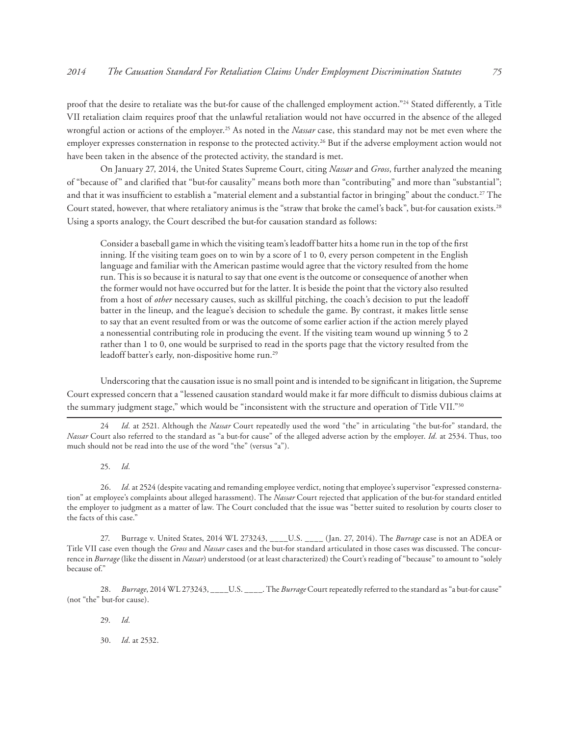proof that the desire to retaliate was the but-for cause of the challenged employment action."[24] Stated differently, a Title VII retaliation claim requires proof that the unlawful retaliation would not have occurred in the absence of the alleged wrongful action or actions of the employer.[25] As noted in the *Nassar* case, this standard may not be met even where the employer expresses consternation in response to the protected activity.[26] But if the adverse employment action would not have been taken in the absence of the protected activity, the standard is met.

On January 27, 2014, the United States Supreme Court, citing *Nassar* and *Gross*, further analyzed the meaning of "because of" and clarified that "but-for causality" means both more than "contributing" and more than "substantial"; and that it was insufficient to establish a "material element and a substantial factor in bringing" about the conduct.[27] The Court stated, however, that where retaliatory animus is the "straw that broke the camel's back", but-for causation exists.[28] Using a sports analogy, the Court described the but-for causation standard as follows:

> Consider a baseball game in which the visiting team's leadoff batter hits a home run in the top of the first inning. If the visiting team goes on to win by a score of 1 to 0, every person competent in the English language and familiar with the American pastime would agree that the victory resulted from the home run. This is so because it is natural to say that one event is the outcome or consequence of another when the former would not have occurred but for the latter. It is beside the point that the victory also resulted from a host of *other* necessary causes, such as skillful pitching, the coach's decision to put the leadoff batter in the lineup, and the league's decision to schedule the game. By contrast, it makes little sense to say that an event resulted from or was the outcome of some earlier action if the action merely played a nonessential contributing role in producing the event. If the visiting team wound up winning 5 to 2 rather than 1 to 0, one would be surprised to read in the sports page that the victory resulted from the leadoff batter's early, non-dispositive home run.[29]

Underscoring that the causation issue is no small point and is intended to be significant in litigation, the Supreme Court expressed concern that a "lessened causation standard would make it far more difficult to dismiss dubious claims at the summary judgment stage," which would be "inconsistent with the structure and operation of Title VII."[30]

---

24 *Id.* at 2521. Although the *Nassar* Court repeatedly used the word "the" in articulating "the but-for" standard, the *Nassar* Court also referred to the standard as "a but-for cause" of the alleged adverse action by the employer. *Id.* at 2534. Thus, too much should not be read into the use of the word "the" (versus "a").

25. *Id.*

26. *Id.* at 2524 (despite vacating and remanding employee verdict, noting that employee's supervisor "expressed consternation" at employee's complaints about alleged harassment). The *Nassar* Court rejected that application of the but-for standard entitled the employer to judgment as a matter of law. The Court concluded that the issue was "better suited to resolution by courts closer to the facts of this case."

27. Burrage v. United States, 2014 WL 273243, ____U.S. ____ (Jan. 27, 2014). The *Burrage* case is not an ADEA or Title VII case even though the *Gross* and *Nassar* cases and the but-for standard articulated in those cases was discussed. The concurrence in *Burrage* (like the dissent in *Nassar*) understood (or at least characterized) the Court's reading of "because" to amount to "solely because of."

28. *Burrage*, 2014 WL 273243, ____U.S. ____. The *Burrage* Court repeatedly referred to the standard as "a but-for cause" (not "the" but-for cause).

29. *Id.*

30. *Id*. at 2532.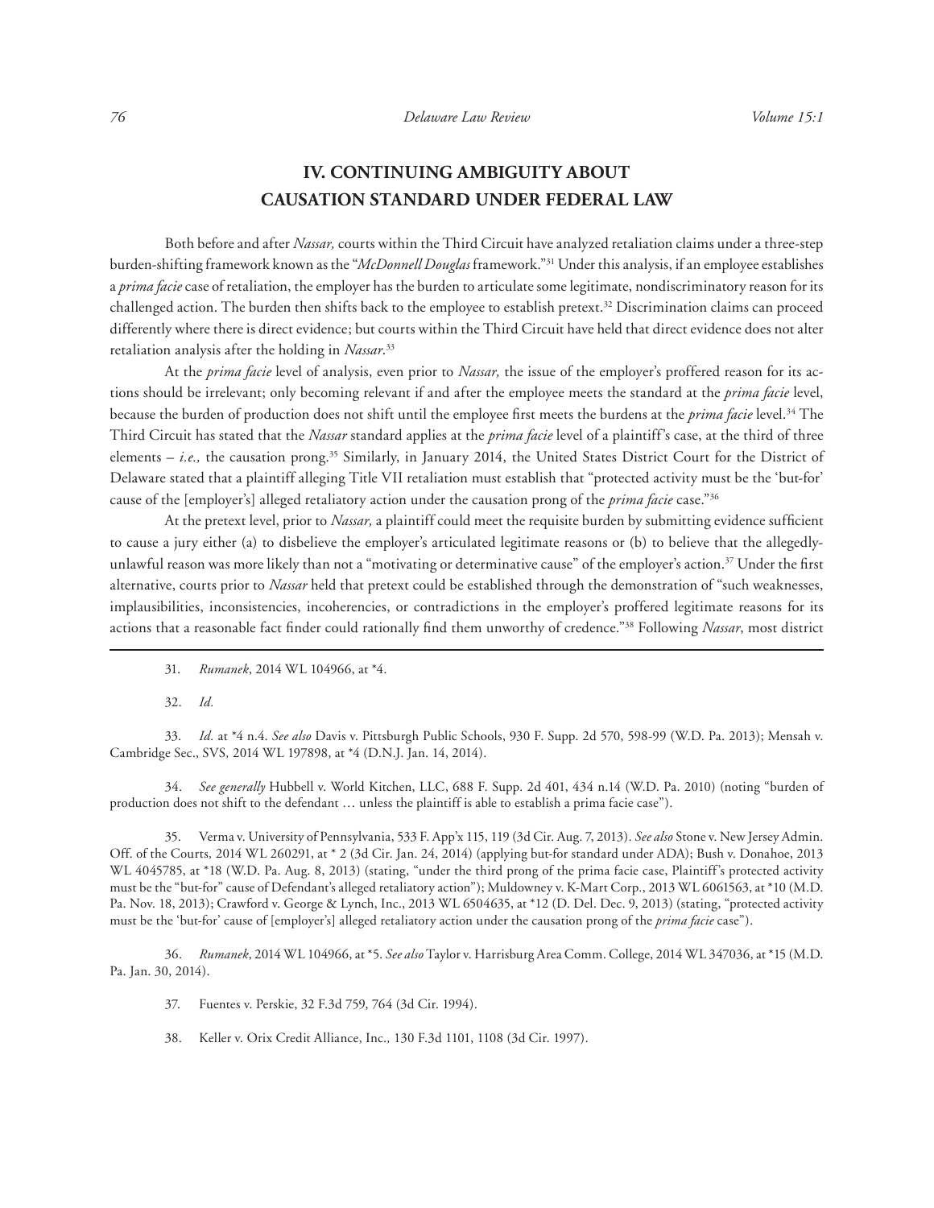## IV. CONTINUING AMBIGUITY ABOUT CAUSATION STANDARD UNDER FEDERAL LAW

Both before and after *Nassar,* courts within the Third Circuit have analyzed retaliation claims under a three-step burden-shifting framework known as the "*McDonnell Douglas* framework."[31] Under this analysis, if an employee establishes a *prima facie* case of retaliation, the employer has the burden to articulate some legitimate, nondiscriminatory reason for its challenged action. The burden then shifts back to the employee to establish pretext.[32] Discrimination claims can proceed differently where there is direct evidence; but courts within the Third Circuit have held that direct evidence does not alter retaliation analysis after the holding in *Nassar*.[33]

At the *prima facie* level of analysis, even prior to *Nassar,* the issue of the employer's proffered reason for its actions should be irrelevant; only becoming relevant if and after the employee meets the standard at the *prima facie* level, because the burden of production does not shift until the employee first meets the burdens at the *prima facie* level.[34] The Third Circuit has stated that the *Nassar* standard applies at the *prima facie* level of a plaintiff's case, at the third of three elements – *i.e.,* the causation prong.[35] Similarly, in January 2014, the United States District Court for the District of Delaware stated that a plaintiff alleging Title VII retaliation must establish that "protected activity must be the 'but-for' cause of the [employer's] alleged retaliatory action under the causation prong of the *prima facie* case."[36]

At the pretext level, prior to *Nassar,* a plaintiff could meet the requisite burden by submitting evidence sufficient to cause a jury either (a) to disbelieve the employer's articulated legitimate reasons or (b) to believe that the allegedly-unlawful reason was more likely than not a "motivating or determinative cause" of the employer's action.[37] Under the first alternative, courts prior to *Nassar* held that pretext could be established through the demonstration of "such weaknesses, implausibilities, inconsistencies, incoherencies, or contradictions in the employer's proffered legitimate reasons for its actions that a reasonable fact finder could rationally find them unworthy of credence."[38] Following *Nassar*, most district

---

31. *Rumanek*, 2014 WL 104966, at *4.

32. *Id.*

33. *Id.* at *4 n.4. *See also* Davis v. Pittsburgh Public Schools, 930 F. Supp. 2d 570, 598-99 (W.D. Pa. 2013); Mensah v. Cambridge Sec., SVS*,* 2014 WL 197898, at *4 (D.N.J. Jan. 14, 2014).

34. *See generally* Hubbell v. World Kitchen, LLC, 688 F. Supp. 2d 401, 434 n.14 (W.D. Pa. 2010) (noting "burden of production does not shift to the defendant … unless the plaintiff is able to establish a prima facie case").

35. Verma v. University of Pennsylvania, 533 F. App'x 115, 119 (3d Cir. Aug. 7, 2013). *See also* Stone v. New Jersey Admin. Off. of the Courts*,* 2014 WL 260291, at * 2 (3d Cir. Jan. 24, 2014) (applying but-for standard under ADA); Bush v. Donahoe, 2013 WL 4045785, at *18 (W.D. Pa. Aug. 8, 2013) (stating, "under the third prong of the prima facie case, Plaintiff's protected activity must be the "but-for" cause of Defendant's alleged retaliatory action"); Muldowney v. K-Mart Corp*.*, 2013 WL 6061563, at *10 (M.D. Pa. Nov. 18, 2013); Crawford v. George & Lynch, Inc., 2013 WL 6504635, at *12 (D. Del. Dec. 9, 2013) (stating, "protected activity must be the 'but-for' cause of [employer's] alleged retaliatory action under the causation prong of the *prima facie* case").

36. *Rumanek*, 2014 WL 104966, at *5. *See also* Taylor v. Harrisburg Area Comm. College, 2014 WL 347036, at *15 (M.D. Pa. Jan. 30, 2014).

37. Fuentes v. Perskie, 32 F.3d 759, 764 (3d Cir. 1994).

38. Keller v. Orix Credit Alliance, Inc.*,* 130 F.3d 1101, 1108 (3d Cir. 1997).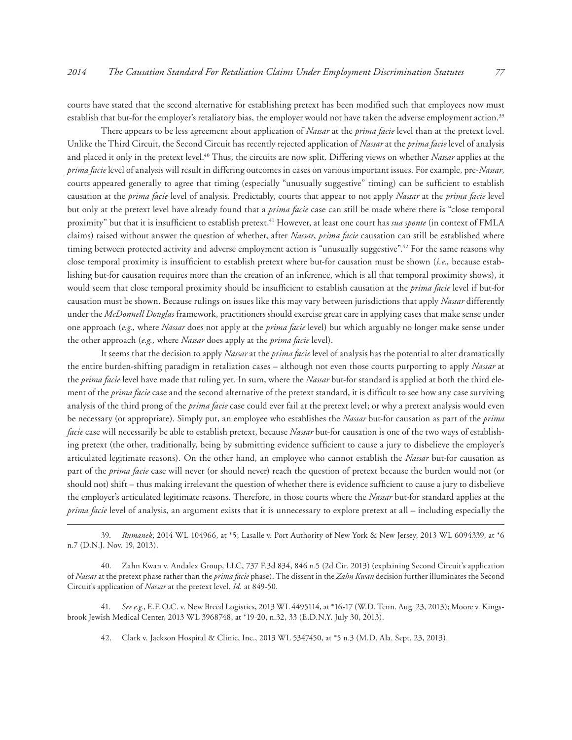courts have stated that the second alternative for establishing pretext has been modified such that employees now must establish that but-for the employer's retaliatory bias, the employer would not have taken the adverse employment action.[39]

There appears to be less agreement about application of *Nassar* at the *prima facie* level than at the pretext level. Unlike the Third Circuit, the Second Circuit has recently rejected application of *Nassar* at the *prima facie* level of analysis and placed it only in the pretext level.[40] Thus, the circuits are now split. Differing views on whether *Nassar* applies at the *prima facie* level of analysis will result in differing outcomes in cases on various important issues. For example, pre-*Nassar*, courts appeared generally to agree that timing (especially "unusually suggestive" timing) can be sufficient to establish causation at the *prima facie* level of analysis. Predictably, courts that appear to not apply *Nassar* at the *prima facie* level but only at the pretext level have already found that a *prima facie* case can still be made where there is "close temporal proximity" but that it is insufficient to establish pretext.[41] However, at least one court has *sua sponte* (in context of FMLA claims) raised without answer the question of whether, after *Nassar*, *prima facie* causation can still be established where timing between protected activity and adverse employment action is "unusually suggestive".[42] For the same reasons why close temporal proximity is insufficient to establish pretext where but-for causation must be shown (*i.e.,* because establishing but-for causation requires more than the creation of an inference, which is all that temporal proximity shows), it would seem that close temporal proximity should be insufficient to establish causation at the *prima facie* level if but-for causation must be shown. Because rulings on issues like this may vary between jurisdictions that apply *Nassar* differently under the *McDonnell Douglas* framework, practitioners should exercise great care in applying cases that make sense under one approach (*e.g.,* where *Nassar* does not apply at the *prima facie* level) but which arguably no longer make sense under the other approach (*e.g.,* where *Nassar* does apply at the *prima facie* level).

It seems that the decision to apply *Nassar* at the *prima facie* level of analysis has the potential to alter dramatically the entire burden-shifting paradigm in retaliation cases – although not even those courts purporting to apply *Nassar* at the *prima facie* level have made that ruling yet. In sum, where the *Nassar* but-for standard is applied at both the third element of the *prima facie* case and the second alternative of the pretext standard, it is difficult to see how any case surviving analysis of the third prong of the *prima facie* case could ever fail at the pretext level; or why a pretext analysis would even be necessary (or appropriate). Simply put, an employee who establishes the *Nassar* but-for causation as part of the *prima facie* case will necessarily be able to establish pretext, because *Nassar* but-for causation is one of the two ways of establishing pretext (the other, traditionally, being by submitting evidence sufficient to cause a jury to disbelieve the employer's articulated legitimate reasons). On the other hand, an employee who cannot establish the *Nassar* but-for causation as part of the *prima facie* case will never (or should never) reach the question of pretext because the burden would not (or should not) shift – thus making irrelevant the question of whether there is evidence sufficient to cause a jury to disbelieve the employer's articulated legitimate reasons. Therefore, in those courts where the *Nassar* but-for standard applies at the *prima facie* level of analysis, an argument exists that it is unnecessary to explore pretext at all – including especially the

---

39. *Rumanek*, 2014 WL 104966, at *5; Lasalle v. Port Authority of New York & New Jersey, 2013 WL 6094339, at *6 n.7 (D.N.J. Nov. 19, 2013).

40. Zahn Kwan v. Andalex Group, LLC, 737 F.3d 834, 846 n.5 (2d Cir. 2013) (explaining Second Circuit's application of *Nassar* at the pretext phase rather than the *prima facie* phase). The dissent in the *Zahn Kwan* decision further illuminates the Second Circuit's application of *Nassar* at the pretext level. *Id.* at 849-50.

41. *See e.g.*, E.E.O.C. v. New Breed Logistics, 2013 WL 4495114, at *16-17 (W.D. Tenn. Aug. 23, 2013); Moore v. Kingsbrook Jewish Medical Center, 2013 WL 3968748, at *19-20, n.32, 33 (E.D.N.Y. July 30, 2013).

42. Clark v. Jackson Hospital & Clinic, Inc., 2013 WL 5347450, at *5 n.3 (M.D. Ala. Sept. 23, 2013).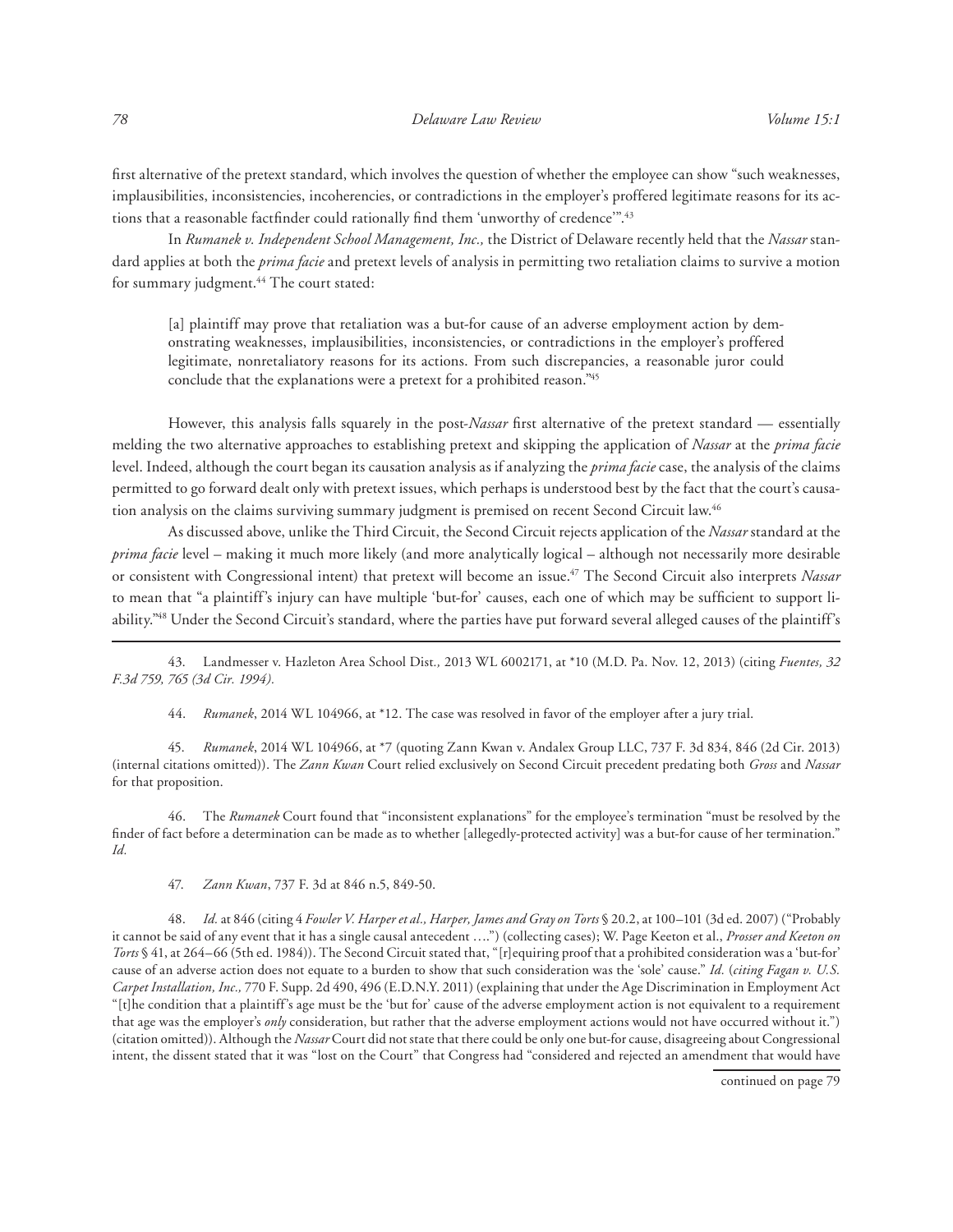first alternative of the pretext standard, which involves the question of whether the employee can show "such weaknesses, implausibilities, inconsistencies, incoherencies, or contradictions in the employer's proffered legitimate reasons for its actions that a reasonable factfinder could rationally find them 'unworthy of credence'".[43]

In *Rumanek v. Independent School Management, Inc.,* the District of Delaware recently held that the *Nassar* standard applies at both the *prima facie* and pretext levels of analysis in permitting two retaliation claims to survive a motion for summary judgment.[44] The court stated:

> [a] plaintiff may prove that retaliation was a but-for cause of an adverse employment action by demonstrating weaknesses, implausibilities, inconsistencies, or contradictions in the employer's proffered legitimate, nonretaliatory reasons for its actions. From such discrepancies, a reasonable juror could conclude that the explanations were a pretext for a prohibited reason."[45]

However, this analysis falls squarely in the post-*Nassar* first alternative of the pretext standard — essentially melding the two alternative approaches to establishing pretext and skipping the application of *Nassar* at the *prima facie* level. Indeed, although the court began its causation analysis as if analyzing the *prima facie* case, the analysis of the claims permitted to go forward dealt only with pretext issues, which perhaps is understood best by the fact that the court's causation analysis on the claims surviving summary judgment is premised on recent Second Circuit law.[46]

As discussed above, unlike the Third Circuit, the Second Circuit rejects application of the *Nassar* standard at the *prima facie* level – making it much more likely (and more analytically logical – although not necessarily more desirable or consistent with Congressional intent) that pretext will become an issue.[47] The Second Circuit also interprets *Nassar* to mean that "a plaintiff's injury can have multiple 'but-for' causes, each one of which may be sufficient to support liability."[48] Under the Second Circuit's standard, where the parties have put forward several alleged causes of the plaintiff's

---

43. Landmesser v. Hazleton Area School Dist*.,* 2013 WL 6002171, at *10 (M.D. Pa. Nov. 12, 2013) (citing *Fuentes, 32 F.3d 759, 765 (3d Cir. 1994).*

44. *Rumanek*, 2014 WL 104966, at *12. The case was resolved in favor of the employer after a jury trial.

45. *Rumanek*, 2014 WL 104966, at *7 (quoting Zann Kwan v. Andalex Group LLC, 737 F. 3d 834, 846 (2d Cir. 2013) (internal citations omitted)). The *Zann Kwan* Court relied exclusively on Second Circuit precedent predating both *Gross* and *Nassar* for that proposition.

46. The *Rumanek* Court found that "inconsistent explanations" for the employee's termination "must be resolved by the finder of fact before a determination can be made as to whether [allegedly-protected activity] was a but-for cause of her termination." *Id.*

47. *Zann Kwan*, 737 F. 3d at 846 n.5, 849-50.

48. *Id.* at 846 (citing 4 *Fowler V. Harper et al., Harper, James and Gray on Torts* § 20.2, at 100–101 (3d ed. 2007) ("Probably it cannot be said of any event that it has a single causal antecedent ….") (collecting cases); W. Page Keeton et al., *Prosser and Keeton on Torts* § 41, at 264–66 (5th ed. 1984)). The Second Circuit stated that, "[r]equiring proof that a prohibited consideration was a 'but-for' cause of an adverse action does not equate to a burden to show that such consideration was the 'sole' cause." *Id.* (*citing Fagan v. U.S. Carpet Installation, Inc.,* 770 F. Supp. 2d 490, 496 (E.D.N.Y. 2011) (explaining that under the Age Discrimination in Employment Act "[t]he condition that a plaintiff's age must be the 'but for' cause of the adverse employment action is not equivalent to a requirement that age was the employer's *only* consideration, but rather that the adverse employment actions would not have occurred without it.") (citation omitted)). Although the *Nassar* Court did not state that there could be only one but-for cause, disagreeing about Congressional intent, the dissent stated that it was "lost on the Court" that Congress had "considered and rejected an amendment that would have

continued on page 79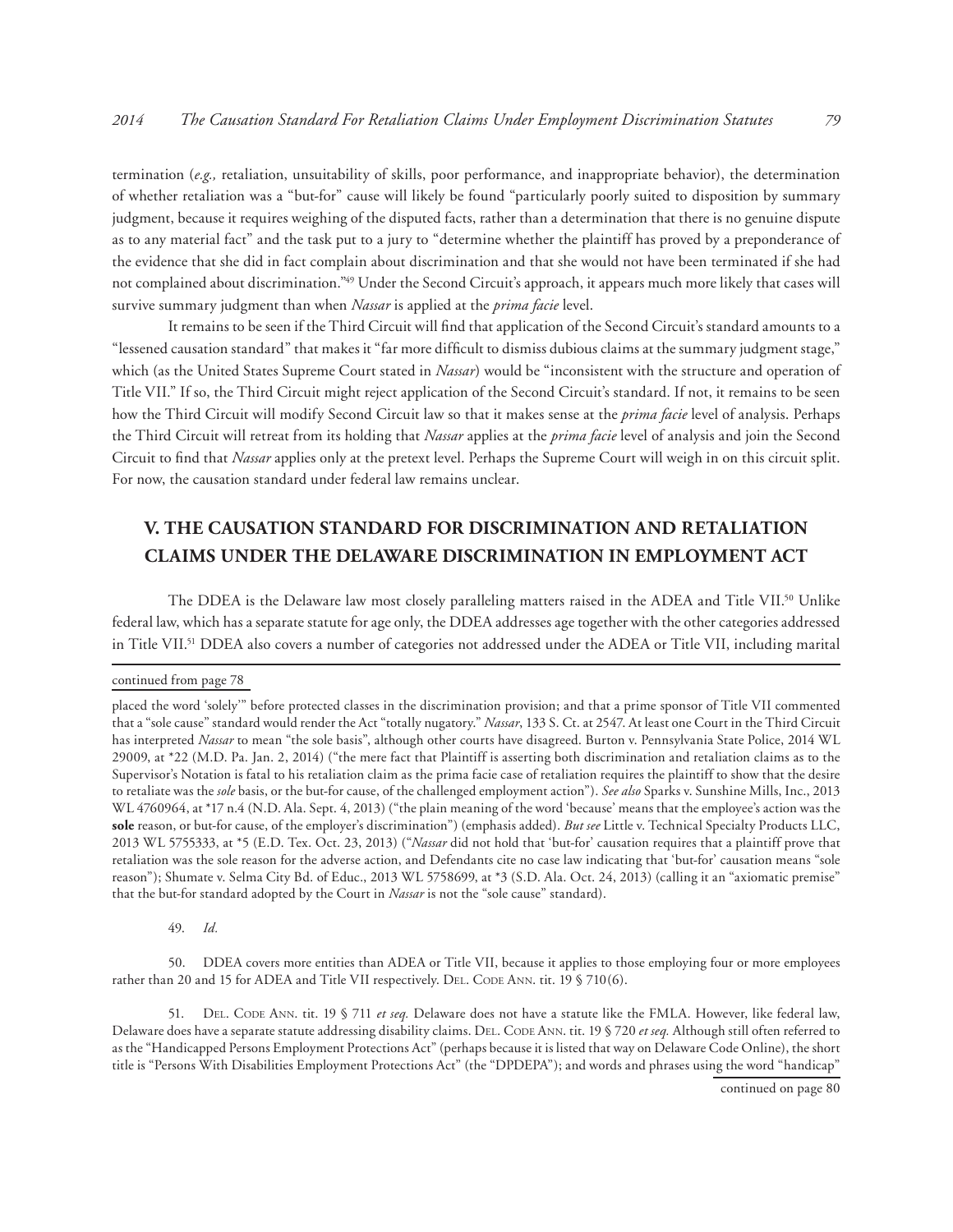termination (*e.g.,* retaliation, unsuitability of skills, poor performance, and inappropriate behavior), the determination of whether retaliation was a "but-for" cause will likely be found "particularly poorly suited to disposition by summary judgment, because it requires weighing of the disputed facts, rather than a determination that there is no genuine dispute as to any material fact" and the task put to a jury to "determine whether the plaintiff has proved by a preponderance of the evidence that she did in fact complain about discrimination and that she would not have been terminated if she had not complained about discrimination."[49] Under the Second Circuit's approach, it appears much more likely that cases will survive summary judgment than when *Nassar* is applied at the *prima facie* level.

It remains to be seen if the Third Circuit will find that application of the Second Circuit's standard amounts to a "lessened causation standard" that makes it "far more difficult to dismiss dubious claims at the summary judgment stage," which (as the United States Supreme Court stated in *Nassar*) would be "inconsistent with the structure and operation of Title VII." If so, the Third Circuit might reject application of the Second Circuit's standard. If not, it remains to be seen how the Third Circuit will modify Second Circuit law so that it makes sense at the *prima facie* level of analysis. Perhaps the Third Circuit will retreat from its holding that *Nassar* applies at the *prima facie* level of analysis and join the Second Circuit to find that *Nassar* applies only at the pretext level. Perhaps the Supreme Court will weigh in on this circuit split. For now, the causation standard under federal law remains unclear.

## V. THE CAUSATION STANDARD FOR DISCRIMINATION AND RETALIATION CLAIMS UNDER THE DELAWARE DISCRIMINATION IN EMPLOYMENT ACT

The DDEA is the Delaware law most closely paralleling matters raised in the ADEA and Title VII.[50] Unlike federal law, which has a separate statute for age only, the DDEA addresses age together with the other categories addressed in Title VII.[51] DDEA also covers a number of categories not addressed under the ADEA or Title VII, including marital

---

continued from page 78

placed the word 'solely'" before protected classes in the discrimination provision; and that a prime sponsor of Title VII commented that a "sole cause" standard would render the Act "totally nugatory." *Nassar*, 133 S. Ct. at 2547. At least one Court in the Third Circuit has interpreted *Nassar* to mean "the sole basis", although other courts have disagreed. Burton v. Pennsylvania State Police, 2014 WL 29009, at *22 (M.D. Pa. Jan. 2, 2014) ("the mere fact that Plaintiff is asserting both discrimination and retaliation claims as to the Supervisor's Notation is fatal to his retaliation claim as the prima facie case of retaliation requires the plaintiff to show that the desire to retaliate was the *sole* basis, or the but-for cause, of the challenged employment action"). *See also* Sparks v. Sunshine Mills, Inc., 2013 WL 4760964, at *17 n.4 (N.D. Ala. Sept. 4, 2013) ("the plain meaning of the word 'because' means that the employee's action was the **sole** reason, or but-for cause, of the employer's discrimination") (emphasis added). *But see* Little v. Technical Specialty Products LLC, 2013 WL 5755333, at *5 (E.D. Tex. Oct. 23, 2013) ("*Nassar* did not hold that 'but-for' causation requires that a plaintiff prove that retaliation was the sole reason for the adverse action, and Defendants cite no case law indicating that 'but-for' causation means "sole reason"); Shumate v. Selma City Bd. of Educ., 2013 WL 5758699, at *3 (S.D. Ala. Oct. 24, 2013) (calling it an "axiomatic premise" that the but-for standard adopted by the Court in *Nassar* is not the "sole cause" standard).

49. *Id.*

50. DDEA covers more entities than ADEA or Title VII, because it applies to those employing four or more employees rather than 20 and 15 for ADEA and Title VII respectively. Del. Code Ann. tit. 19 § 710(6).

51. Del. Code Ann. tit. 19 § 711 *et seq.* Delaware does not have a statute like the FMLA. However, like federal law, Delaware does have a separate statute addressing disability claims. Del. Code Ann. tit. 19 § 720 *et seq.* Although still often referred to as the "Handicapped Persons Employment Protections Act" (perhaps because it is listed that way on Delaware Code Online), the short title is "Persons With Disabilities Employment Protections Act" (the "DPDEPA"); and words and phrases using the word "handicap"

continued on page 80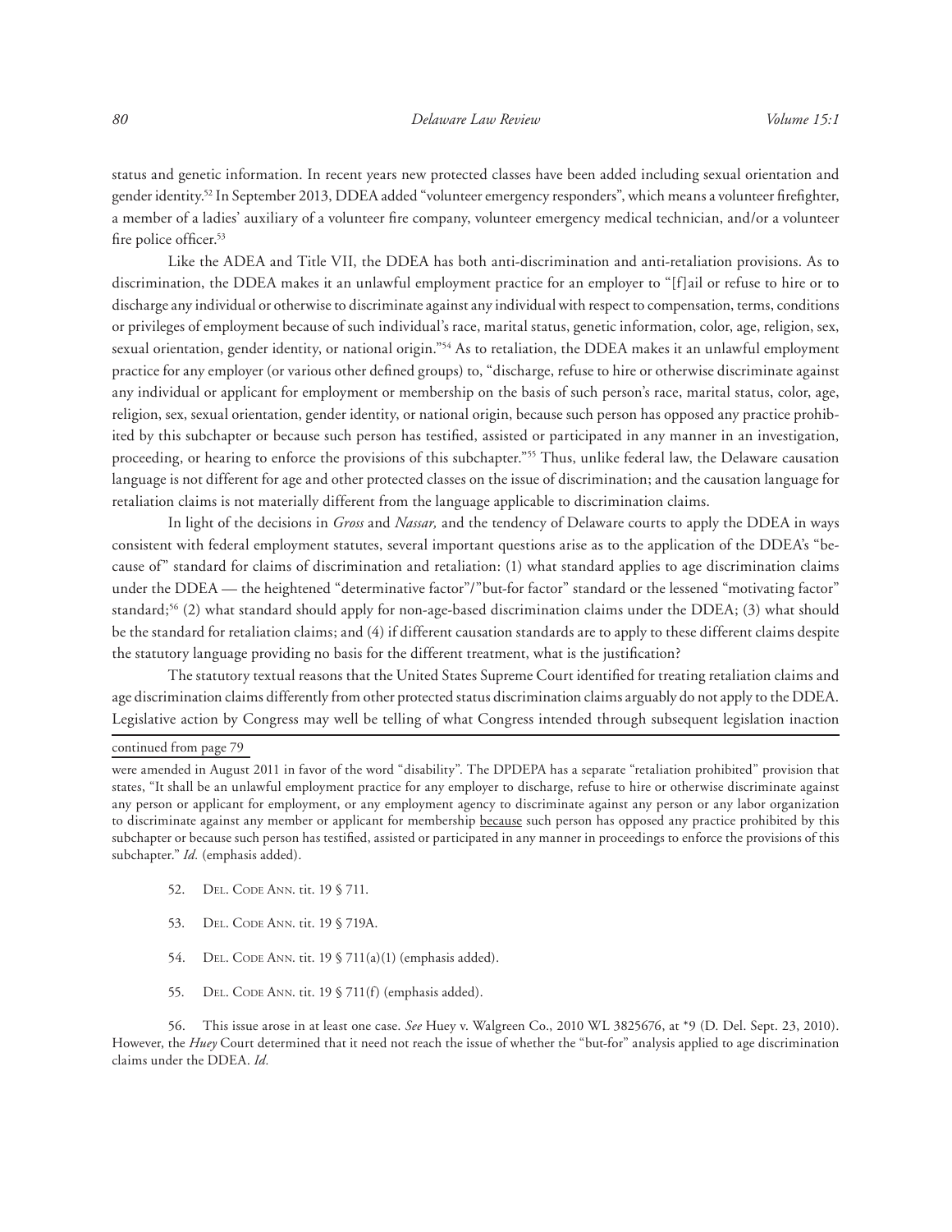status and genetic information. In recent years new protected classes have been added including sexual orientation and gender identity.[52] In September 2013, DDEA added "volunteer emergency responders", which means a volunteer firefighter, a member of a ladies' auxiliary of a volunteer fire company, volunteer emergency medical technician, and/or a volunteer fire police officer.[53]

Like the ADEA and Title VII, the DDEA has both anti-discrimination and anti-retaliation provisions. As to discrimination, the DDEA makes it an unlawful employment practice for an employer to "[f]ail or refuse to hire or to discharge any individual or otherwise to discriminate against any individual with respect to compensation, terms, conditions or privileges of employment because of such individual's race, marital status, genetic information, color, age, religion, sex, sexual orientation, gender identity, or national origin."[54] As to retaliation, the DDEA makes it an unlawful employment practice for any employer (or various other defined groups) to, "discharge, refuse to hire or otherwise discriminate against any individual or applicant for employment or membership on the basis of such person's race, marital status, color, age, religion, sex, sexual orientation, gender identity, or national origin, because such person has opposed any practice prohibited by this subchapter or because such person has testified, assisted or participated in any manner in an investigation, proceeding, or hearing to enforce the provisions of this subchapter."[55] Thus, unlike federal law, the Delaware causation language is not different for age and other protected classes on the issue of discrimination; and the causation language for retaliation claims is not materially different from the language applicable to discrimination claims.

In light of the decisions in *Gross* and *Nassar,* and the tendency of Delaware courts to apply the DDEA in ways consistent with federal employment statutes, several important questions arise as to the application of the DDEA's "because of" standard for claims of discrimination and retaliation: (1) what standard applies to age discrimination claims under the DDEA — the heightened "determinative factor"/"but-for factor" standard or the lessened "motivating factor" standard;[56] (2) what standard should apply for non-age-based discrimination claims under the DDEA; (3) what should be the standard for retaliation claims; and (4) if different causation standards are to apply to these different claims despite the statutory language providing no basis for the different treatment, what is the justification?

The statutory textual reasons that the United States Supreme Court identified for treating retaliation claims and age discrimination claims differently from other protected status discrimination claims arguably do not apply to the DDEA. Legislative action by Congress may well be telling of what Congress intended through subsequent legislation inaction

---

continued from page 79

were amended in August 2011 in favor of the word "disability". The DPDEPA has a separate "retaliation prohibited" provision that states, "It shall be an unlawful employment practice for any employer to discharge, refuse to hire or otherwise discriminate against any person or applicant for employment, or any employment agency to discriminate against any person or any labor organization to discriminate against any member or applicant for membership because such person has opposed any practice prohibited by this subchapter or because such person has testified, assisted or participated in any manner in proceedings to enforce the provisions of this subchapter." *Id.* (emphasis added).

52. Del. Code Ann. tit. 19 § 711.

53. Del. Code Ann. tit. 19 § 719A.

54. Del. Code Ann. tit. 19 § 711(a)(1) (emphasis added).

55. Del. Code Ann. tit. 19 § 711(f) (emphasis added).

56. This issue arose in at least one case. *See* Huey v. Walgreen Co., 2010 WL 3825676, at *9 (D. Del. Sept. 23, 2010). However, the *Huey* Court determined that it need not reach the issue of whether the "but-for" analysis applied to age discrimination claims under the DDEA. *Id.*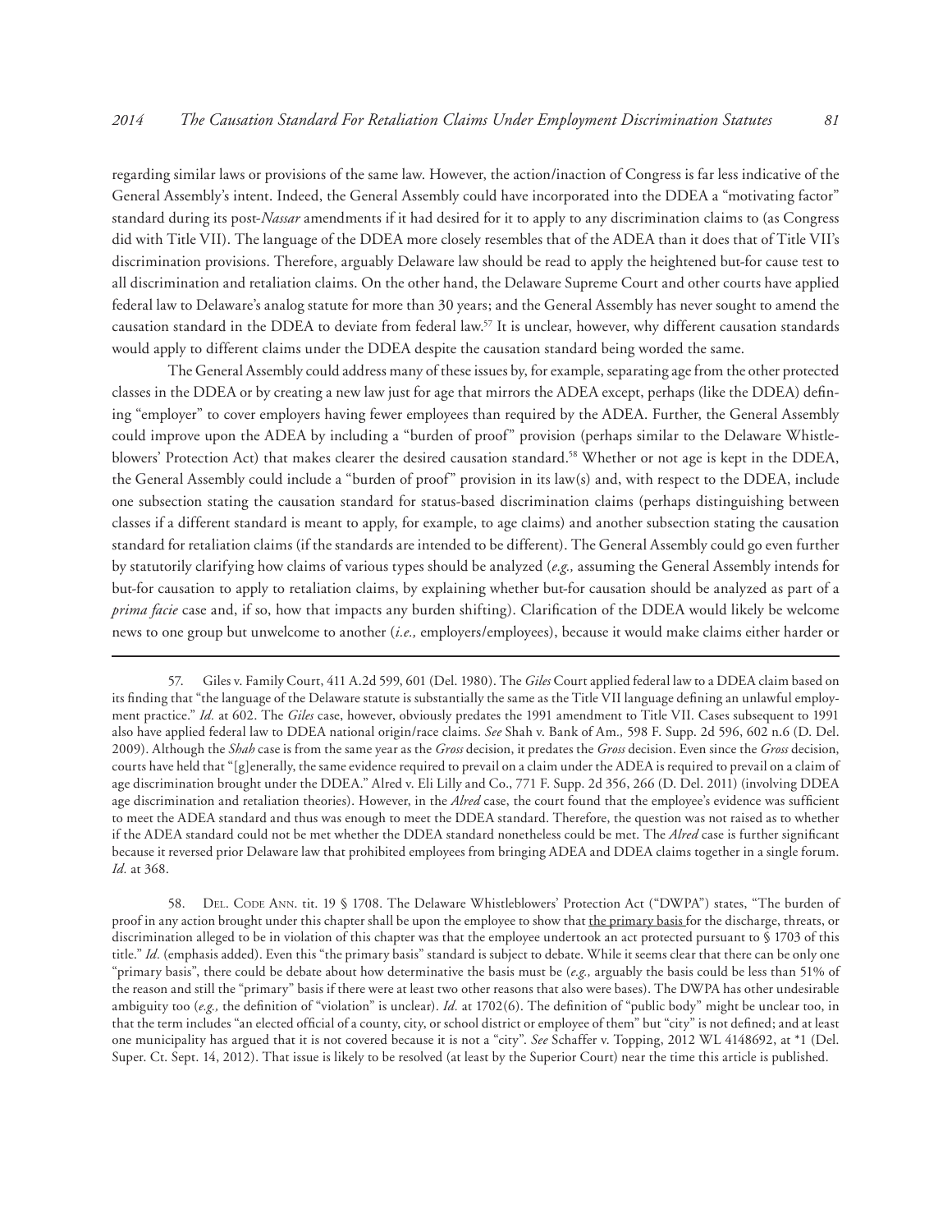regarding similar laws or provisions of the same law. However, the action/inaction of Congress is far less indicative of the General Assembly's intent. Indeed, the General Assembly could have incorporated into the DDEA a "motivating factor" standard during its post-*Nassar* amendments if it had desired for it to apply to any discrimination claims to (as Congress did with Title VII). The language of the DDEA more closely resembles that of the ADEA than it does that of Title VII's discrimination provisions. Therefore, arguably Delaware law should be read to apply the heightened but-for cause test to all discrimination and retaliation claims. On the other hand, the Delaware Supreme Court and other courts have applied federal law to Delaware's analog statute for more than 30 years; and the General Assembly has never sought to amend the causation standard in the DDEA to deviate from federal law.[57] It is unclear, however, why different causation standards would apply to different claims under the DDEA despite the causation standard being worded the same.

The General Assembly could address many of these issues by, for example, separating age from the other protected classes in the DDEA or by creating a new law just for age that mirrors the ADEA except, perhaps (like the DDEA) defining "employer" to cover employers having fewer employees than required by the ADEA. Further, the General Assembly could improve upon the ADEA by including a "burden of proof" provision (perhaps similar to the Delaware Whistleblowers' Protection Act) that makes clearer the desired causation standard.[58] Whether or not age is kept in the DDEA, the General Assembly could include a "burden of proof" provision in its law(s) and, with respect to the DDEA, include one subsection stating the causation standard for status-based discrimination claims (perhaps distinguishing between classes if a different standard is meant to apply, for example, to age claims) and another subsection stating the causation standard for retaliation claims (if the standards are intended to be different). The General Assembly could go even further by statutorily clarifying how claims of various types should be analyzed (*e.g.,* assuming the General Assembly intends for but-for causation to apply to retaliation claims, by explaining whether but-for causation should be analyzed as part of a *prima facie* case and, if so, how that impacts any burden shifting). Clarification of the DDEA would likely be welcome news to one group but unwelcome to another (*i.e.,* employers/employees), because it would make claims either harder or

---

57. Giles v. Family Court, 411 A.2d 599, 601 (Del. 1980). The *Giles* Court applied federal law to a DDEA claim based on its finding that "the language of the Delaware statute is substantially the same as the Title VII language defining an unlawful employment practice." *Id.* at 602. The *Giles* case, however, obviously predates the 1991 amendment to Title VII. Cases subsequent to 1991 also have applied federal law to DDEA national origin/race claims. *See* Shah v. Bank of Am., 598 F. Supp. 2d 596, 602 n.6 (D. Del. 2009). Although the *Shah* case is from the same year as the *Gross* decision, it predates the *Gross* decision. Even since the *Gross* decision, courts have held that "[g]enerally, the same evidence required to prevail on a claim under the ADEA is required to prevail on a claim of age discrimination brought under the DDEA." Alred v. Eli Lilly and Co., 771 F. Supp. 2d 356, 266 (D. Del. 2011) (involving DDEA age discrimination and retaliation theories). However, in the *Alred* case, the court found that the employee's evidence was sufficient to meet the ADEA standard and thus was enough to meet the DDEA standard. Therefore, the question was not raised as to whether if the ADEA standard could not be met whether the DDEA standard nonetheless could be met. The *Alred* case is further significant because it reversed prior Delaware law that prohibited employees from bringing ADEA and DDEA claims together in a single forum. *Id.* at 368.

58. Del. Code Ann. tit. 19 § 1708. The Delaware Whistleblowers' Protection Act ("DWPA") states, "The burden of proof in any action brought under this chapter shall be upon the employee to show that the primary basis for the discharge, threats, or discrimination alleged to be in violation of this chapter was that the employee undertook an act protected pursuant to § 1703 of this title." *Id.* (emphasis added). Even this "the primary basis" standard is subject to debate. While it seems clear that there can be only one "primary basis", there could be debate about how determinative the basis must be (*e.g.,* arguably the basis could be less than 51% of the reason and still the "primary" basis if there were at least two other reasons that also were bases). The DWPA has other undesirable ambiguity too (*e.g.,* the definition of "violation" is unclear). *Id.* at 1702(6). The definition of "public body" might be unclear too, in that the term includes "an elected official of a county, city, or school district or employee of them" but "city" is not defined; and at least one municipality has argued that it is not covered because it is not a "city". *See* Schaffer v. Topping, 2012 WL 4148692, at *1 (Del. Super. Ct. Sept. 14, 2012). That issue is likely to be resolved (at least by the Superior Court) near the time this article is published.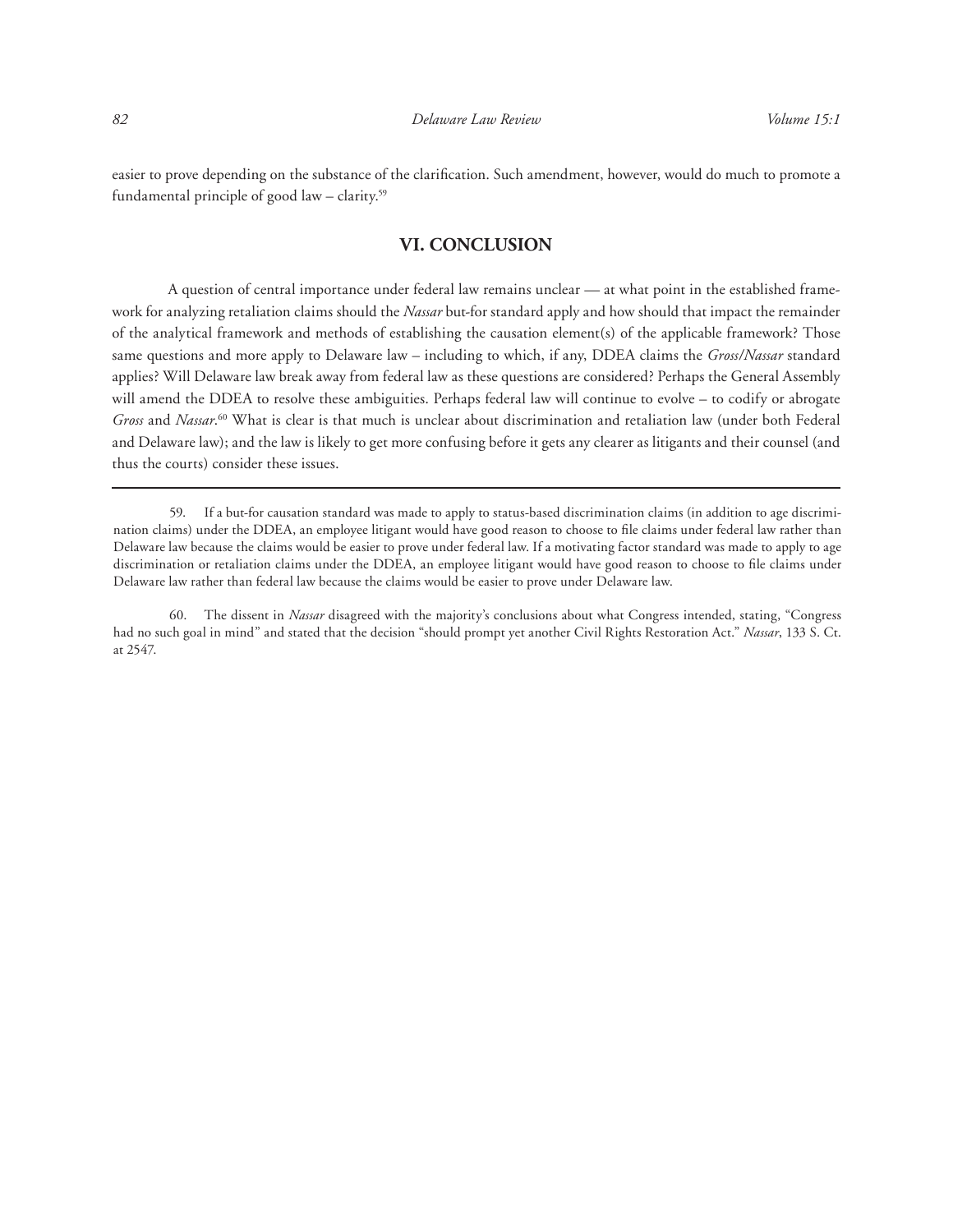easier to prove depending on the substance of the clarification. Such amendment, however, would do much to promote a fundamental principle of good law – clarity.[59]

## VI. CONCLUSION

A question of central importance under federal law remains unclear — at what point in the established framework for analyzing retaliation claims should the *Nassar* but-for standard apply and how should that impact the remainder of the analytical framework and methods of establishing the causation element(s) of the applicable framework? Those same questions and more apply to Delaware law – including to which, if any, DDEA claims the *Gross/Nassar* standard applies? Will Delaware law break away from federal law as these questions are considered? Perhaps the General Assembly will amend the DDEA to resolve these ambiguities. Perhaps federal law will continue to evolve – to codify or abrogate *Gross* and *Nassar*.[60] What is clear is that much is unclear about discrimination and retaliation law (under both Federal and Delaware law); and the law is likely to get more confusing before it gets any clearer as litigants and their counsel (and thus the courts) consider these issues.

---

59. If a but-for causation standard was made to apply to status-based discrimination claims (in addition to age discrimination claims) under the DDEA, an employee litigant would have good reason to choose to file claims under federal law rather than Delaware law because the claims would be easier to prove under federal law. If a motivating factor standard was made to apply to age discrimination or retaliation claims under the DDEA, an employee litigant would have good reason to choose to file claims under Delaware law rather than federal law because the claims would be easier to prove under Delaware law.

60. The dissent in *Nassar* disagreed with the majority's conclusions about what Congress intended, stating, "Congress had no such goal in mind" and stated that the decision "should prompt yet another Civil Rights Restoration Act." *Nassar*, 133 S. Ct. at 2547.